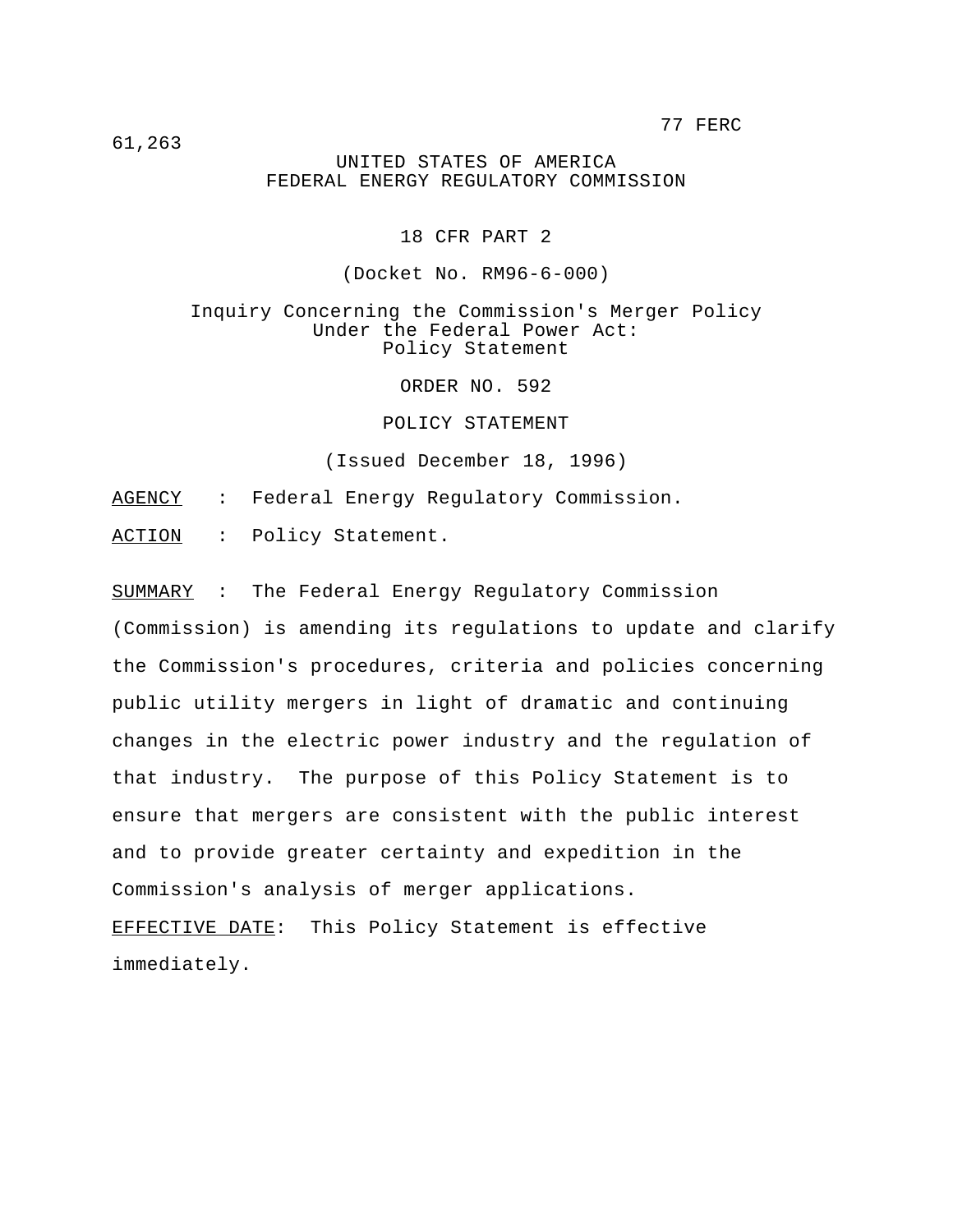77 FERC 61,263

UNITED STATES OF AMERICA
FEDERAL ENERGY REGULATORY COMMISSION

18 CFR PART 2

(Docket No. RM96-6-000)

Inquiry Concerning the Commission's Merger Policy
Under the Federal Power Act:
Policy Statement

ORDER NO. 592

POLICY STATEMENT

(Issued December 18, 1996)

AGENCY : Federal Energy Regulatory Commission.

ACTION : Policy Statement.

SUMMARY : The Federal Energy Regulatory Commission (Commission) is amending its regulations to update and clarify the Commission's procedures, criteria and policies concerning public utility mergers in light of dramatic and continuing changes in the electric power industry and the regulation of that industry. The purpose of this Policy Statement is to ensure that mergers are consistent with the public interest and to provide greater certainty and expedition in the Commission's analysis of merger applications.

EFFECTIVE DATE: This Policy Statement is effective immediately.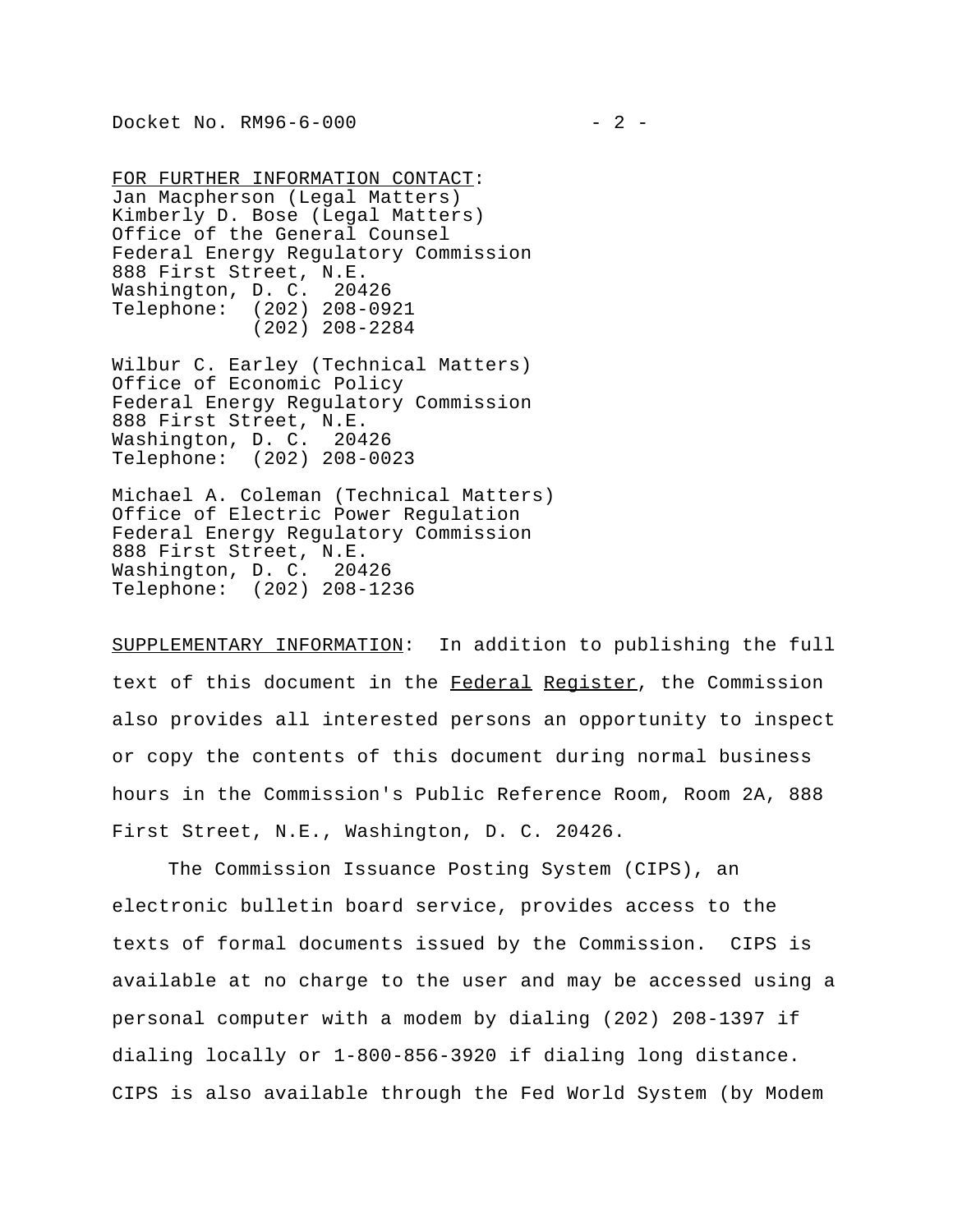FOR FURTHER INFORMATION CONTACT:
Jan Macpherson (Legal Matters)
Kimberly D. Bose (Legal Matters)
Office of the General Counsel
Federal Energy Regulatory Commission
888 First Street, N.E.
Washington, D. C.  20426
Telephone:  (202) 208-0921
(202) 208-2284

Wilbur C. Earley (Technical Matters)
Office of Economic Policy
Federal Energy Regulatory Commission
888 First Street, N.E.
Washington, D. C.  20426
Telephone:  (202) 208-0023

Michael A. Coleman (Technical Matters)
Office of Electric Power Regulation
Federal Energy Regulatory Commission
888 First Street, N.E.
Washington, D. C.  20426
Telephone:  (202) 208-1236

SUPPLEMENTARY INFORMATION:  In addition to publishing the full text of this document in the Federal Register, the Commission also provides all interested persons an opportunity to inspect or copy the contents of this document during normal business hours in the Commission's Public Reference Room, Room 2A, 888 First Street, N.E., Washington, D. C. 20426.

The Commission Issuance Posting System (CIPS), an electronic bulletin board service, provides access to the texts of formal documents issued by the Commission.  CIPS is available at no charge to the user and may be accessed using a personal computer with a modem by dialing (202) 208-1397 if dialing locally or 1-800-856-3920 if dialing long distance. CIPS is also available through the Fed World System (by Modem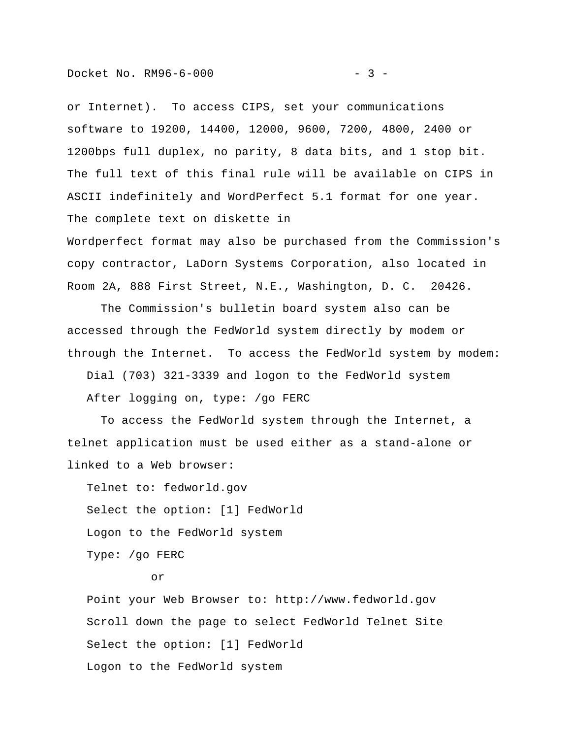or Internet). To access CIPS, set your communications software to 19200, 14400, 12000, 9600, 7200, 4800, 2400 or 1200bps full duplex, no parity, 8 data bits, and 1 stop bit. The full text of this final rule will be available on CIPS in ASCII indefinitely and WordPerfect 5.1 format for one year. The complete text on diskette in Wordperfect format may also be purchased from the Commission's copy contractor, LaDorn Systems Corporation, also located in Room 2A, 888 First Street, N.E., Washington, D. C. 20426.

The Commission's bulletin board system also can be accessed through the FedWorld system directly by modem or through the Internet. To access the FedWorld system by modem:

Dial (703) 321-3339 and logon to the FedWorld system

After logging on, type: /go FERC

To access the FedWorld system through the Internet, a telnet application must be used either as a stand-alone or linked to a Web browser:

Telnet to: fedworld.gov

Select the option: [1] FedWorld

Logon to the FedWorld system

Type: /go FERC

or

Point your Web Browser to: http://www.fedworld.gov

Scroll down the page to select FedWorld Telnet Site

Select the option: [1] FedWorld

Logon to the FedWorld system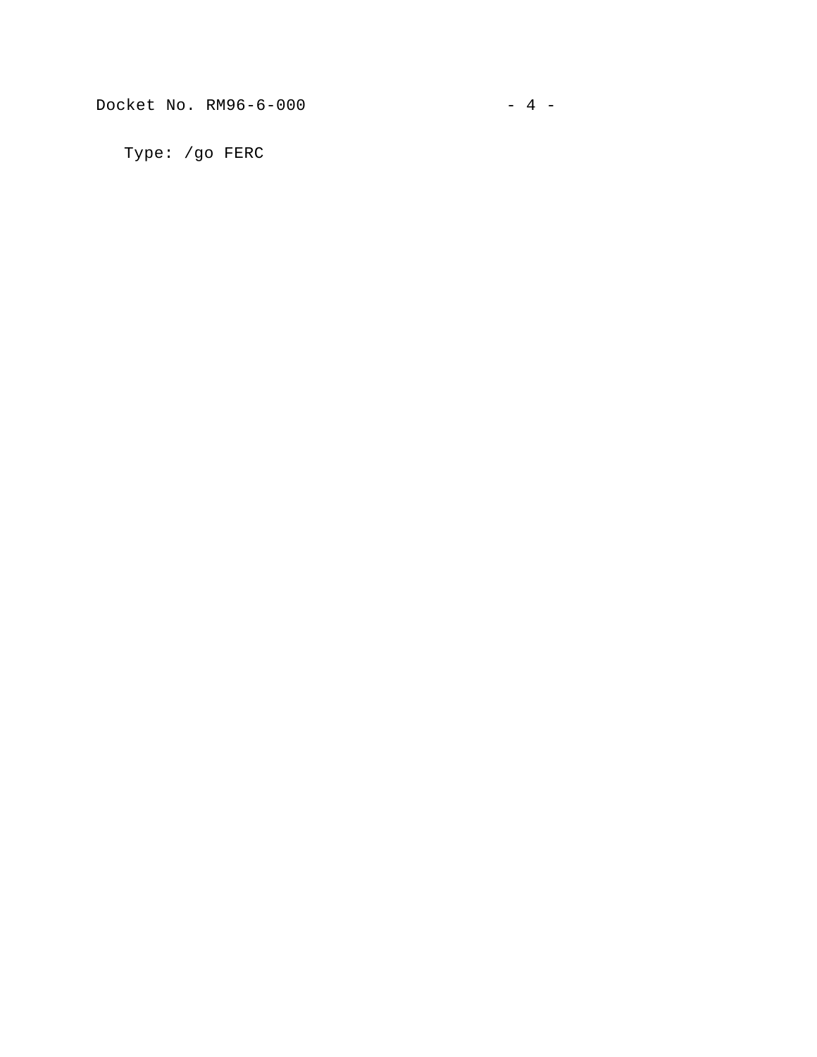Type: /go FERC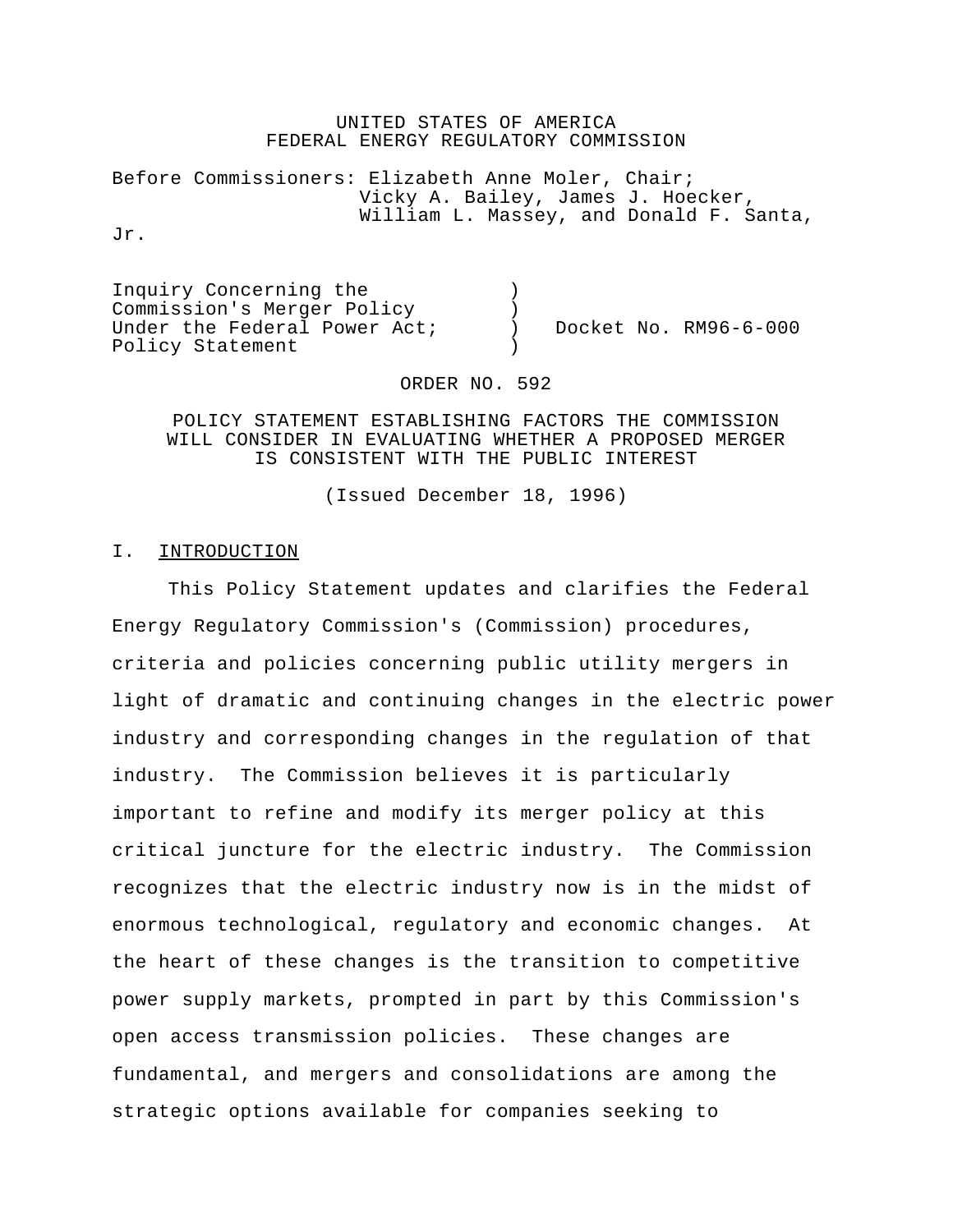UNITED STATES OF AMERICA
FEDERAL ENERGY REGULATORY COMMISSION

Before Commissioners: Elizabeth Anne Moler, Chair;
Vicky A. Bailey, James J. Hoecker,
William L. Massey, and Donald F. Santa, Jr.

Inquiry Concerning the Commission's Merger Policy Under the Federal Power Act; Policy Statement ) Docket No. RM96-6-000

ORDER NO. 592

POLICY STATEMENT ESTABLISHING FACTORS THE COMMISSION WILL CONSIDER IN EVALUATING WHETHER A PROPOSED MERGER IS CONSISTENT WITH THE PUBLIC INTEREST

(Issued December 18, 1996)

## I. INTRODUCTION

This Policy Statement updates and clarifies the Federal Energy Regulatory Commission's (Commission) procedures, criteria and policies concerning public utility mergers in light of dramatic and continuing changes in the electric power industry and corresponding changes in the regulation of that industry. The Commission believes it is particularly important to refine and modify its merger policy at this critical juncture for the electric industry. The Commission recognizes that the electric industry now is in the midst of enormous technological, regulatory and economic changes. At the heart of these changes is the transition to competitive power supply markets, prompted in part by this Commission's open access transmission policies. These changes are fundamental, and mergers and consolidations are among the strategic options available for companies seeking to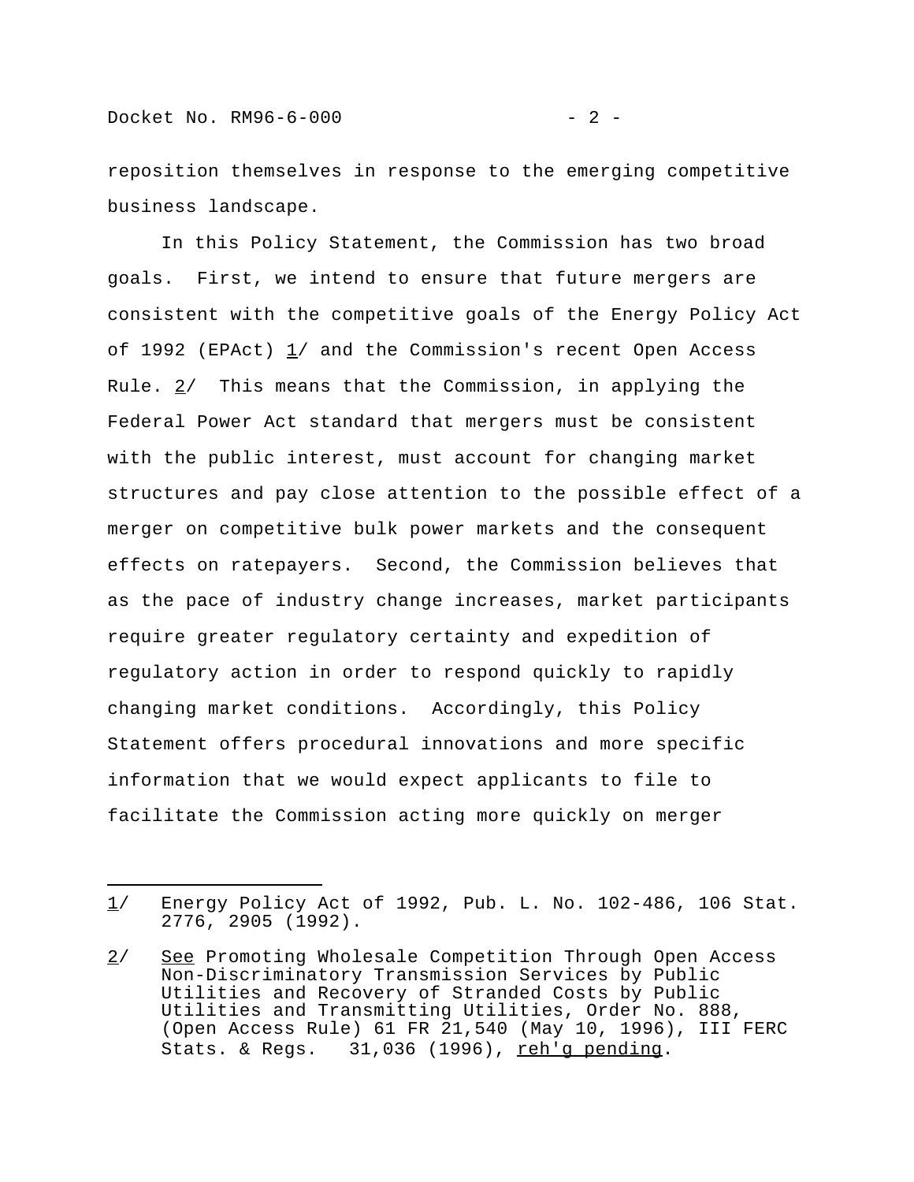reposition themselves in response to the emerging competitive business landscape.

In this Policy Statement, the Commission has two broad goals. First, we intend to ensure that future mergers are consistent with the competitive goals of the Energy Policy Act of 1992 (EPAct) 1/ and the Commission's recent Open Access Rule. 2/ This means that the Commission, in applying the Federal Power Act standard that mergers must be consistent with the public interest, must account for changing market structures and pay close attention to the possible effect of a merger on competitive bulk power markets and the consequent effects on ratepayers. Second, the Commission believes that as the pace of industry change increases, market participants require greater regulatory certainty and expedition of regulatory action in order to respond quickly to rapidly changing market conditions. Accordingly, this Policy Statement offers procedural innovations and more specific information that we would expect applicants to file to facilitate the Commission acting more quickly on merger

---

1/ Energy Policy Act of 1992, Pub. L. No. 102-486, 106 Stat. 2776, 2905 (1992).

2/ _See_ Promoting Wholesale Competition Through Open Access Non-Discriminatory Transmission Services by Public Utilities and Recovery of Stranded Costs by Public Utilities and Transmitting Utilities, Order No. 888, (Open Access Rule) 61 FR 21,540 (May 10, 1996), III FERC Stats. & Regs. 31,036 (1996), _reh'g pending_.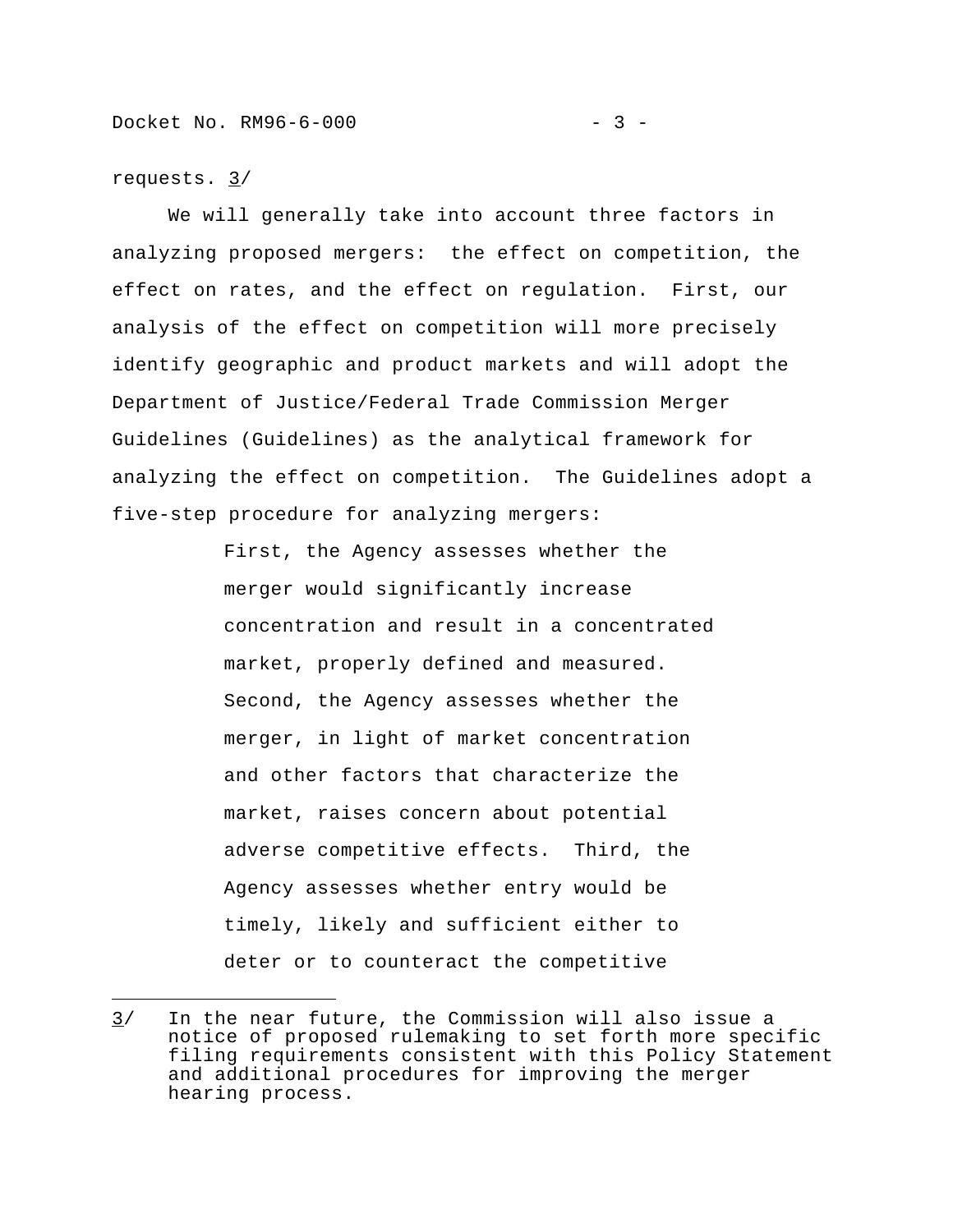requests. [3]

We will generally take into account three factors in analyzing proposed mergers: the effect on competition, the effect on rates, and the effect on regulation. First, our analysis of the effect on competition will more precisely identify geographic and product markets and will adopt the Department of Justice/Federal Trade Commission Merger Guidelines (Guidelines) as the analytical framework for analyzing the effect on competition. The Guidelines adopt a five-step procedure for analyzing mergers:

> First, the Agency assesses whether the merger would significantly increase concentration and result in a concentrated market, properly defined and measured. Second, the Agency assesses whether the merger, in light of market concentration and other factors that characterize the market, raises concern about potential adverse competitive effects. Third, the Agency assesses whether entry would be timely, likely and sufficient either to deter or to counteract the competitive

---

[3] In the near future, the Commission will also issue a notice of proposed rulemaking to set forth more specific filing requirements consistent with this Policy Statement and additional procedures for improving the merger hearing process.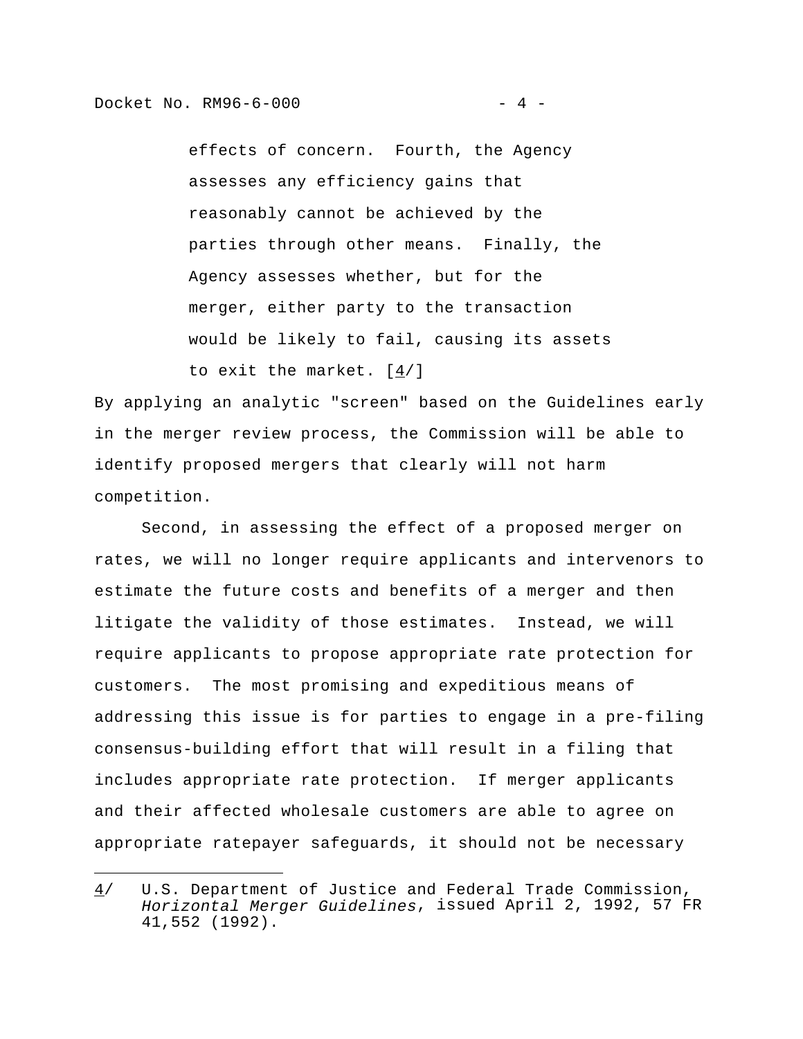> effects of concern. Fourth, the Agency assesses any efficiency gains that reasonably cannot be achieved by the parties through other means. Finally, the Agency assesses whether, but for the merger, either party to the transaction would be likely to fail, causing its assets to exit the market. [4/]

By applying an analytic "screen" based on the Guidelines early in the merger review process, the Commission will be able to identify proposed mergers that clearly will not harm competition.

Second, in assessing the effect of a proposed merger on rates, we will no longer require applicants and intervenors to estimate the future costs and benefits of a merger and then litigate the validity of those estimates. Instead, we will require applicants to propose appropriate rate protection for customers. The most promising and expeditious means of addressing this issue is for parties to engage in a pre-filing consensus-building effort that will result in a filing that includes appropriate rate protection. If merger applicants and their affected wholesale customers are able to agree on appropriate ratepayer safeguards, it should not be necessary

---

4/ U.S. Department of Justice and Federal Trade Commission, *Horizontal Merger Guidelines*, issued April 2, 1992, 57 FR 41,552 (1992).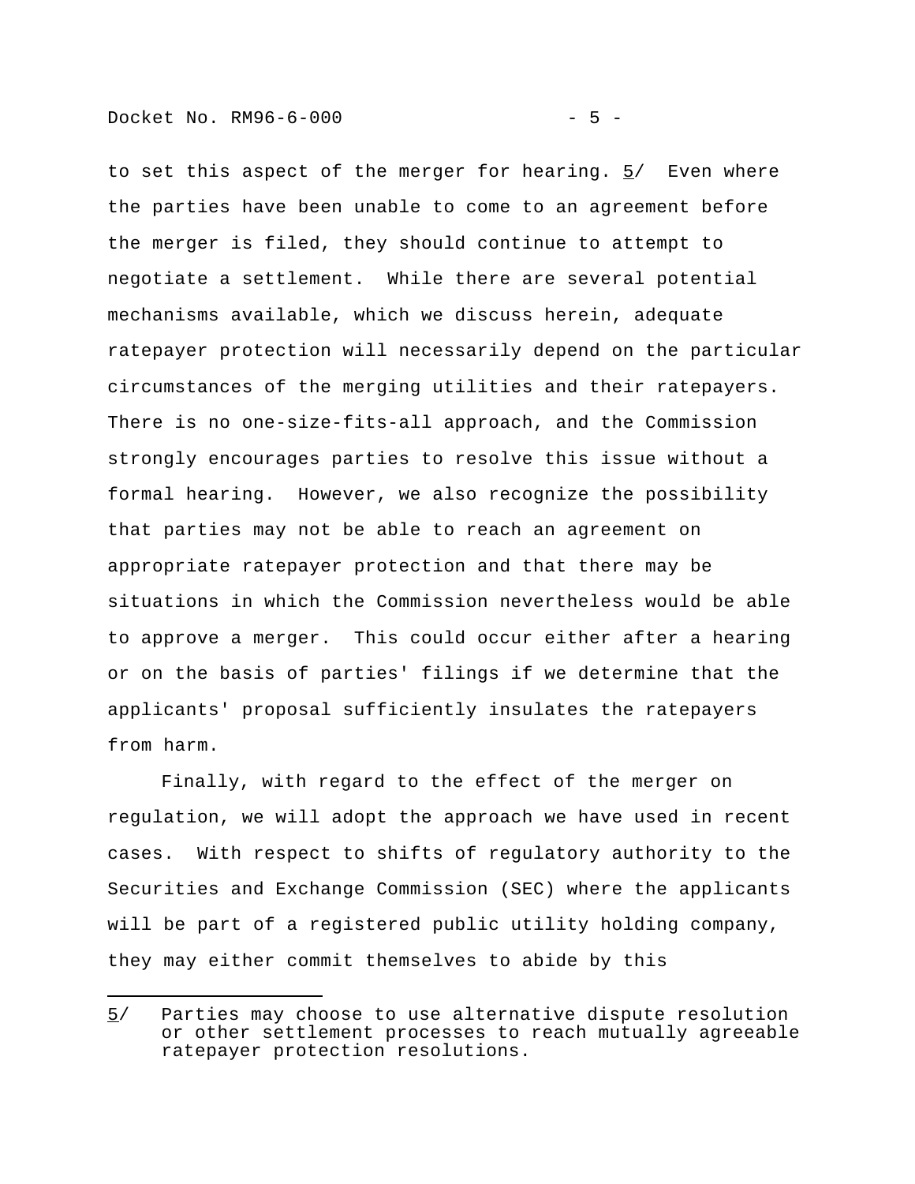to set this aspect of the merger for hearing. [5] Even where the parties have been unable to come to an agreement before the merger is filed, they should continue to attempt to negotiate a settlement. While there are several potential mechanisms available, which we discuss herein, adequate ratepayer protection will necessarily depend on the particular circumstances of the merging utilities and their ratepayers. There is no one-size-fits-all approach, and the Commission strongly encourages parties to resolve this issue without a formal hearing. However, we also recognize the possibility that parties may not be able to reach an agreement on appropriate ratepayer protection and that there may be situations in which the Commission nevertheless would be able to approve a merger. This could occur either after a hearing or on the basis of parties' filings if we determine that the applicants' proposal sufficiently insulates the ratepayers from harm.

Finally, with regard to the effect of the merger on regulation, we will adopt the approach we have used in recent cases. With respect to shifts of regulatory authority to the Securities and Exchange Commission (SEC) where the applicants will be part of a registered public utility holding company, they may either commit themselves to abide by this

---

5/ Parties may choose to use alternative dispute resolution or other settlement processes to reach mutually agreeable ratepayer protection resolutions.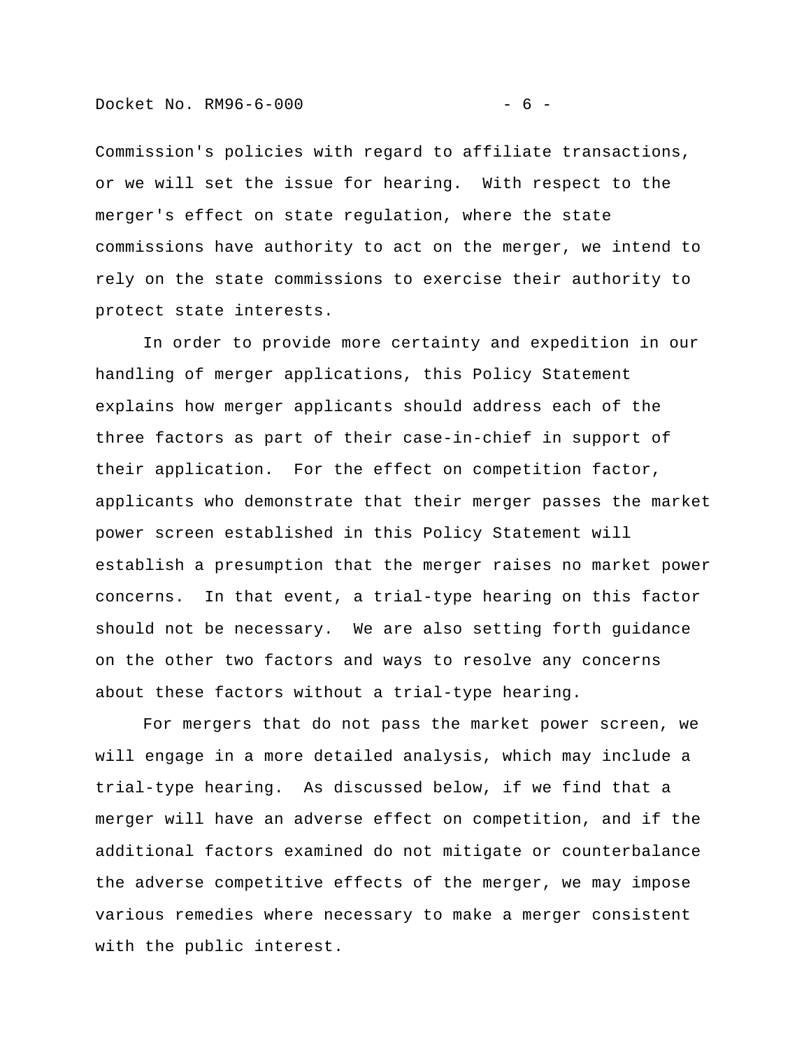Commission's policies with regard to affiliate transactions, or we will set the issue for hearing.  With respect to the merger's effect on state regulation, where the state commissions have authority to act on the merger, we intend to rely on the state commissions to exercise their authority to protect state interests.

In order to provide more certainty and expedition in our handling of merger applications, this Policy Statement explains how merger applicants should address each of the three factors as part of their case-in-chief in support of their application.  For the effect on competition factor, applicants who demonstrate that their merger passes the market power screen established in this Policy Statement will establish a presumption that the merger raises no market power concerns.  In that event, a trial-type hearing on this factor should not be necessary.  We are also setting forth guidance on the other two factors and ways to resolve any concerns about these factors without a trial-type hearing.

For mergers that do not pass the market power screen, we will engage in a more detailed analysis, which may include a trial-type hearing.  As discussed below, if we find that a merger will have an adverse effect on competition, and if the additional factors examined do not mitigate or counterbalance the adverse competitive effects of the merger, we may impose various remedies where necessary to make a merger consistent with the public interest.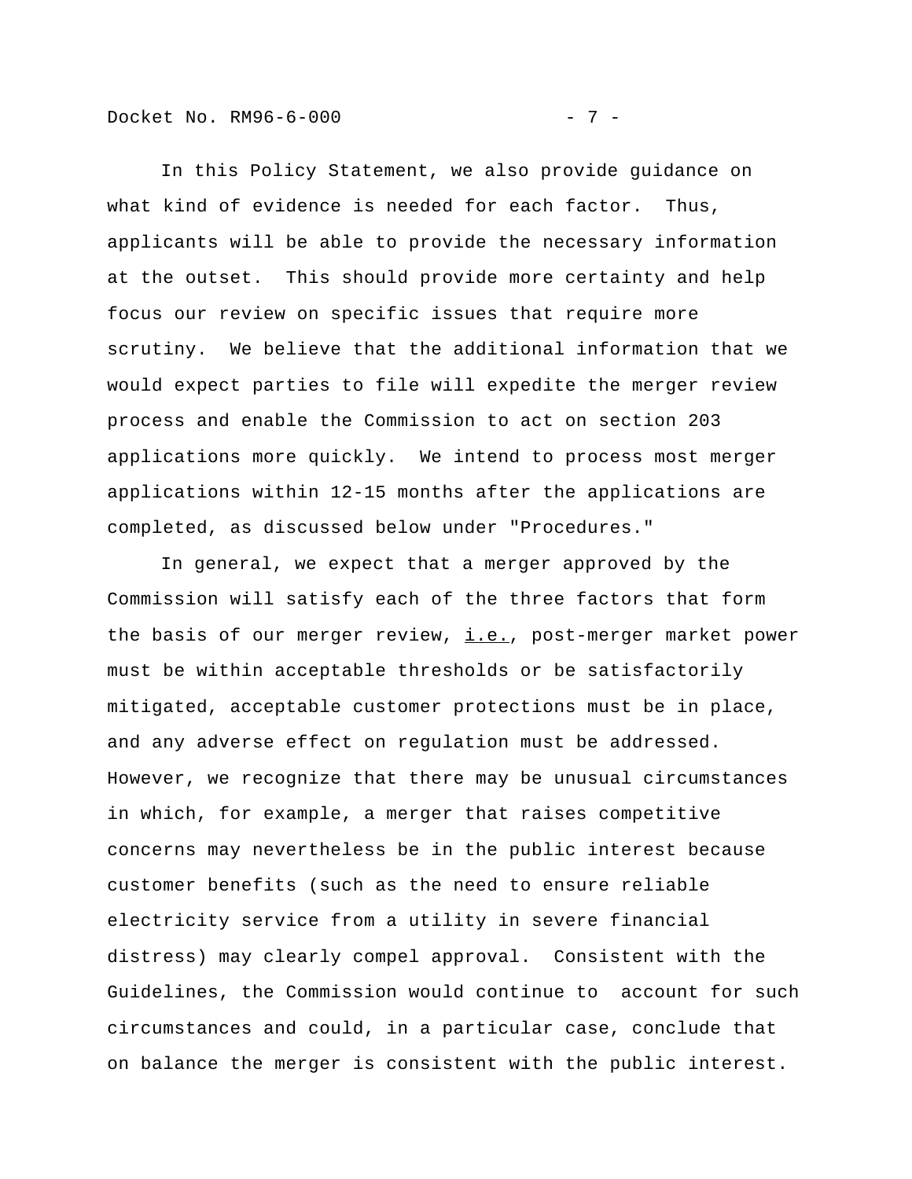In this Policy Statement, we also provide guidance on what kind of evidence is needed for each factor. Thus, applicants will be able to provide the necessary information at the outset. This should provide more certainty and help focus our review on specific issues that require more scrutiny. We believe that the additional information that we would expect parties to file will expedite the merger review process and enable the Commission to act on section 203 applications more quickly. We intend to process most merger applications within 12-15 months after the applications are completed, as discussed below under "Procedures."

In general, we expect that a merger approved by the Commission will satisfy each of the three factors that form the basis of our merger review, i.e., post-merger market power must be within acceptable thresholds or be satisfactorily mitigated, acceptable customer protections must be in place, and any adverse effect on regulation must be addressed. However, we recognize that there may be unusual circumstances in which, for example, a merger that raises competitive concerns may nevertheless be in the public interest because customer benefits (such as the need to ensure reliable electricity service from a utility in severe financial distress) may clearly compel approval. Consistent with the Guidelines, the Commission would continue to account for such circumstances and could, in a particular case, conclude that on balance the merger is consistent with the public interest.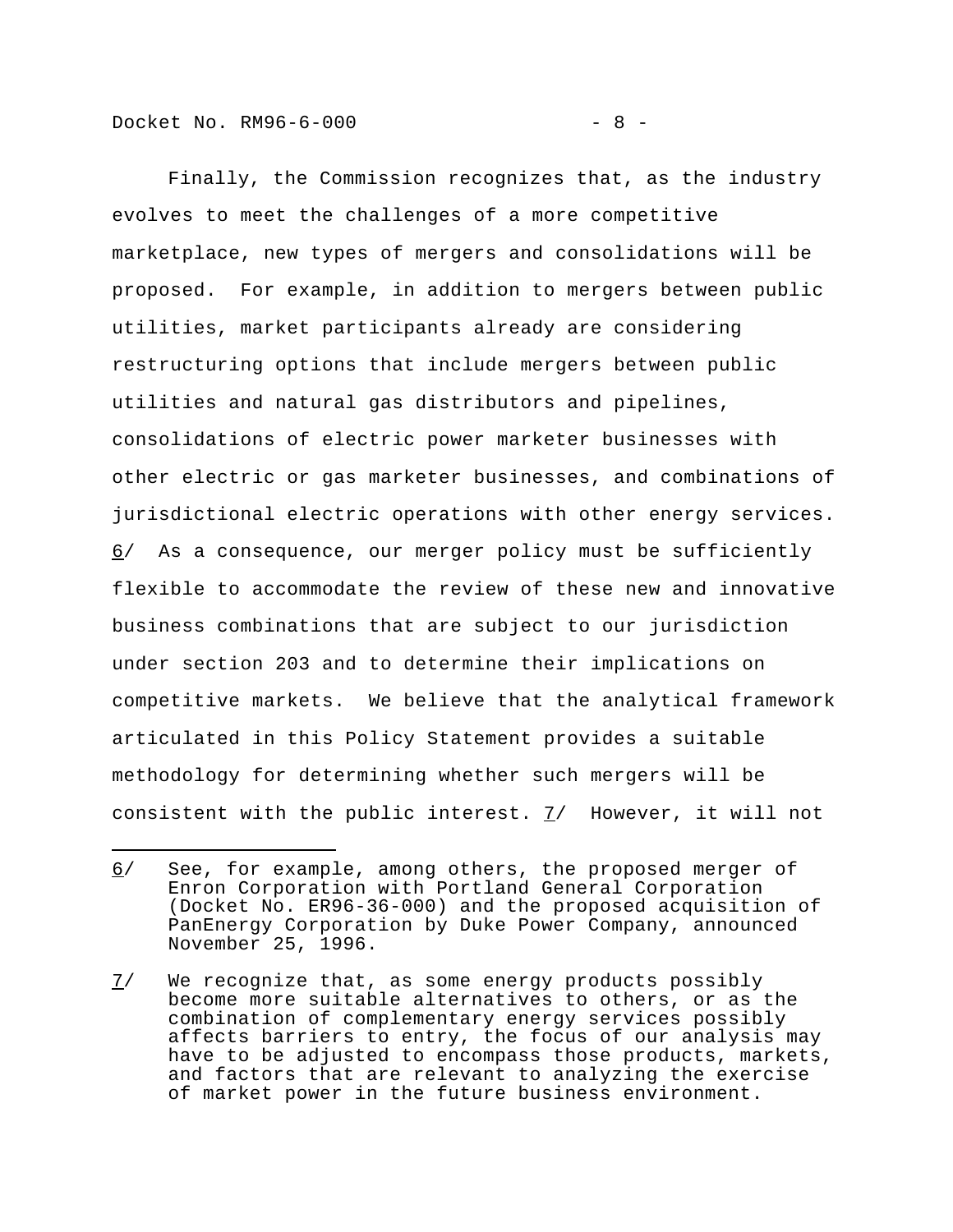Finally, the Commission recognizes that, as the industry evolves to meet the challenges of a more competitive marketplace, new types of mergers and consolidations will be proposed. For example, in addition to mergers between public utilities, market participants already are considering restructuring options that include mergers between public utilities and natural gas distributors and pipelines, consolidations of electric power marketer businesses with other electric or gas marketer businesses, and combinations of jurisdictional electric operations with other energy services. 6/ As a consequence, our merger policy must be sufficiently flexible to accommodate the review of these new and innovative business combinations that are subject to our jurisdiction under section 203 and to determine their implications on competitive markets. We believe that the analytical framework articulated in this Policy Statement provides a suitable methodology for determining whether such mergers will be consistent with the public interest. 7/ However, it will not

---

6/ See, for example, among others, the proposed merger of Enron Corporation with Portland General Corporation (Docket No. ER96-36-000) and the proposed acquisition of PanEnergy Corporation by Duke Power Company, announced November 25, 1996.

7/ We recognize that, as some energy products possibly become more suitable alternatives to others, or as the combination of complementary energy services possibly affects barriers to entry, the focus of our analysis may have to be adjusted to encompass those products, markets, and factors that are relevant to analyzing the exercise of market power in the future business environment.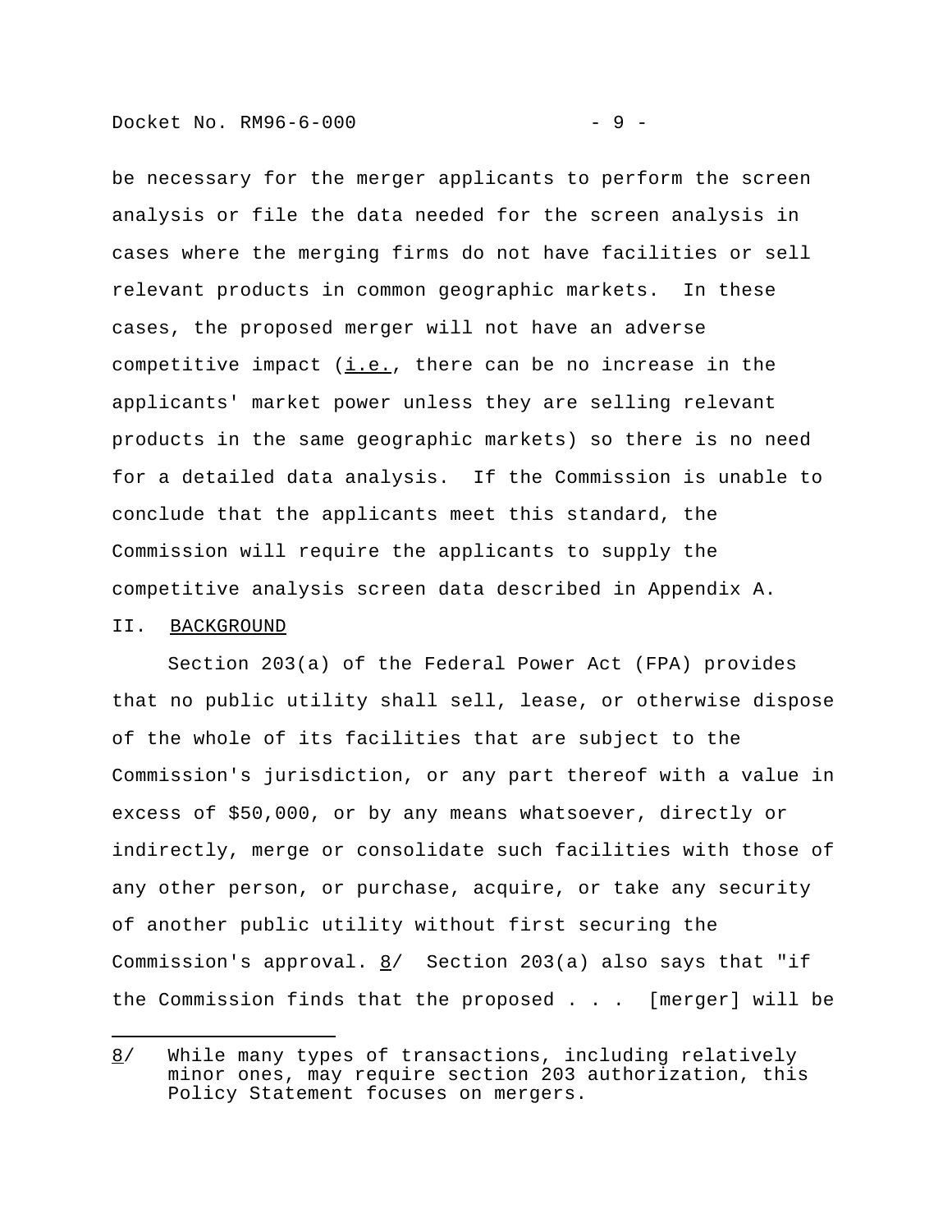be necessary for the merger applicants to perform the screen analysis or file the data needed for the screen analysis in cases where the merging firms do not have facilities or sell relevant products in common geographic markets. In these cases, the proposed merger will not have an adverse competitive impact (i.e., there can be no increase in the applicants' market power unless they are selling relevant products in the same geographic markets) so there is no need for a detailed data analysis. If the Commission is unable to conclude that the applicants meet this standard, the Commission will require the applicants to supply the competitive analysis screen data described in Appendix A.

## II. BACKGROUND

Section 203(a) of the Federal Power Act (FPA) provides that no public utility shall sell, lease, or otherwise dispose of the whole of its facilities that are subject to the Commission's jurisdiction, or any part thereof with a value in excess of $50,000, or by any means whatsoever, directly or indirectly, merge or consolidate such facilities with those of any other person, or purchase, acquire, or take any security of another public utility without first securing the Commission's approval. 8/ Section 203(a) also says that "if the Commission finds that the proposed . . . [merger] will be

---

8/ While many types of transactions, including relatively minor ones, may require section 203 authorization, this Policy Statement focuses on mergers.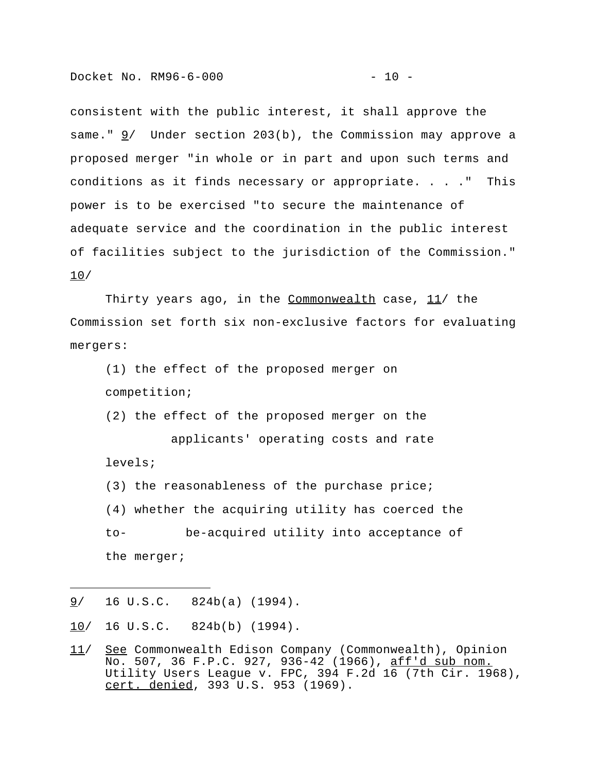consistent with the public interest, it shall approve the same." 9/ Under section 203(b), the Commission may approve a proposed merger "in whole or in part and upon such terms and conditions as it finds necessary or appropriate. . . ." This power is to be exercised "to secure the maintenance of adequate service and the coordination in the public interest of facilities subject to the jurisdiction of the Commission." 10/

Thirty years ago, in the Commonwealth case, 11/ the Commission set forth six non-exclusive factors for evaluating mergers:

(1) the effect of the proposed merger on competition;

(2) the effect of the proposed merger on the applicants' operating costs and rate levels;

(3) the reasonableness of the purchase price;

(4) whether the acquiring utility has coerced the to-be-acquired utility into acceptance of the merger;

---

9/ 16 U.S.C. 824b(a) (1994).

10/ 16 U.S.C. 824b(b) (1994).

11/ See Commonwealth Edison Company (Commonwealth), Opinion No. 507, 36 F.P.C. 927, 936-42 (1966), aff'd sub nom. Utility Users League v. FPC, 394 F.2d 16 (7th Cir. 1968), cert. denied, 393 U.S. 953 (1969).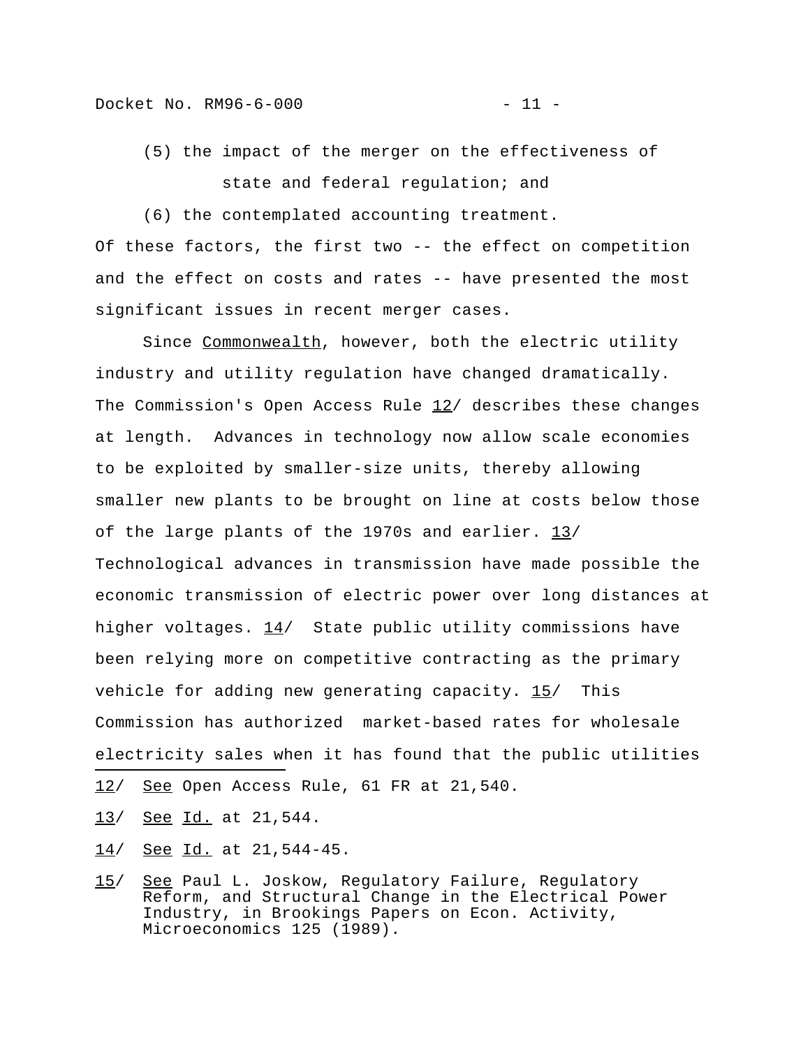(5) the impact of the merger on the effectiveness of state and federal regulation; and

(6) the contemplated accounting treatment.

Of these factors, the first two -- the effect on competition and the effect on costs and rates -- have presented the most significant issues in recent merger cases.

Since Commonwealth, however, both the electric utility industry and utility regulation have changed dramatically. The Commission's Open Access Rule 12/ describes these changes at length. Advances in technology now allow scale economies to be exploited by smaller-size units, thereby allowing smaller new plants to be brought on line at costs below those of the large plants of the 1970s and earlier. 13/ Technological advances in transmission have made possible the economic transmission of electric power over long distances at higher voltages. 14/ State public utility commissions have been relying more on competitive contracting as the primary vehicle for adding new generating capacity. 15/ This Commission has authorized market-based rates for wholesale electricity sales when it has found that the public utilities

---

12/ See Open Access Rule, 61 FR at 21,540.

13/ See Id. at 21,544.

14/ See Id. at 21,544-45.

15/ See Paul L. Joskow, Regulatory Failure, Regulatory Reform, and Structural Change in the Electrical Power Industry, in Brookings Papers on Econ. Activity, Microeconomics 125 (1989).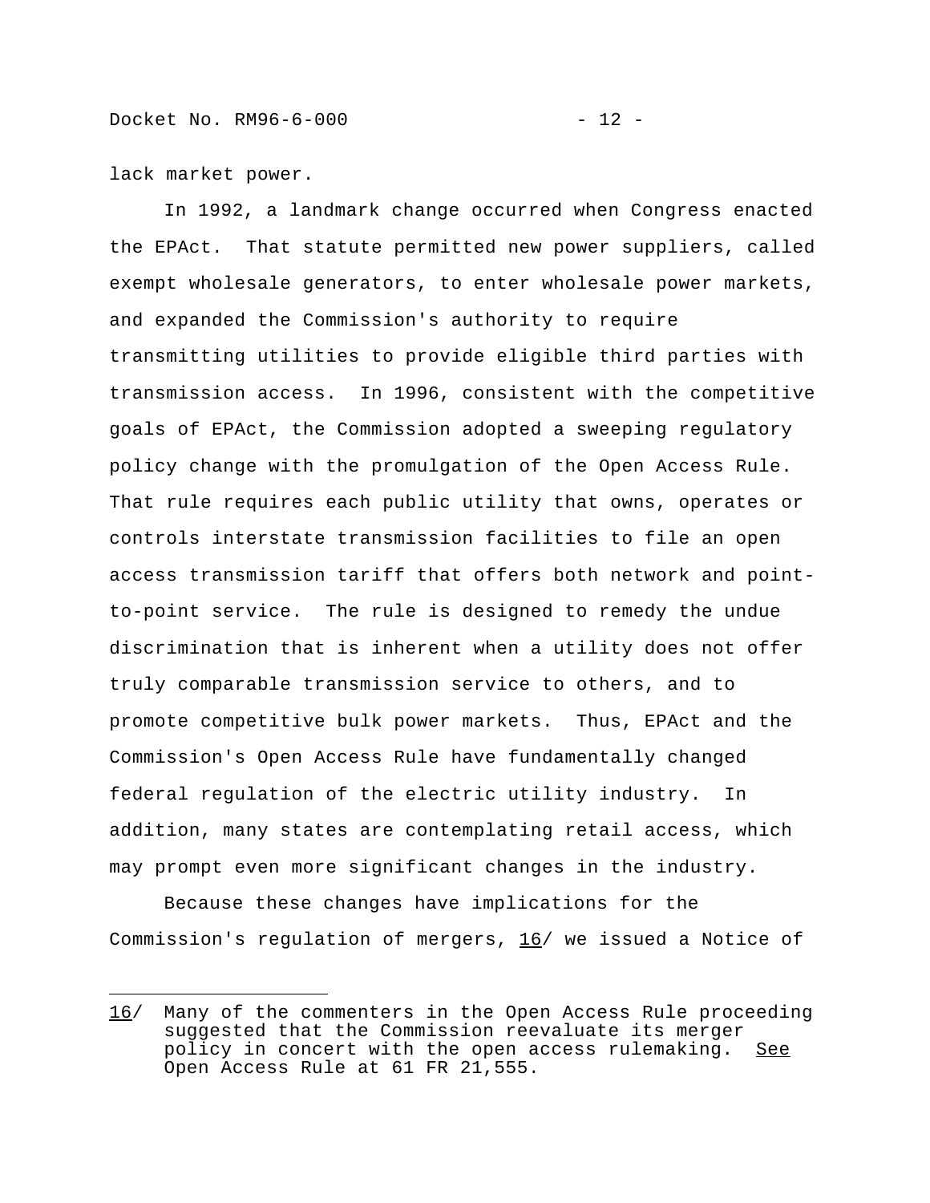lack market power.

In 1992, a landmark change occurred when Congress enacted the EPAct. That statute permitted new power suppliers, called exempt wholesale generators, to enter wholesale power markets, and expanded the Commission's authority to require transmitting utilities to provide eligible third parties with transmission access. In 1996, consistent with the competitive goals of EPAct, the Commission adopted a sweeping regulatory policy change with the promulgation of the Open Access Rule. That rule requires each public utility that owns, operates or controls interstate transmission facilities to file an open access transmission tariff that offers both network and point-to-point service. The rule is designed to remedy the undue discrimination that is inherent when a utility does not offer truly comparable transmission service to others, and to promote competitive bulk power markets. Thus, EPAct and the Commission's Open Access Rule have fundamentally changed federal regulation of the electric utility industry. In addition, many states are contemplating retail access, which may prompt even more significant changes in the industry.

Because these changes have implications for the Commission's regulation of mergers, 16/ we issued a Notice of

---

16/ Many of the commenters in the Open Access Rule proceeding suggested that the Commission reevaluate its merger policy in concert with the open access rulemaking. See Open Access Rule at 61 FR 21,555.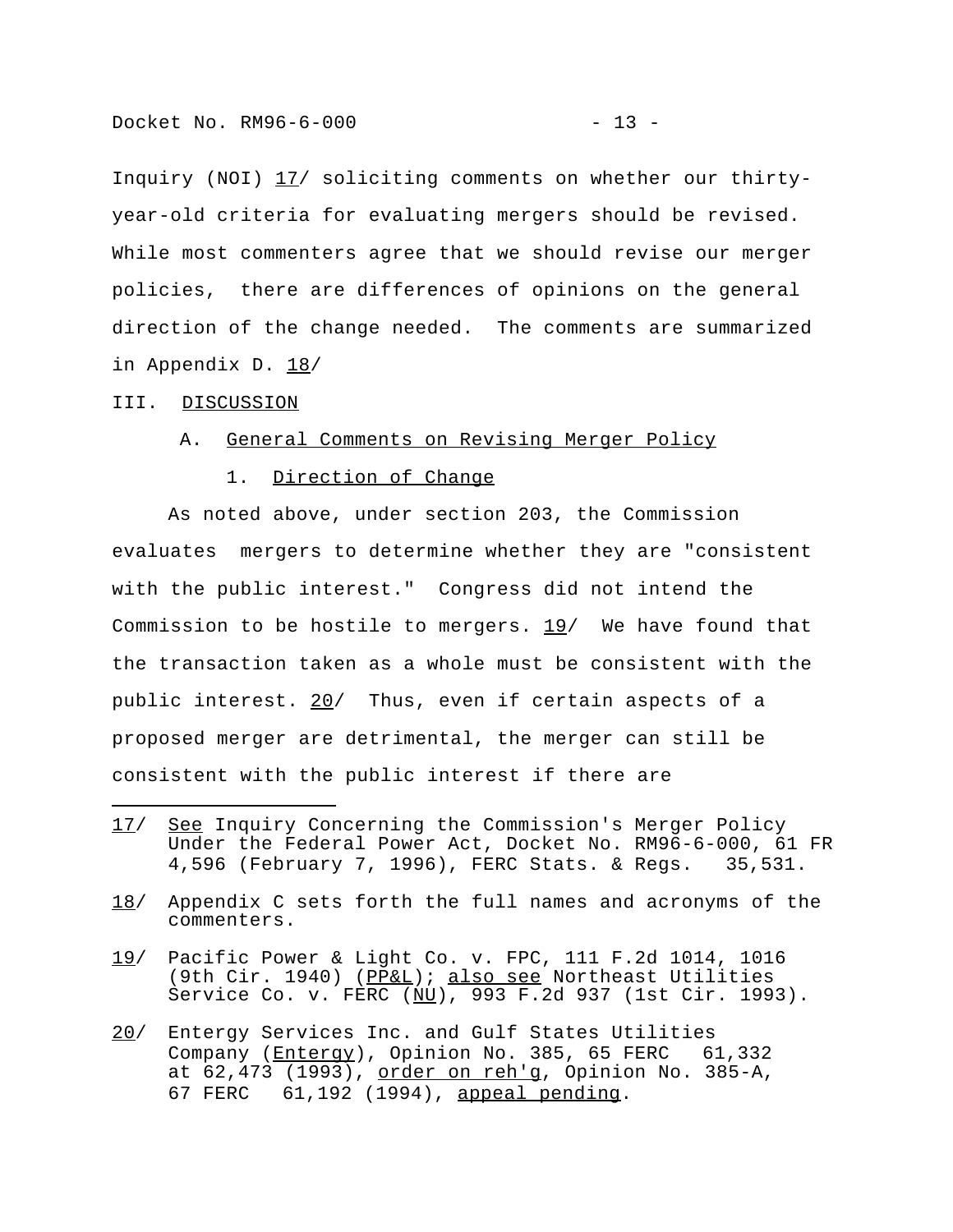Inquiry (NOI) 17/ soliciting comments on whether our thirty-year-old criteria for evaluating mergers should be revised. While most commenters agree that we should revise our merger policies, there are differences of opinions on the general direction of the change needed. The comments are summarized in Appendix D. 18/

## III. DISCUSSION

### A. General Comments on Revising Merger Policy

#### 1. Direction of Change

As noted above, under section 203, the Commission evaluates mergers to determine whether they are "consistent with the public interest." Congress did not intend the Commission to be hostile to mergers. 19/ We have found that the transaction taken as a whole must be consistent with the public interest. 20/ Thus, even if certain aspects of a proposed merger are detrimental, the merger can still be consistent with the public interest if there are

---

17/ *See* Inquiry Concerning the Commission's Merger Policy Under the Federal Power Act, Docket No. RM96-6-000, 61 FR 4,596 (February 7, 1996), FERC Stats. & Regs. 35,531.

18/ Appendix C sets forth the full names and acronyms of the commenters.

19/ Pacific Power & Light Co. v. FPC, 111 F.2d 1014, 1016 (9th Cir. 1940) (*PP&L*); *also see* Northeast Utilities Service Co. v. FERC (*NU*), 993 F.2d 937 (1st Cir. 1993).

20/ Entergy Services Inc. and Gulf States Utilities Company (*Entergy*), Opinion No. 385, 65 FERC 61,332 at 62,473 (1993), *order on reh'g*, Opinion No. 385-A, 67 FERC 61,192 (1994), *appeal pending*.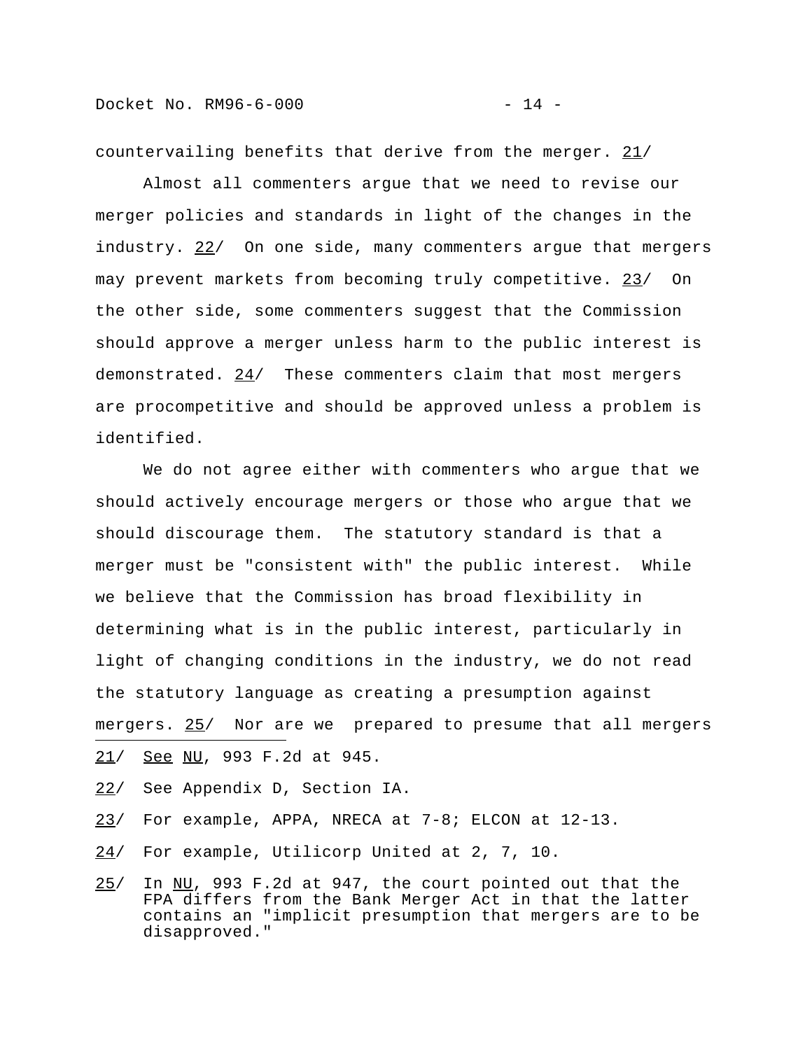countervailing benefits that derive from the merger. 21/

Almost all commenters argue that we need to revise our merger policies and standards in light of the changes in the industry. 22/ On one side, many commenters argue that mergers may prevent markets from becoming truly competitive. 23/ On the other side, some commenters suggest that the Commission should approve a merger unless harm to the public interest is demonstrated. 24/ These commenters claim that most mergers are procompetitive and should be approved unless a problem is identified.

We do not agree either with commenters who argue that we should actively encourage mergers or those who argue that we should discourage them. The statutory standard is that a merger must be "consistent with" the public interest. While we believe that the Commission has broad flexibility in determining what is in the public interest, particularly in light of changing conditions in the industry, we do not read the statutory language as creating a presumption against mergers. 25/ Nor are we prepared to presume that all mergers

---

21/ See NU, 993 F.2d at 945.

22/ See Appendix D, Section IA.

23/ For example, APPA, NRECA at 7-8; ELCON at 12-13.

24/ For example, Utilicorp United at 2, 7, 10.

25/ In NU, 993 F.2d at 947, the court pointed out that the FPA differs from the Bank Merger Act in that the latter contains an "implicit presumption that mergers are to be disapproved."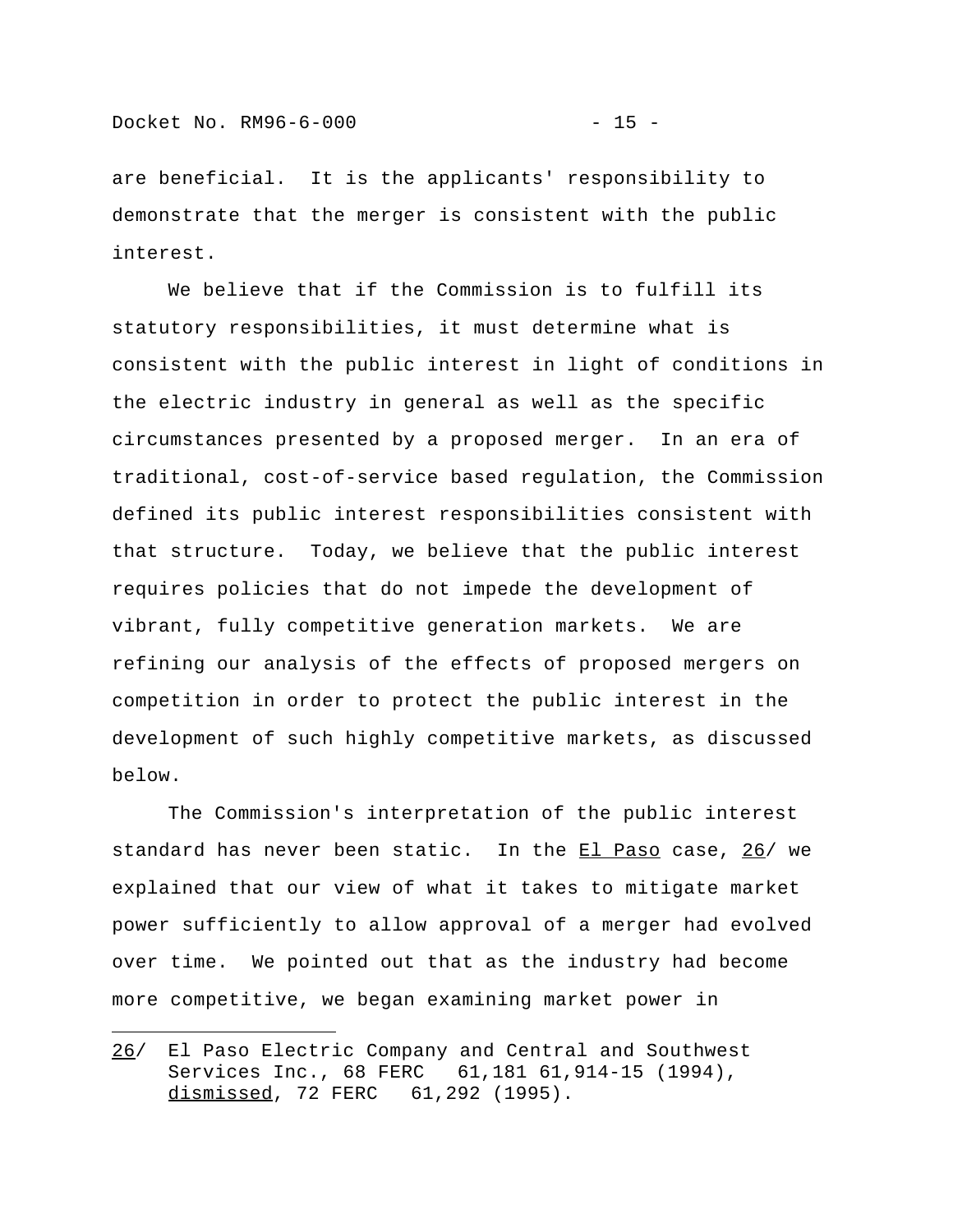are beneficial. It is the applicants' responsibility to demonstrate that the merger is consistent with the public interest.

We believe that if the Commission is to fulfill its statutory responsibilities, it must determine what is consistent with the public interest in light of conditions in the electric industry in general as well as the specific circumstances presented by a proposed merger. In an era of traditional, cost-of-service based regulation, the Commission defined its public interest responsibilities consistent with that structure. Today, we believe that the public interest requires policies that do not impede the development of vibrant, fully competitive generation markets. We are refining our analysis of the effects of proposed mergers on competition in order to protect the public interest in the development of such highly competitive markets, as discussed below.

The Commission's interpretation of the public interest standard has never been static. In the El Paso case, 26/ we explained that our view of what it takes to mitigate market power sufficiently to allow approval of a merger had evolved over time. We pointed out that as the industry had become more competitive, we began examining market power in

---

26/ El Paso Electric Company and Central and Southwest Services Inc., 68 FERC 61,181 61,914-15 (1994), dismissed, 72 FERC 61,292 (1995).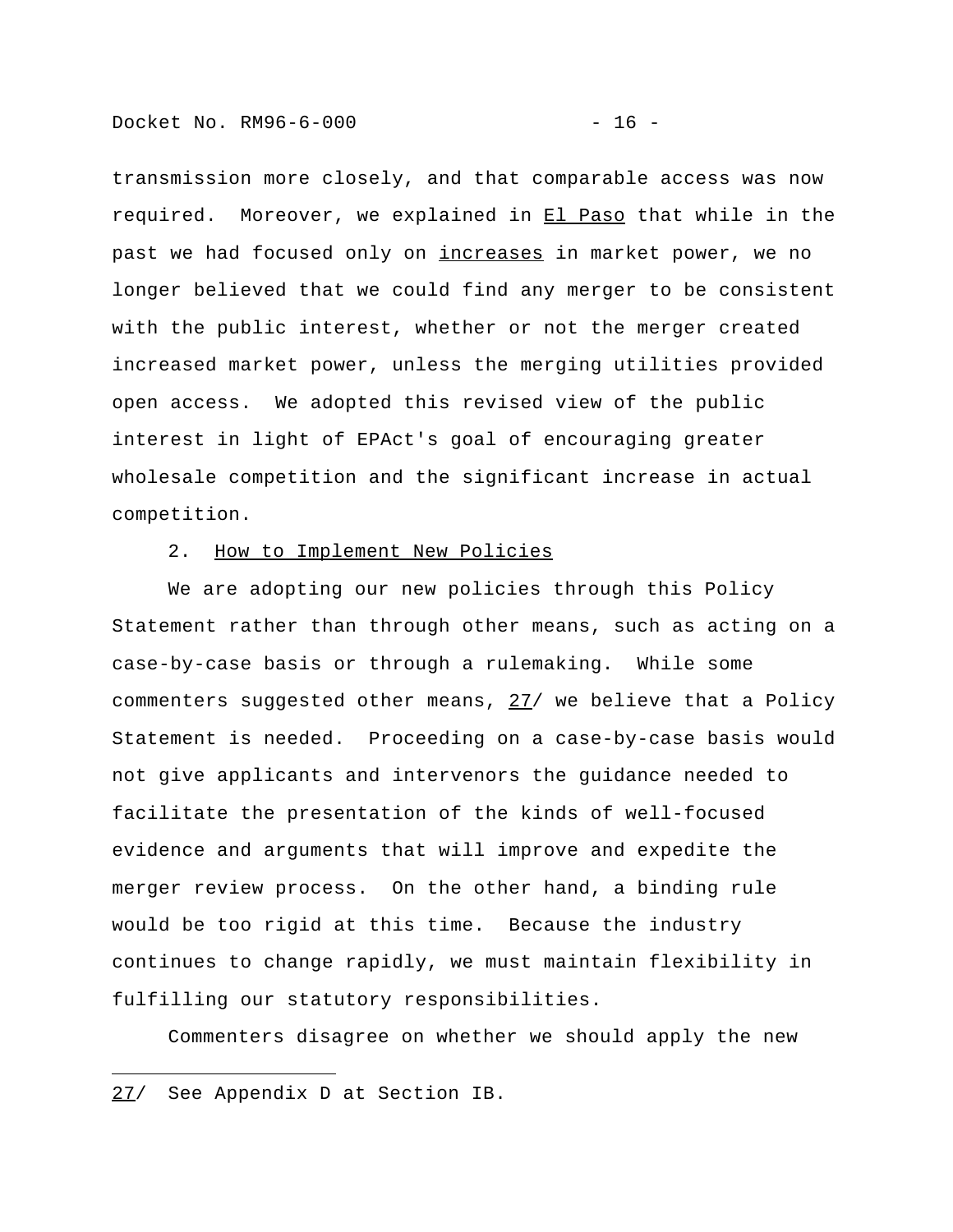transmission more closely, and that comparable access was now required. Moreover, we explained in El Paso that while in the past we had focused only on increases in market power, we no longer believed that we could find any merger to be consistent with the public interest, whether or not the merger created increased market power, unless the merging utilities provided open access. We adopted this revised view of the public interest in light of EPAct's goal of encouraging greater wholesale competition and the significant increase in actual competition.

### 2. How to Implement New Policies

We are adopting our new policies through this Policy Statement rather than through other means, such as acting on a case-by-case basis or through a rulemaking. While some commenters suggested other means, 27/ we believe that a Policy Statement is needed. Proceeding on a case-by-case basis would not give applicants and intervenors the guidance needed to facilitate the presentation of the kinds of well-focused evidence and arguments that will improve and expedite the merger review process. On the other hand, a binding rule would be too rigid at this time. Because the industry continues to change rapidly, we must maintain flexibility in fulfilling our statutory responsibilities.

Commenters disagree on whether we should apply the new

---

27/ See Appendix D at Section IB.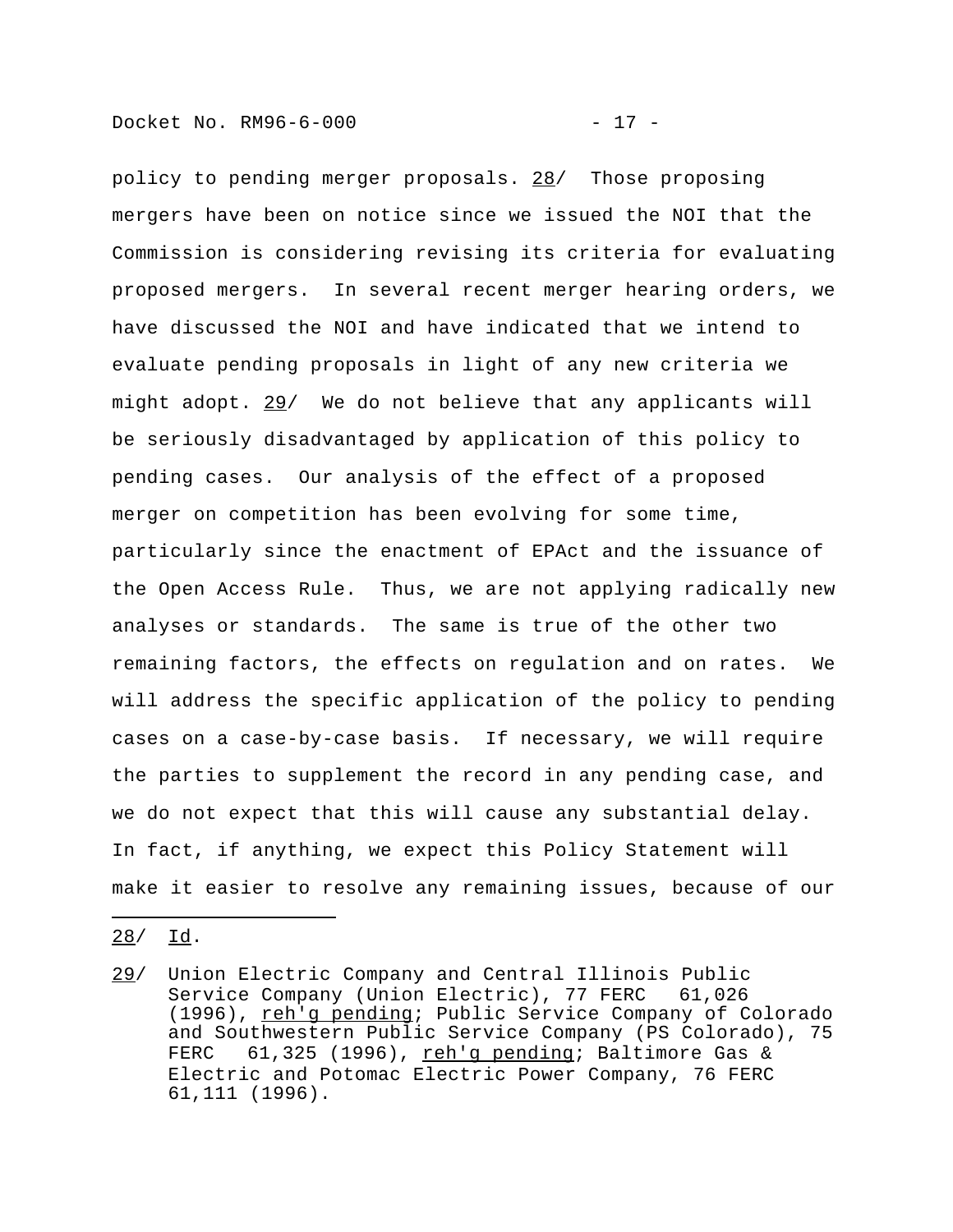policy to pending merger proposals. 28/ Those proposing mergers have been on notice since we issued the NOI that the Commission is considering revising its criteria for evaluating proposed mergers. In several recent merger hearing orders, we have discussed the NOI and have indicated that we intend to evaluate pending proposals in light of any new criteria we might adopt. 29/ We do not believe that any applicants will be seriously disadvantaged by application of this policy to pending cases. Our analysis of the effect of a proposed merger on competition has been evolving for some time, particularly since the enactment of EPAct and the issuance of the Open Access Rule. Thus, we are not applying radically new analyses or standards. The same is true of the other two remaining factors, the effects on regulation and on rates. We will address the specific application of the policy to pending cases on a case-by-case basis. If necessary, we will require the parties to supplement the record in any pending case, and we do not expect that this will cause any substantial delay. In fact, if anything, we expect this Policy Statement will make it easier to resolve any remaining issues, because of our

---

28/ Id.

29/ Union Electric Company and Central Illinois Public Service Company (Union Electric), 77 FERC 61,026 (1996), reh'g pending; Public Service Company of Colorado and Southwestern Public Service Company (PS Colorado), 75 FERC 61,325 (1996), reh'g pending; Baltimore Gas & Electric and Potomac Electric Power Company, 76 FERC 61,111 (1996).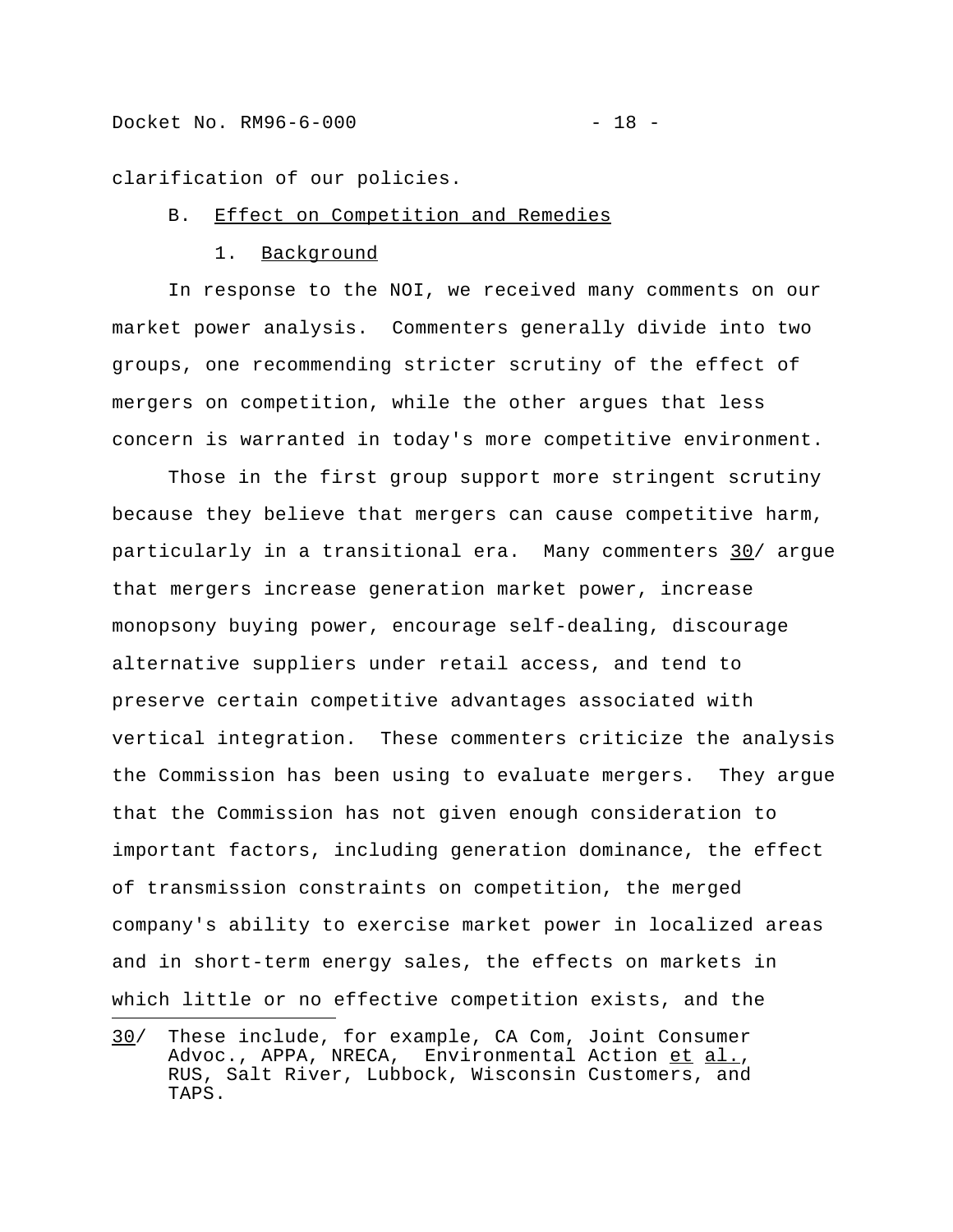clarification of our policies.

### B. Effect on Competition and Remedies

#### 1. Background

In response to the NOI, we received many comments on our market power analysis. Commenters generally divide into two groups, one recommending stricter scrutiny of the effect of mergers on competition, while the other argues that less concern is warranted in today's more competitive environment.

Those in the first group support more stringent scrutiny because they believe that mergers can cause competitive harm, particularly in a transitional era. Many commenters 30/ argue that mergers increase generation market power, increase monopsony buying power, encourage self-dealing, discourage alternative suppliers under retail access, and tend to preserve certain competitive advantages associated with vertical integration. These commenters criticize the analysis the Commission has been using to evaluate mergers. They argue that the Commission has not given enough consideration to important factors, including generation dominance, the effect of transmission constraints on competition, the merged company's ability to exercise market power in localized areas and in short-term energy sales, the effects on markets in which little or no effective competition exists, and the

---

30/ These include, for example, CA Com, Joint Consumer Advoc., APPA, NRECA, Environmental Action *et al.*, RUS, Salt River, Lubbock, Wisconsin Customers, and TAPS.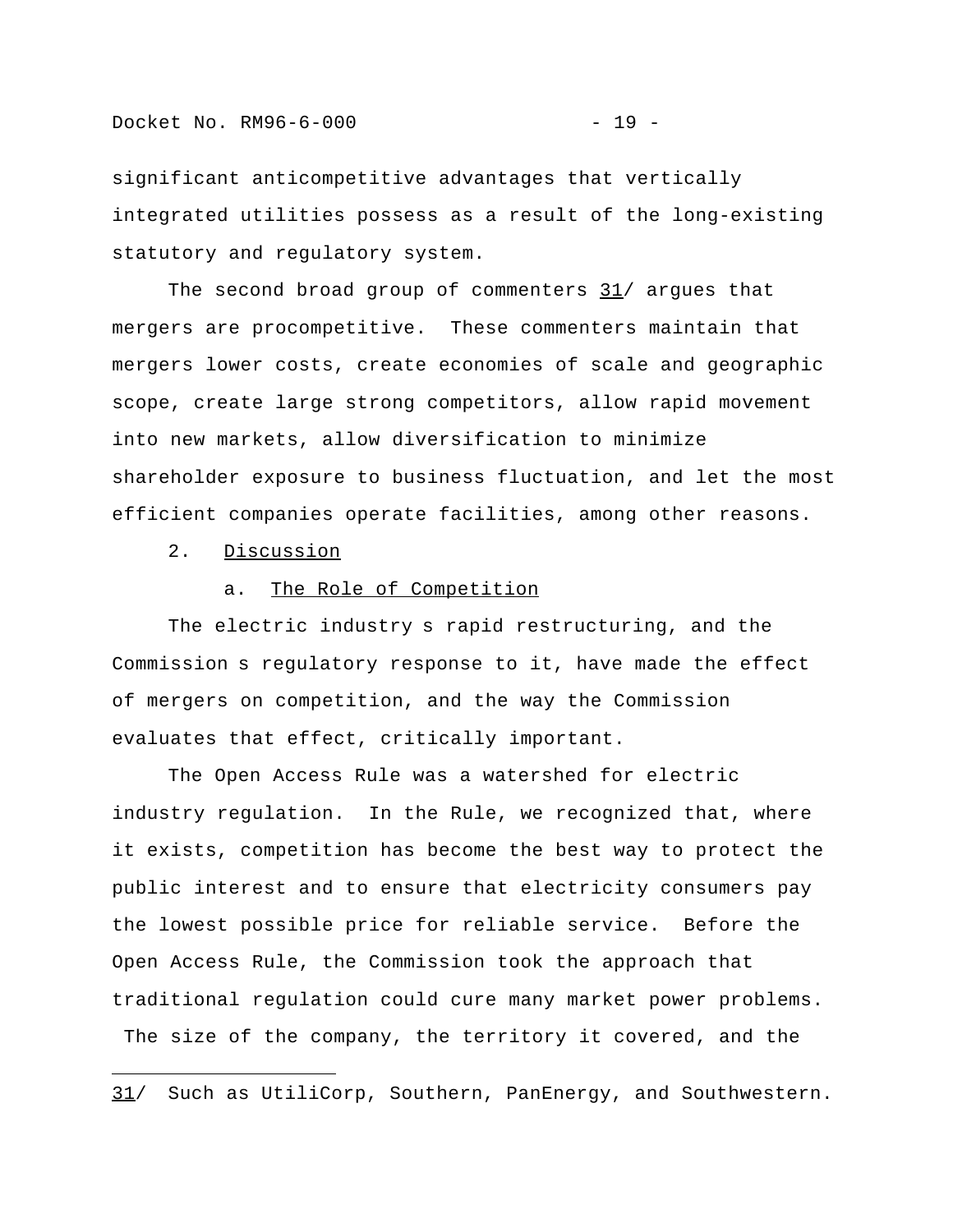significant anticompetitive advantages that vertically integrated utilities possess as a result of the long-existing statutory and regulatory system.

The second broad group of commenters 31/ argues that mergers are procompetitive. These commenters maintain that mergers lower costs, create economies of scale and geographic scope, create large strong competitors, allow rapid movement into new markets, allow diversification to minimize shareholder exposure to business fluctuation, and let the most efficient companies operate facilities, among other reasons.

2. Discussion

a. The Role of Competition

The electric industry s rapid restructuring, and the Commission s regulatory response to it, have made the effect of mergers on competition, and the way the Commission evaluates that effect, critically important.

The Open Access Rule was a watershed for electric industry regulation. In the Rule, we recognized that, where it exists, competition has become the best way to protect the public interest and to ensure that electricity consumers pay the lowest possible price for reliable service. Before the Open Access Rule, the Commission took the approach that traditional regulation could cure many market power problems. The size of the company, the territory it covered, and the

---

31/ Such as UtiliCorp, Southern, PanEnergy, and Southwestern.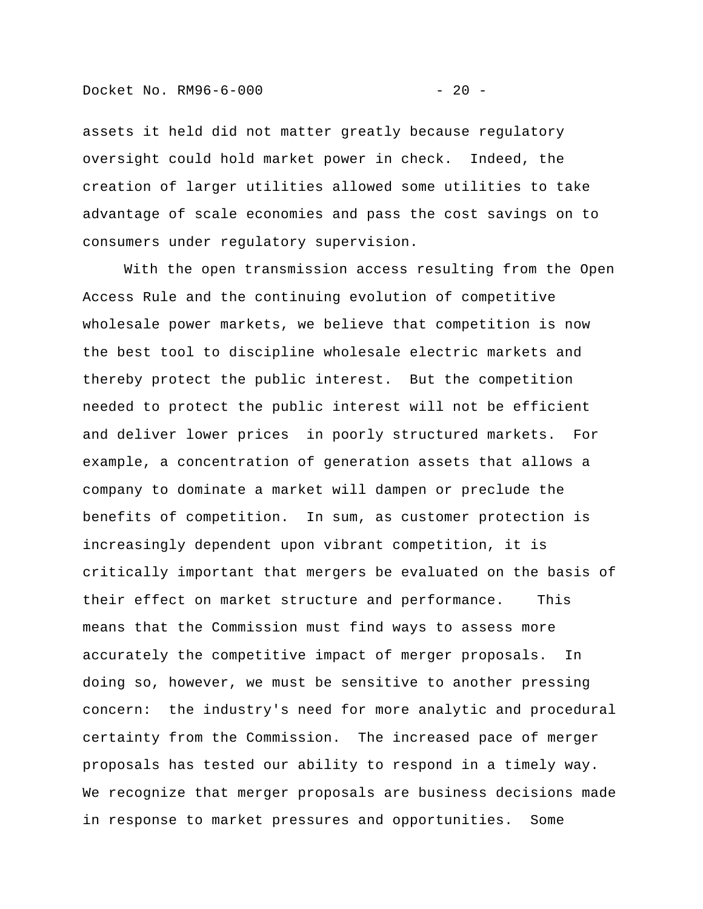assets it held did not matter greatly because regulatory oversight could hold market power in check. Indeed, the creation of larger utilities allowed some utilities to take advantage of scale economies and pass the cost savings on to consumers under regulatory supervision.

With the open transmission access resulting from the Open Access Rule and the continuing evolution of competitive wholesale power markets, we believe that competition is now the best tool to discipline wholesale electric markets and thereby protect the public interest. But the competition needed to protect the public interest will not be efficient and deliver lower prices in poorly structured markets. For example, a concentration of generation assets that allows a company to dominate a market will dampen or preclude the benefits of competition. In sum, as customer protection is increasingly dependent upon vibrant competition, it is critically important that mergers be evaluated on the basis of their effect on market structure and performance. This means that the Commission must find ways to assess more accurately the competitive impact of merger proposals. In doing so, however, we must be sensitive to another pressing concern: the industry's need for more analytic and procedural certainty from the Commission. The increased pace of merger proposals has tested our ability to respond in a timely way. We recognize that merger proposals are business decisions made in response to market pressures and opportunities. Some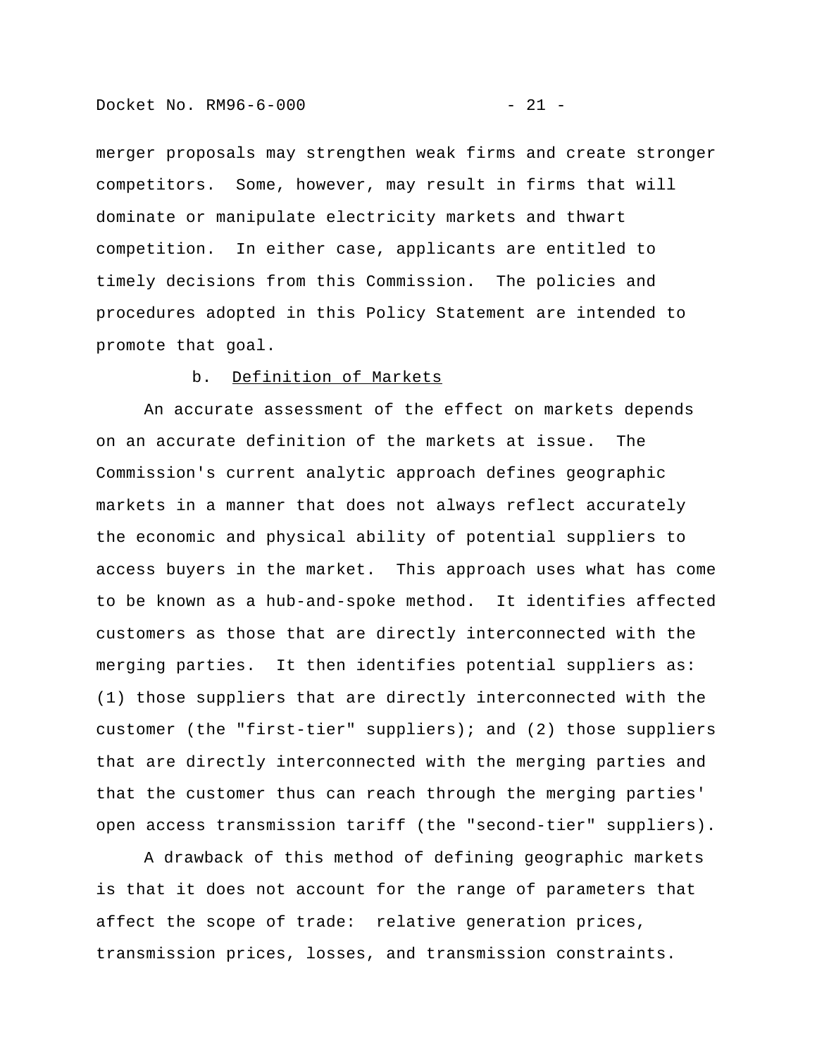merger proposals may strengthen weak firms and create stronger competitors. Some, however, may result in firms that will dominate or manipulate electricity markets and thwart competition. In either case, applicants are entitled to timely decisions from this Commission. The policies and procedures adopted in this Policy Statement are intended to promote that goal.

### b. Definition of Markets

An accurate assessment of the effect on markets depends on an accurate definition of the markets at issue. The Commission's current analytic approach defines geographic markets in a manner that does not always reflect accurately the economic and physical ability of potential suppliers to access buyers in the market. This approach uses what has come to be known as a hub-and-spoke method. It identifies affected customers as those that are directly interconnected with the merging parties. It then identifies potential suppliers as: (1) those suppliers that are directly interconnected with the customer (the "first-tier" suppliers); and (2) those suppliers that are directly interconnected with the merging parties and that the customer thus can reach through the merging parties' open access transmission tariff (the "second-tier" suppliers).

A drawback of this method of defining geographic markets is that it does not account for the range of parameters that affect the scope of trade: relative generation prices, transmission prices, losses, and transmission constraints.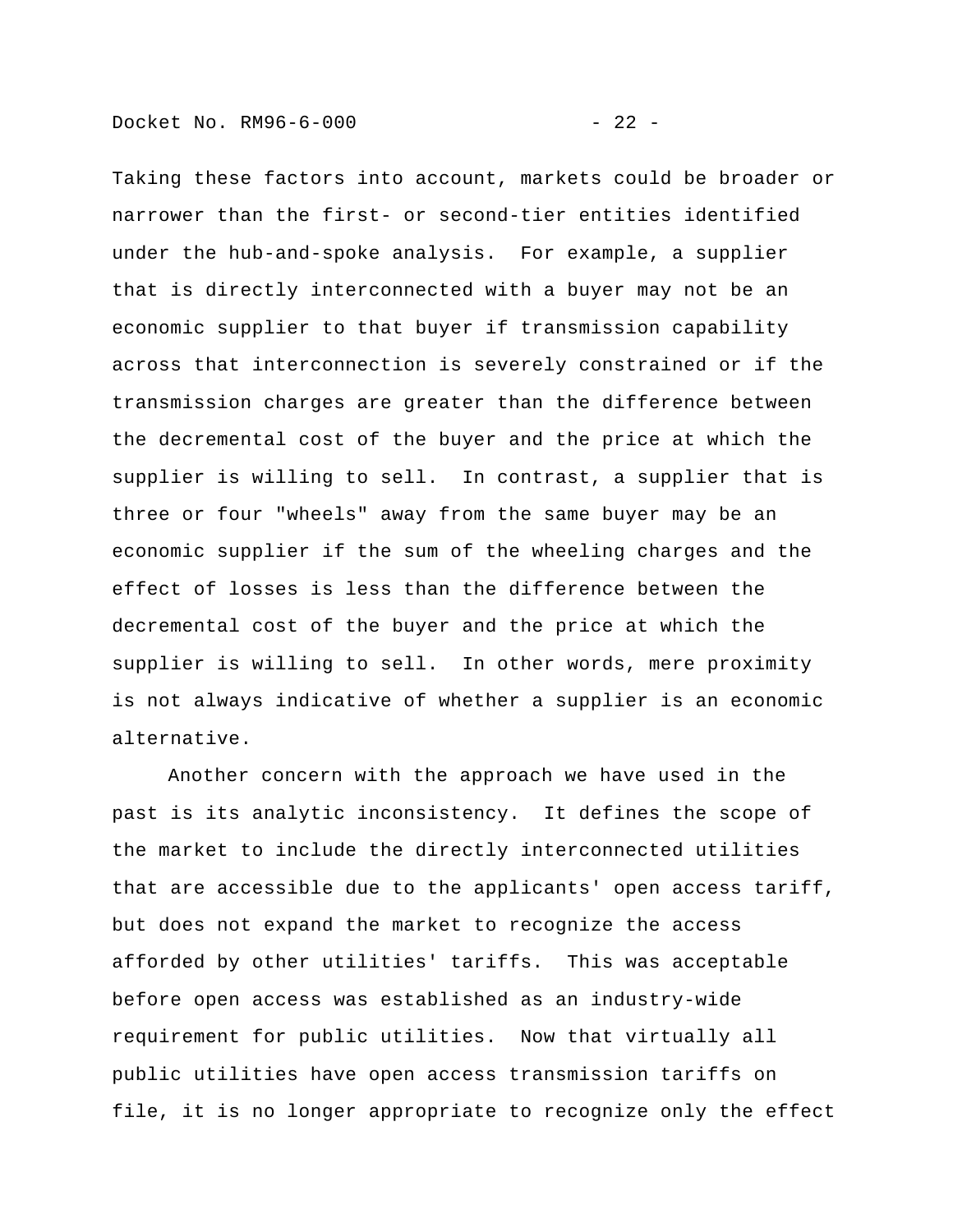Taking these factors into account, markets could be broader or narrower than the first- or second-tier entities identified under the hub-and-spoke analysis.  For example, a supplier that is directly interconnected with a buyer may not be an economic supplier to that buyer if transmission capability across that interconnection is severely constrained or if the transmission charges are greater than the difference between the decremental cost of the buyer and the price at which the supplier is willing to sell.  In contrast, a supplier that is three or four "wheels" away from the same buyer may be an economic supplier if the sum of the wheeling charges and the effect of losses is less than the difference between the decremental cost of the buyer and the price at which the supplier is willing to sell.  In other words, mere proximity is not always indicative of whether a supplier is an economic alternative.

Another concern with the approach we have used in the past is its analytic inconsistency.  It defines the scope of the market to include the directly interconnected utilities that are accessible due to the applicants' open access tariff, but does not expand the market to recognize the access afforded by other utilities' tariffs.  This was acceptable before open access was established as an industry-wide requirement for public utilities.  Now that virtually all public utilities have open access transmission tariffs on file, it is no longer appropriate to recognize only the effect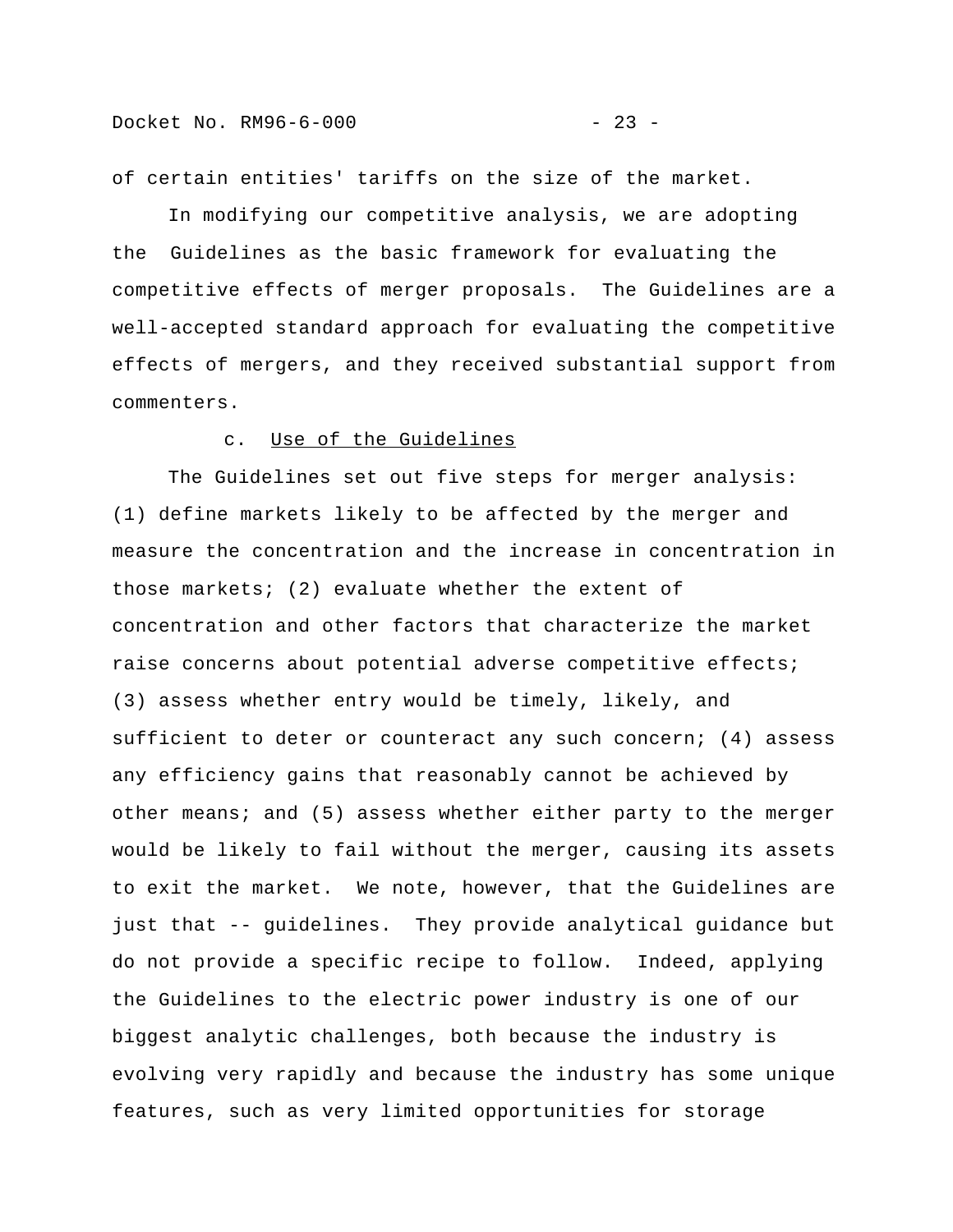of certain entities' tariffs on the size of the market.

In modifying our competitive analysis, we are adopting the Guidelines as the basic framework for evaluating the competitive effects of merger proposals. The Guidelines are a well-accepted standard approach for evaluating the competitive effects of mergers, and they received substantial support from commenters.

c. Use of the Guidelines

The Guidelines set out five steps for merger analysis: (1) define markets likely to be affected by the merger and measure the concentration and the increase in concentration in those markets; (2) evaluate whether the extent of concentration and other factors that characterize the market raise concerns about potential adverse competitive effects; (3) assess whether entry would be timely, likely, and sufficient to deter or counteract any such concern; (4) assess any efficiency gains that reasonably cannot be achieved by other means; and (5) assess whether either party to the merger would be likely to fail without the merger, causing its assets to exit the market. We note, however, that the Guidelines are just that -- guidelines. They provide analytical guidance but do not provide a specific recipe to follow. Indeed, applying the Guidelines to the electric power industry is one of our biggest analytic challenges, both because the industry is evolving very rapidly and because the industry has some unique features, such as very limited opportunities for storage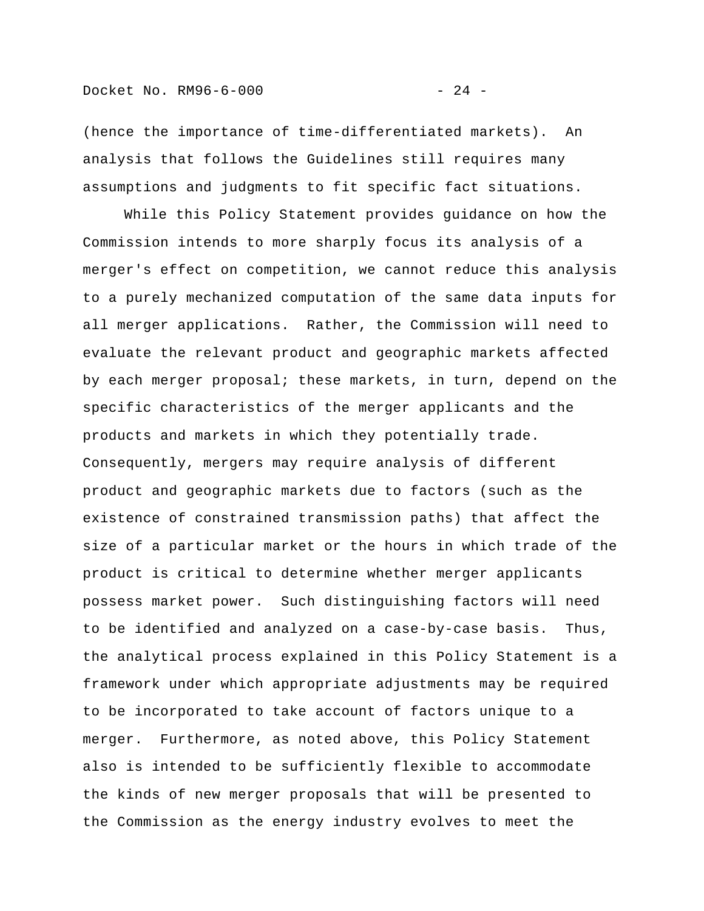(hence the importance of time-differentiated markets). An analysis that follows the Guidelines still requires many assumptions and judgments to fit specific fact situations.

While this Policy Statement provides guidance on how the Commission intends to more sharply focus its analysis of a merger's effect on competition, we cannot reduce this analysis to a purely mechanized computation of the same data inputs for all merger applications. Rather, the Commission will need to evaluate the relevant product and geographic markets affected by each merger proposal; these markets, in turn, depend on the specific characteristics of the merger applicants and the products and markets in which they potentially trade. Consequently, mergers may require analysis of different product and geographic markets due to factors (such as the existence of constrained transmission paths) that affect the size of a particular market or the hours in which trade of the product is critical to determine whether merger applicants possess market power. Such distinguishing factors will need to be identified and analyzed on a case-by-case basis. Thus, the analytical process explained in this Policy Statement is a framework under which appropriate adjustments may be required to be incorporated to take account of factors unique to a merger. Furthermore, as noted above, this Policy Statement also is intended to be sufficiently flexible to accommodate the kinds of new merger proposals that will be presented to the Commission as the energy industry evolves to meet the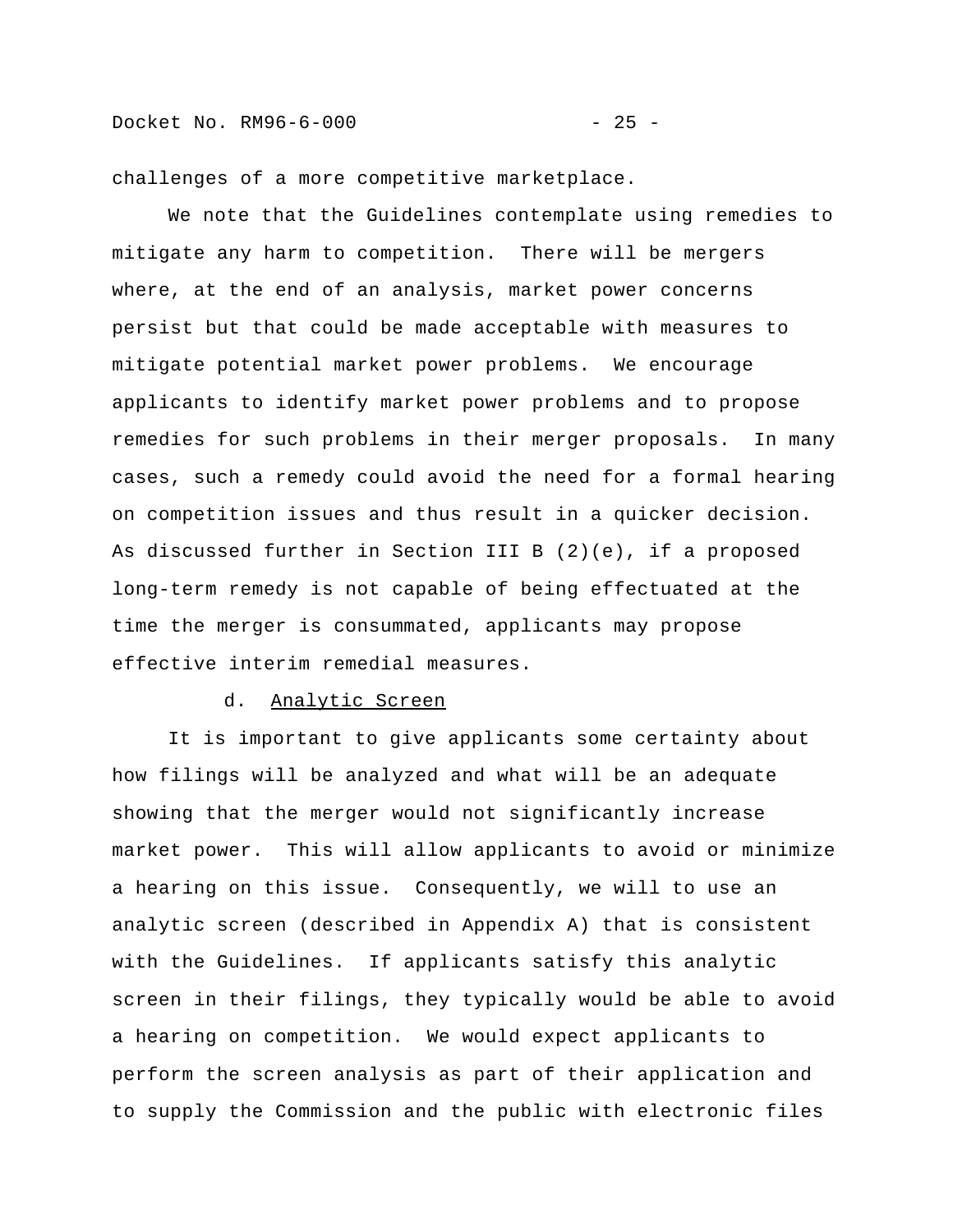challenges of a more competitive marketplace.

We note that the Guidelines contemplate using remedies to mitigate any harm to competition. There will be mergers where, at the end of an analysis, market power concerns persist but that could be made acceptable with measures to mitigate potential market power problems. We encourage applicants to identify market power problems and to propose remedies for such problems in their merger proposals. In many cases, such a remedy could avoid the need for a formal hearing on competition issues and thus result in a quicker decision. As discussed further in Section III B (2)(e), if a proposed long-term remedy is not capable of being effectuated at the time the merger is consummated, applicants may propose effective interim remedial measures.

d. Analytic Screen

It is important to give applicants some certainty about how filings will be analyzed and what will be an adequate showing that the merger would not significantly increase market power. This will allow applicants to avoid or minimize a hearing on this issue. Consequently, we will to use an analytic screen (described in Appendix A) that is consistent with the Guidelines. If applicants satisfy this analytic screen in their filings, they typically would be able to avoid a hearing on competition. We would expect applicants to perform the screen analysis as part of their application and to supply the Commission and the public with electronic files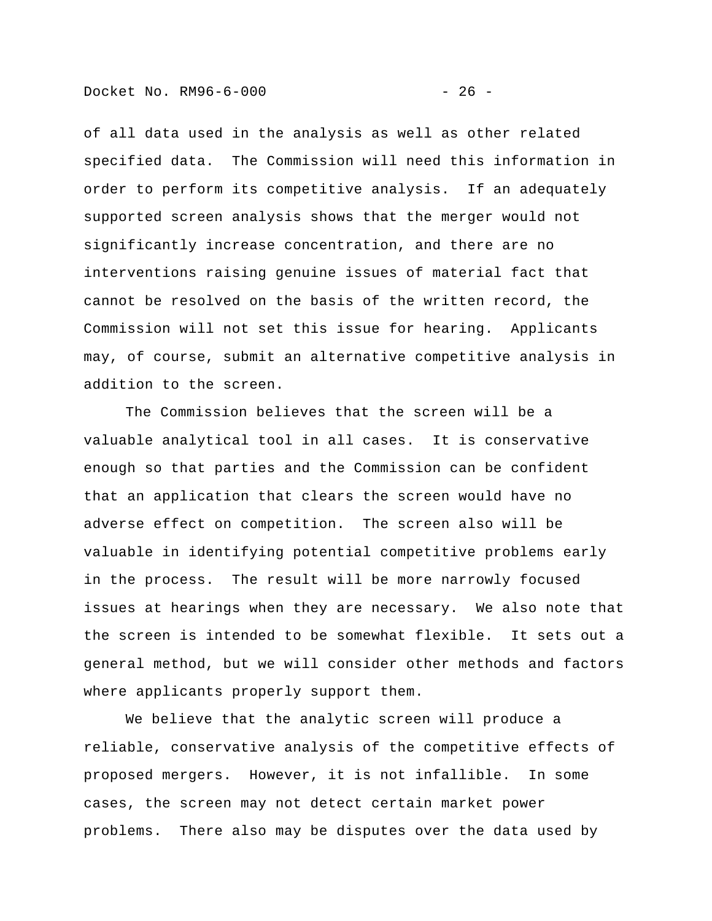of all data used in the analysis as well as other related specified data. The Commission will need this information in order to perform its competitive analysis. If an adequately supported screen analysis shows that the merger would not significantly increase concentration, and there are no interventions raising genuine issues of material fact that cannot be resolved on the basis of the written record, the Commission will not set this issue for hearing. Applicants may, of course, submit an alternative competitive analysis in addition to the screen.

The Commission believes that the screen will be a valuable analytical tool in all cases. It is conservative enough so that parties and the Commission can be confident that an application that clears the screen would have no adverse effect on competition. The screen also will be valuable in identifying potential competitive problems early in the process. The result will be more narrowly focused issues at hearings when they are necessary. We also note that the screen is intended to be somewhat flexible. It sets out a general method, but we will consider other methods and factors where applicants properly support them.

We believe that the analytic screen will produce a reliable, conservative analysis of the competitive effects of proposed mergers. However, it is not infallible. In some cases, the screen may not detect certain market power problems. There also may be disputes over the data used by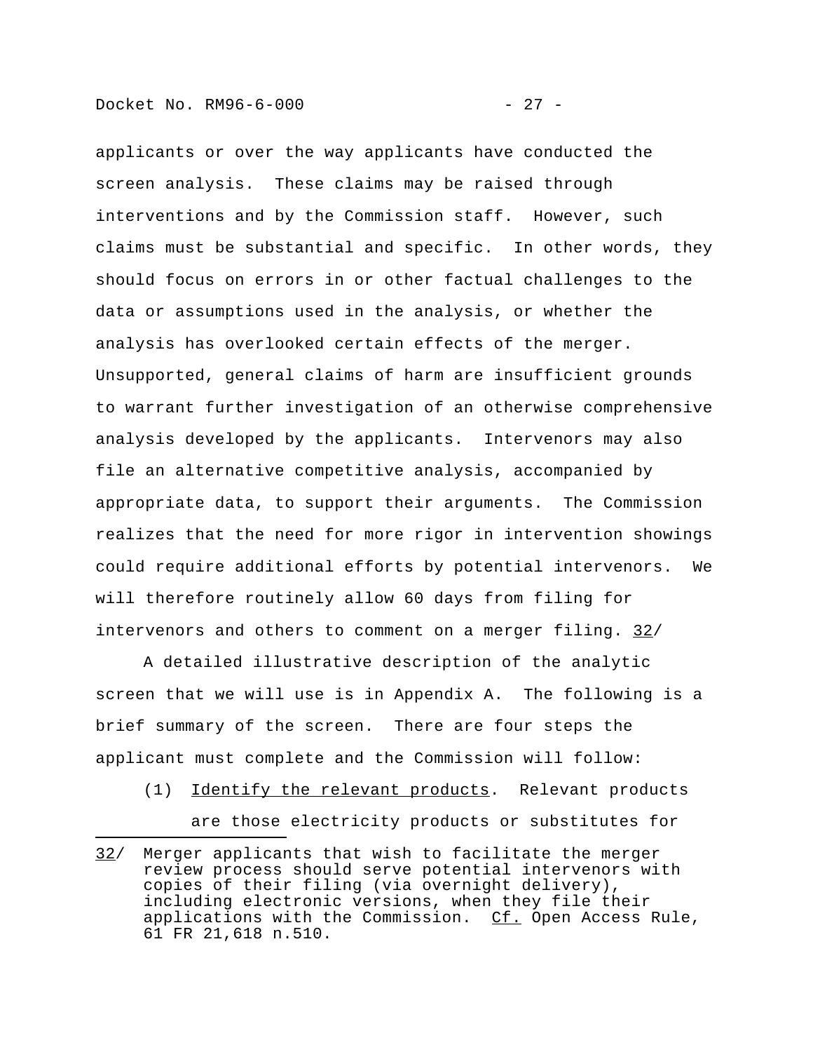applicants or over the way applicants have conducted the screen analysis. These claims may be raised through interventions and by the Commission staff. However, such claims must be substantial and specific. In other words, they should focus on errors in or other factual challenges to the data or assumptions used in the analysis, or whether the analysis has overlooked certain effects of the merger. Unsupported, general claims of harm are insufficient grounds to warrant further investigation of an otherwise comprehensive analysis developed by the applicants. Intervenors may also file an alternative competitive analysis, accompanied by appropriate data, to support their arguments. The Commission realizes that the need for more rigor in intervention showings could require additional efforts by potential intervenors. We will therefore routinely allow 60 days from filing for intervenors and others to comment on a merger filing. 32/

A detailed illustrative description of the analytic screen that we will use is in Appendix A. The following is a brief summary of the screen. There are four steps the applicant must complete and the Commission will follow:

(1) Identify the relevant products. Relevant products are those electricity products or substitutes for

---

32/ Merger applicants that wish to facilitate the merger review process should serve potential intervenors with copies of their filing (via overnight delivery), including electronic versions, when they file their applications with the Commission. *Cf.* Open Access Rule, 61 FR 21,618 n.510.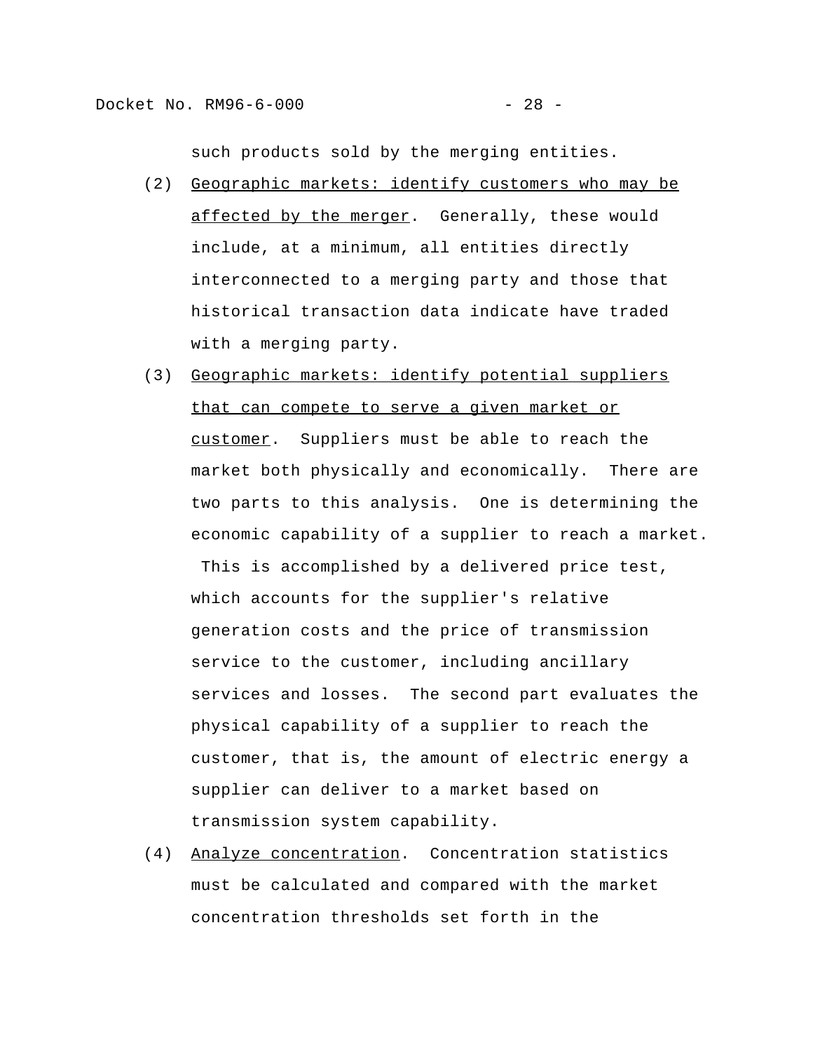such products sold by the merging entities.

(2) Geographic markets: identify customers who may be affected by the merger. Generally, these would include, at a minimum, all entities directly interconnected to a merging party and those that historical transaction data indicate have traded with a merging party.

(3) Geographic markets: identify potential suppliers that can compete to serve a given market or customer. Suppliers must be able to reach the market both physically and economically. There are two parts to this analysis. One is determining the economic capability of a supplier to reach a market. This is accomplished by a delivered price test, which accounts for the supplier's relative generation costs and the price of transmission service to the customer, including ancillary services and losses. The second part evaluates the physical capability of a supplier to reach the customer, that is, the amount of electric energy a supplier can deliver to a market based on transmission system capability.

(4) Analyze concentration. Concentration statistics must be calculated and compared with the market concentration thresholds set forth in the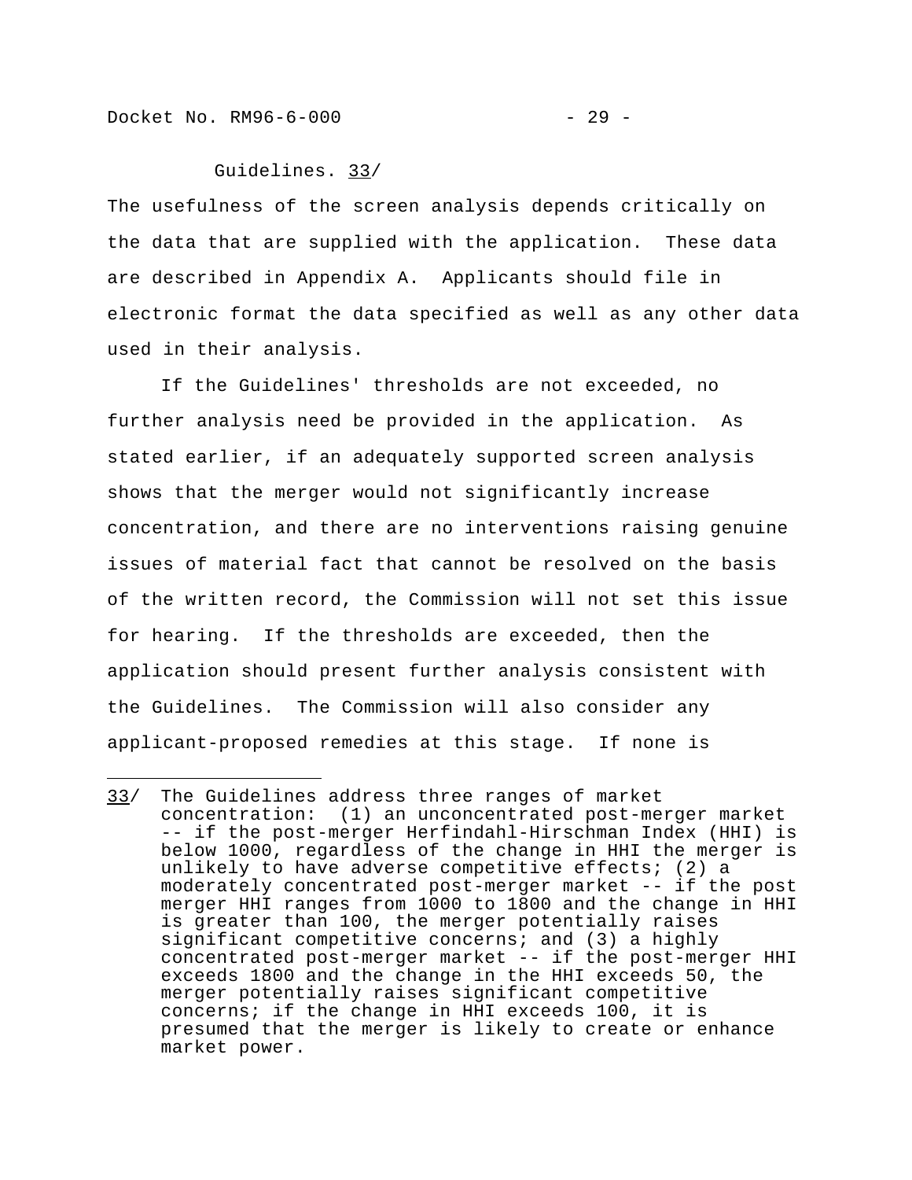Guidelines. 33/

The usefulness of the screen analysis depends critically on the data that are supplied with the application. These data are described in Appendix A. Applicants should file in electronic format the data specified as well as any other data used in their analysis.

If the Guidelines' thresholds are not exceeded, no further analysis need be provided in the application. As stated earlier, if an adequately supported screen analysis shows that the merger would not significantly increase concentration, and there are no interventions raising genuine issues of material fact that cannot be resolved on the basis of the written record, the Commission will not set this issue for hearing. If the thresholds are exceeded, then the application should present further analysis consistent with the Guidelines. The Commission will also consider any applicant-proposed remedies at this stage. If none is

---

33/ The Guidelines address three ranges of market concentration: (1) an unconcentrated post-merger market -- if the post-merger Herfindahl-Hirschman Index (HHI) is below 1000, regardless of the change in HHI the merger is unlikely to have adverse competitive effects; (2) a moderately concentrated post-merger market -- if the post merger HHI ranges from 1000 to 1800 and the change in HHI is greater than 100, the merger potentially raises significant competitive concerns; and (3) a highly concentrated post-merger market -- if the post-merger HHI exceeds 1800 and the change in the HHI exceeds 50, the merger potentially raises significant competitive concerns; if the change in HHI exceeds 100, it is presumed that the merger is likely to create or enhance market power.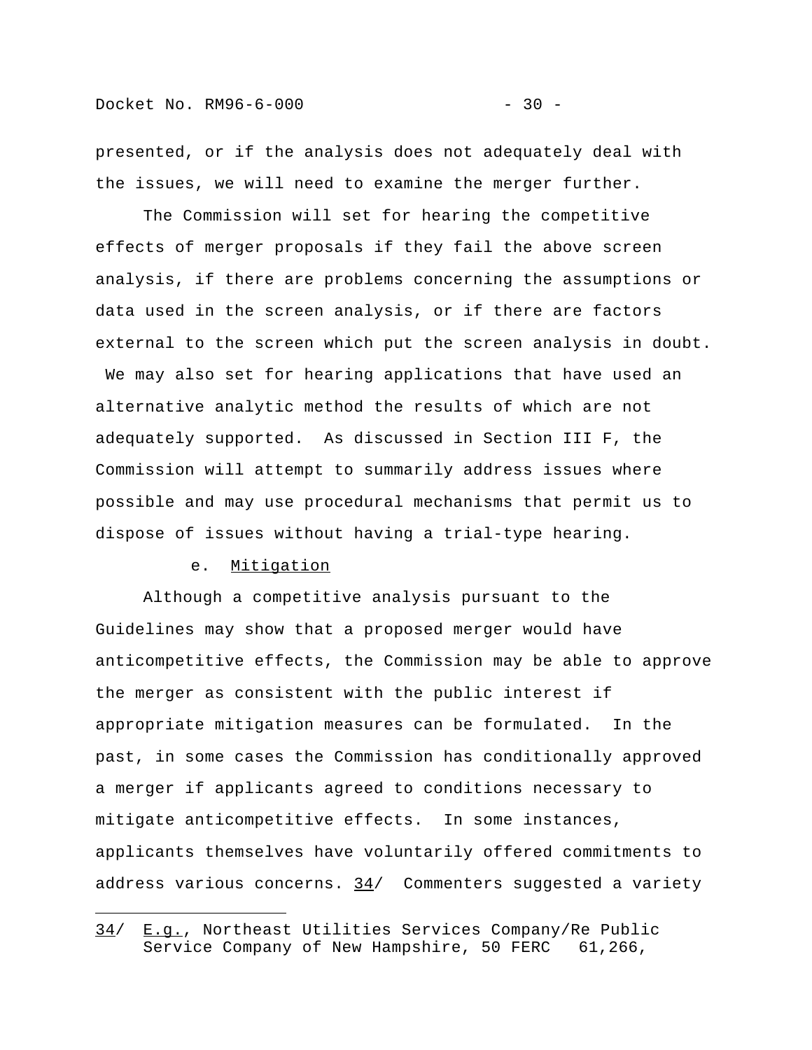presented, or if the analysis does not adequately deal with the issues, we will need to examine the merger further.

The Commission will set for hearing the competitive effects of merger proposals if they fail the above screen analysis, if there are problems concerning the assumptions or data used in the screen analysis, or if there are factors external to the screen which put the screen analysis in doubt. We may also set for hearing applications that have used an alternative analytic method the results of which are not adequately supported. As discussed in Section III F, the Commission will attempt to summarily address issues where possible and may use procedural mechanisms that permit us to dispose of issues without having a trial-type hearing.

e. Mitigation

Although a competitive analysis pursuant to the Guidelines may show that a proposed merger would have anticompetitive effects, the Commission may be able to approve the merger as consistent with the public interest if appropriate mitigation measures can be formulated. In the past, in some cases the Commission has conditionally approved a merger if applicants agreed to conditions necessary to mitigate anticompetitive effects. In some instances, applicants themselves have voluntarily offered commitments to address various concerns. 34/ Commenters suggested a variety

---

34/ E.g., Northeast Utilities Services Company/Re Public Service Company of New Hampshire, 50 FERC 61,266,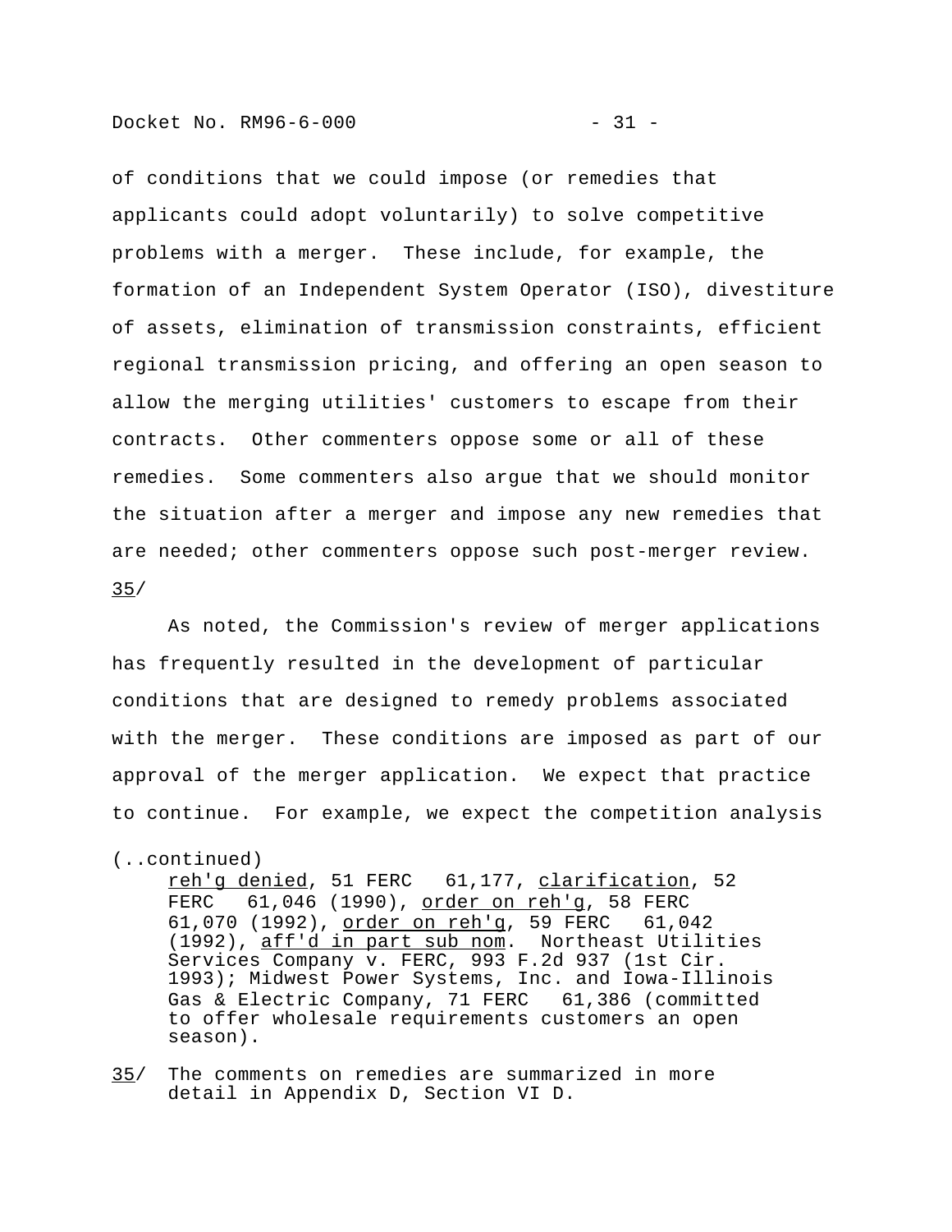of conditions that we could impose (or remedies that applicants could adopt voluntarily) to solve competitive problems with a merger. These include, for example, the formation of an Independent System Operator (ISO), divestiture of assets, elimination of transmission constraints, efficient regional transmission pricing, and offering an open season to allow the merging utilities' customers to escape from their contracts. Other commenters oppose some or all of these remedies. Some commenters also argue that we should monitor the situation after a merger and impose any new remedies that are needed; other commenters oppose such post-merger review. 35/

As noted, the Commission's review of merger applications has frequently resulted in the development of particular conditions that are designed to remedy problems associated with the merger. These conditions are imposed as part of our approval of the merger application. We expect that practice to continue. For example, we expect the competition analysis

(..continued)
reh'g denied, 51 FERC 61,177, clarification, 52 FERC 61,046 (1990), order on reh'g, 58 FERC 61,070 (1992), order on reh'g, 59 FERC 61,042 (1992), aff'd in part sub nom. Northeast Utilities Services Company v. FERC, 993 F.2d 937 (1st Cir. 1993); Midwest Power Systems, Inc. and Iowa-Illinois Gas & Electric Company, 71 FERC 61,386 (committed to offer wholesale requirements customers an open season).

35/ The comments on remedies are summarized in more detail in Appendix D, Section VI D.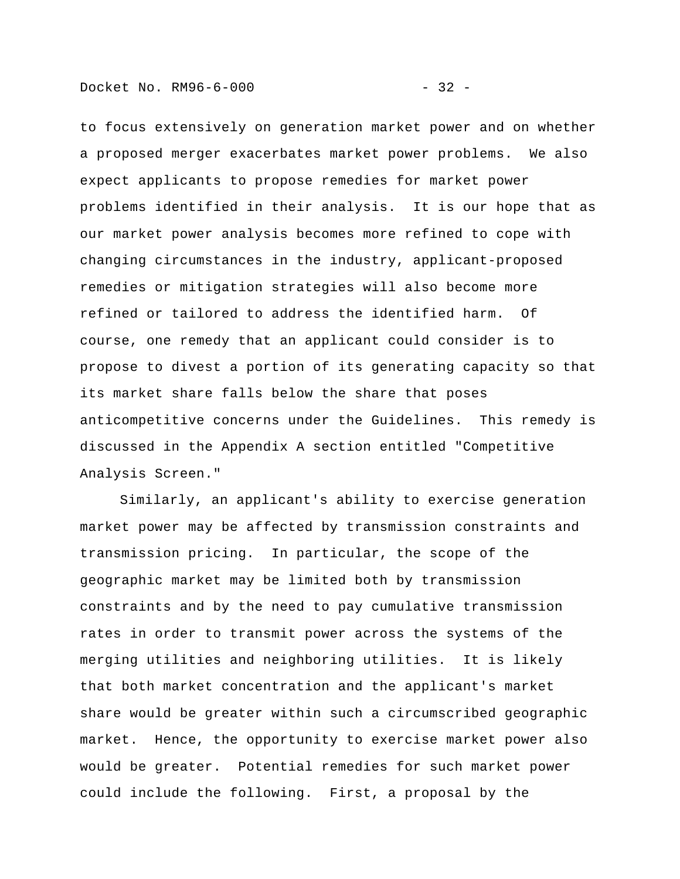to focus extensively on generation market power and on whether a proposed merger exacerbates market power problems. We also expect applicants to propose remedies for market power problems identified in their analysis. It is our hope that as our market power analysis becomes more refined to cope with changing circumstances in the industry, applicant-proposed remedies or mitigation strategies will also become more refined or tailored to address the identified harm. Of course, one remedy that an applicant could consider is to propose to divest a portion of its generating capacity so that its market share falls below the share that poses anticompetitive concerns under the Guidelines. This remedy is discussed in the Appendix A section entitled "Competitive Analysis Screen."

Similarly, an applicant's ability to exercise generation market power may be affected by transmission constraints and transmission pricing. In particular, the scope of the geographic market may be limited both by transmission constraints and by the need to pay cumulative transmission rates in order to transmit power across the systems of the merging utilities and neighboring utilities. It is likely that both market concentration and the applicant's market share would be greater within such a circumscribed geographic market. Hence, the opportunity to exercise market power also would be greater. Potential remedies for such market power could include the following. First, a proposal by the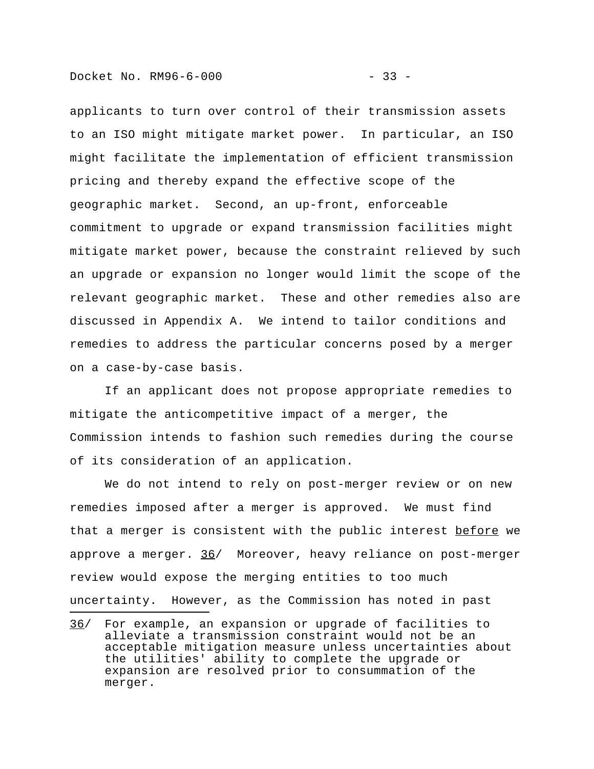applicants to turn over control of their transmission assets to an ISO might mitigate market power. In particular, an ISO might facilitate the implementation of efficient transmission pricing and thereby expand the effective scope of the geographic market. Second, an up-front, enforceable commitment to upgrade or expand transmission facilities might mitigate market power, because the constraint relieved by such an upgrade or expansion no longer would limit the scope of the relevant geographic market. These and other remedies also are discussed in Appendix A. We intend to tailor conditions and remedies to address the particular concerns posed by a merger on a case-by-case basis.

If an applicant does not propose appropriate remedies to mitigate the anticompetitive impact of a merger, the Commission intends to fashion such remedies during the course of its consideration of an application.

We do not intend to rely on post-merger review or on new remedies imposed after a merger is approved. We must find that a merger is consistent with the public interest _before_ we approve a merger. 36/ Moreover, heavy reliance on post-merger review would expose the merging entities to too much uncertainty. However, as the Commission has noted in past

---

36/ For example, an expansion or upgrade of facilities to alleviate a transmission constraint would not be an acceptable mitigation measure unless uncertainties about the utilities' ability to complete the upgrade or expansion are resolved prior to consummation of the merger.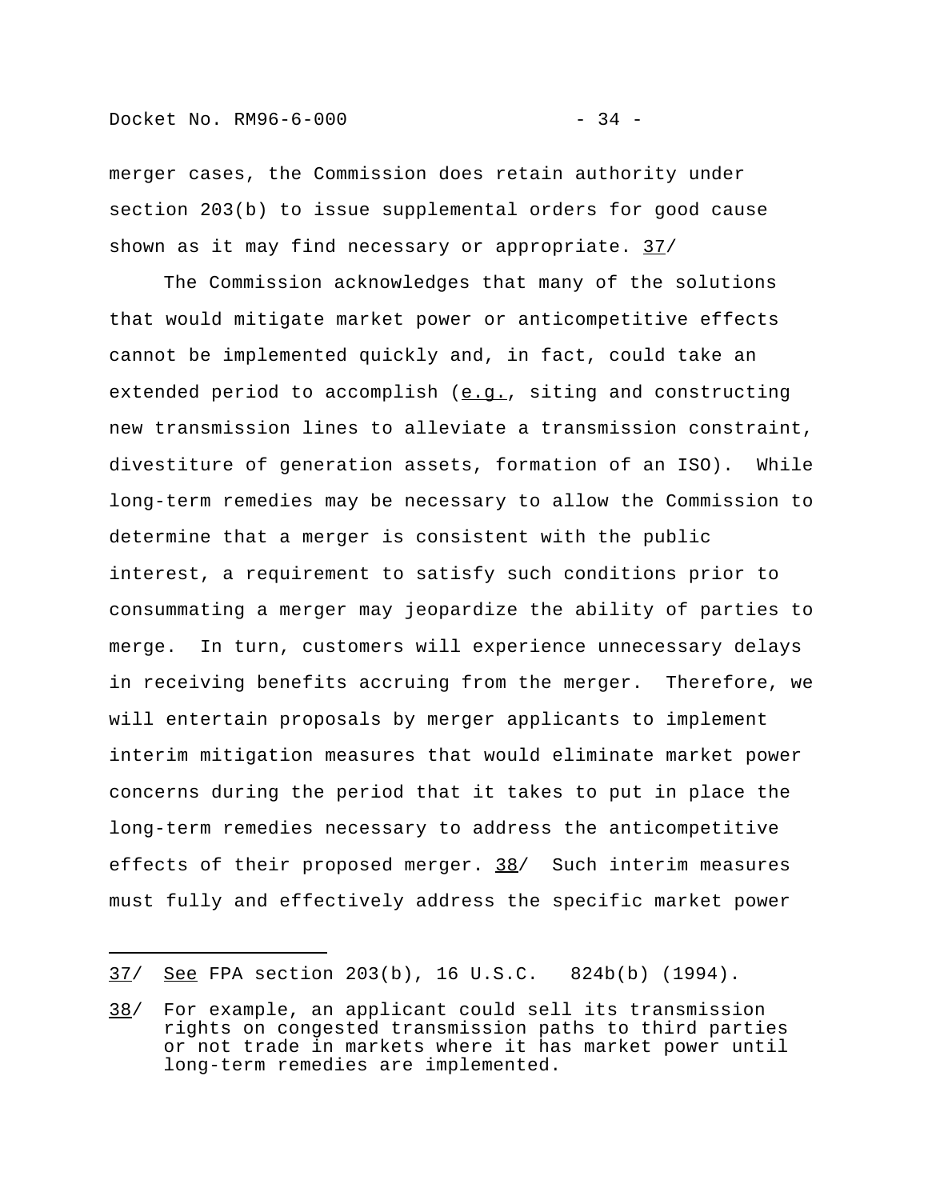merger cases, the Commission does retain authority under section 203(b) to issue supplemental orders for good cause shown as it may find necessary or appropriate. 37/

The Commission acknowledges that many of the solutions that would mitigate market power or anticompetitive effects cannot be implemented quickly and, in fact, could take an extended period to accomplish (e.g., siting and constructing new transmission lines to alleviate a transmission constraint, divestiture of generation assets, formation of an ISO). While long-term remedies may be necessary to allow the Commission to determine that a merger is consistent with the public interest, a requirement to satisfy such conditions prior to consummating a merger may jeopardize the ability of parties to merge. In turn, customers will experience unnecessary delays in receiving benefits accruing from the merger. Therefore, we will entertain proposals by merger applicants to implement interim mitigation measures that would eliminate market power concerns during the period that it takes to put in place the long-term remedies necessary to address the anticompetitive effects of their proposed merger. 38/ Such interim measures must fully and effectively address the specific market power

---

37/ See FPA section 203(b), 16 U.S.C. 824b(b) (1994).

38/ For example, an applicant could sell its transmission rights on congested transmission paths to third parties or not trade in markets where it has market power until long-term remedies are implemented.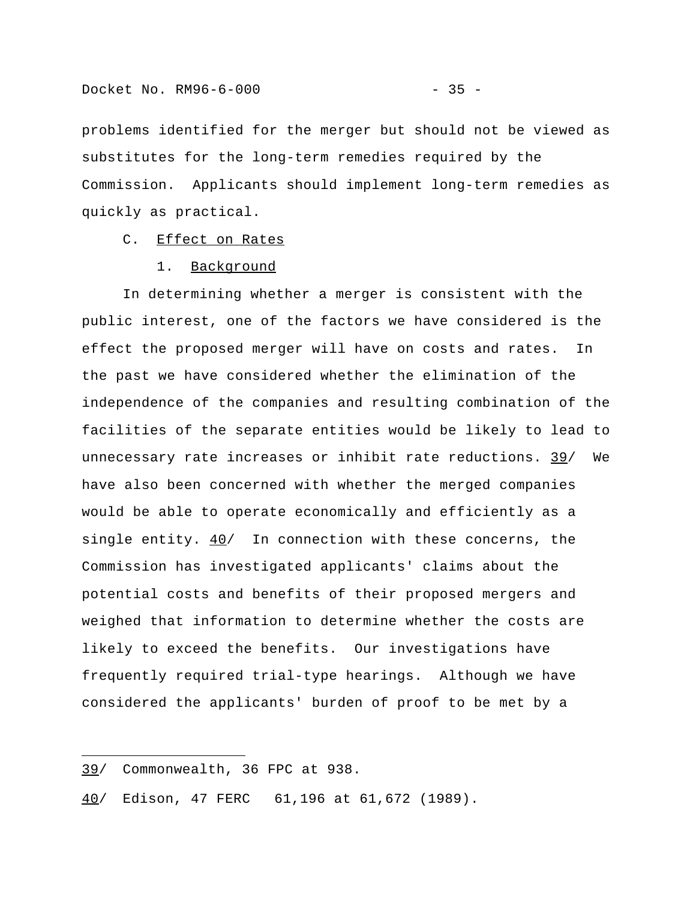problems identified for the merger but should not be viewed as substitutes for the long-term remedies required by the Commission. Applicants should implement long-term remedies as quickly as practical.

C. Effect on Rates

1. Background

In determining whether a merger is consistent with the public interest, one of the factors we have considered is the effect the proposed merger will have on costs and rates. In the past we have considered whether the elimination of the independence of the companies and resulting combination of the facilities of the separate entities would be likely to lead to unnecessary rate increases or inhibit rate reductions. 39/ We have also been concerned with whether the merged companies would be able to operate economically and efficiently as a single entity. 40/ In connection with these concerns, the Commission has investigated applicants' claims about the potential costs and benefits of their proposed mergers and weighed that information to determine whether the costs are likely to exceed the benefits. Our investigations have frequently required trial-type hearings. Although we have considered the applicants' burden of proof to be met by a

---

39/ Commonwealth, 36 FPC at 938.

40/ Edison, 47 FERC 61,196 at 61,672 (1989).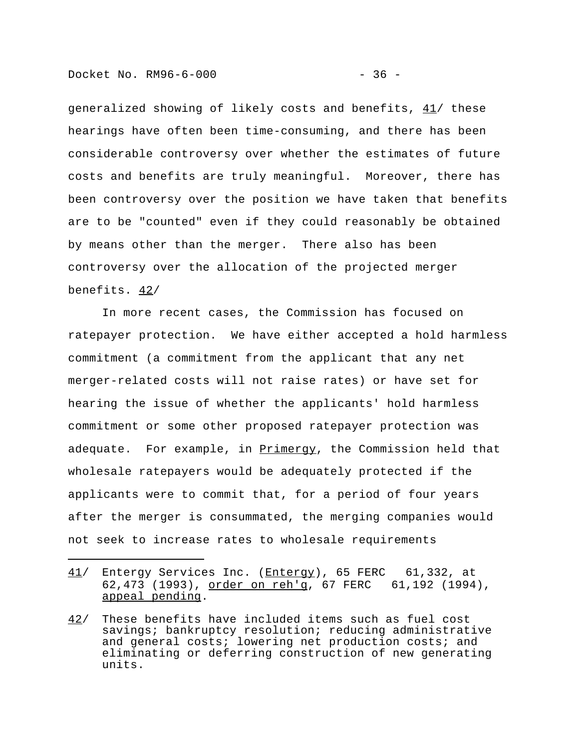generalized showing of likely costs and benefits, 41/ these hearings have often been time-consuming, and there has been considerable controversy over whether the estimates of future costs and benefits are truly meaningful. Moreover, there has been controversy over the position we have taken that benefits are to be "counted" even if they could reasonably be obtained by means other than the merger. There also has been controversy over the allocation of the projected merger benefits. 42/

In more recent cases, the Commission has focused on ratepayer protection. We have either accepted a hold harmless commitment (a commitment from the applicant that any net merger-related costs will not raise rates) or have set for hearing the issue of whether the applicants' hold harmless commitment or some other proposed ratepayer protection was adequate. For example, in Primergy, the Commission held that wholesale ratepayers would be adequately protected if the applicants were to commit that, for a period of four years after the merger is consummated, the merging companies would not seek to increase rates to wholesale requirements

---

41/ Entergy Services Inc. (Entergy), 65 FERC 61,332, at 62,473 (1993), order on reh'g, 67 FERC 61,192 (1994), appeal pending.

42/ These benefits have included items such as fuel cost savings; bankruptcy resolution; reducing administrative and general costs; lowering net production costs; and eliminating or deferring construction of new generating units.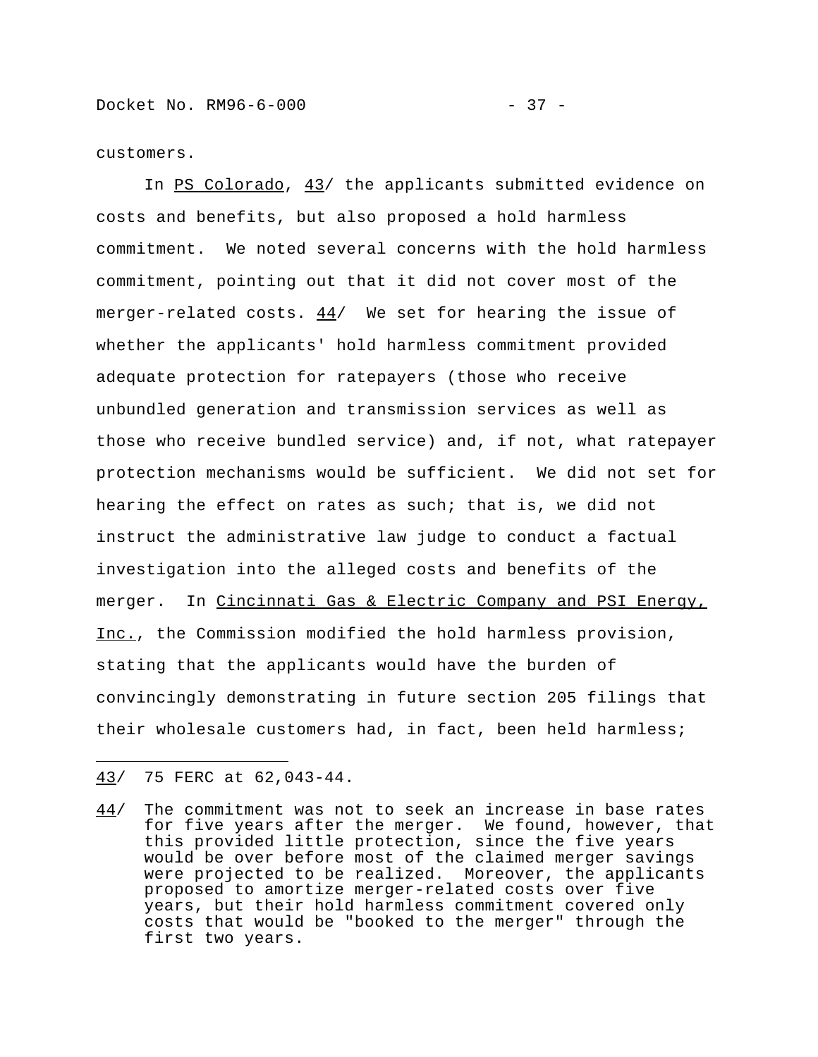customers.

In PS Colorado, 43/ the applicants submitted evidence on costs and benefits, but also proposed a hold harmless commitment. We noted several concerns with the hold harmless commitment, pointing out that it did not cover most of the merger-related costs. 44/ We set for hearing the issue of whether the applicants' hold harmless commitment provided adequate protection for ratepayers (those who receive unbundled generation and transmission services as well as those who receive bundled service) and, if not, what ratepayer protection mechanisms would be sufficient. We did not set for hearing the effect on rates as such; that is, we did not instruct the administrative law judge to conduct a factual investigation into the alleged costs and benefits of the merger. In Cincinnati Gas & Electric Company and PSI Energy, Inc., the Commission modified the hold harmless provision, stating that the applicants would have the burden of convincingly demonstrating in future section 205 filings that their wholesale customers had, in fact, been held harmless;

---

43/ 75 FERC at 62,043-44.

44/ The commitment was not to seek an increase in base rates for five years after the merger. We found, however, that this provided little protection, since the five years would be over before most of the claimed merger savings were projected to be realized. Moreover, the applicants proposed to amortize merger-related costs over five years, but their hold harmless commitment covered only costs that would be "booked to the merger" through the first two years.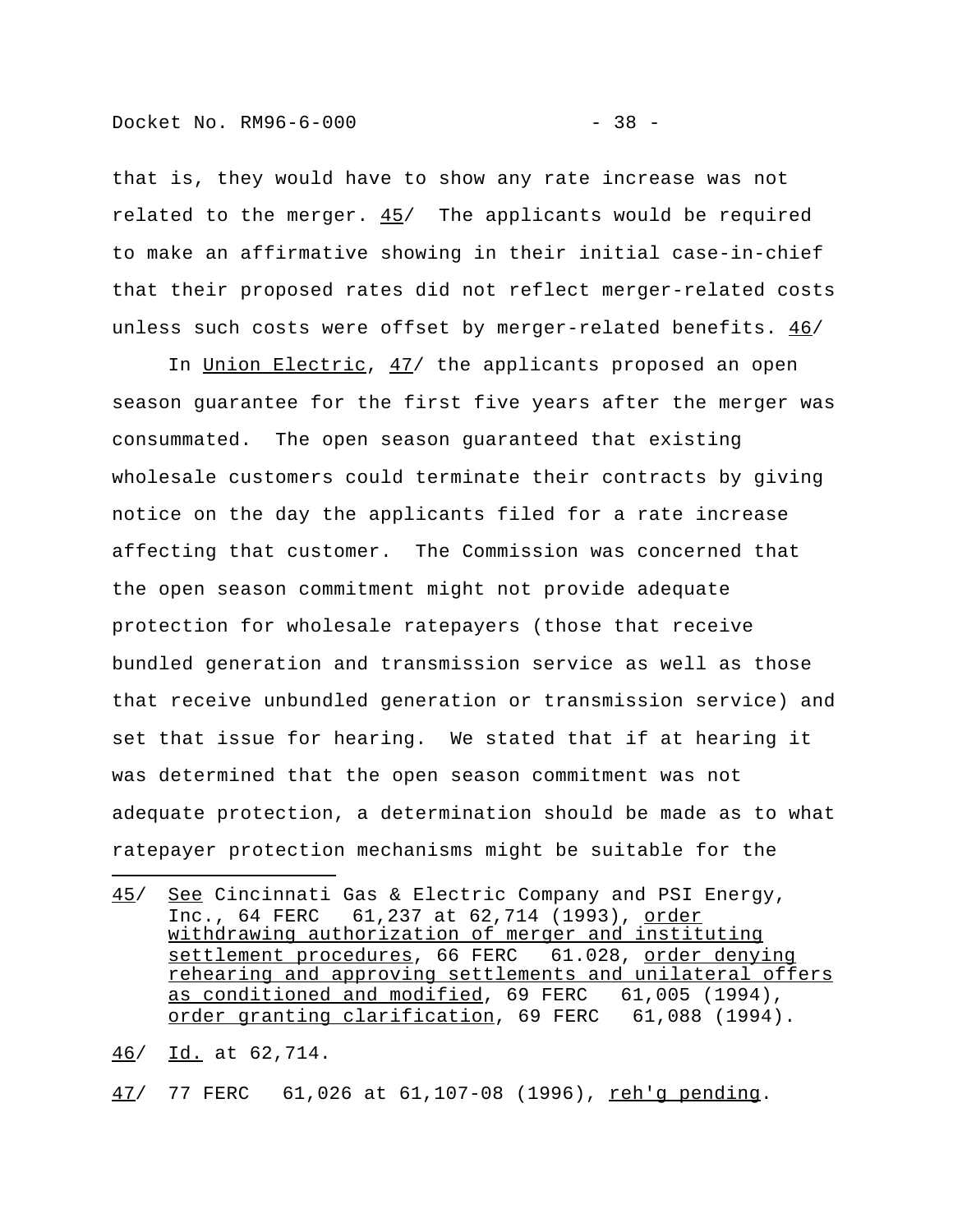that is, they would have to show any rate increase was not related to the merger. 45/ The applicants would be required to make an affirmative showing in their initial case-in-chief that their proposed rates did not reflect merger-related costs unless such costs were offset by merger-related benefits. 46/

In Union Electric, 47/ the applicants proposed an open season guarantee for the first five years after the merger was consummated. The open season guaranteed that existing wholesale customers could terminate their contracts by giving notice on the day the applicants filed for a rate increase affecting that customer. The Commission was concerned that the open season commitment might not provide adequate protection for wholesale ratepayers (those that receive bundled generation and transmission service as well as those that receive unbundled generation or transmission service) and set that issue for hearing. We stated that if at hearing it was determined that the open season commitment was not adequate protection, a determination should be made as to what ratepayer protection mechanisms might be suitable for the

---

45/ See Cincinnati Gas & Electric Company and PSI Energy, Inc., 64 FERC 61,237 at 62,714 (1993), order withdrawing authorization of merger and instituting settlement procedures, 66 FERC 61.028, order denying rehearing and approving settlements and unilateral offers as conditioned and modified, 69 FERC 61,005 (1994), order granting clarification, 69 FERC 61,088 (1994).

46/ Id. at 62,714.

47/ 77 FERC 61,026 at 61,107-08 (1996), reh'g pending.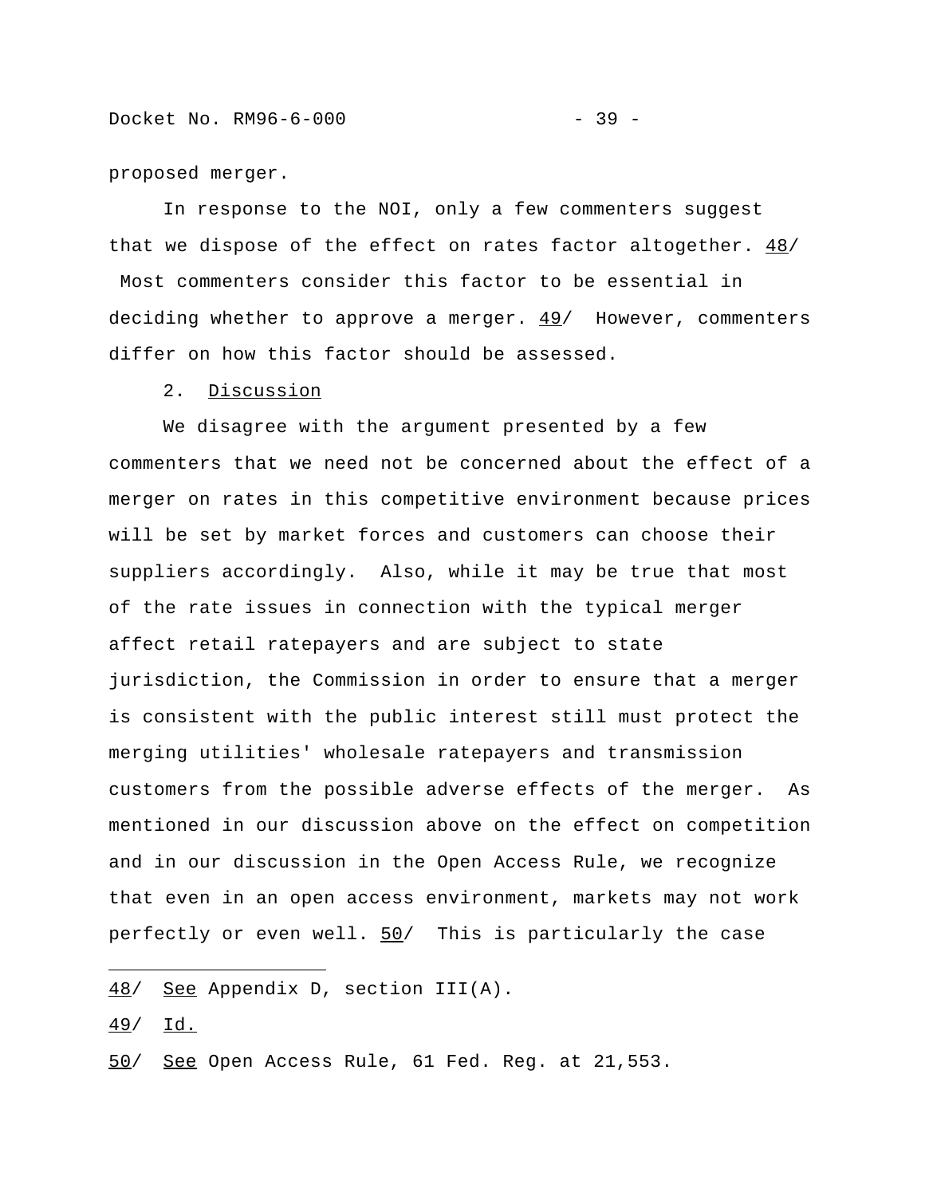proposed merger.

In response to the NOI, only a few commenters suggest that we dispose of the effect on rates factor altogether. 48/ Most commenters consider this factor to be essential in deciding whether to approve a merger. 49/ However, commenters differ on how this factor should be assessed.

2. Discussion

We disagree with the argument presented by a few commenters that we need not be concerned about the effect of a merger on rates in this competitive environment because prices will be set by market forces and customers can choose their suppliers accordingly. Also, while it may be true that most of the rate issues in connection with the typical merger affect retail ratepayers and are subject to state jurisdiction, the Commission in order to ensure that a merger is consistent with the public interest still must protect the merging utilities' wholesale ratepayers and transmission customers from the possible adverse effects of the merger. As mentioned in our discussion above on the effect on competition and in our discussion in the Open Access Rule, we recognize that even in an open access environment, markets may not work perfectly or even well. 50/ This is particularly the case

---

48/ See Appendix D, section III(A).

49/ Id.

50/ See Open Access Rule, 61 Fed. Reg. at 21,553.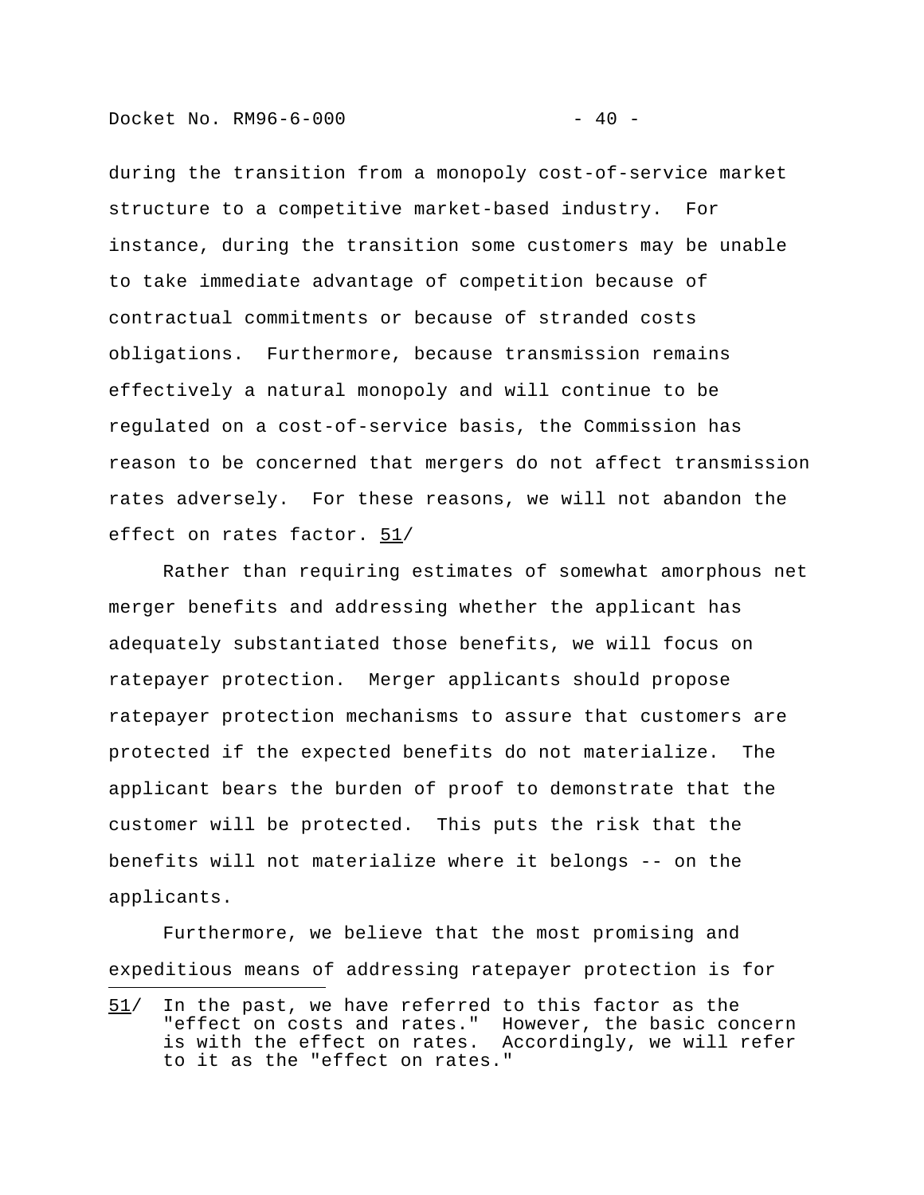during the transition from a monopoly cost-of-service market structure to a competitive market-based industry. For instance, during the transition some customers may be unable to take immediate advantage of competition because of contractual commitments or because of stranded costs obligations. Furthermore, because transmission remains effectively a natural monopoly and will continue to be regulated on a cost-of-service basis, the Commission has reason to be concerned that mergers do not affect transmission rates adversely. For these reasons, we will not abandon the effect on rates factor. 51/

Rather than requiring estimates of somewhat amorphous net merger benefits and addressing whether the applicant has adequately substantiated those benefits, we will focus on ratepayer protection. Merger applicants should propose ratepayer protection mechanisms to assure that customers are protected if the expected benefits do not materialize. The applicant bears the burden of proof to demonstrate that the customer will be protected. This puts the risk that the benefits will not materialize where it belongs -- on the applicants.

Furthermore, we believe that the most promising and expeditious means of addressing ratepayer protection is for

---

51/ In the past, we have referred to this factor as the "effect on costs and rates." However, the basic concern is with the effect on rates. Accordingly, we will refer to it as the "effect on rates."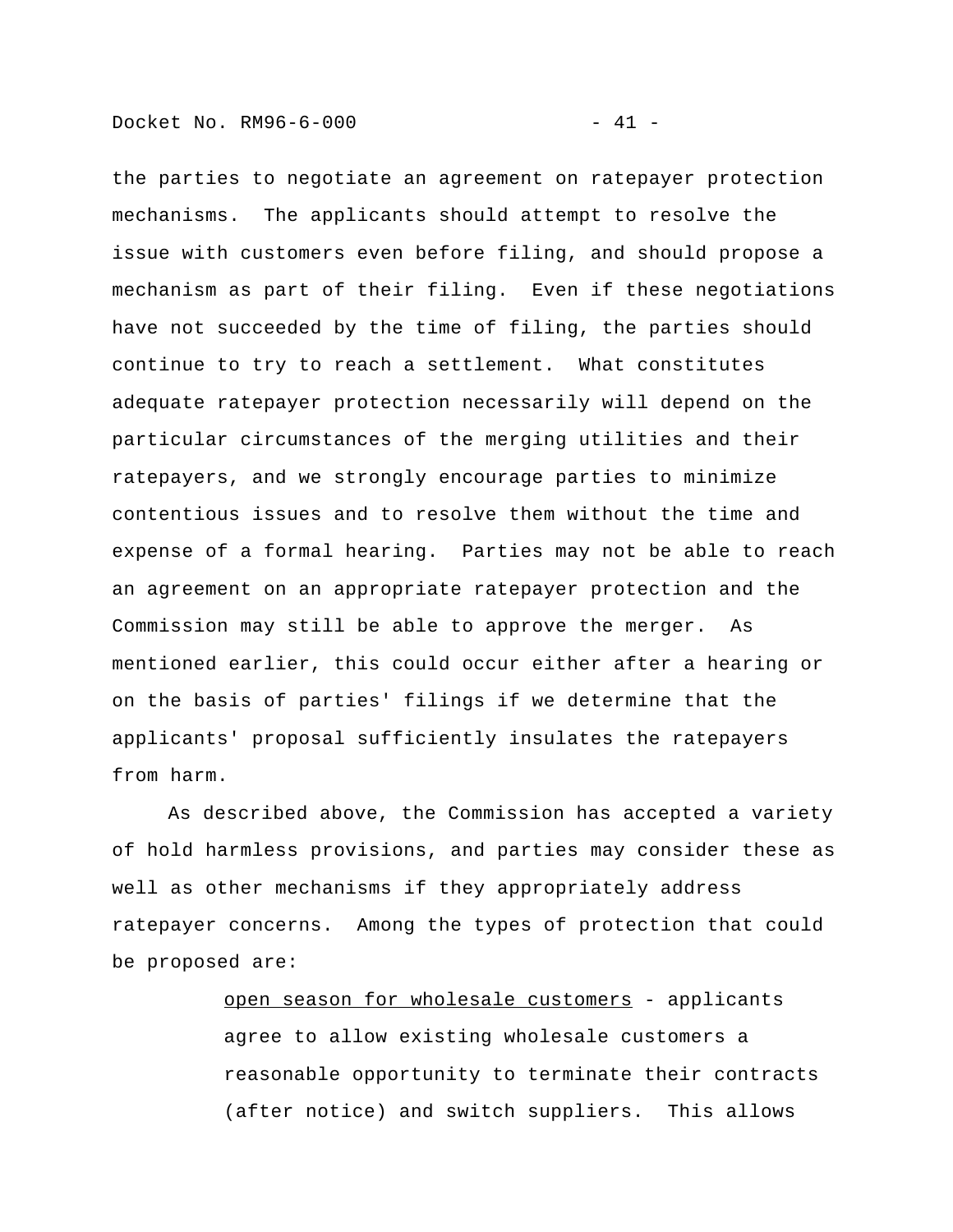the parties to negotiate an agreement on ratepayer protection mechanisms. The applicants should attempt to resolve the issue with customers even before filing, and should propose a mechanism as part of their filing. Even if these negotiations have not succeeded by the time of filing, the parties should continue to try to reach a settlement. What constitutes adequate ratepayer protection necessarily will depend on the particular circumstances of the merging utilities and their ratepayers, and we strongly encourage parties to minimize contentious issues and to resolve them without the time and expense of a formal hearing. Parties may not be able to reach an agreement on an appropriate ratepayer protection and the Commission may still be able to approve the merger. As mentioned earlier, this could occur either after a hearing or on the basis of parties' filings if we determine that the applicants' proposal sufficiently insulates the ratepayers from harm.

As described above, the Commission has accepted a variety of hold harmless provisions, and parties may consider these as well as other mechanisms if they appropriately address ratepayer concerns. Among the types of protection that could be proposed are:

> <u>open season for wholesale customers</u> - applicants agree to allow existing wholesale customers a reasonable opportunity to terminate their contracts (after notice) and switch suppliers. This allows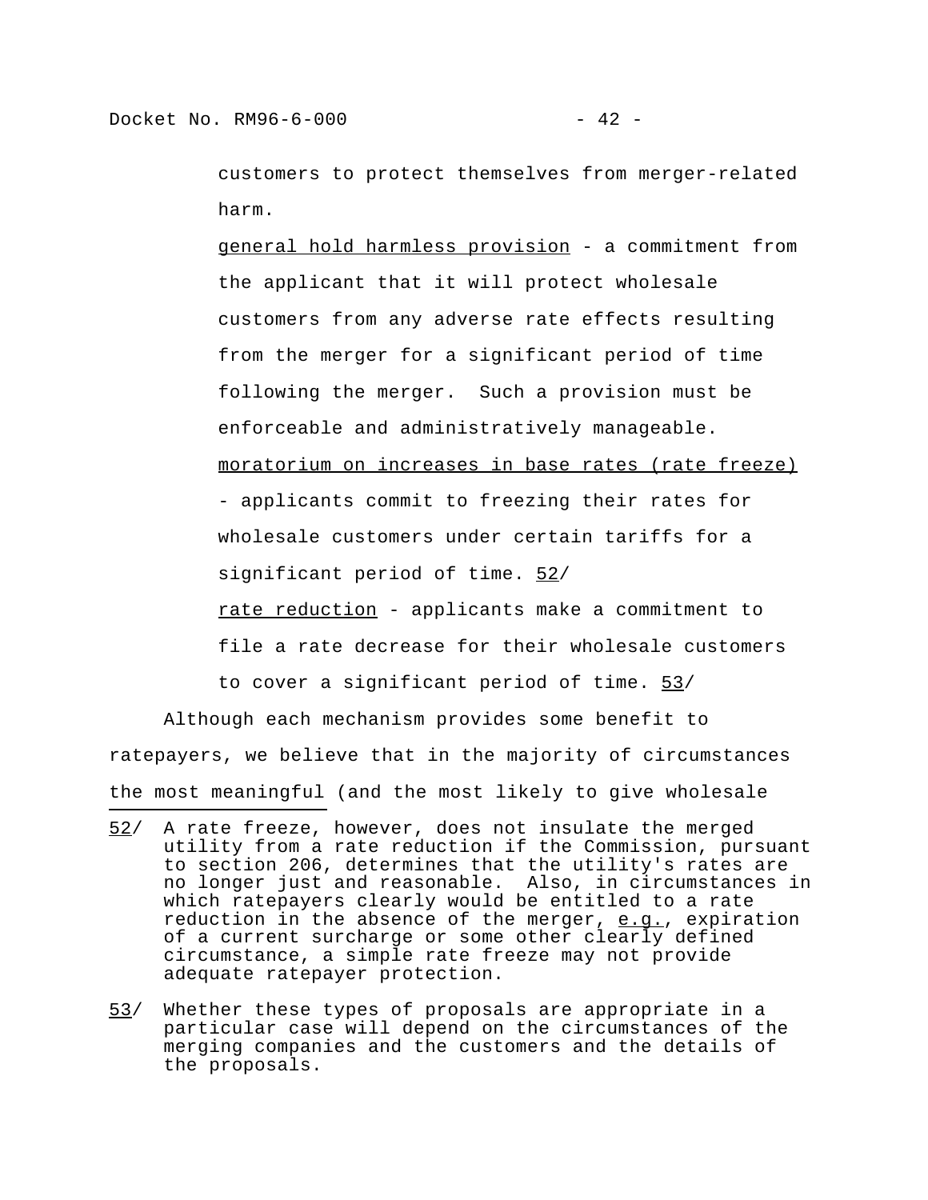customers to protect themselves from merger-related harm.

<u>general hold harmless provision</u> - a commitment from the applicant that it will protect wholesale customers from any adverse rate effects resulting from the merger for a significant period of time following the merger. Such a provision must be enforceable and administratively manageable.

<u>moratorium on increases in base rates (rate freeze)</u> - applicants commit to freezing their rates for wholesale customers under certain tariffs for a significant period of time. [52]

<u>rate reduction</u> - applicants make a commitment to file a rate decrease for their wholesale customers to cover a significant period of time. [53]

Although each mechanism provides some benefit to ratepayers, we believe that in the majority of circumstances the most meaningful (and the most likely to give wholesale

---

[52] A rate freeze, however, does not insulate the merged utility from a rate reduction if the Commission, pursuant to section 206, determines that the utility's rates are no longer just and reasonable. Also, in circumstances in which ratepayers clearly would be entitled to a rate reduction in the absence of the merger, <u>e.g.</u>, expiration of a current surcharge or some other clearly defined circumstance, a simple rate freeze may not provide adequate ratepayer protection.

[53] Whether these types of proposals are appropriate in a particular case will depend on the circumstances of the merging companies and the customers and the details of the proposals.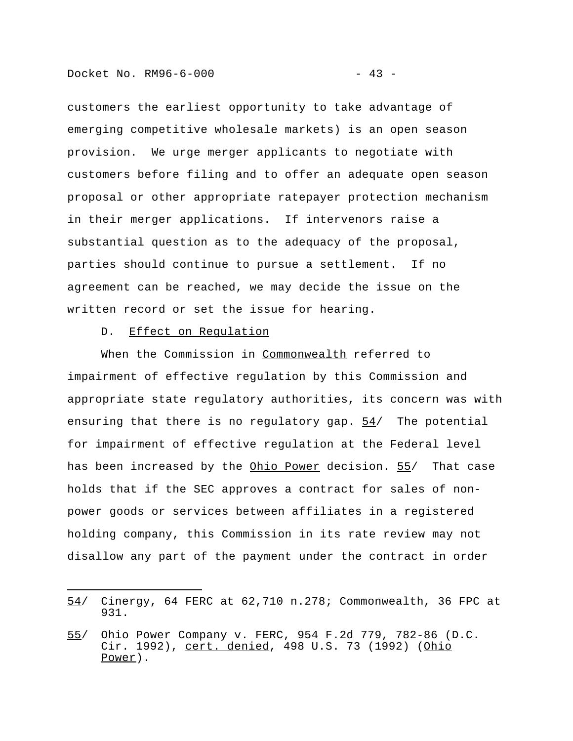customers the earliest opportunity to take advantage of emerging competitive wholesale markets) is an open season provision. We urge merger applicants to negotiate with customers before filing and to offer an adequate open season proposal or other appropriate ratepayer protection mechanism in their merger applications. If intervenors raise a substantial question as to the adequacy of the proposal, parties should continue to pursue a settlement. If no agreement can be reached, we may decide the issue on the written record or set the issue for hearing.

D. Effect on Regulation

When the Commission in Commonwealth referred to impairment of effective regulation by this Commission and appropriate state regulatory authorities, its concern was with ensuring that there is no regulatory gap. 54/ The potential for impairment of effective regulation at the Federal level has been increased by the Ohio Power decision. 55/ That case holds that if the SEC approves a contract for sales of non-power goods or services between affiliates in a registered holding company, this Commission in its rate review may not disallow any part of the payment under the contract in order

---

54/ Cinergy, 64 FERC at 62,710 n.278; Commonwealth, 36 FPC at 931.

55/ Ohio Power Company v. FERC, 954 F.2d 779, 782-86 (D.C. Cir. 1992), cert. denied, 498 U.S. 73 (1992) (Ohio Power).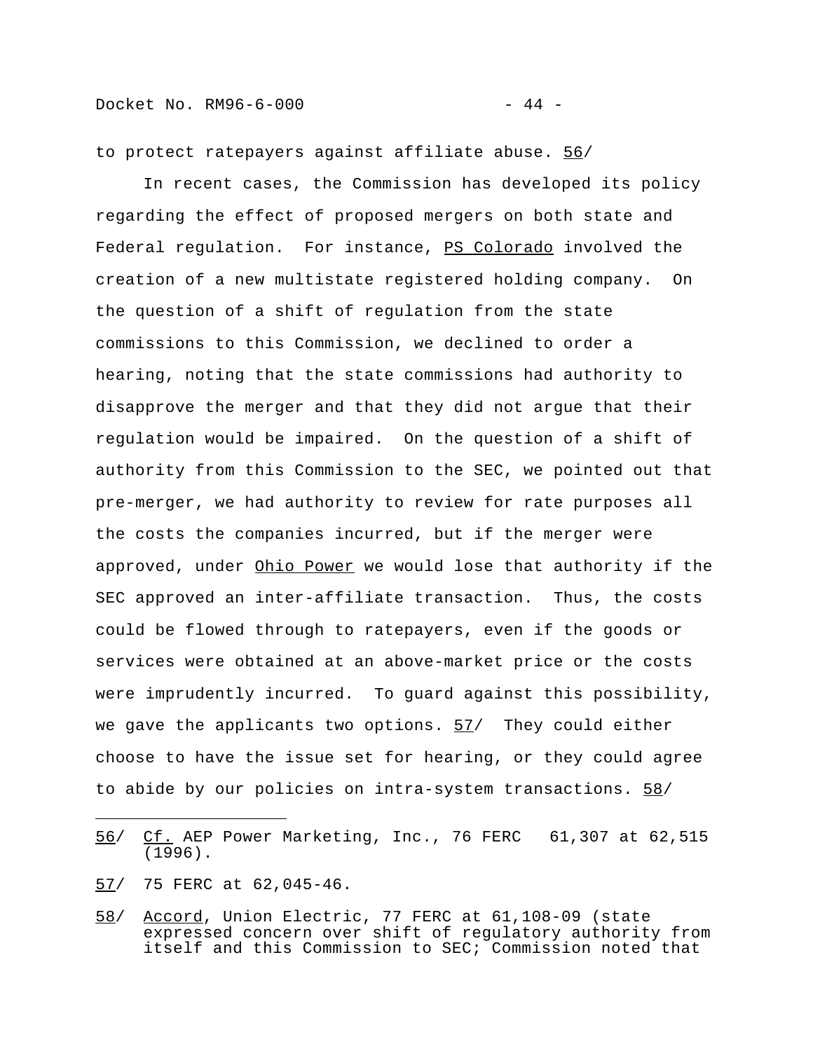to protect ratepayers against affiliate abuse. 56/

In recent cases, the Commission has developed its policy regarding the effect of proposed mergers on both state and Federal regulation. For instance, PS Colorado involved the creation of a new multistate registered holding company. On the question of a shift of regulation from the state commissions to this Commission, we declined to order a hearing, noting that the state commissions had authority to disapprove the merger and that they did not argue that their regulation would be impaired. On the question of a shift of authority from this Commission to the SEC, we pointed out that pre-merger, we had authority to review for rate purposes all the costs the companies incurred, but if the merger were approved, under Ohio Power we would lose that authority if the SEC approved an inter-affiliate transaction. Thus, the costs could be flowed through to ratepayers, even if the goods or services were obtained at an above-market price or the costs were imprudently incurred. To guard against this possibility, we gave the applicants two options. 57/ They could either choose to have the issue set for hearing, or they could agree to abide by our policies on intra-system transactions. 58/

---

56/ Cf. AEP Power Marketing, Inc., 76 FERC ¶ 61,307 at 62,515 (1996).

57/ 75 FERC at 62,045-46.

58/ Accord, Union Electric, 77 FERC at 61,108-09 (state expressed concern over shift of regulatory authority from itself and this Commission to SEC; Commission noted that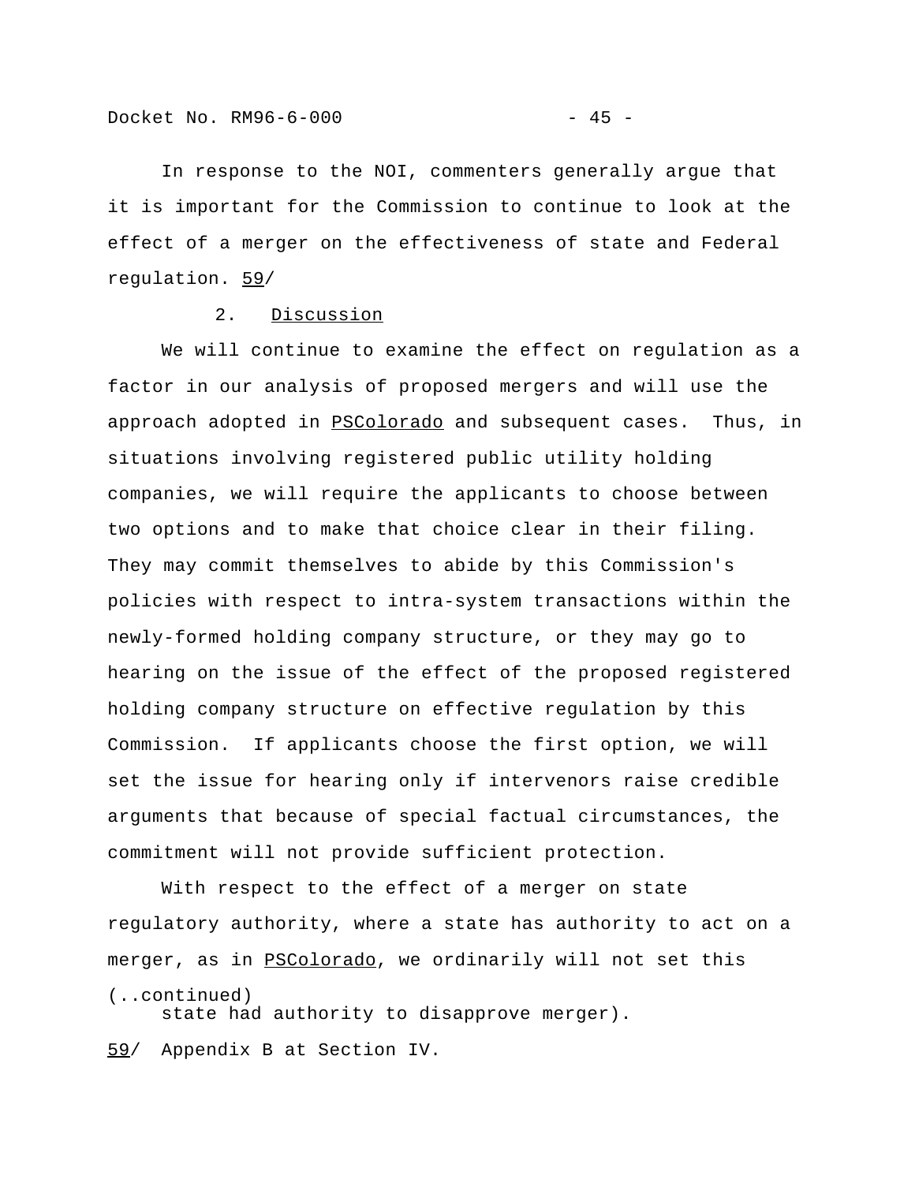In response to the NOI, commenters generally argue that it is important for the Commission to continue to look at the effect of a merger on the effectiveness of state and Federal regulation. 59/

2. Discussion

We will continue to examine the effect on regulation as a factor in our analysis of proposed mergers and will use the approach adopted in PSColorado and subsequent cases. Thus, in situations involving registered public utility holding companies, we will require the applicants to choose between two options and to make that choice clear in their filing. They may commit themselves to abide by this Commission's policies with respect to intra-system transactions within the newly-formed holding company structure, or they may go to hearing on the issue of the effect of the proposed registered holding company structure on effective regulation by this Commission. If applicants choose the first option, we will set the issue for hearing only if intervenors raise credible arguments that because of special factual circumstances, the commitment will not provide sufficient protection.

With respect to the effect of a merger on state regulatory authority, where a state has authority to act on a merger, as in PSColorado, we ordinarily will not set this

(..continued)
state had authority to disapprove merger).

59/ Appendix B at Section IV.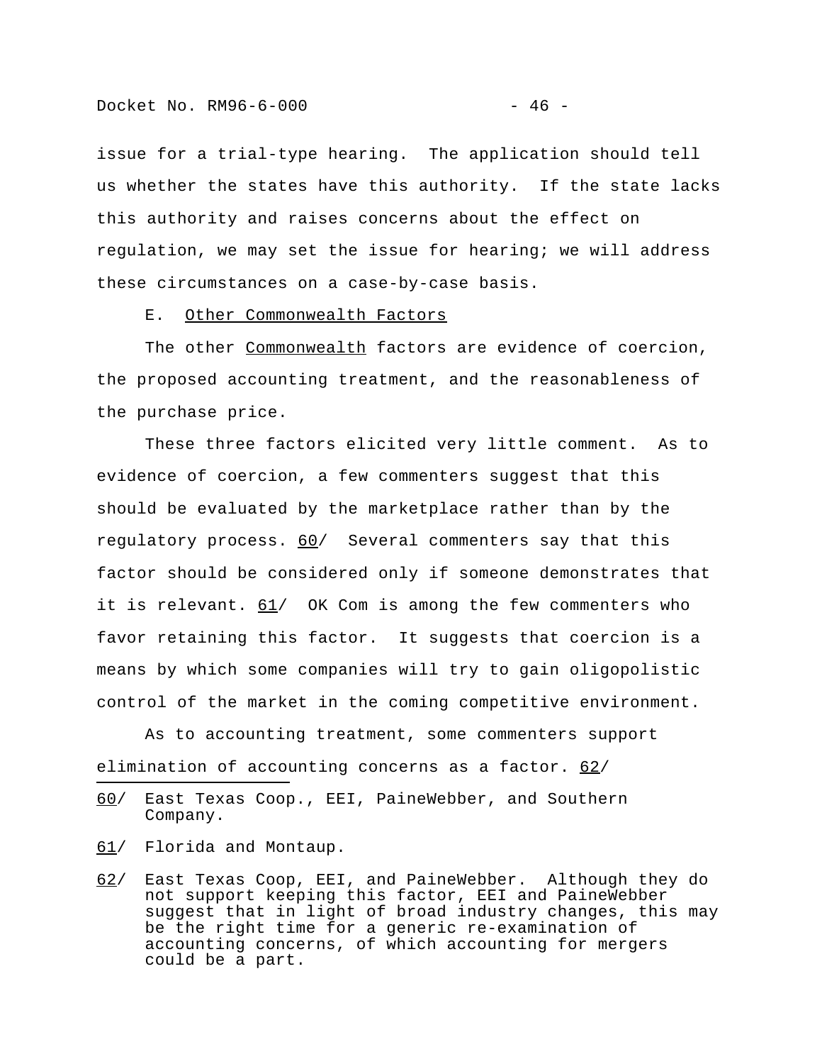issue for a trial-type hearing. The application should tell us whether the states have this authority. If the state lacks this authority and raises concerns about the effect on regulation, we may set the issue for hearing; we will address these circumstances on a case-by-case basis.

E. Other Commonwealth Factors

The other *Commonwealth* factors are evidence of coercion, the proposed accounting treatment, and the reasonableness of the purchase price.

These three factors elicited very little comment. As to evidence of coercion, a few commenters suggest that this should be evaluated by the marketplace rather than by the regulatory process. 60/ Several commenters say that this factor should be considered only if someone demonstrates that it is relevant. 61/ OK Com is among the few commenters who favor retaining this factor. It suggests that coercion is a means by which some companies will try to gain oligopolistic control of the market in the coming competitive environment.

As to accounting treatment, some commenters support elimination of accounting concerns as a factor. 62/

---

60/ East Texas Coop., EEI, PaineWebber, and Southern Company.

61/ Florida and Montaup.

62/ East Texas Coop, EEI, and PaineWebber. Although they do not support keeping this factor, EEI and PaineWebber suggest that in light of broad industry changes, this may be the right time for a generic re-examination of accounting concerns, of which accounting for mergers could be a part.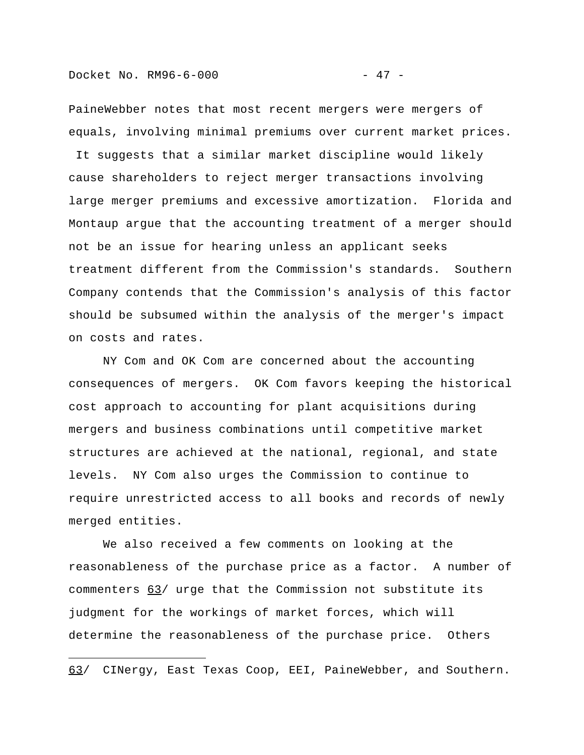PaineWebber notes that most recent mergers were mergers of equals, involving minimal premiums over current market prices. It suggests that a similar market discipline would likely cause shareholders to reject merger transactions involving large merger premiums and excessive amortization. Florida and Montaup argue that the accounting treatment of a merger should not be an issue for hearing unless an applicant seeks treatment different from the Commission's standards. Southern Company contends that the Commission's analysis of this factor should be subsumed within the analysis of the merger's impact on costs and rates.

NY Com and OK Com are concerned about the accounting consequences of mergers. OK Com favors keeping the historical cost approach to accounting for plant acquisitions during mergers and business combinations until competitive market structures are achieved at the national, regional, and state levels. NY Com also urges the Commission to continue to require unrestricted access to all books and records of newly merged entities.

We also received a few comments on looking at the reasonableness of the purchase price as a factor. A number of commenters 63/ urge that the Commission not substitute its judgment for the workings of market forces, which will determine the reasonableness of the purchase price. Others

---

63/ CINergy, East Texas Coop, EEI, PaineWebber, and Southern.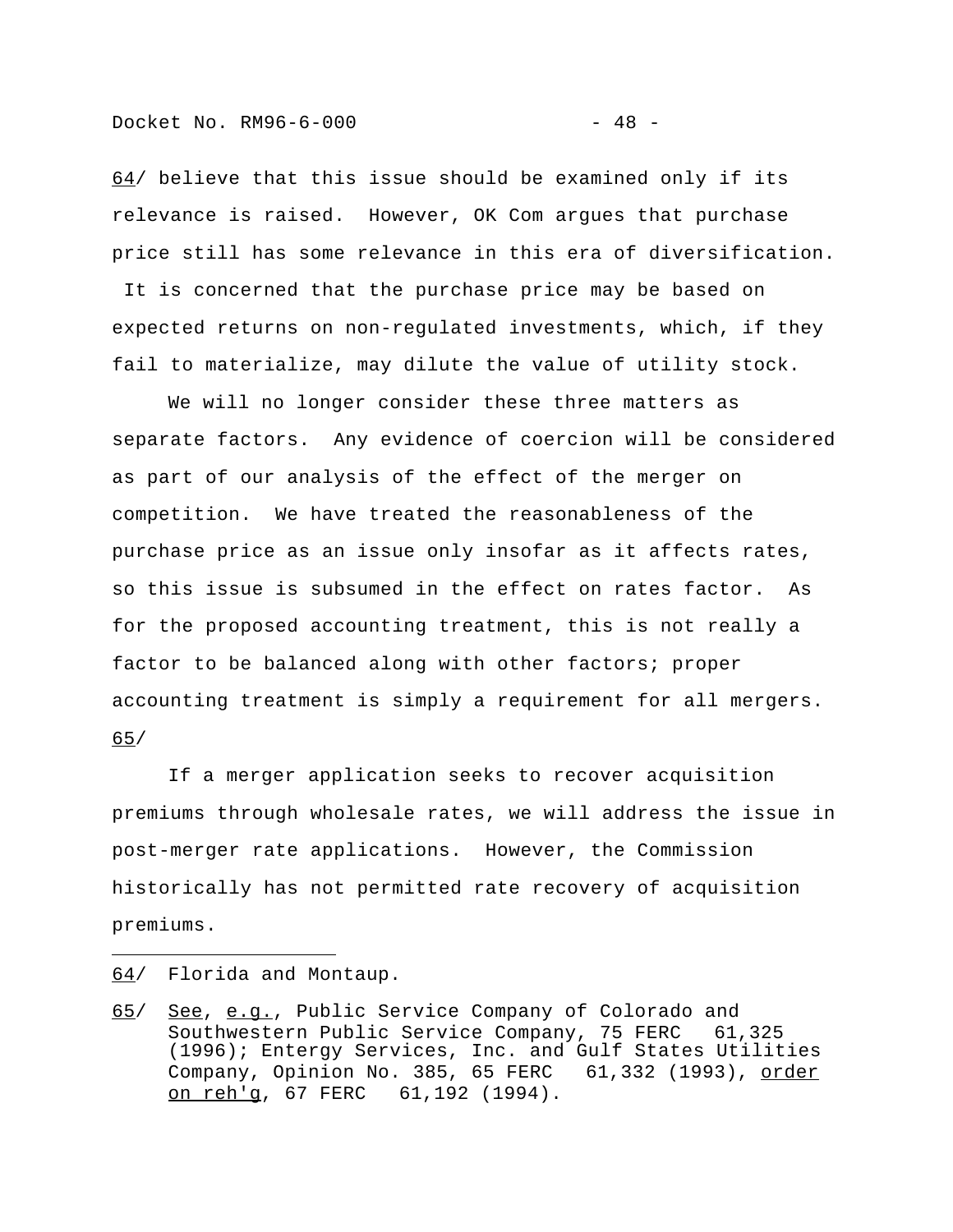64/ believe that this issue should be examined only if its relevance is raised. However, OK Com argues that purchase price still has some relevance in this era of diversification. It is concerned that the purchase price may be based on expected returns on non-regulated investments, which, if they fail to materialize, may dilute the value of utility stock.

We will no longer consider these three matters as separate factors. Any evidence of coercion will be considered as part of our analysis of the effect of the merger on competition. We have treated the reasonableness of the purchase price as an issue only insofar as it affects rates, so this issue is subsumed in the effect on rates factor. As for the proposed accounting treatment, this is not really a factor to be balanced along with other factors; proper accounting treatment is simply a requirement for all mergers. 65/

If a merger application seeks to recover acquisition premiums through wholesale rates, we will address the issue in post-merger rate applications. However, the Commission historically has not permitted rate recovery of acquisition premiums.

---

64/ Florida and Montaup.

65/ See, e.g., Public Service Company of Colorado and Southwestern Public Service Company, 75 FERC ¶ 61,325 (1996); Entergy Services, Inc. and Gulf States Utilities Company, Opinion No. 385, 65 FERC ¶ 61,332 (1993), order on reh'g, 67 FERC ¶ 61,192 (1994).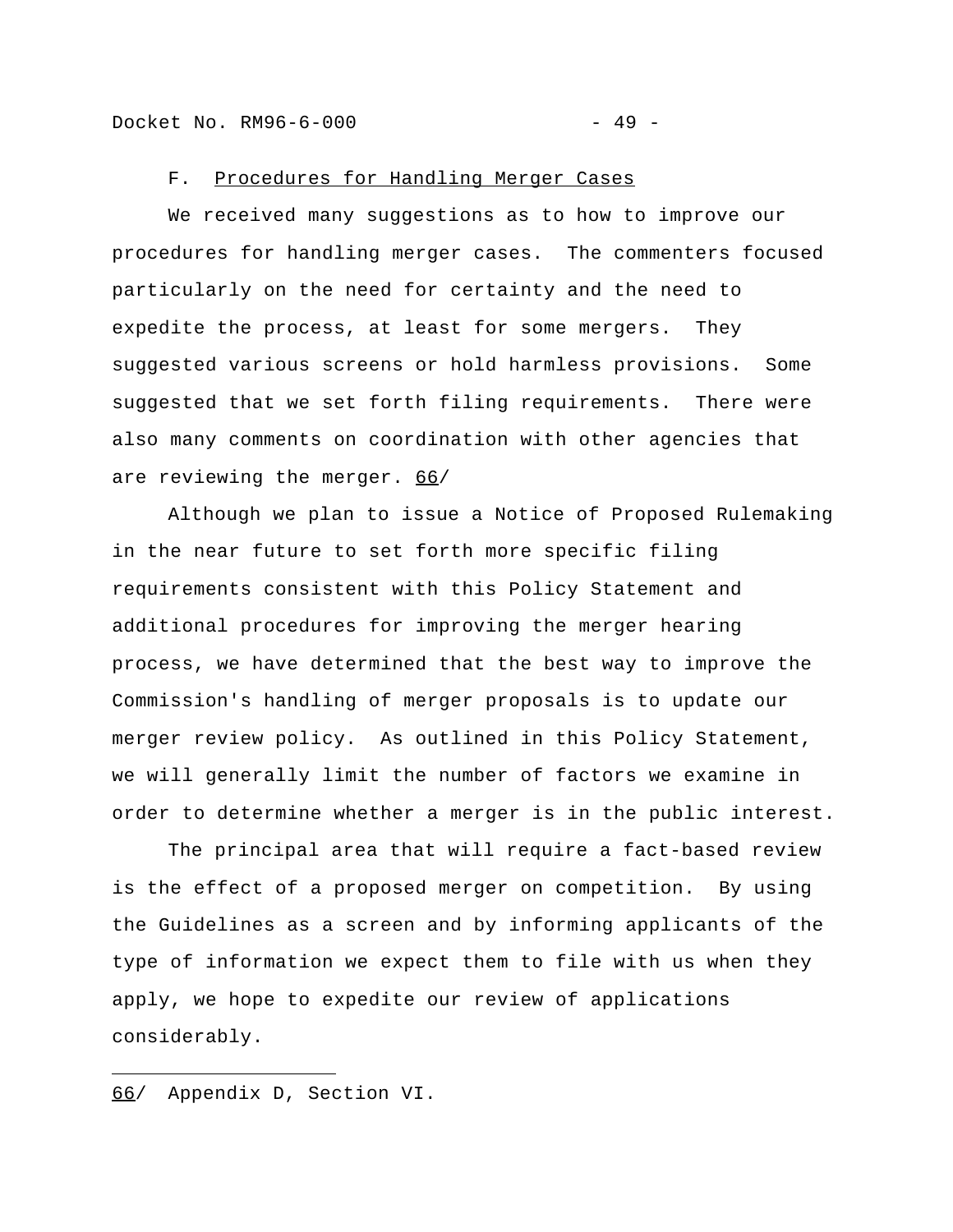### F. Procedures for Handling Merger Cases

We received many suggestions as to how to improve our procedures for handling merger cases. The commenters focused particularly on the need for certainty and the need to expedite the process, at least for some mergers. They suggested various screens or hold harmless provisions. Some suggested that we set forth filing requirements. There were also many comments on coordination with other agencies that are reviewing the merger. 66/

Although we plan to issue a Notice of Proposed Rulemaking in the near future to set forth more specific filing requirements consistent with this Policy Statement and additional procedures for improving the merger hearing process, we have determined that the best way to improve the Commission's handling of merger proposals is to update our merger review policy. As outlined in this Policy Statement, we will generally limit the number of factors we examine in order to determine whether a merger is in the public interest.

The principal area that will require a fact-based review is the effect of a proposed merger on competition. By using the Guidelines as a screen and by informing applicants of the type of information we expect them to file with us when they apply, we hope to expedite our review of applications considerably.

---

66/ Appendix D, Section VI.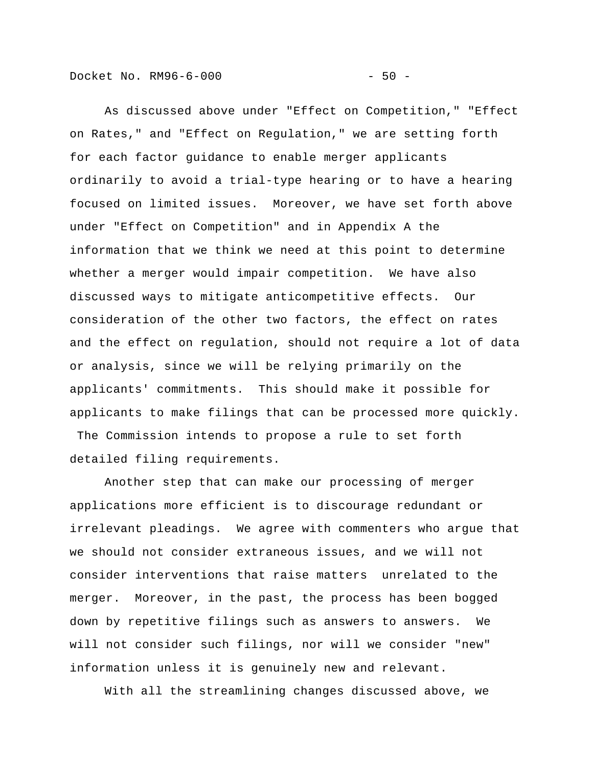As discussed above under "Effect on Competition," "Effect on Rates," and "Effect on Regulation," we are setting forth for each factor guidance to enable merger applicants ordinarily to avoid a trial-type hearing or to have a hearing focused on limited issues.  Moreover, we have set forth above under "Effect on Competition" and in Appendix A the information that we think we need at this point to determine whether a merger would impair competition.  We have also discussed ways to mitigate anticompetitive effects.  Our consideration of the other two factors, the effect on rates and the effect on regulation, should not require a lot of data or analysis, since we will be relying primarily on the applicants' commitments.  This should make it possible for applicants to make filings that can be processed more quickly.  The Commission intends to propose a rule to set forth detailed filing requirements.

Another step that can make our processing of merger applications more efficient is to discourage redundant or irrelevant pleadings.  We agree with commenters who argue that we should not consider extraneous issues, and we will not consider interventions that raise matters unrelated to the merger.  Moreover, in the past, the process has been bogged down by repetitive filings such as answers to answers.  We will not consider such filings, nor will we consider "new" information unless it is genuinely new and relevant.

With all the streamlining changes discussed above, we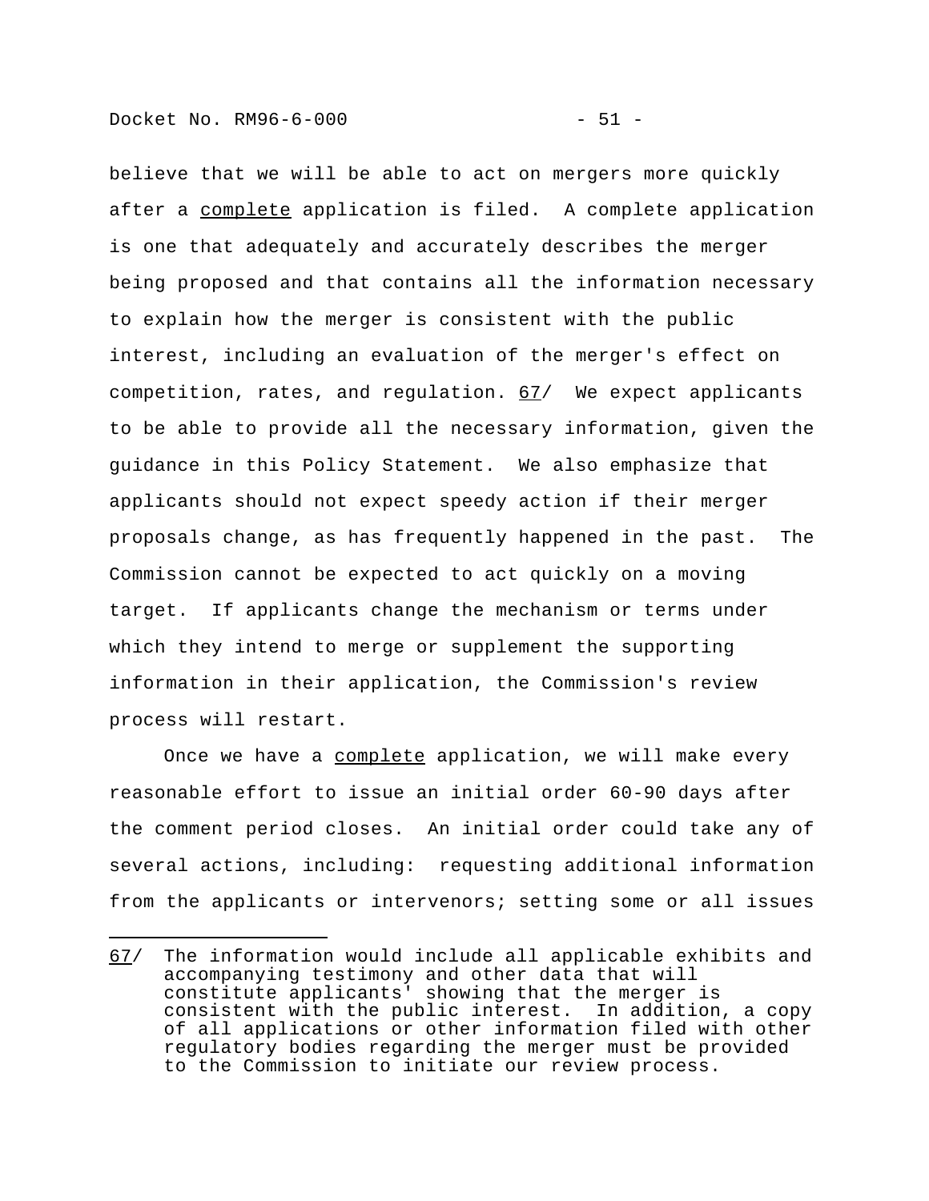believe that we will be able to act on mergers more quickly after a _complete_ application is filed. A complete application is one that adequately and accurately describes the merger being proposed and that contains all the information necessary to explain how the merger is consistent with the public interest, including an evaluation of the merger's effect on competition, rates, and regulation. 67/ We expect applicants to be able to provide all the necessary information, given the guidance in this Policy Statement. We also emphasize that applicants should not expect speedy action if their merger proposals change, as has frequently happened in the past. The Commission cannot be expected to act quickly on a moving target. If applicants change the mechanism or terms under which they intend to merge or supplement the supporting information in their application, the Commission's review process will restart.

Once we have a _complete_ application, we will make every reasonable effort to issue an initial order 60-90 days after the comment period closes. An initial order could take any of several actions, including: requesting additional information from the applicants or intervenors; setting some or all issues

---

67/ The information would include all applicable exhibits and accompanying testimony and other data that will constitute applicants' showing that the merger is consistent with the public interest. In addition, a copy of all applications or other information filed with other regulatory bodies regarding the merger must be provided to the Commission to initiate our review process.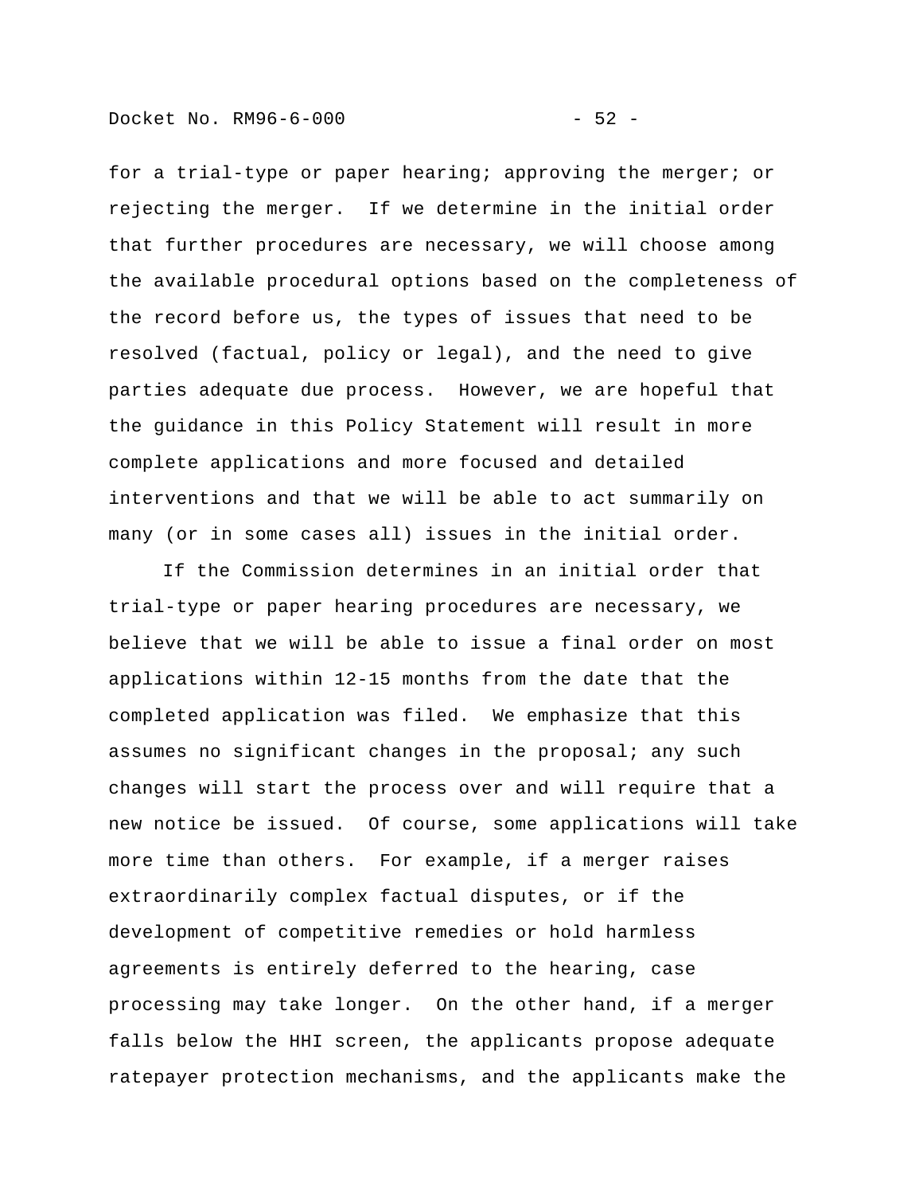for a trial-type or paper hearing; approving the merger; or rejecting the merger. If we determine in the initial order that further procedures are necessary, we will choose among the available procedural options based on the completeness of the record before us, the types of issues that need to be resolved (factual, policy or legal), and the need to give parties adequate due process. However, we are hopeful that the guidance in this Policy Statement will result in more complete applications and more focused and detailed interventions and that we will be able to act summarily on many (or in some cases all) issues in the initial order.

If the Commission determines in an initial order that trial-type or paper hearing procedures are necessary, we believe that we will be able to issue a final order on most applications within 12-15 months from the date that the completed application was filed. We emphasize that this assumes no significant changes in the proposal; any such changes will start the process over and will require that a new notice be issued. Of course, some applications will take more time than others. For example, if a merger raises extraordinarily complex factual disputes, or if the development of competitive remedies or hold harmless agreements is entirely deferred to the hearing, case processing may take longer. On the other hand, if a merger falls below the HHI screen, the applicants propose adequate ratepayer protection mechanisms, and the applicants make the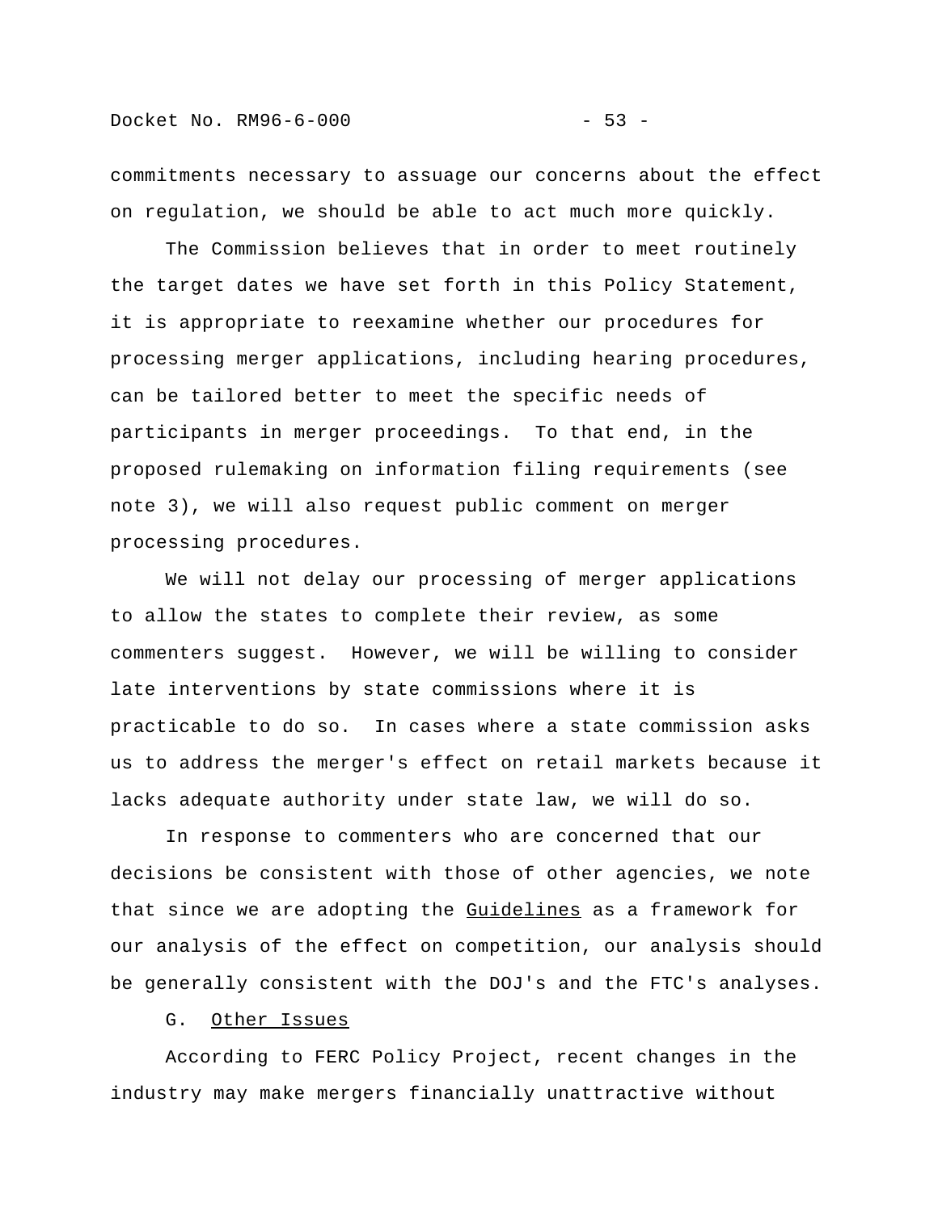commitments necessary to assuage our concerns about the effect on regulation, we should be able to act much more quickly.

The Commission believes that in order to meet routinely the target dates we have set forth in this Policy Statement, it is appropriate to reexamine whether our procedures for processing merger applications, including hearing procedures, can be tailored better to meet the specific needs of participants in merger proceedings. To that end, in the proposed rulemaking on information filing requirements (see note 3), we will also request public comment on merger processing procedures.

We will not delay our processing of merger applications to allow the states to complete their review, as some commenters suggest. However, we will be willing to consider late interventions by state commissions where it is practicable to do so. In cases where a state commission asks us to address the merger's effect on retail markets because it lacks adequate authority under state law, we will do so.

In response to commenters who are concerned that our decisions be consistent with those of other agencies, we note that since we are adopting the _Guidelines_ as a framework for our analysis of the effect on competition, our analysis should be generally consistent with the DOJ's and the FTC's analyses.

### G. Other Issues

According to FERC Policy Project, recent changes in the industry may make mergers financially unattractive without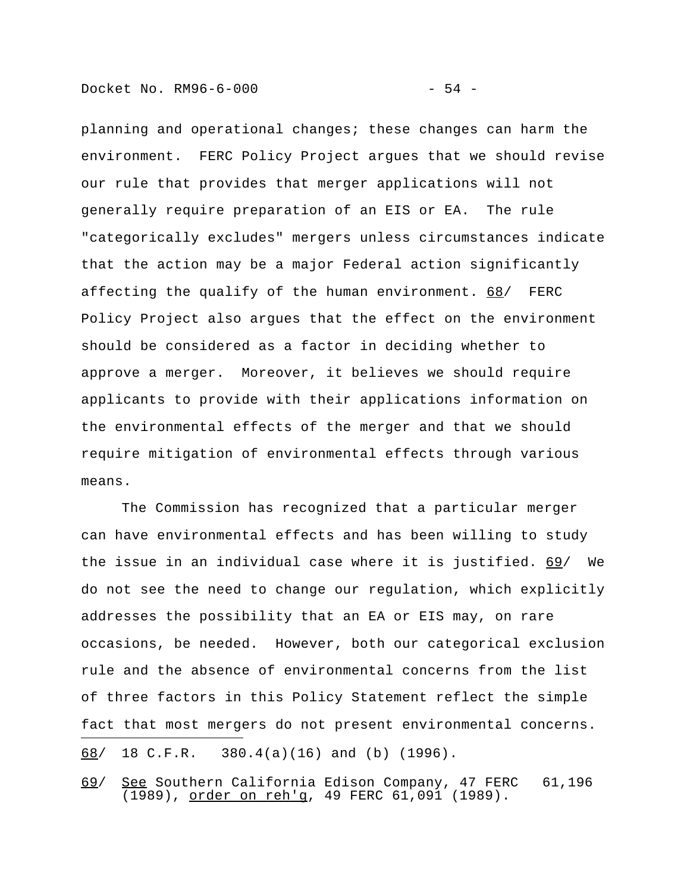planning and operational changes; these changes can harm the environment. FERC Policy Project argues that we should revise our rule that provides that merger applications will not generally require preparation of an EIS or EA. The rule "categorically excludes" mergers unless circumstances indicate that the action may be a major Federal action significantly affecting the qualify of the human environment. 68/ FERC Policy Project also argues that the effect on the environment should be considered as a factor in deciding whether to approve a merger. Moreover, it believes we should require applicants to provide with their applications information on the environmental effects of the merger and that we should require mitigation of environmental effects through various means.

The Commission has recognized that a particular merger can have environmental effects and has been willing to study the issue in an individual case where it is justified. 69/ We do not see the need to change our regulation, which explicitly addresses the possibility that an EA or EIS may, on rare occasions, be needed. However, both our categorical exclusion rule and the absence of environmental concerns from the list of three factors in this Policy Statement reflect the simple fact that most mergers do not present environmental concerns.

---

68/ 18 C.F.R. 380.4(a)(16) and (b) (1996).

69/ See Southern California Edison Company, 47 FERC 61,196 (1989), order on reh'g, 49 FERC 61,091 (1989).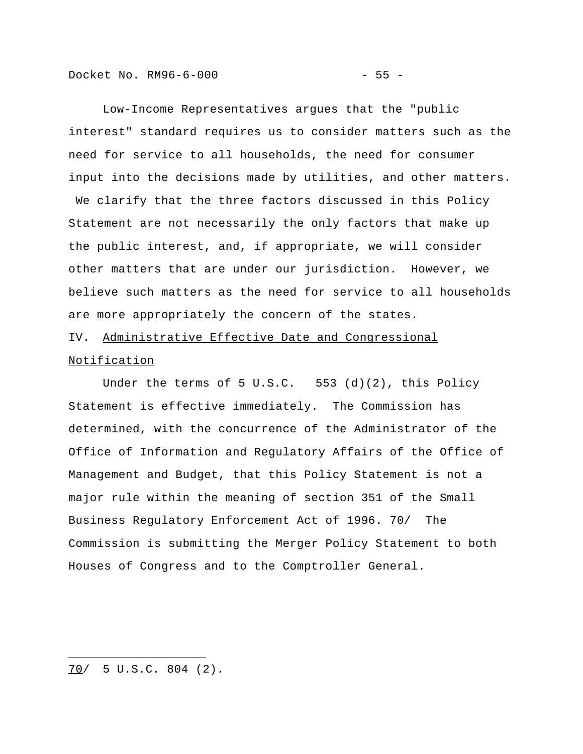Low-Income Representatives argues that the "public interest" standard requires us to consider matters such as the need for service to all households, the need for consumer input into the decisions made by utilities, and other matters. We clarify that the three factors discussed in this Policy Statement are not necessarily the only factors that make up the public interest, and, if appropriate, we will consider other matters that are under our jurisdiction. However, we believe such matters as the need for service to all households are more appropriately the concern of the states.

## IV. Administrative Effective Date and Congressional Notification

Under the terms of 5 U.S.C. 553 (d)(2), this Policy Statement is effective immediately. The Commission has determined, with the concurrence of the Administrator of the Office of Information and Regulatory Affairs of the Office of Management and Budget, that this Policy Statement is not a major rule within the meaning of section 351 of the Small Business Regulatory Enforcement Act of 1996. 70/ The Commission is submitting the Merger Policy Statement to both Houses of Congress and to the Comptroller General.

---

70/ 5 U.S.C. 804 (2).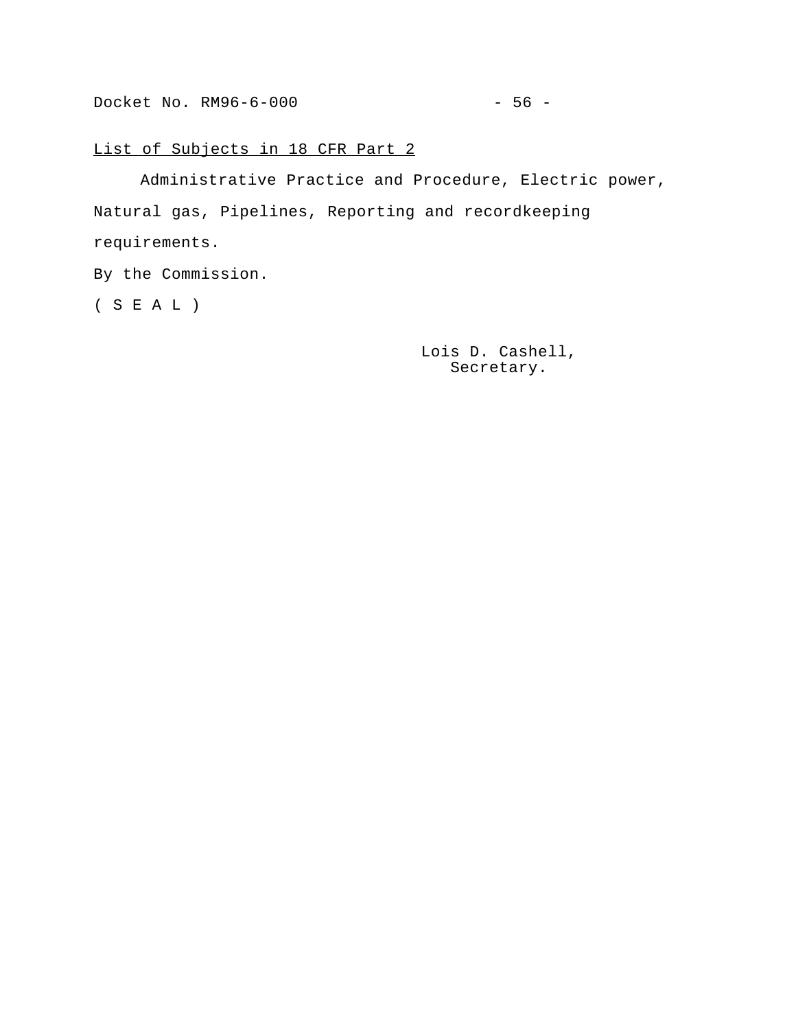<u>List of Subjects in 18 CFR Part 2</u>

Administrative Practice and Procedure, Electric power, Natural gas, Pipelines, Reporting and recordkeeping requirements.

By the Commission.

( S E A L )

Lois D. Cashell,
Secretary.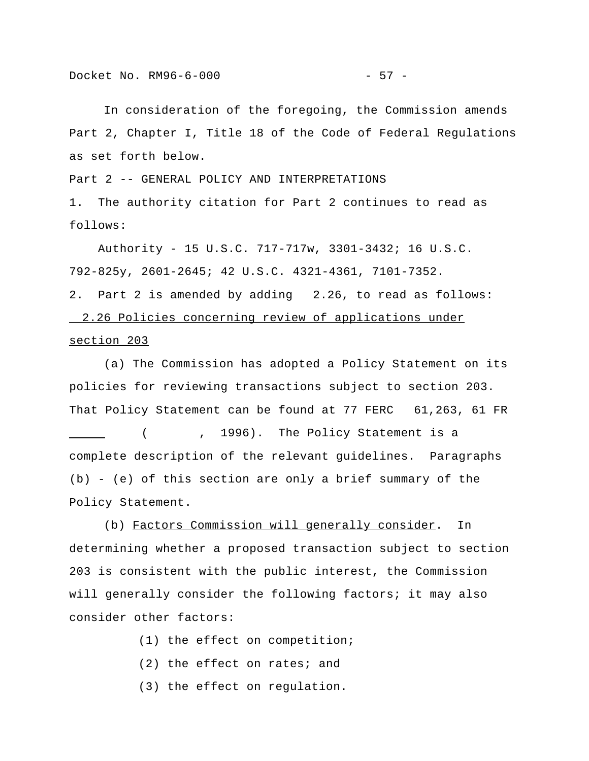In consideration of the foregoing, the Commission amends Part 2, Chapter I, Title 18 of the Code of Federal Regulations as set forth below.

Part 2 -- GENERAL POLICY AND INTERPRETATIONS

1. The authority citation for Part 2 continues to read as follows:

Authority - 15 U.S.C. 717-717w, 3301-3432; 16 U.S.C. 792-825y, 2601-2645; 42 U.S.C. 4321-4361, 7101-7352.

2. Part 2 is amended by adding 2.26, to read as follows:

2.26 Policies concerning review of applications under section 203

(a) The Commission has adopted a Policy Statement on its policies for reviewing transactions subject to section 203. That Policy Statement can be found at 77 FERC 61,263, 61 FR _____ ( , 1996). The Policy Statement is a complete description of the relevant guidelines. Paragraphs (b) - (e) of this section are only a brief summary of the Policy Statement.

(b) Factors Commission will generally consider. In determining whether a proposed transaction subject to section 203 is consistent with the public interest, the Commission will generally consider the following factors; it may also consider other factors:

(1) the effect on competition;

(2) the effect on rates; and

(3) the effect on regulation.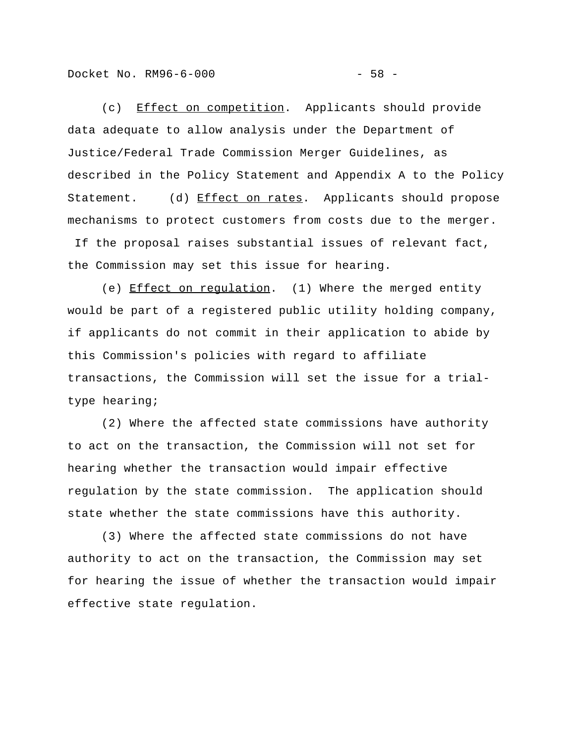(c) <u>Effect on competition</u>. Applicants should provide data adequate to allow analysis under the Department of Justice/Federal Trade Commission Merger Guidelines, as described in the Policy Statement and Appendix A to the Policy Statement.

(d) <u>Effect on rates</u>. Applicants should propose mechanisms to protect customers from costs due to the merger. If the proposal raises substantial issues of relevant fact, the Commission may set this issue for hearing.

(e) <u>Effect on regulation</u>. (1) Where the merged entity would be part of a registered public utility holding company, if applicants do not commit in their application to abide by this Commission's policies with regard to affiliate transactions, the Commission will set the issue for a trial-type hearing;

(2) Where the affected state commissions have authority to act on the transaction, the Commission will not set for hearing whether the transaction would impair effective regulation by the state commission. The application should state whether the state commissions have this authority.

(3) Where the affected state commissions do not have authority to act on the transaction, the Commission may set for hearing the issue of whether the transaction would impair effective state regulation.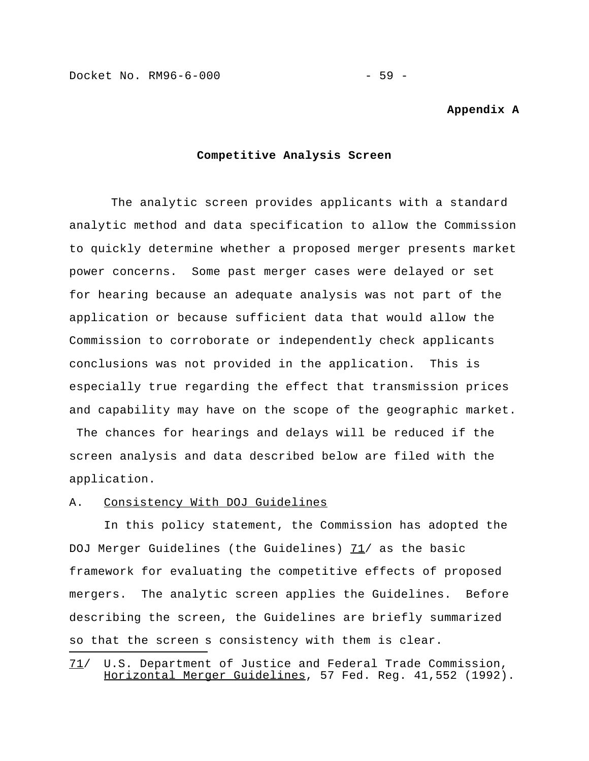**Appendix A**

## Competitive Analysis Screen

The analytic screen provides applicants with a standard analytic method and data specification to allow the Commission to quickly determine whether a proposed merger presents market power concerns. Some past merger cases were delayed or set for hearing because an adequate analysis was not part of the application or because sufficient data that would allow the Commission to corroborate or independently check applicants conclusions was not provided in the application. This is especially true regarding the effect that transmission prices and capability may have on the scope of the geographic market. The chances for hearings and delays will be reduced if the screen analysis and data described below are filed with the application.

### A. Consistency With DOJ Guidelines

In this policy statement, the Commission has adopted the DOJ Merger Guidelines (the Guidelines) 71/ as the basic framework for evaluating the competitive effects of proposed mergers. The analytic screen applies the Guidelines. Before describing the screen, the Guidelines are briefly summarized so that the screen s consistency with them is clear.

---

71/ U.S. Department of Justice and Federal Trade Commission, Horizontal Merger Guidelines, 57 Fed. Reg. 41,552 (1992).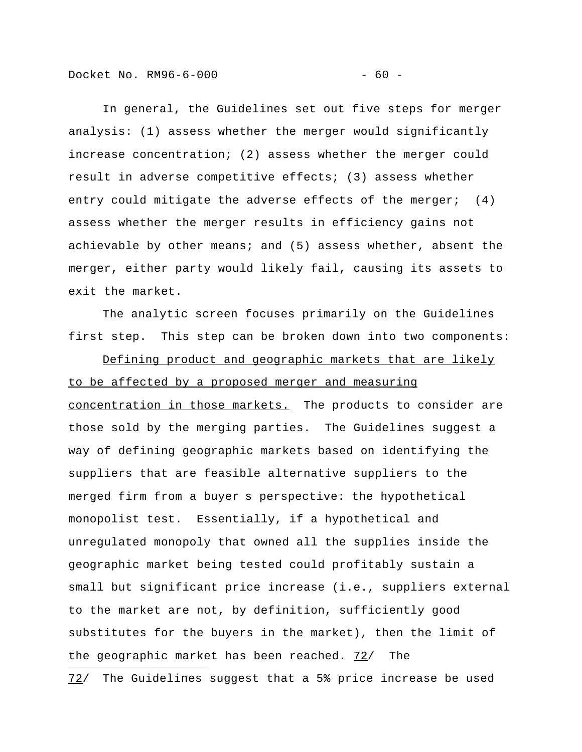In general, the Guidelines set out five steps for merger analysis: (1) assess whether the merger would significantly increase concentration; (2) assess whether the merger could result in adverse competitive effects; (3) assess whether entry could mitigate the adverse effects of the merger; (4) assess whether the merger results in efficiency gains not achievable by other means; and (5) assess whether, absent the merger, either party would likely fail, causing its assets to exit the market.

The analytic screen focuses primarily on the Guidelines first step. This step can be broken down into two components:

<u>Defining product and geographic markets that are likely to be affected by a proposed merger and measuring concentration in those markets.</u> The products to consider are those sold by the merging parties. The Guidelines suggest a way of defining geographic markets based on identifying the suppliers that are feasible alternative suppliers to the merged firm from a buyer s perspective: the hypothetical monopolist test. Essentially, if a hypothetical and unregulated monopoly that owned all the supplies inside the geographic market being tested could profitably sustain a small but significant price increase (i.e., suppliers external to the market are not, by definition, sufficiently good substitutes for the buyers in the market), then the limit of the geographic market has been reached. <u>72</u>/ The

---

<u>72</u>/ The Guidelines suggest that a 5% price increase be used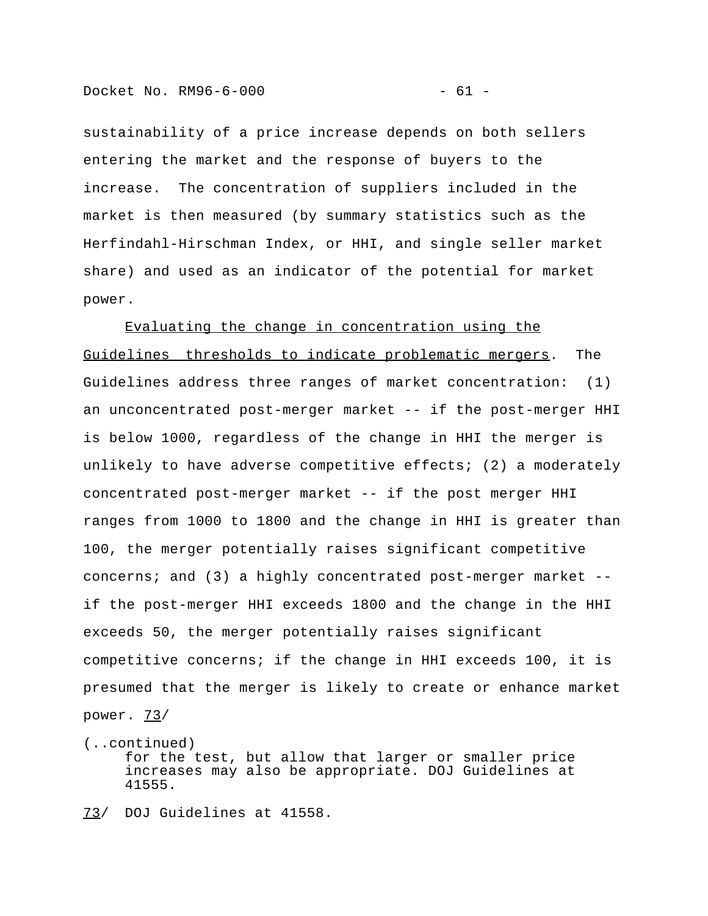sustainability of a price increase depends on both sellers entering the market and the response of buyers to the increase. The concentration of suppliers included in the market is then measured (by summary statistics such as the Herfindahl-Hirschman Index, or HHI, and single seller market share) and used as an indicator of the potential for market power.

Evaluating the change in concentration using the Guidelines thresholds to indicate problematic mergers. The Guidelines address three ranges of market concentration: (1) an unconcentrated post-merger market -- if the post-merger HHI is below 1000, regardless of the change in HHI the merger is unlikely to have adverse competitive effects; (2) a moderately concentrated post-merger market -- if the post merger HHI ranges from 1000 to 1800 and the change in HHI is greater than 100, the merger potentially raises significant competitive concerns; and (3) a highly concentrated post-merger market -- if the post-merger HHI exceeds 1800 and the change in the HHI exceeds 50, the merger potentially raises significant competitive concerns; if the change in HHI exceeds 100, it is presumed that the merger is likely to create or enhance market power. 73/

(..continued)
for the test, but allow that larger or smaller price increases may also be appropriate. DOJ Guidelines at 41555.

73/ DOJ Guidelines at 41558.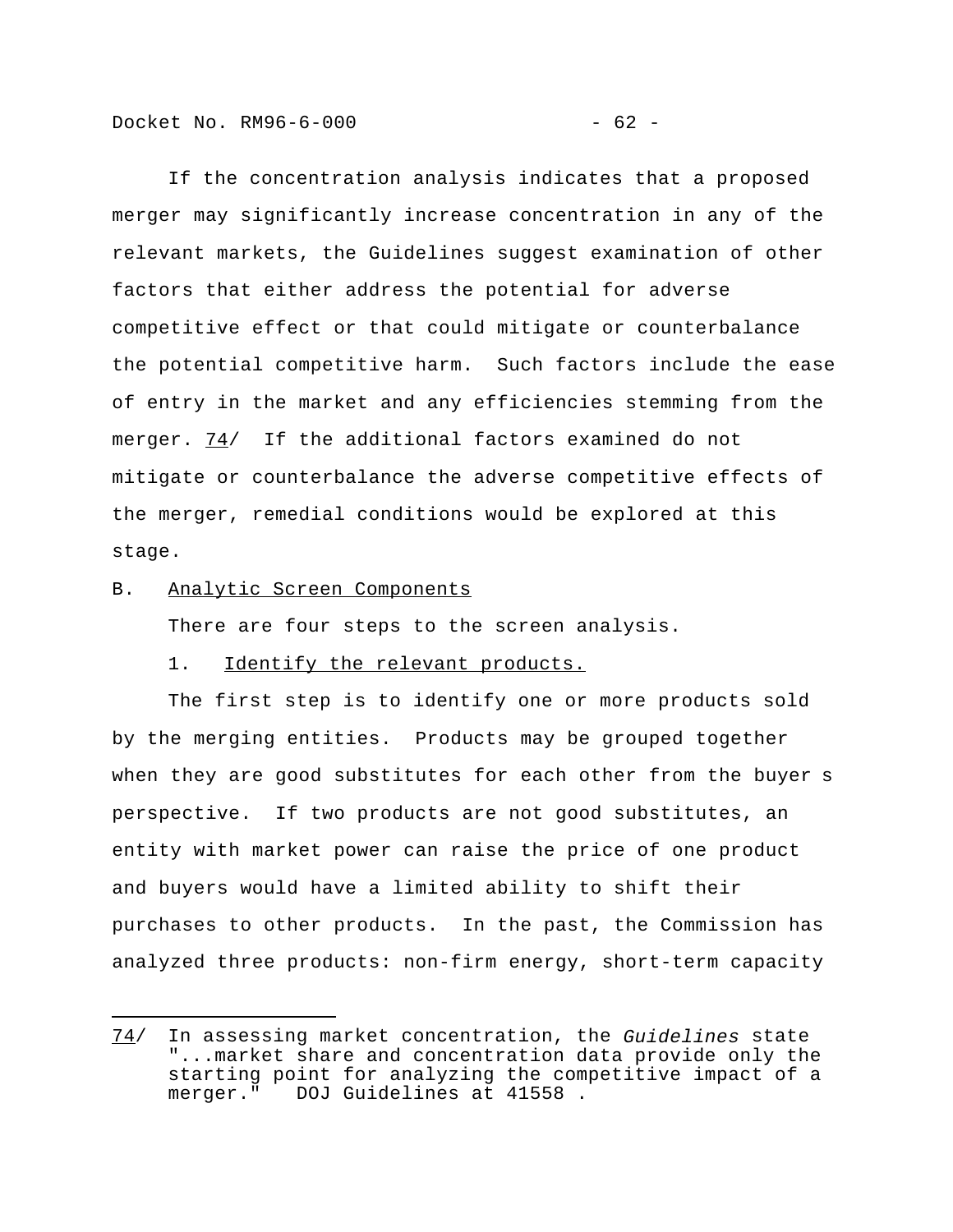If the concentration analysis indicates that a proposed merger may significantly increase concentration in any of the relevant markets, the Guidelines suggest examination of other factors that either address the potential for adverse competitive effect or that could mitigate or counterbalance the potential competitive harm. Such factors include the ease of entry in the market and any efficiencies stemming from the merger. [74] If the additional factors examined do not mitigate or counterbalance the adverse competitive effects of the merger, remedial conditions would be explored at this stage.

## B. Analytic Screen Components

There are four steps to the screen analysis.

### 1. Identify the relevant products.

The first step is to identify one or more products sold by the merging entities. Products may be grouped together when they are good substitutes for each other from the buyer s perspective. If two products are not good substitutes, an entity with market power can raise the price of one product and buyers would have a limited ability to shift their purchases to other products. In the past, the Commission has analyzed three products: non-firm energy, short-term capacity

---

[74] In assessing market concentration, the *Guidelines* state "...market share and concentration data provide only the starting point for analyzing the competitive impact of a merger." DOJ Guidelines at 41558 .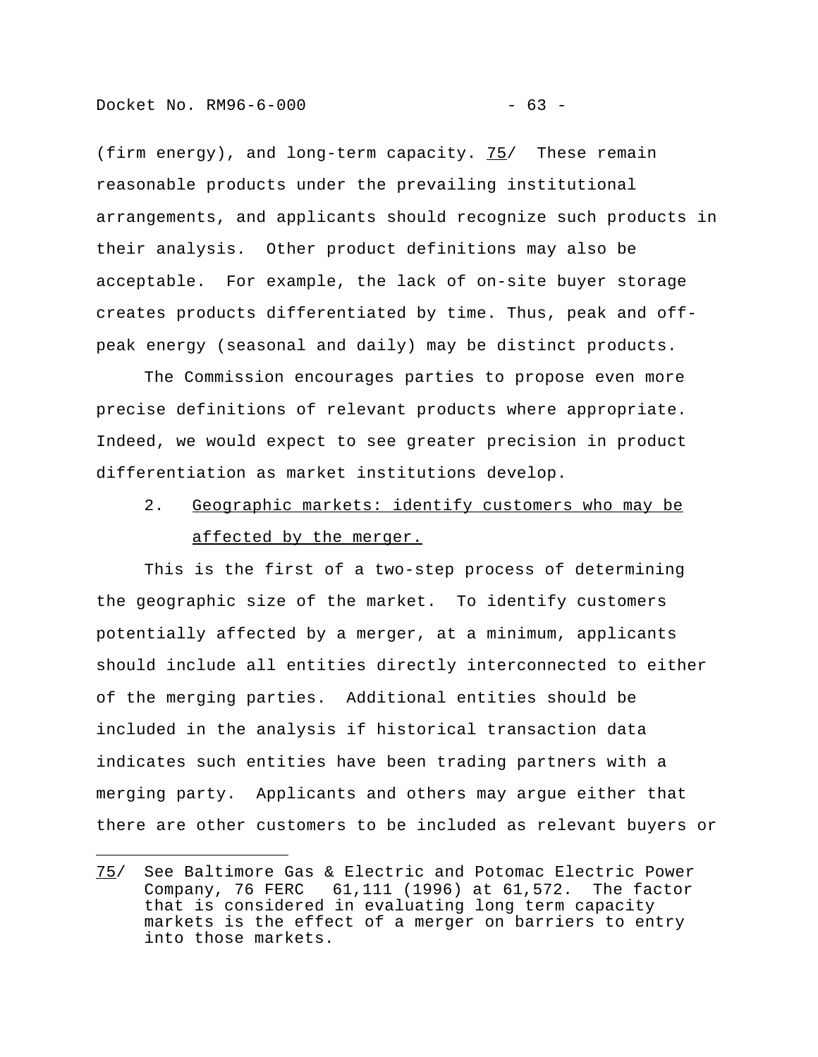(firm energy), and long-term capacity. 75/ These remain reasonable products under the prevailing institutional arrangements, and applicants should recognize such products in their analysis. Other product definitions may also be acceptable. For example, the lack of on-site buyer storage creates products differentiated by time. Thus, peak and off-peak energy (seasonal and daily) may be distinct products.

The Commission encourages parties to propose even more precise definitions of relevant products where appropriate. Indeed, we would expect to see greater precision in product differentiation as market institutions develop.

2. Geographic markets: identify customers who may be affected by the merger.

This is the first of a two-step process of determining the geographic size of the market. To identify customers potentially affected by a merger, at a minimum, applicants should include all entities directly interconnected to either of the merging parties. Additional entities should be included in the analysis if historical transaction data indicates such entities have been trading partners with a merging party. Applicants and others may argue either that there are other customers to be included as relevant buyers or

---

75/ See Baltimore Gas & Electric and Potomac Electric Power Company, 76 FERC 61,111 (1996) at 61,572. The factor that is considered in evaluating long term capacity markets is the effect of a merger on barriers to entry into those markets.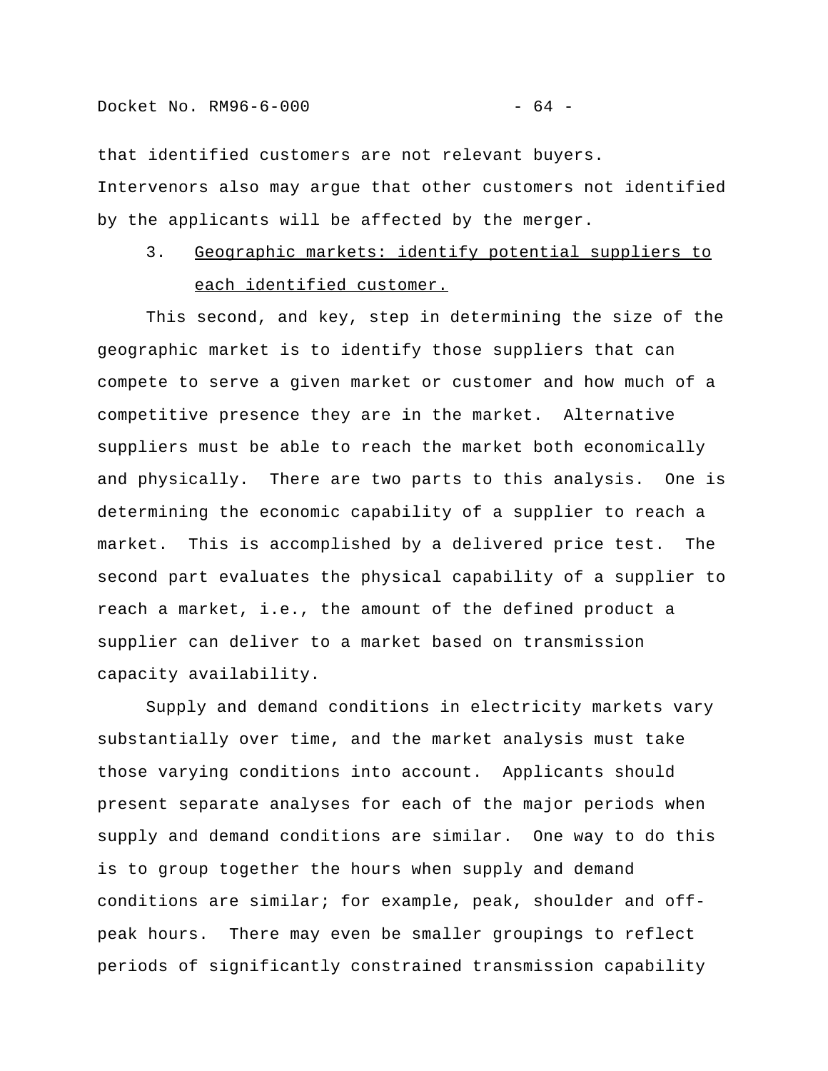that identified customers are not relevant buyers. Intervenors also may argue that other customers not identified by the applicants will be affected by the merger.

3. Geographic markets: identify potential suppliers to each identified customer.

This second, and key, step in determining the size of the geographic market is to identify those suppliers that can compete to serve a given market or customer and how much of a competitive presence they are in the market. Alternative suppliers must be able to reach the market both economically and physically. There are two parts to this analysis. One is determining the economic capability of a supplier to reach a market. This is accomplished by a delivered price test. The second part evaluates the physical capability of a supplier to reach a market, i.e., the amount of the defined product a supplier can deliver to a market based on transmission capacity availability.

Supply and demand conditions in electricity markets vary substantially over time, and the market analysis must take those varying conditions into account. Applicants should present separate analyses for each of the major periods when supply and demand conditions are similar. One way to do this is to group together the hours when supply and demand conditions are similar; for example, peak, shoulder and off-peak hours. There may even be smaller groupings to reflect periods of significantly constrained transmission capability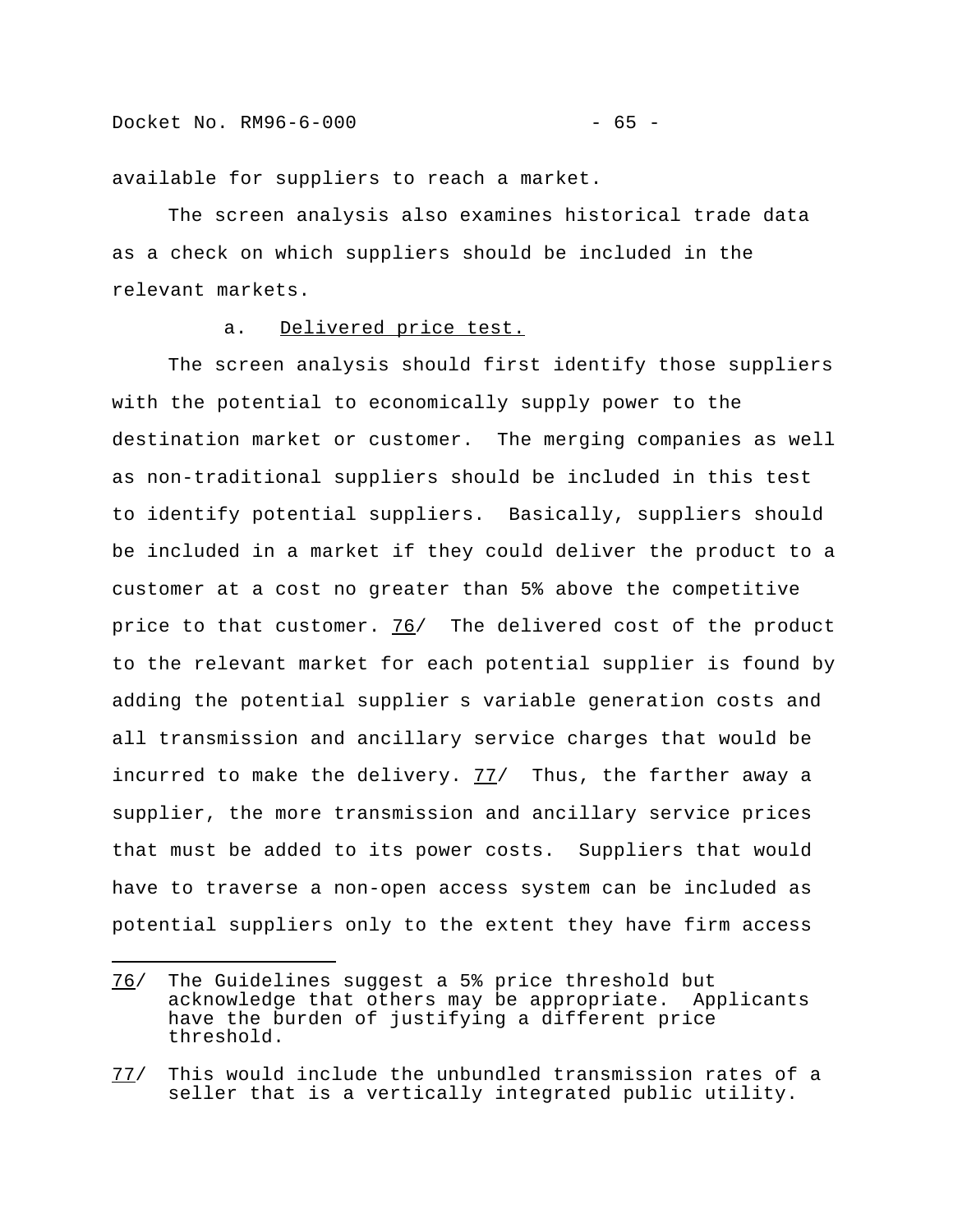available for suppliers to reach a market.

The screen analysis also examines historical trade data as a check on which suppliers should be included in the relevant markets.

a. Delivered price test.

The screen analysis should first identify those suppliers with the potential to economically supply power to the destination market or customer. The merging companies as well as non-traditional suppliers should be included in this test to identify potential suppliers. Basically, suppliers should be included in a market if they could deliver the product to a customer at a cost no greater than 5% above the competitive price to that customer. 76/ The delivered cost of the product to the relevant market for each potential supplier is found by adding the potential supplier s variable generation costs and all transmission and ancillary service charges that would be incurred to make the delivery. 77/ Thus, the farther away a supplier, the more transmission and ancillary service prices that must be added to its power costs. Suppliers that would have to traverse a non-open access system can be included as potential suppliers only to the extent they have firm access

---

76/ The Guidelines suggest a 5% price threshold but acknowledge that others may be appropriate. Applicants have the burden of justifying a different price threshold.

77/ This would include the unbundled transmission rates of a seller that is a vertically integrated public utility.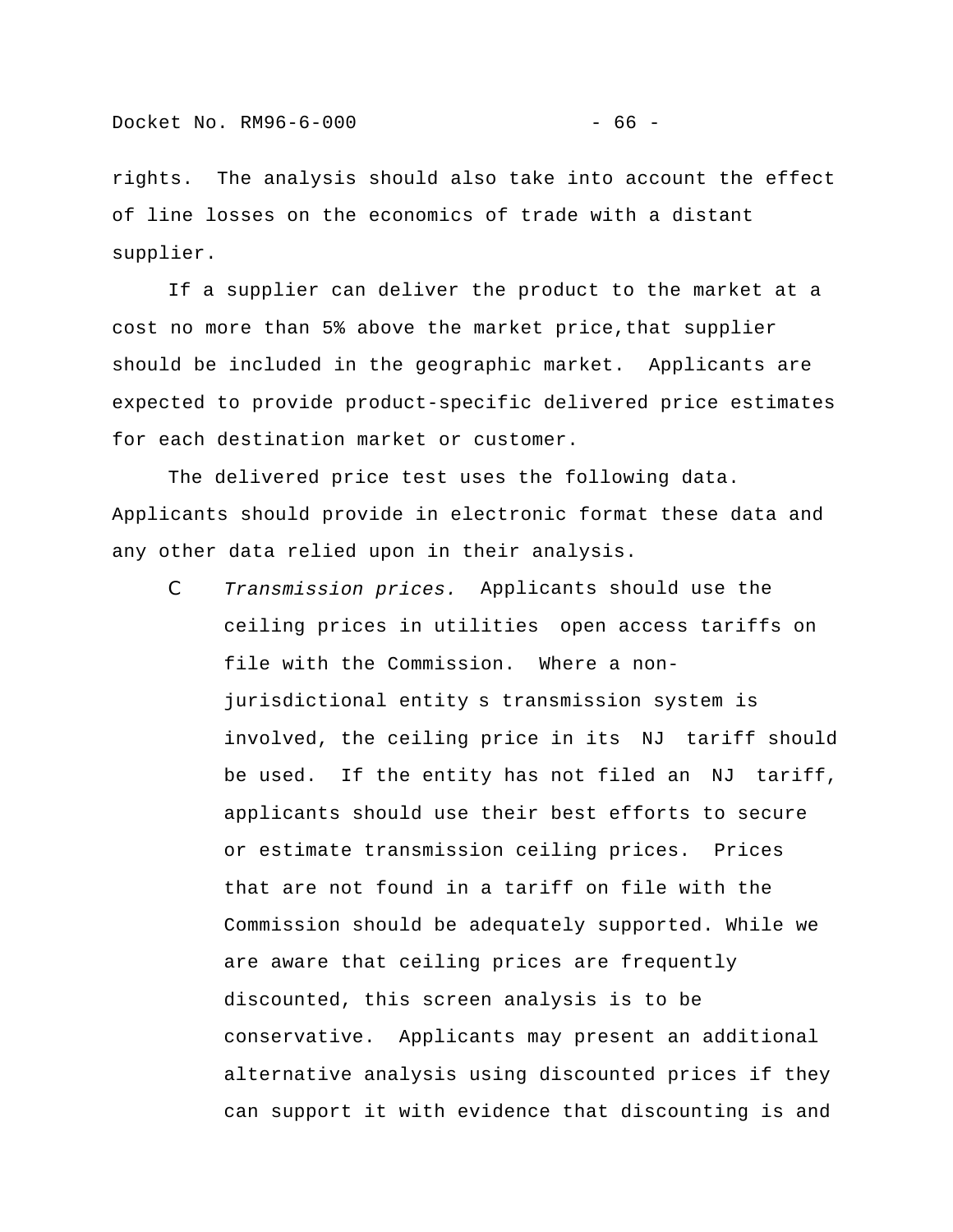rights. The analysis should also take into account the effect of line losses on the economics of trade with a distant supplier.

If a supplier can deliver the product to the market at a cost no more than 5% above the market price,that supplier should be included in the geographic market. Applicants are expected to provide product-specific delivered price estimates for each destination market or customer.

The delivered price test uses the following data. Applicants should provide in electronic format these data and any other data relied upon in their analysis.

- *Transmission prices.* Applicants should use the ceiling prices in utilities open access tariffs on file with the Commission. Where a non-jurisdictional entity s transmission system is involved, the ceiling price in its NJ tariff should be used. If the entity has not filed an NJ tariff, applicants should use their best efforts to secure or estimate transmission ceiling prices. Prices that are not found in a tariff on file with the Commission should be adequately supported. While we are aware that ceiling prices are frequently discounted, this screen analysis is to be conservative. Applicants may present an additional alternative analysis using discounted prices if they can support it with evidence that discounting is and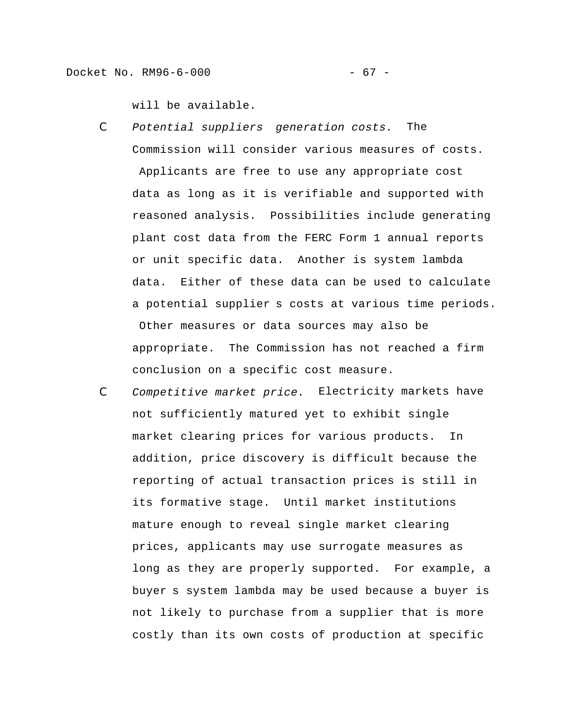will be available.

- *Potential suppliers generation costs.* The Commission will consider various measures of costs. Applicants are free to use any appropriate cost data as long as it is verifiable and supported with reasoned analysis. Possibilities include generating plant cost data from the FERC Form 1 annual reports or unit specific data. Another is system lambda data. Either of these data can be used to calculate a potential supplier s costs at various time periods. Other measures or data sources may also be appropriate. The Commission has not reached a firm conclusion on a specific cost measure.
- *Competitive market price.* Electricity markets have not sufficiently matured yet to exhibit single market clearing prices for various products. In addition, price discovery is difficult because the reporting of actual transaction prices is still in its formative stage. Until market institutions mature enough to reveal single market clearing prices, applicants may use surrogate measures as long as they are properly supported. For example, a buyer s system lambda may be used because a buyer is not likely to purchase from a supplier that is more costly than its own costs of production at specific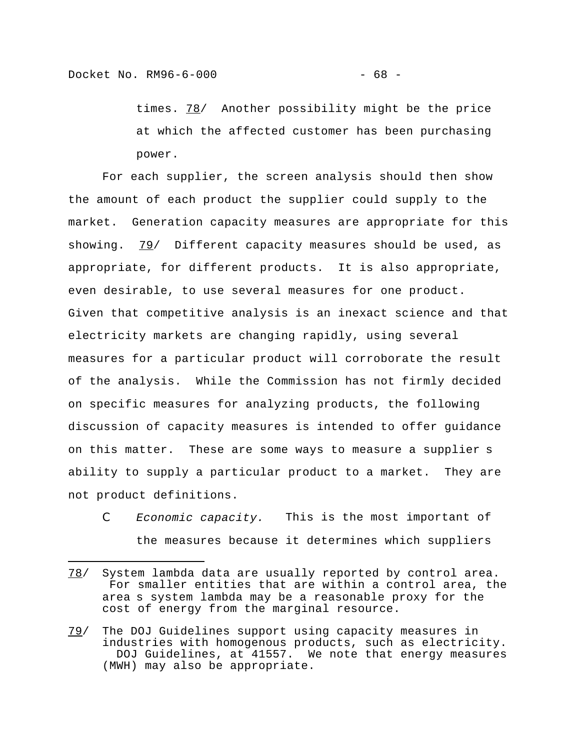times. 78/ Another possibility might be the price at which the affected customer has been purchasing power.

For each supplier, the screen analysis should then show the amount of each product the supplier could supply to the market. Generation capacity measures are appropriate for this showing. 79/ Different capacity measures should be used, as appropriate, for different products. It is also appropriate, even desirable, to use several measures for one product. Given that competitive analysis is an inexact science and that electricity markets are changing rapidly, using several measures for a particular product will corroborate the result of the analysis. While the Commission has not firmly decided on specific measures for analyzing products, the following discussion of capacity measures is intended to offer guidance on this matter. These are some ways to measure a supplier s ability to supply a particular product to a market. They are not product definitions.

- *Economic capacity.* This is the most important of the measures because it determines which suppliers

---

78/ System lambda data are usually reported by control area. For smaller entities that are within a control area, the area s system lambda may be a reasonable proxy for the cost of energy from the marginal resource.

79/ The DOJ Guidelines support using capacity measures in industries with homogenous products, such as electricity. DOJ Guidelines, at 41557. We note that energy measures (MWH) may also be appropriate.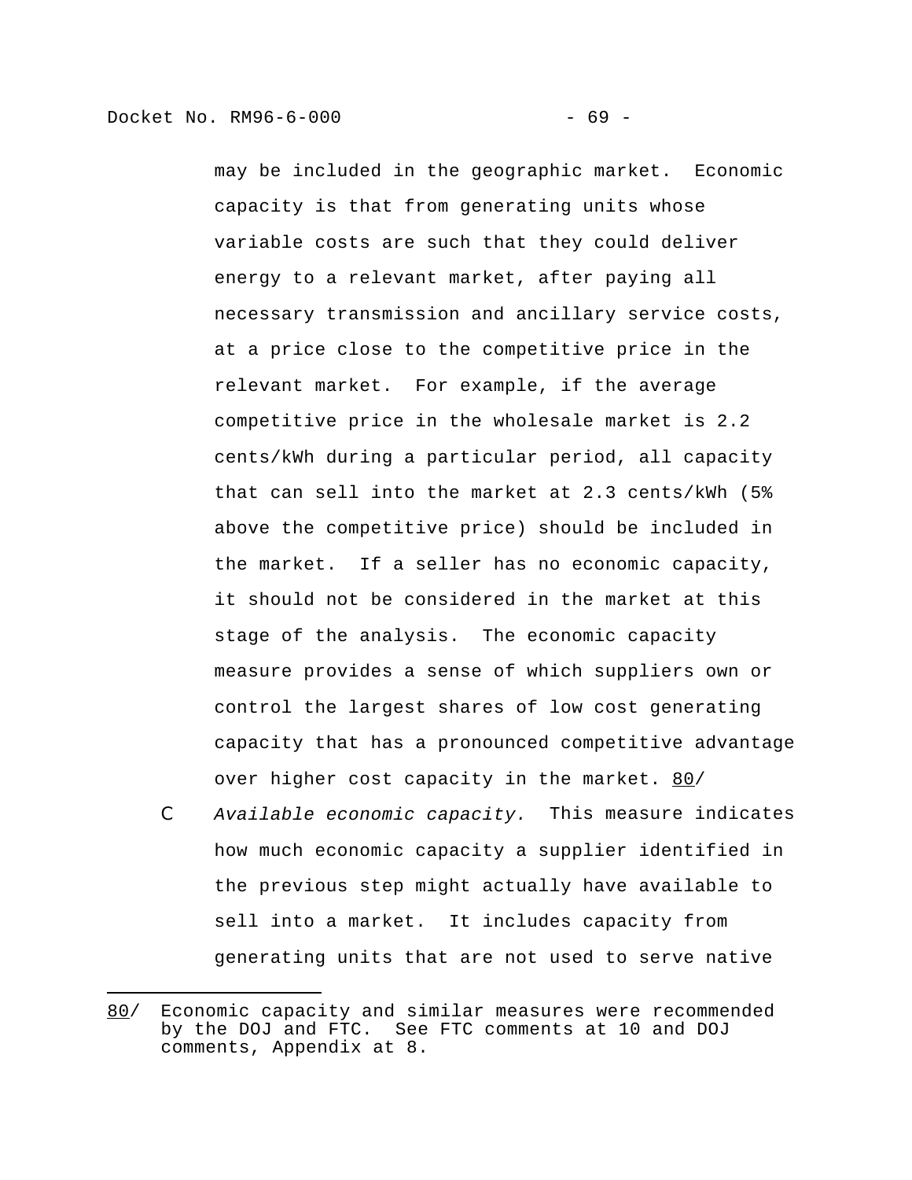may be included in the geographic market. Economic capacity is that from generating units whose variable costs are such that they could deliver energy to a relevant market, after paying all necessary transmission and ancillary service costs, at a price close to the competitive price in the relevant market. For example, if the average competitive price in the wholesale market is 2.2 cents/kWh during a particular period, all capacity that can sell into the market at 2.3 cents/kWh (5% above the competitive price) should be included in the market. If a seller has no economic capacity, it should not be considered in the market at this stage of the analysis. The economic capacity measure provides a sense of which suppliers own or control the largest shares of low cost generating capacity that has a pronounced competitive advantage over higher cost capacity in the market. 80/

- *Available economic capacity.* This measure indicates how much economic capacity a supplier identified in the previous step might actually have available to sell into a market. It includes capacity from generating units that are not used to serve native

---

80/ Economic capacity and similar measures were recommended by the DOJ and FTC. See FTC comments at 10 and DOJ comments, Appendix at 8.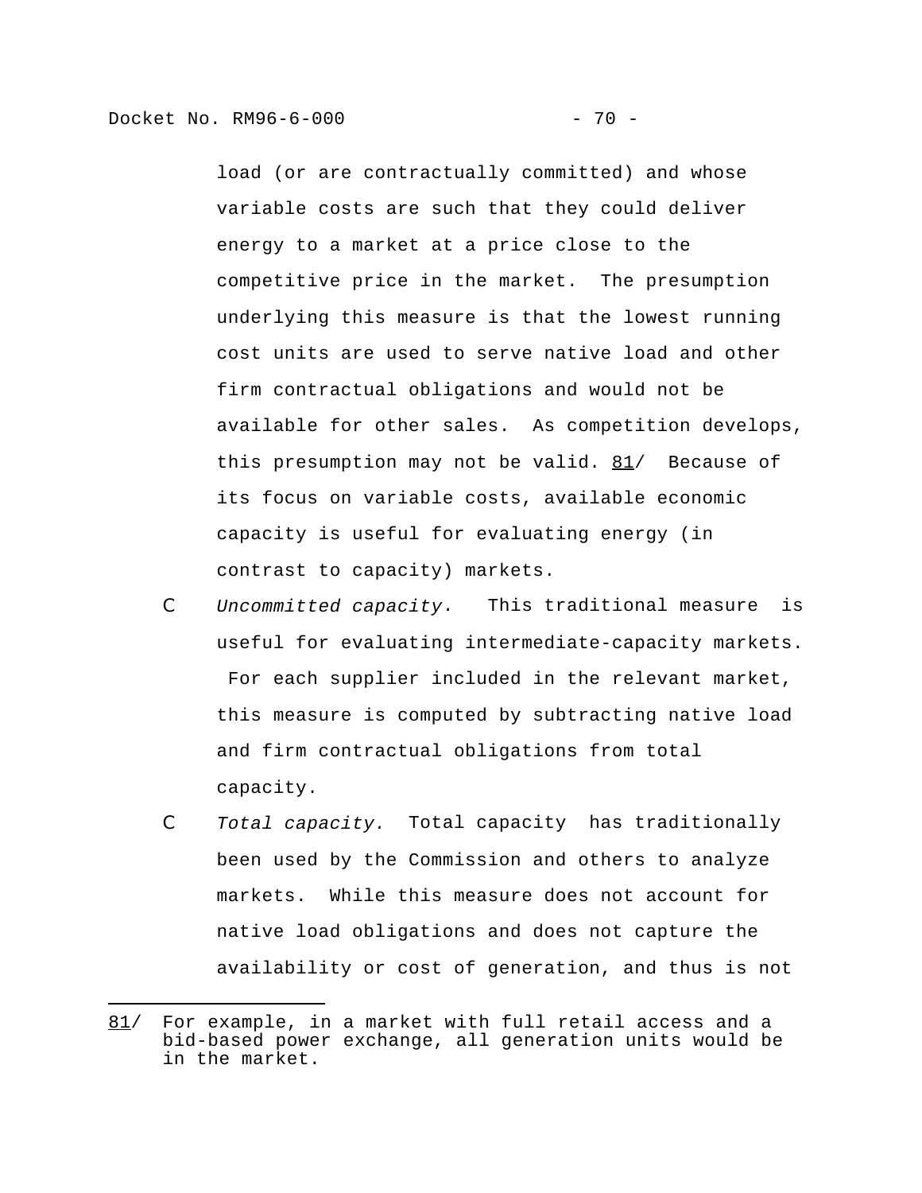load (or are contractually committed) and whose variable costs are such that they could deliver energy to a market at a price close to the competitive price in the market. The presumption underlying this measure is that the lowest running cost units are used to serve native load and other firm contractual obligations and would not be available for other sales. As competition develops, this presumption may not be valid. 81/ Because of its focus on variable costs, available economic capacity is useful for evaluating energy (in contrast to capacity) markets.

- *Uncommitted capacity*. This traditional measure is useful for evaluating intermediate-capacity markets. For each supplier included in the relevant market, this measure is computed by subtracting native load and firm contractual obligations from total capacity.
- *Total capacity.* Total capacity has traditionally been used by the Commission and others to analyze markets. While this measure does not account for native load obligations and does not capture the availability or cost of generation, and thus is not

---

81/ For example, in a market with full retail access and a bid-based power exchange, all generation units would be in the market.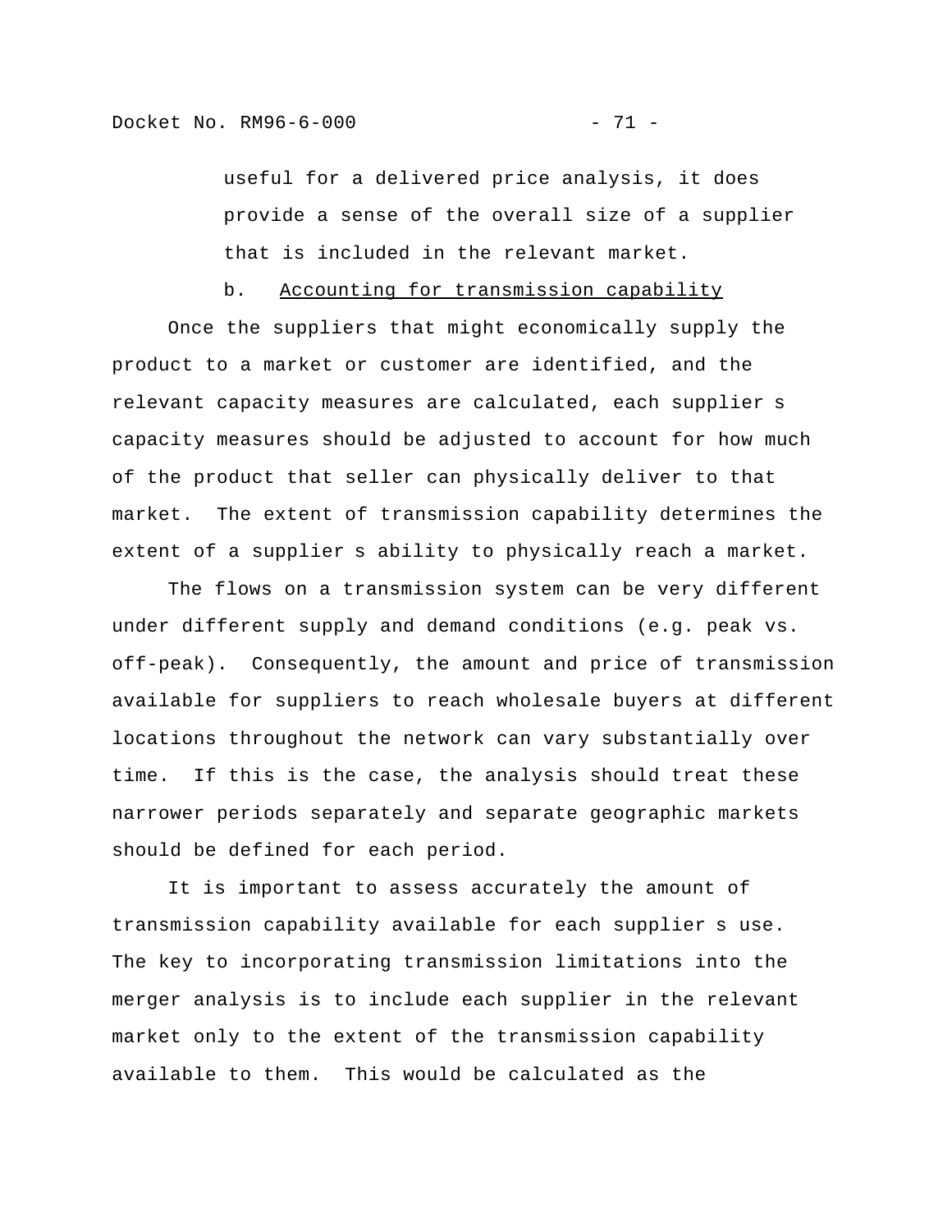useful for a delivered price analysis, it does provide a sense of the overall size of a supplier that is included in the relevant market.

b. Accounting for transmission capability

Once the suppliers that might economically supply the product to a market or customer are identified, and the relevant capacity measures are calculated, each supplier s capacity measures should be adjusted to account for how much of the product that seller can physically deliver to that market. The extent of transmission capability determines the extent of a supplier s ability to physically reach a market.

The flows on a transmission system can be very different under different supply and demand conditions (e.g. peak vs. off-peak). Consequently, the amount and price of transmission available for suppliers to reach wholesale buyers at different locations throughout the network can vary substantially over time. If this is the case, the analysis should treat these narrower periods separately and separate geographic markets should be defined for each period.

It is important to assess accurately the amount of transmission capability available for each supplier s use. The key to incorporating transmission limitations into the merger analysis is to include each supplier in the relevant market only to the extent of the transmission capability available to them. This would be calculated as the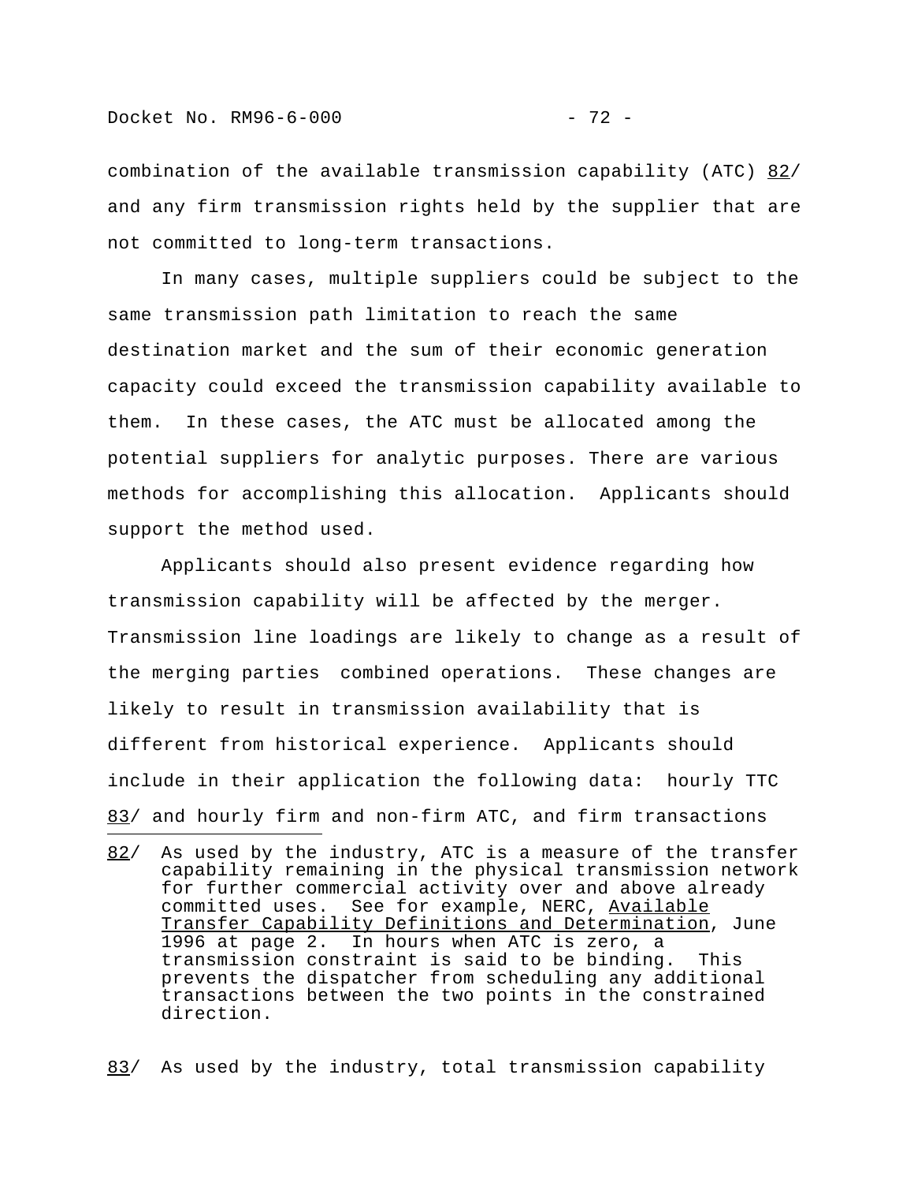combination of the available transmission capability (ATC) 82/ and any firm transmission rights held by the supplier that are not committed to long-term transactions.

In many cases, multiple suppliers could be subject to the same transmission path limitation to reach the same destination market and the sum of their economic generation capacity could exceed the transmission capability available to them. In these cases, the ATC must be allocated among the potential suppliers for analytic purposes. There are various methods for accomplishing this allocation. Applicants should support the method used.

Applicants should also present evidence regarding how transmission capability will be affected by the merger. Transmission line loadings are likely to change as a result of the merging parties combined operations. These changes are likely to result in transmission availability that is different from historical experience. Applicants should include in their application the following data: hourly TTC 83/ and hourly firm and non-firm ATC, and firm transactions

---

82/ As used by the industry, ATC is a measure of the transfer capability remaining in the physical transmission network for further commercial activity over and above already committed uses. See for example, NERC, Available Transfer Capability Definitions and Determination, June 1996 at page 2. In hours when ATC is zero, a transmission constraint is said to be binding. This prevents the dispatcher from scheduling any additional transactions between the two points in the constrained direction.

83/ As used by the industry, total transmission capability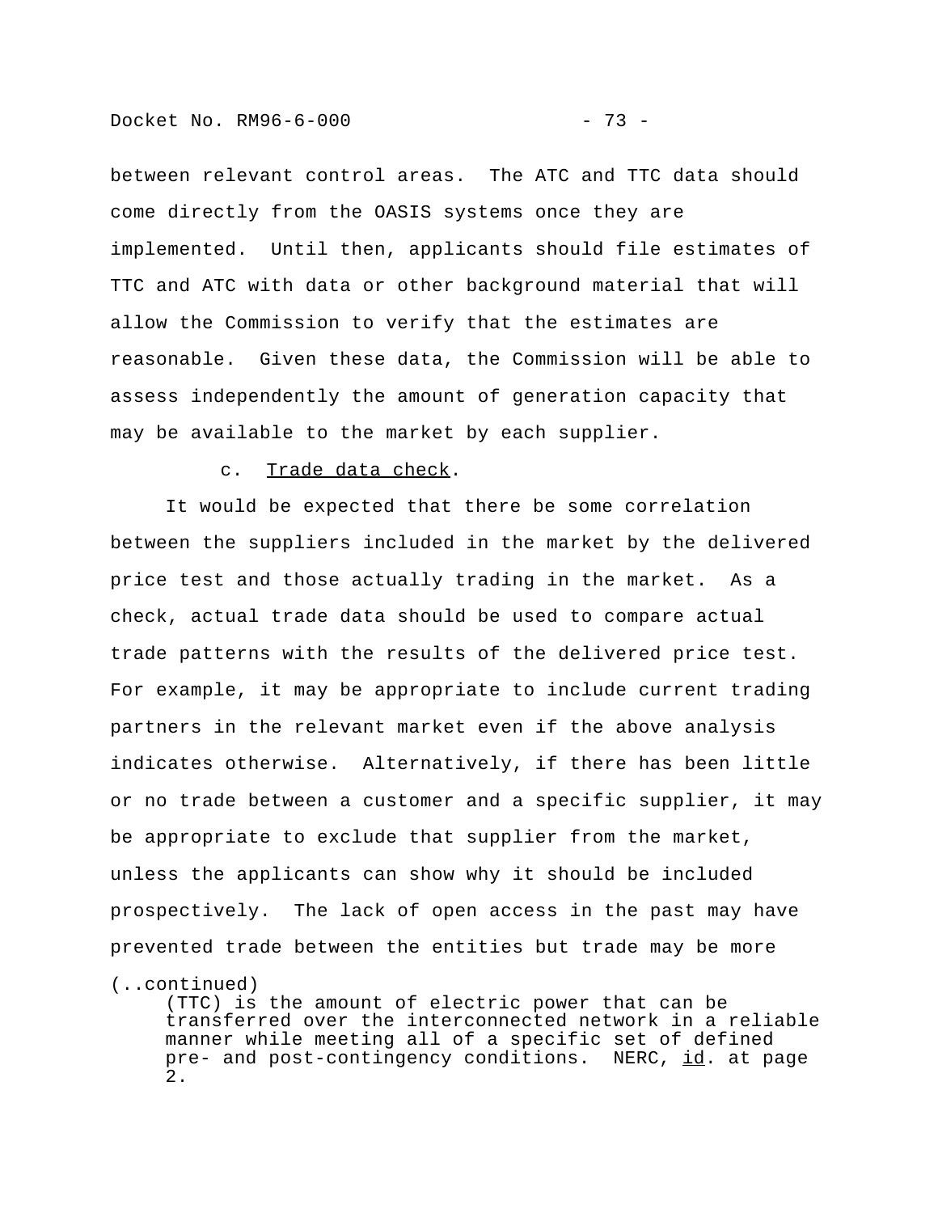between relevant control areas. The ATC and TTC data should come directly from the OASIS systems once they are implemented. Until then, applicants should file estimates of TTC and ATC with data or other background material that will allow the Commission to verify that the estimates are reasonable. Given these data, the Commission will be able to assess independently the amount of generation capacity that may be available to the market by each supplier.

c. Trade data check.

It would be expected that there be some correlation between the suppliers included in the market by the delivered price test and those actually trading in the market. As a check, actual trade data should be used to compare actual trade patterns with the results of the delivered price test. For example, it may be appropriate to include current trading partners in the relevant market even if the above analysis indicates otherwise. Alternatively, if there has been little or no trade between a customer and a specific supplier, it may be appropriate to exclude that supplier from the market, unless the applicants can show why it should be included prospectively. The lack of open access in the past may have prevented trade between the entities but trade may be more

(..continued)
(TTC) is the amount of electric power that can be transferred over the interconnected network in a reliable manner while meeting all of a specific set of defined pre- and post-contingency conditions. NERC, id. at page 2.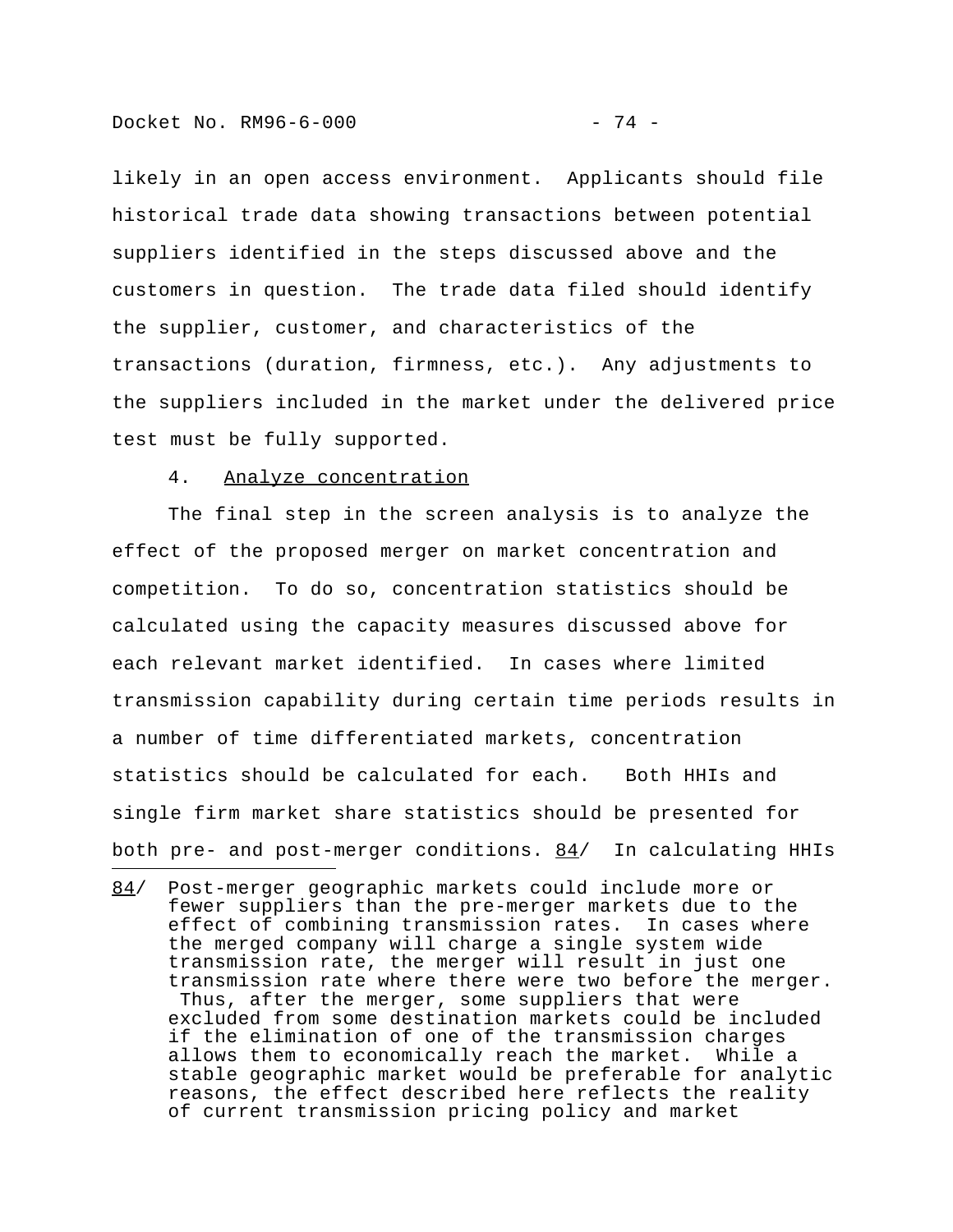likely in an open access environment. Applicants should file historical trade data showing transactions between potential suppliers identified in the steps discussed above and the customers in question. The trade data filed should identify the supplier, customer, and characteristics of the transactions (duration, firmness, etc.). Any adjustments to the suppliers included in the market under the delivered price test must be fully supported.

4. Analyze concentration

The final step in the screen analysis is to analyze the effect of the proposed merger on market concentration and competition. To do so, concentration statistics should be calculated using the capacity measures discussed above for each relevant market identified. In cases where limited transmission capability during certain time periods results in a number of time differentiated markets, concentration statistics should be calculated for each. Both HHIs and single firm market share statistics should be presented for both pre- and post-merger conditions. 84/ In calculating HHIs

---

84/ Post-merger geographic markets could include more or fewer suppliers than the pre-merger markets due to the effect of combining transmission rates. In cases where the merged company will charge a single system wide transmission rate, the merger will result in just one transmission rate where there were two before the merger. Thus, after the merger, some suppliers that were excluded from some destination markets could be included if the elimination of one of the transmission charges allows them to economically reach the market. While a stable geographic market would be preferable for analytic reasons, the effect described here reflects the reality of current transmission pricing policy and market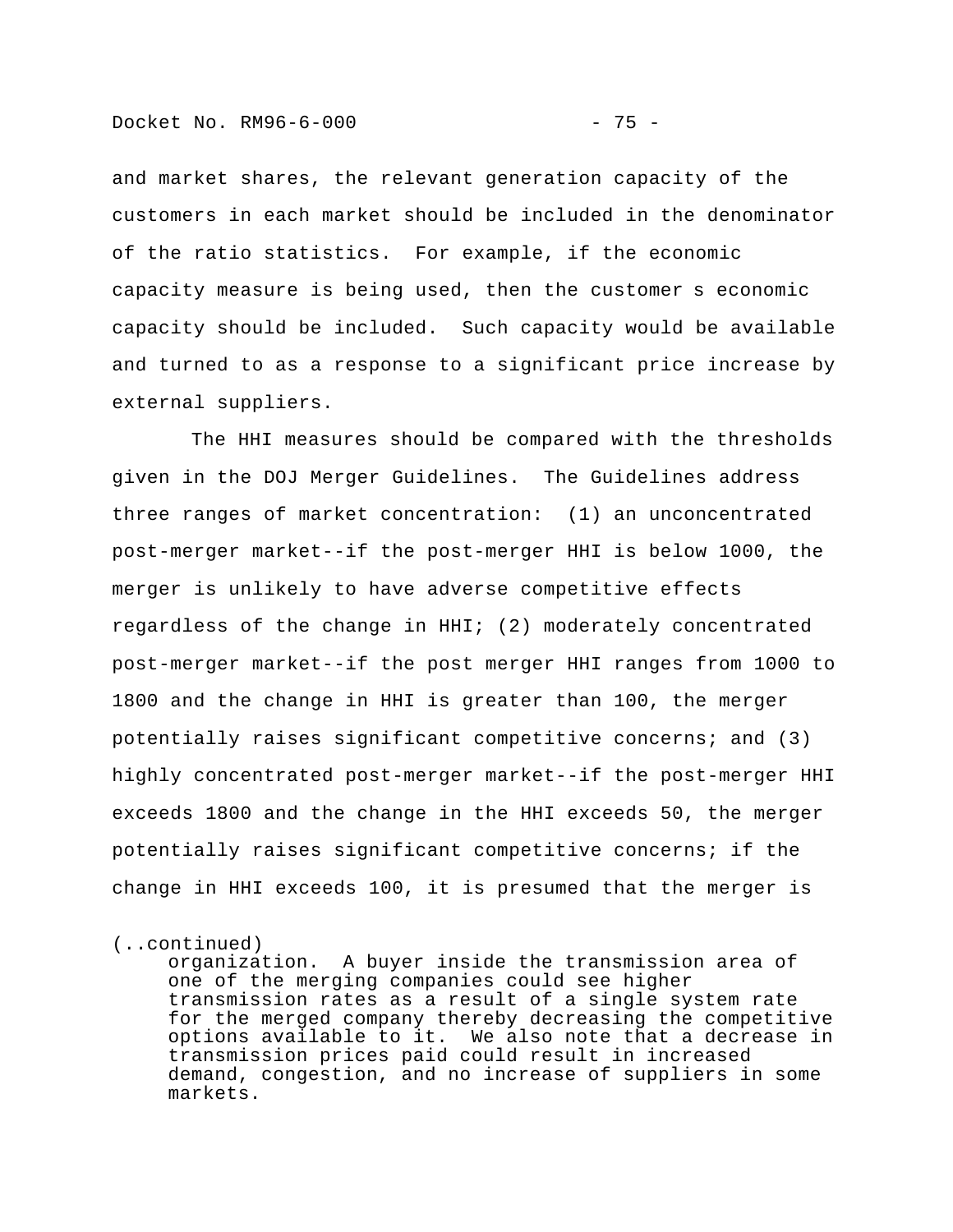and market shares, the relevant generation capacity of the customers in each market should be included in the denominator of the ratio statistics. For example, if the economic capacity measure is being used, then the customer s economic capacity should be included. Such capacity would be available and turned to as a response to a significant price increase by external suppliers.

The HHI measures should be compared with the thresholds given in the DOJ Merger Guidelines. The Guidelines address three ranges of market concentration: (1) an unconcentrated post-merger market--if the post-merger HHI is below 1000, the merger is unlikely to have adverse competitive effects regardless of the change in HHI; (2) moderately concentrated post-merger market--if the post merger HHI ranges from 1000 to 1800 and the change in HHI is greater than 100, the merger potentially raises significant competitive concerns; and (3) highly concentrated post-merger market--if the post-merger HHI exceeds 1800 and the change in the HHI exceeds 50, the merger potentially raises significant competitive concerns; if the change in HHI exceeds 100, it is presumed that the merger is

(..continued)
organization. A buyer inside the transmission area of one of the merging companies could see higher transmission rates as a result of a single system rate for the merged company thereby decreasing the competitive options available to it. We also note that a decrease in transmission prices paid could result in increased demand, congestion, and no increase of suppliers in some markets.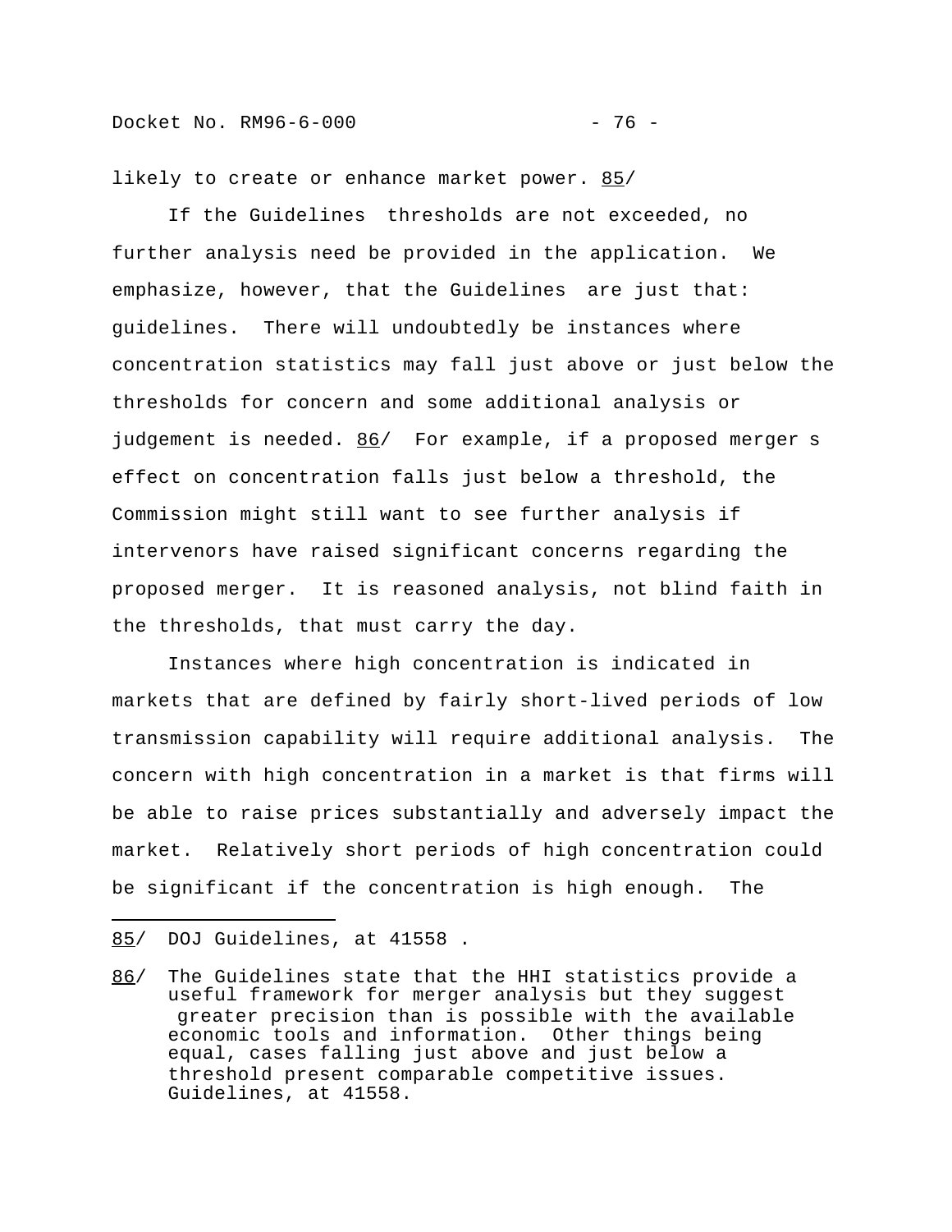likely to create or enhance market power. 85/

If the Guidelines thresholds are not exceeded, no further analysis need be provided in the application. We emphasize, however, that the Guidelines are just that: guidelines. There will undoubtedly be instances where concentration statistics may fall just above or just below the thresholds for concern and some additional analysis or judgement is needed. 86/ For example, if a proposed merger s effect on concentration falls just below a threshold, the Commission might still want to see further analysis if intervenors have raised significant concerns regarding the proposed merger. It is reasoned analysis, not blind faith in the thresholds, that must carry the day.

Instances where high concentration is indicated in markets that are defined by fairly short-lived periods of low transmission capability will require additional analysis. The concern with high concentration in a market is that firms will be able to raise prices substantially and adversely impact the market. Relatively short periods of high concentration could be significant if the concentration is high enough. The

---

85/ DOJ Guidelines, at 41558 .

86/ The Guidelines state that the HHI statistics provide a useful framework for merger analysis but they suggest greater precision than is possible with the available economic tools and information. Other things being equal, cases falling just above and just below a threshold present comparable competitive issues. Guidelines, at 41558.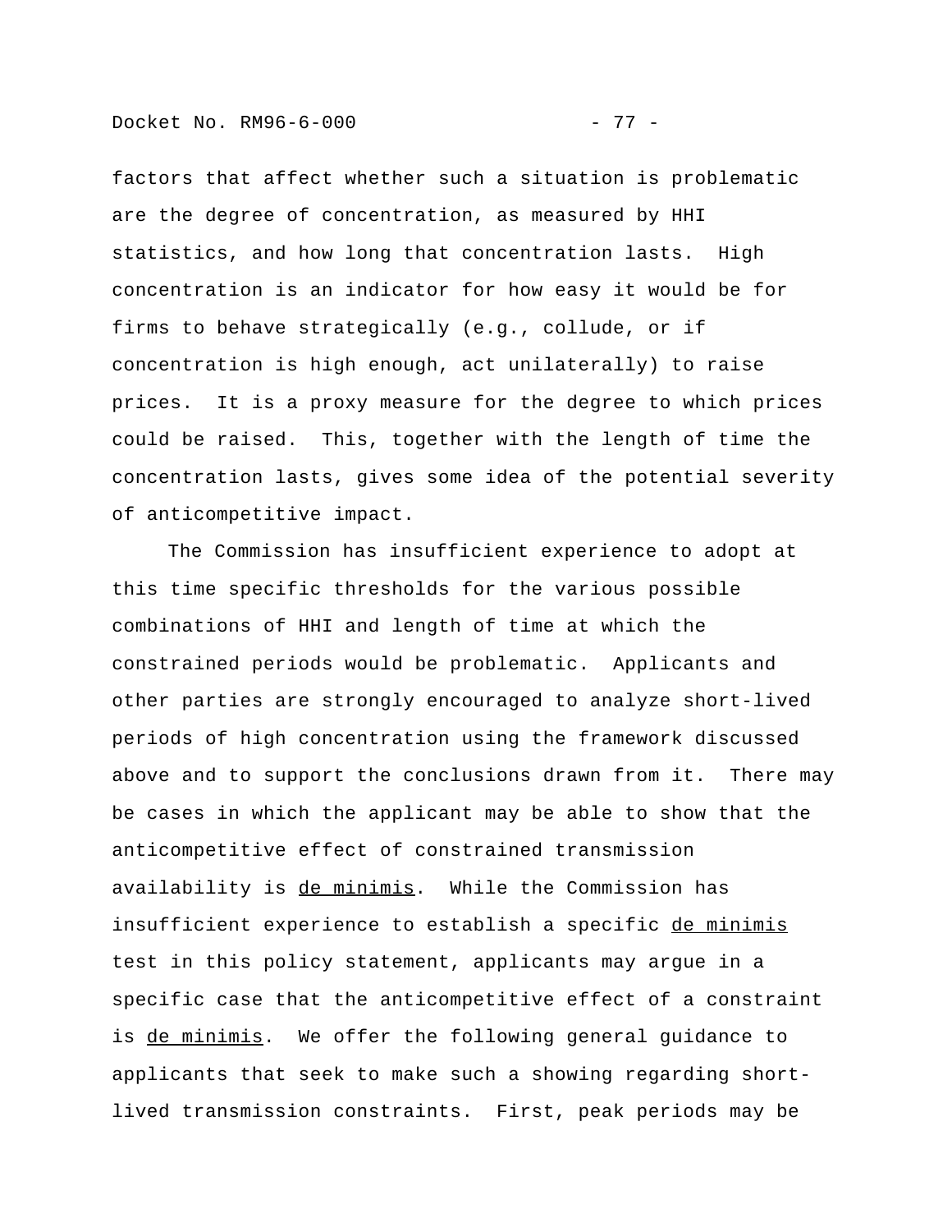factors that affect whether such a situation is problematic are the degree of concentration, as measured by HHI statistics, and how long that concentration lasts. High concentration is an indicator for how easy it would be for firms to behave strategically (e.g., collude, or if concentration is high enough, act unilaterally) to raise prices. It is a proxy measure for the degree to which prices could be raised. This, together with the length of time the concentration lasts, gives some idea of the potential severity of anticompetitive impact.

The Commission has insufficient experience to adopt at this time specific thresholds for the various possible combinations of HHI and length of time at which the constrained periods would be problematic. Applicants and other parties are strongly encouraged to analyze short-lived periods of high concentration using the framework discussed above and to support the conclusions drawn from it. There may be cases in which the applicant may be able to show that the anticompetitive effect of constrained transmission availability is _de minimis_. While the Commission has insufficient experience to establish a specific _de minimis_ test in this policy statement, applicants may argue in a specific case that the anticompetitive effect of a constraint is _de minimis_. We offer the following general guidance to applicants that seek to make such a showing regarding short-lived transmission constraints. First, peak periods may be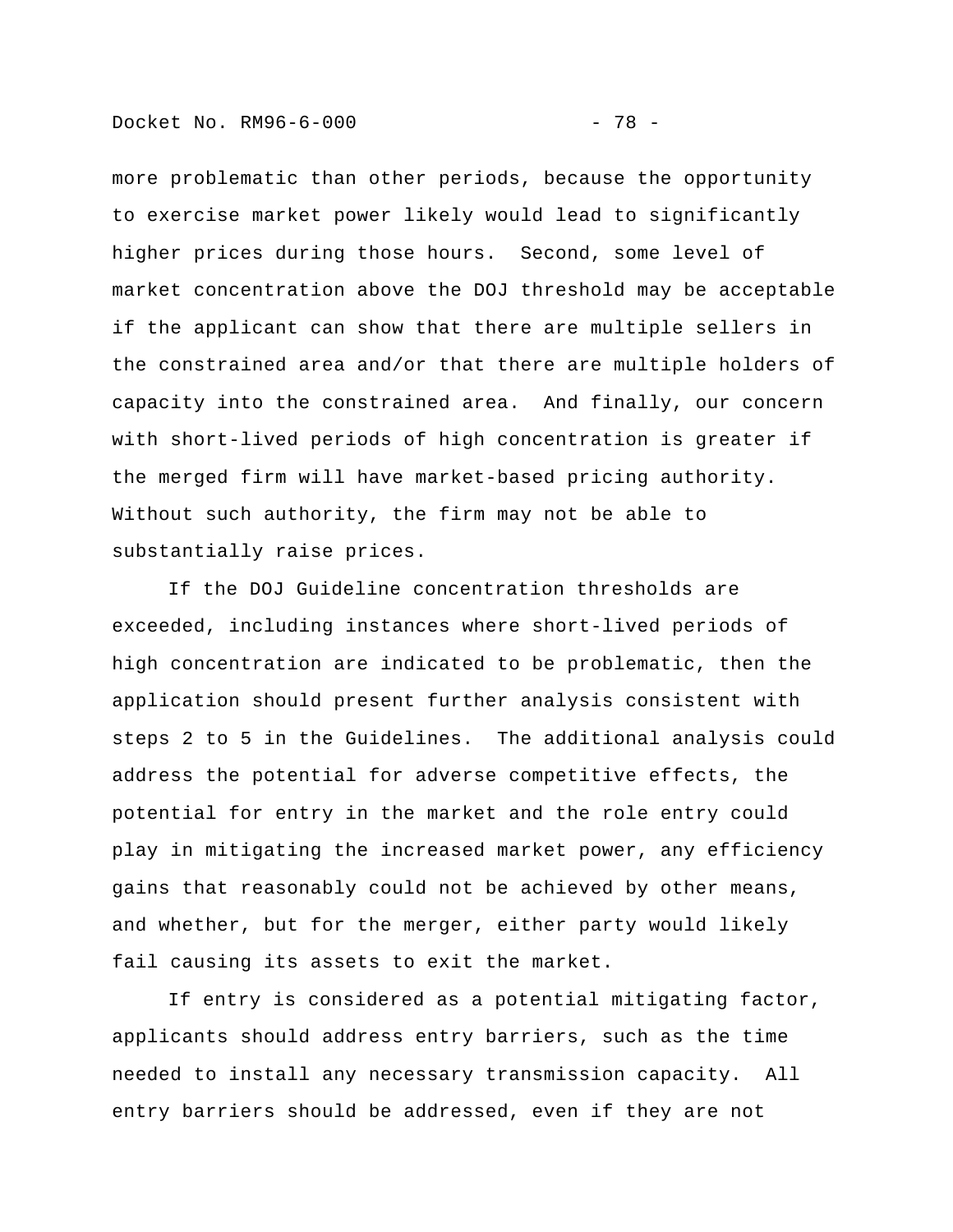more problematic than other periods, because the opportunity to exercise market power likely would lead to significantly higher prices during those hours. Second, some level of market concentration above the DOJ threshold may be acceptable if the applicant can show that there are multiple sellers in the constrained area and/or that there are multiple holders of capacity into the constrained area. And finally, our concern with short-lived periods of high concentration is greater if the merged firm will have market-based pricing authority. Without such authority, the firm may not be able to substantially raise prices.

If the DOJ Guideline concentration thresholds are exceeded, including instances where short-lived periods of high concentration are indicated to be problematic, then the application should present further analysis consistent with steps 2 to 5 in the Guidelines. The additional analysis could address the potential for adverse competitive effects, the potential for entry in the market and the role entry could play in mitigating the increased market power, any efficiency gains that reasonably could not be achieved by other means, and whether, but for the merger, either party would likely fail causing its assets to exit the market.

If entry is considered as a potential mitigating factor, applicants should address entry barriers, such as the time needed to install any necessary transmission capacity. All entry barriers should be addressed, even if they are not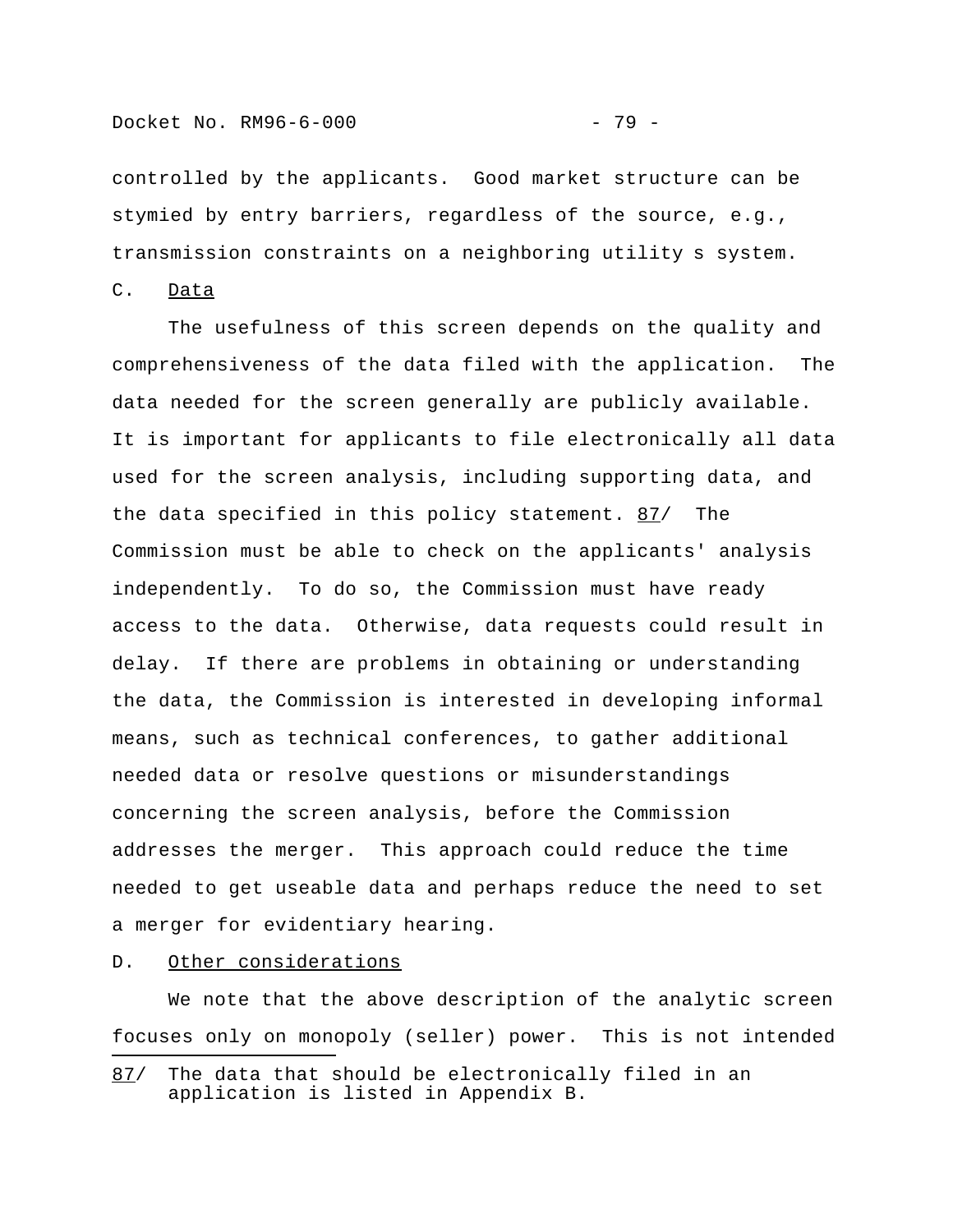controlled by the applicants. Good market structure can be stymied by entry barriers, regardless of the source, e.g., transmission constraints on a neighboring utility s system.

C. Data

The usefulness of this screen depends on the quality and comprehensiveness of the data filed with the application. The data needed for the screen generally are publicly available. It is important for applicants to file electronically all data used for the screen analysis, including supporting data, and the data specified in this policy statement. 87/ The Commission must be able to check on the applicants' analysis independently. To do so, the Commission must have ready access to the data. Otherwise, data requests could result in delay. If there are problems in obtaining or understanding the data, the Commission is interested in developing informal means, such as technical conferences, to gather additional needed data or resolve questions or misunderstandings concerning the screen analysis, before the Commission addresses the merger. This approach could reduce the time needed to get useable data and perhaps reduce the need to set a merger for evidentiary hearing.

D. Other considerations

We note that the above description of the analytic screen focuses only on monopoly (seller) power. This is not intended

---

87/ The data that should be electronically filed in an application is listed in Appendix B.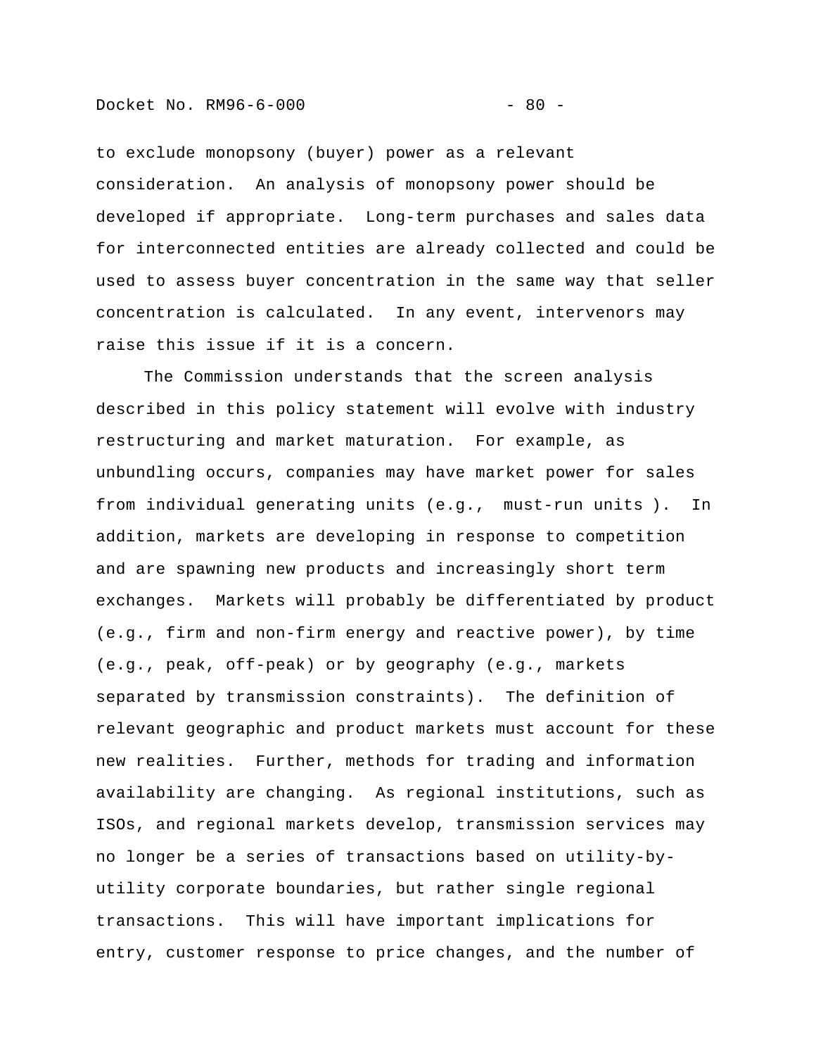to exclude monopsony (buyer) power as a relevant consideration. An analysis of monopsony power should be developed if appropriate. Long-term purchases and sales data for interconnected entities are already collected and could be used to assess buyer concentration in the same way that seller concentration is calculated. In any event, intervenors may raise this issue if it is a concern.

The Commission understands that the screen analysis described in this policy statement will evolve with industry restructuring and market maturation. For example, as unbundling occurs, companies may have market power for sales from individual generating units (e.g., must-run units ). In addition, markets are developing in response to competition and are spawning new products and increasingly short term exchanges. Markets will probably be differentiated by product (e.g., firm and non-firm energy and reactive power), by time (e.g., peak, off-peak) or by geography (e.g., markets separated by transmission constraints). The definition of relevant geographic and product markets must account for these new realities. Further, methods for trading and information availability are changing. As regional institutions, such as ISOs, and regional markets develop, transmission services may no longer be a series of transactions based on utility-by-utility corporate boundaries, but rather single regional transactions. This will have important implications for entry, customer response to price changes, and the number of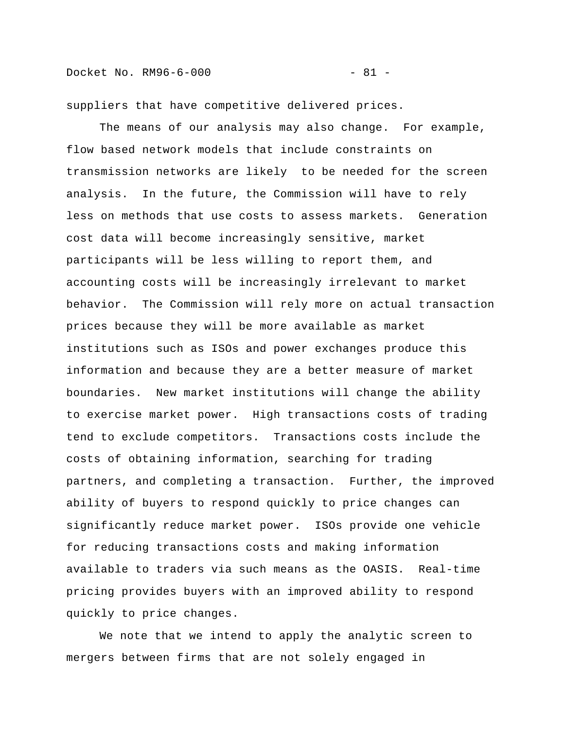suppliers that have competitive delivered prices.

The means of our analysis may also change. For example, flow based network models that include constraints on transmission networks are likely to be needed for the screen analysis. In the future, the Commission will have to rely less on methods that use costs to assess markets. Generation cost data will become increasingly sensitive, market participants will be less willing to report them, and accounting costs will be increasingly irrelevant to market behavior. The Commission will rely more on actual transaction prices because they will be more available as market institutions such as ISOs and power exchanges produce this information and because they are a better measure of market boundaries. New market institutions will change the ability to exercise market power. High transactions costs of trading tend to exclude competitors. Transactions costs include the costs of obtaining information, searching for trading partners, and completing a transaction. Further, the improved ability of buyers to respond quickly to price changes can significantly reduce market power. ISOs provide one vehicle for reducing transactions costs and making information available to traders via such means as the OASIS. Real-time pricing provides buyers with an improved ability to respond quickly to price changes.

We note that we intend to apply the analytic screen to mergers between firms that are not solely engaged in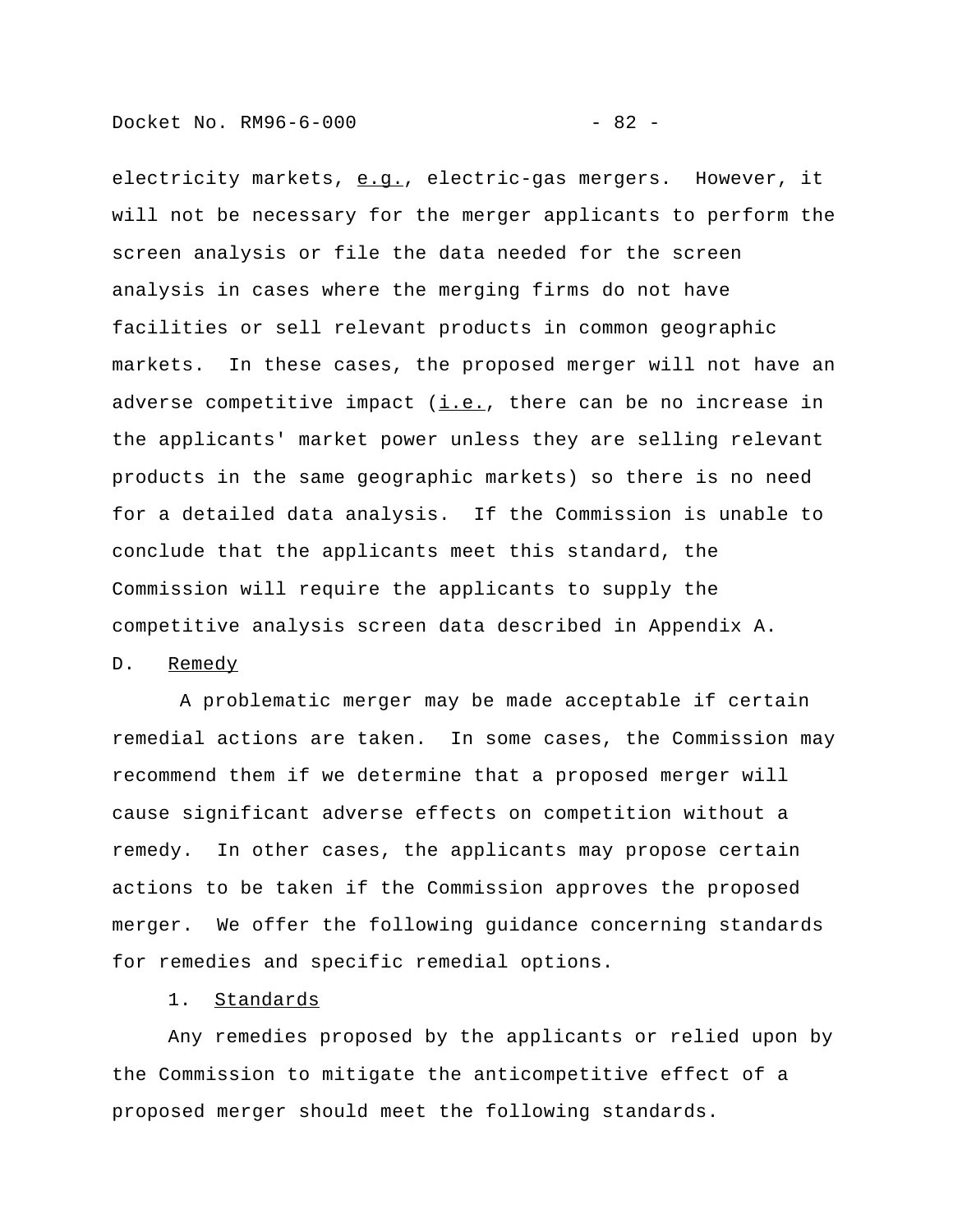electricity markets, _e.g._, electric-gas mergers. However, it will not be necessary for the merger applicants to perform the screen analysis or file the data needed for the screen analysis in cases where the merging firms do not have facilities or sell relevant products in common geographic markets. In these cases, the proposed merger will not have an adverse competitive impact (_i.e._, there can be no increase in the applicants' market power unless they are selling relevant products in the same geographic markets) so there is no need for a detailed data analysis. If the Commission is unable to conclude that the applicants meet this standard, the Commission will require the applicants to supply the competitive analysis screen data described in Appendix A.

## D. Remedy

A problematic merger may be made acceptable if certain remedial actions are taken. In some cases, the Commission may recommend them if we determine that a proposed merger will cause significant adverse effects on competition without a remedy. In other cases, the applicants may propose certain actions to be taken if the Commission approves the proposed merger. We offer the following guidance concerning standards for remedies and specific remedial options.

### 1. Standards

Any remedies proposed by the applicants or relied upon by the Commission to mitigate the anticompetitive effect of a proposed merger should meet the following standards.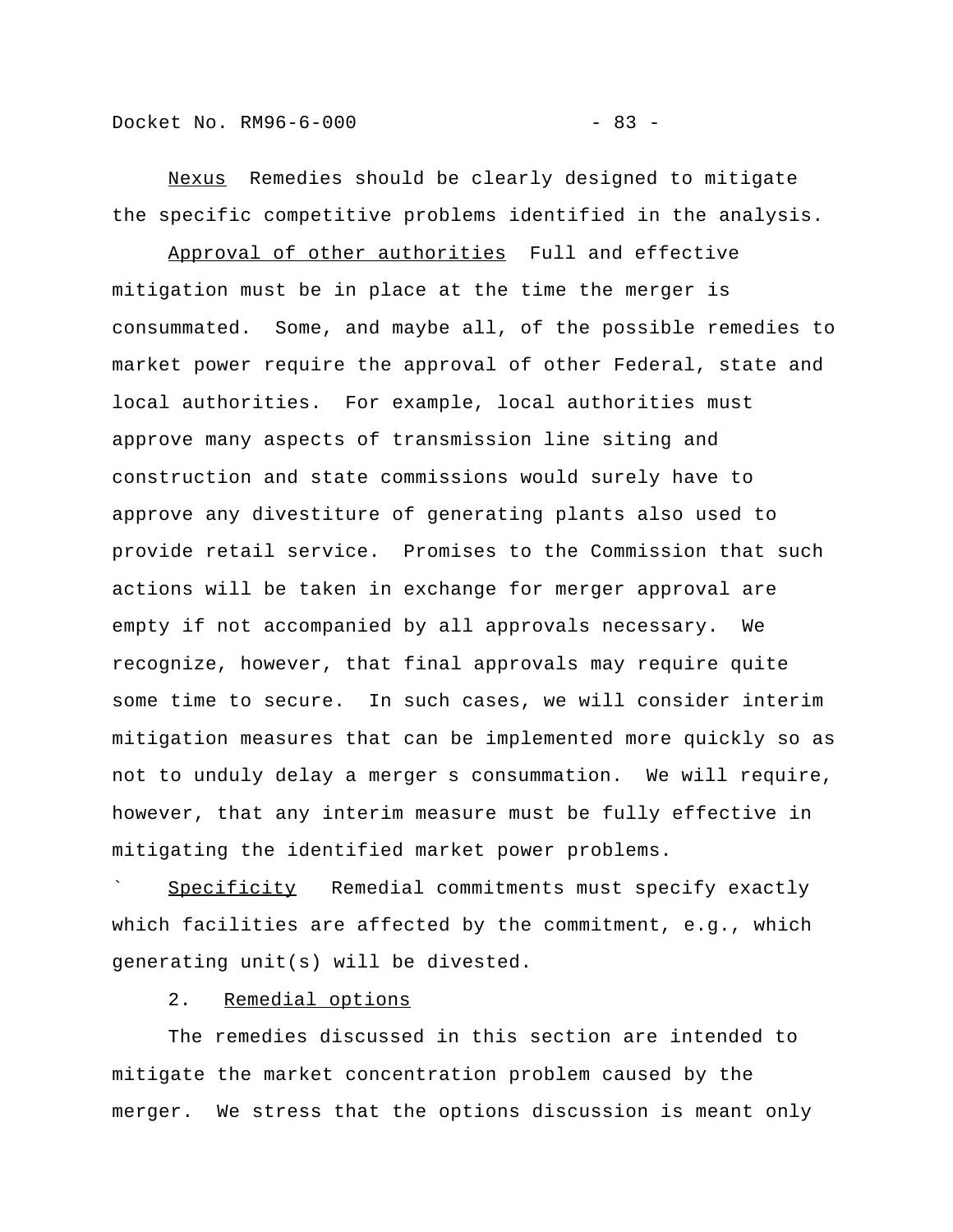Nexus  Remedies should be clearly designed to mitigate the specific competitive problems identified in the analysis.

Approval of other authorities  Full and effective mitigation must be in place at the time the merger is consummated.  Some, and maybe all, of the possible remedies to market power require the approval of other Federal, state and local authorities.  For example, local authorities must approve many aspects of transmission line siting and construction and state commissions would surely have to approve any divestiture of generating plants also used to provide retail service.  Promises to the Commission that such actions will be taken in exchange for merger approval are empty if not accompanied by all approvals necessary.  We recognize, however, that final approvals may require quite some time to secure.  In such cases, we will consider interim mitigation measures that can be implemented more quickly so as not to unduly delay a merger s consummation.  We will require, however, that any interim measure must be fully effective in mitigating the identified market power problems.

` Specificity  Remedial commitments must specify exactly which facilities are affected by the commitment, e.g., which generating unit(s) will be divested.

2. Remedial options

The remedies discussed in this section are intended to mitigate the market concentration problem caused by the merger.  We stress that the options discussion is meant only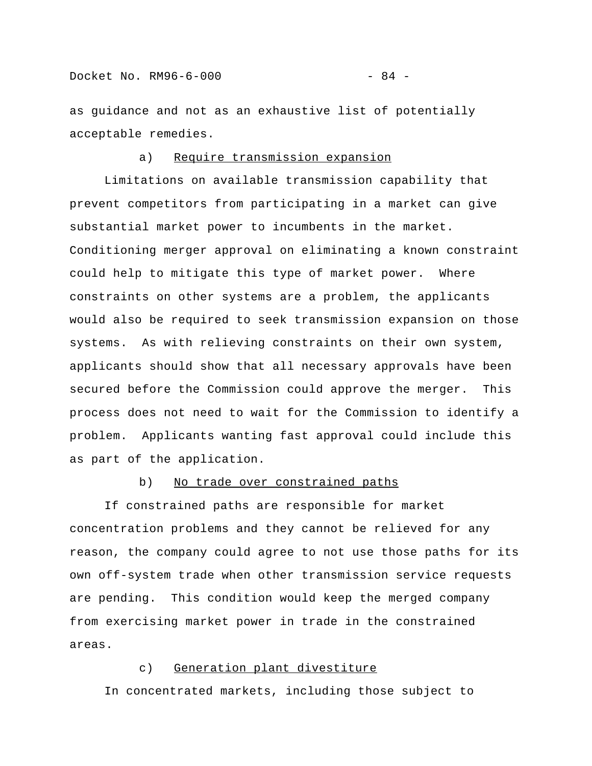as guidance and not as an exhaustive list of potentially acceptable remedies.

a) <u>Require transmission expansion</u>

Limitations on available transmission capability that prevent competitors from participating in a market can give substantial market power to incumbents in the market. Conditioning merger approval on eliminating a known constraint could help to mitigate this type of market power. Where constraints on other systems are a problem, the applicants would also be required to seek transmission expansion on those systems. As with relieving constraints on their own system, applicants should show that all necessary approvals have been secured before the Commission could approve the merger. This process does not need to wait for the Commission to identify a problem. Applicants wanting fast approval could include this as part of the application.

b) <u>No trade over constrained paths</u>

If constrained paths are responsible for market concentration problems and they cannot be relieved for any reason, the company could agree to not use those paths for its own off-system trade when other transmission service requests are pending. This condition would keep the merged company from exercising market power in trade in the constrained areas.

c) <u>Generation plant divestiture</u>

In concentrated markets, including those subject to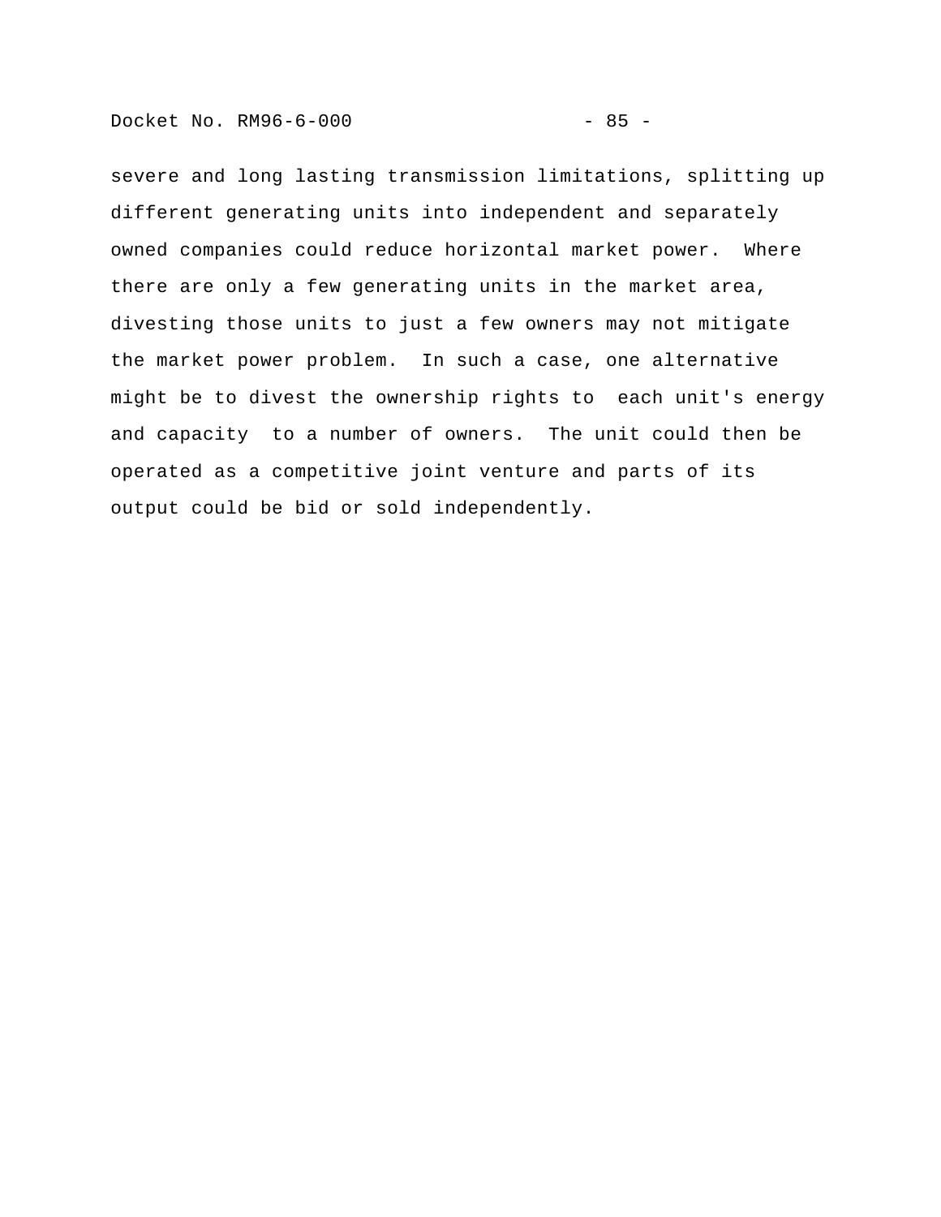severe and long lasting transmission limitations, splitting up different generating units into independent and separately owned companies could reduce horizontal market power. Where there are only a few generating units in the market area, divesting those units to just a few owners may not mitigate the market power problem. In such a case, one alternative might be to divest the ownership rights to each unit's energy and capacity to a number of owners. The unit could then be operated as a competitive joint venture and parts of its output could be bid or sold independently.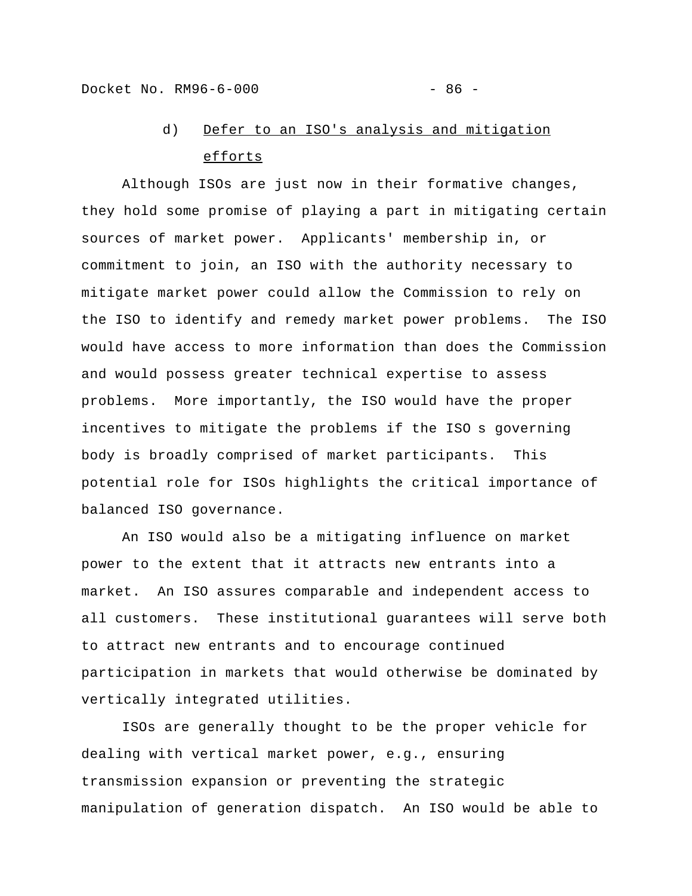d) Defer to an ISO's analysis and mitigation efforts

Although ISOs are just now in their formative changes, they hold some promise of playing a part in mitigating certain sources of market power. Applicants' membership in, or commitment to join, an ISO with the authority necessary to mitigate market power could allow the Commission to rely on the ISO to identify and remedy market power problems. The ISO would have access to more information than does the Commission and would possess greater technical expertise to assess problems. More importantly, the ISO would have the proper incentives to mitigate the problems if the ISO s governing body is broadly comprised of market participants. This potential role for ISOs highlights the critical importance of balanced ISO governance.

An ISO would also be a mitigating influence on market power to the extent that it attracts new entrants into a market. An ISO assures comparable and independent access to all customers. These institutional guarantees will serve both to attract new entrants and to encourage continued participation in markets that would otherwise be dominated by vertically integrated utilities.

ISOs are generally thought to be the proper vehicle for dealing with vertical market power, e.g., ensuring transmission expansion or preventing the strategic manipulation of generation dispatch. An ISO would be able to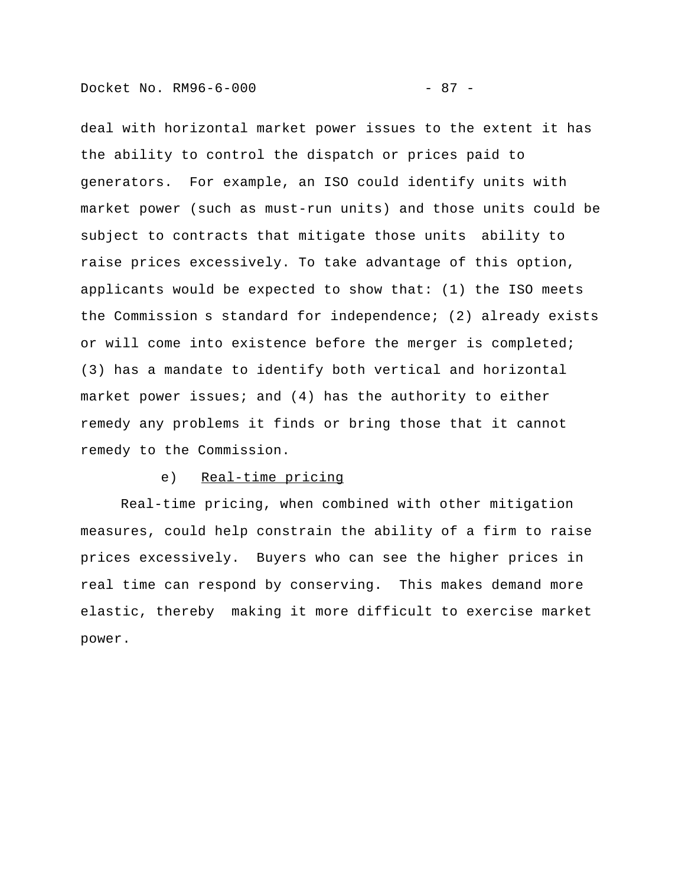deal with horizontal market power issues to the extent it has the ability to control the dispatch or prices paid to generators. For example, an ISO could identify units with market power (such as must-run units) and those units could be subject to contracts that mitigate those units ability to raise prices excessively. To take advantage of this option, applicants would be expected to show that: (1) the ISO meets the Commission s standard for independence; (2) already exists or will come into existence before the merger is completed; (3) has a mandate to identify both vertical and horizontal market power issues; and (4) has the authority to either remedy any problems it finds or bring those that it cannot remedy to the Commission.

e) Real-time pricing

Real-time pricing, when combined with other mitigation measures, could help constrain the ability of a firm to raise prices excessively. Buyers who can see the higher prices in real time can respond by conserving. This makes demand more elastic, thereby making it more difficult to exercise market power.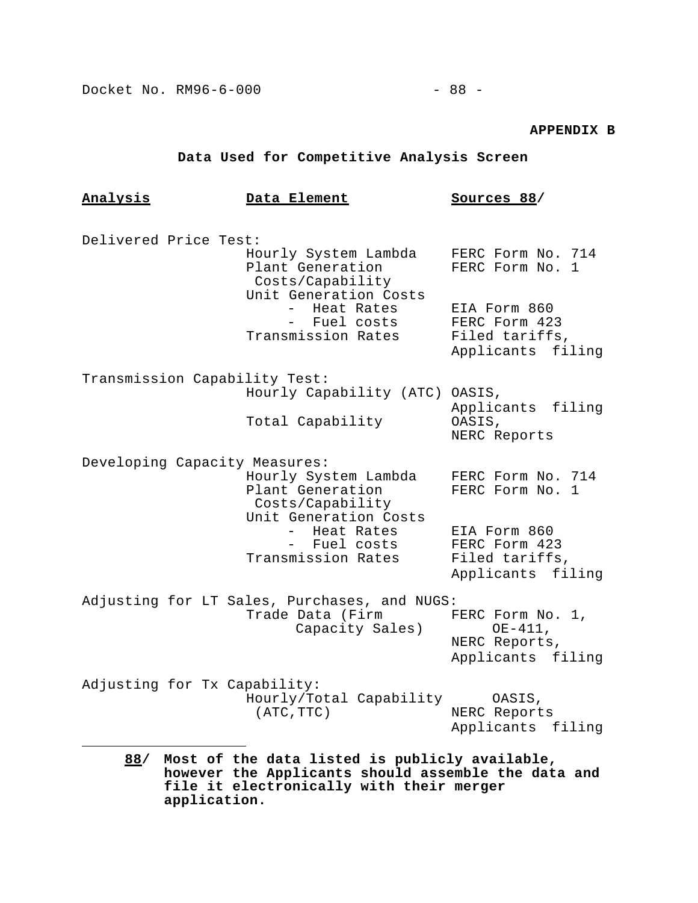**APPENDIX B**

**Data Used for Competitive Analysis Screen**

| Analysis | Data Element | Sources 88/ |
|---|---|---|
| Delivered Price Test: | | |
| | Hourly System Lambda | FERC Form No. 714 |
| | Plant Generation Costs/Capability | FERC Form No. 1 |
| | Unit Generation Costs | |
| | - Heat Rates | EIA Form 860 |
| | - Fuel costs | FERC Form 423 |
| | Transmission Rates | Filed tariffs, Applicants filing |
| Transmission Capability Test: | | |
| | Hourly Capability (ATC) | OASIS, Applicants filing |
| | Total Capability | OASIS, NERC Reports |
| Developing Capacity Measures: | | |
| | Hourly System Lambda | FERC Form No. 714 |
| | Plant Generation Costs/Capability | FERC Form No. 1 |
| | Unit Generation Costs | |
| | - Heat Rates | EIA Form 860 |
| | - Fuel costs | FERC Form 423 |
| | Transmission Rates | Filed tariffs, Applicants filing |
| Adjusting for LT Sales, Purchases, and NUGS: | | |
| | Trade Data (Firm Capacity Sales) | FERC Form No. 1, OE-411, NERC Reports, Applicants filing |
| Adjusting for Tx Capability: | | |
| | Hourly/Total Capability (ATC,TTC) | OASIS, NERC Reports Applicants filing |

---

**88/ Most of the data listed is publicly available, however the Applicants should assemble the data and file it electronically with their merger application.**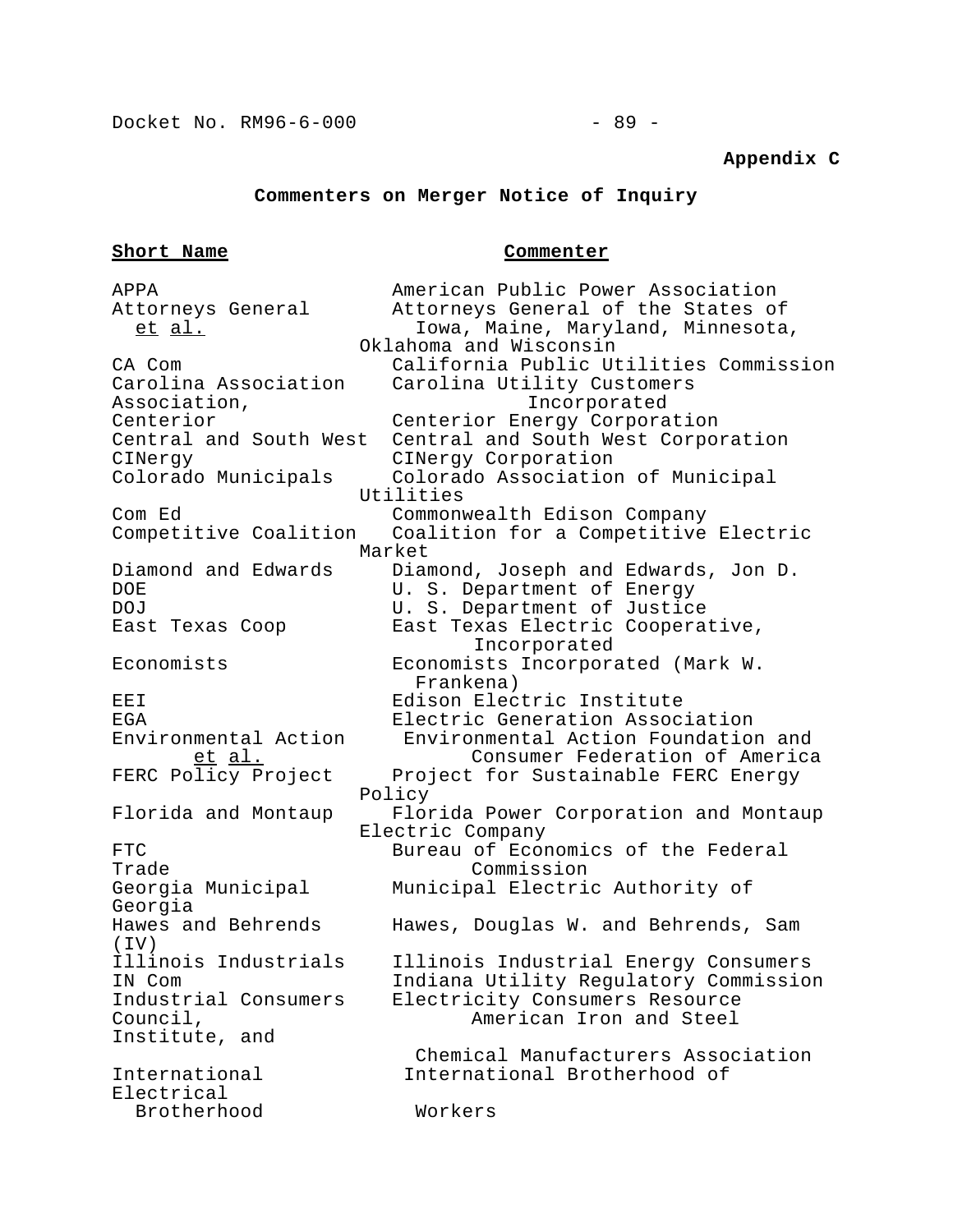**Appendix C**

**Commenters on Merger Notice of Inquiry**

| Short Name | Commenter |
| --- | --- |
| APPA | American Public Power Association |
| Attorneys General *et al.* | Attorneys General of the States of Iowa, Maine, Maryland, Minnesota, Oklahoma and Wisconsin |
| CA Com | California Public Utilities Commission |
| Carolina Association | Carolina Utility Customers Association, Incorporated |
| Centerior | Centerior Energy Corporation |
| Central and South West | Central and South West Corporation |
| CINergy | CINergy Corporation |
| Colorado Municipals | Colorado Association of Municipal Utilities |
| Com Ed | Commonwealth Edison Company |
| Competitive Coalition | Coalition for a Competitive Electric Market |
| Diamond and Edwards | Diamond, Joseph and Edwards, Jon D. |
| DOE | U. S. Department of Energy |
| DOJ | U. S. Department of Justice |
| East Texas Coop | East Texas Electric Cooperative, Incorporated |
| Economists | Economists Incorporated (Mark W. Frankena) |
| EEI | Edison Electric Institute |
| EGA | Electric Generation Association |
| Environmental Action *et al.* | Environmental Action Foundation and Consumer Federation of America |
| FERC Policy Project | Project for Sustainable FERC Energy Policy |
| Florida and Montaup | Florida Power Corporation and Montaup Electric Company |
| FTC | Bureau of Economics of the Federal Trade Commission |
| Georgia Municipal | Municipal Electric Authority of Georgia |
| Hawes and Behrends | Hawes, Douglas W. and Behrends, Sam (IV) |
| Illinois Industrials | Illinois Industrial Energy Consumers |
| IN Com | Indiana Utility Regulatory Commission |
| Industrial Consumers | Electricity Consumers Resource Council, American Iron and Steel Institute, and Chemical Manufacturers Association |
| International Brotherhood | International Brotherhood of Electrical Workers |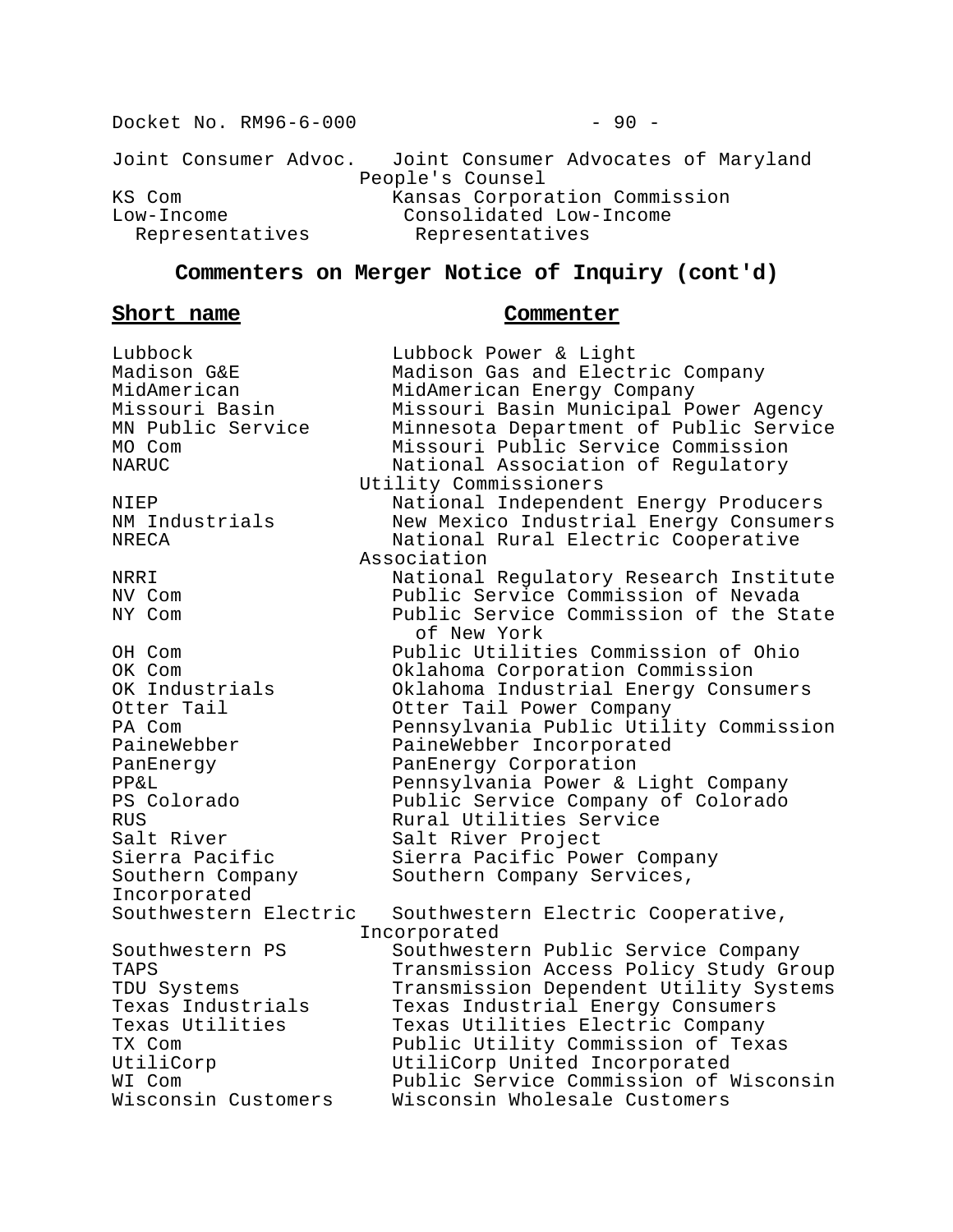| | |
|---|---|
| Joint Consumer Advoc. | Joint Consumer Advocates of Maryland People's Counsel |
| KS Com | Kansas Corporation Commission |
| Low-Income Representatives | Consolidated Low-Income Representatives |

**Commenters on Merger Notice of Inquiry (cont'd)**

| Short name | Commenter |
|---|---|
| Lubbock | Lubbock Power & Light |
| Madison G&E | Madison Gas and Electric Company |
| MidAmerican | MidAmerican Energy Company |
| Missouri Basin | Missouri Basin Municipal Power Agency |
| MN Public Service | Minnesota Department of Public Service |
| MO Com | Missouri Public Service Commission |
| NARUC | National Association of Regulatory Utility Commissioners |
| NIEP | National Independent Energy Producers |
| NM Industrials | New Mexico Industrial Energy Consumers |
| NRECA | National Rural Electric Cooperative Association |
| NRRI | National Regulatory Research Institute |
| NV Com | Public Service Commission of Nevada |
| NY Com | Public Service Commission of the State of New York |
| OH Com | Public Utilities Commission of Ohio |
| OK Com | Oklahoma Corporation Commission |
| OK Industrials | Oklahoma Industrial Energy Consumers |
| Otter Tail | Otter Tail Power Company |
| PA Com | Pennsylvania Public Utility Commission |
| PaineWebber | PaineWebber Incorporated |
| PanEnergy | PanEnergy Corporation |
| PP&L | Pennsylvania Power & Light Company |
| PS Colorado | Public Service Company of Colorado |
| RUS | Rural Utilities Service |
| Salt River | Salt River Project |
| Sierra Pacific | Sierra Pacific Power Company |
| Southern Company | Southern Company Services, Incorporated |
| Southwestern Electric | Southwestern Electric Cooperative, Incorporated |
| Southwestern PS | Southwestern Public Service Company |
| TAPS | Transmission Access Policy Study Group |
| TDU Systems | Transmission Dependent Utility Systems |
| Texas Industrials | Texas Industrial Energy Consumers |
| Texas Utilities | Texas Utilities Electric Company |
| TX Com | Public Utility Commission of Texas |
| UtiliCorp | UtiliCorp United Incorporated |
| WI Com | Public Service Commission of Wisconsin |
| Wisconsin Customers | Wisconsin Wholesale Customers |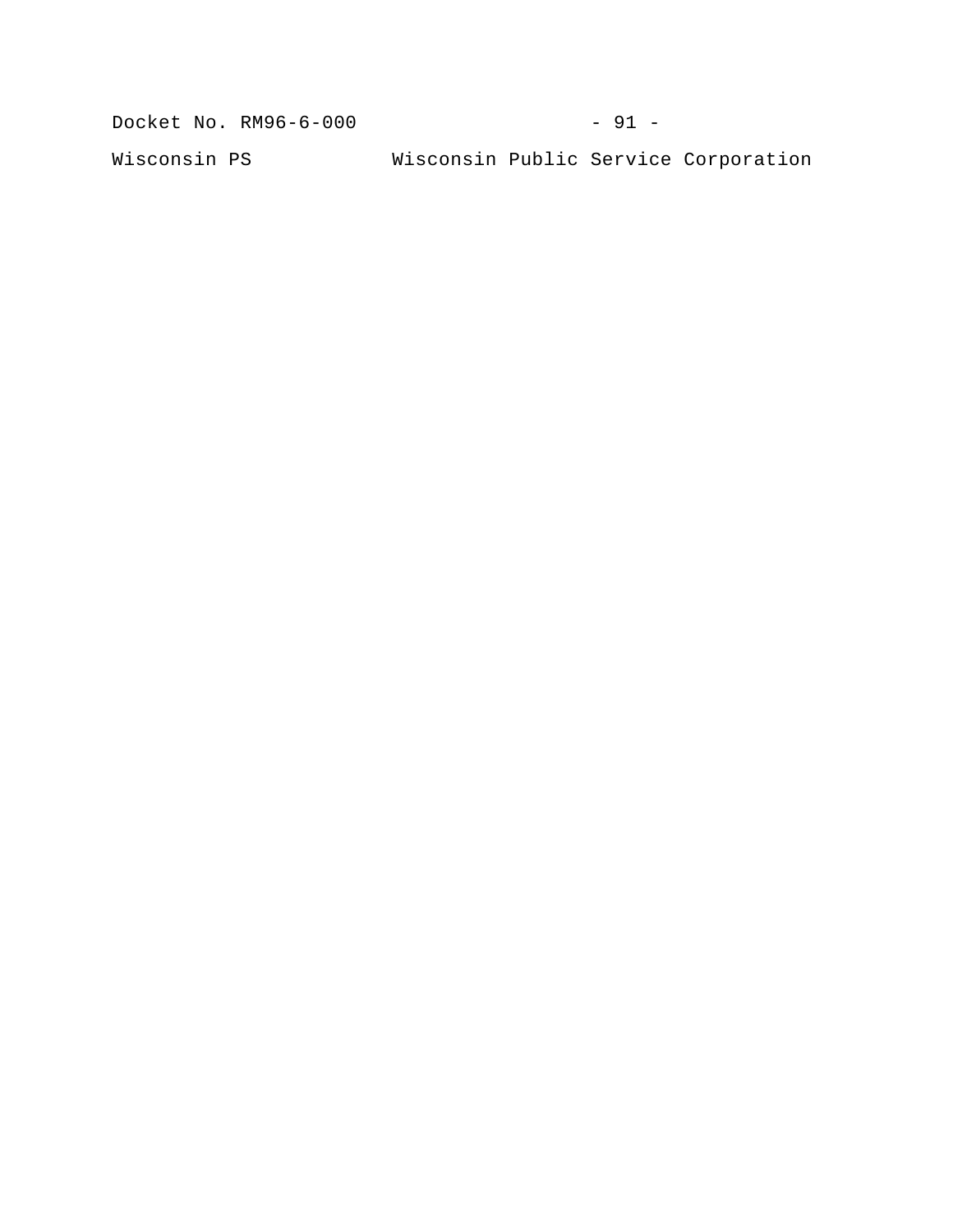Wisconsin PS Wisconsin Public Service Corporation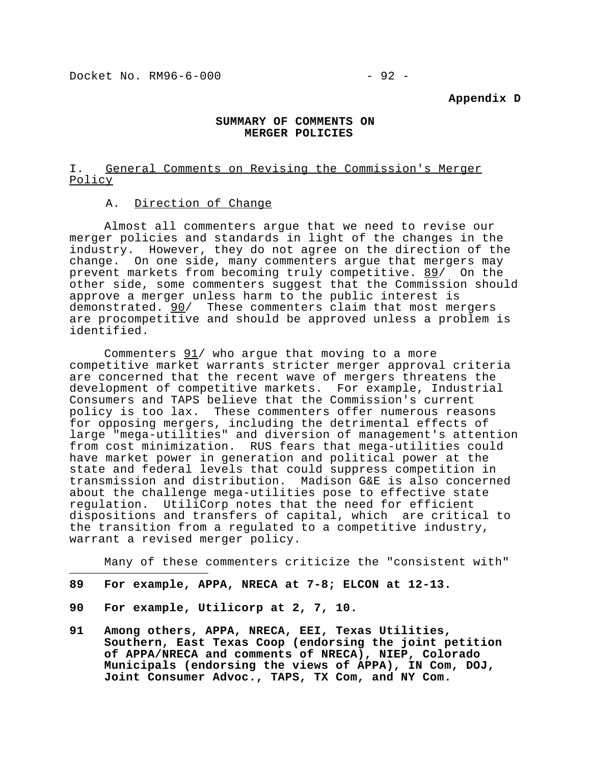**Appendix D**

## SUMMARY OF COMMENTS ON MERGER POLICIES

### I. General Comments on Revising the Commission's Merger Policy

#### A. Direction of Change

Almost all commenters argue that we need to revise our merger policies and standards in light of the changes in the industry. However, they do not agree on the direction of the change. On one side, many commenters argue that mergers may prevent markets from becoming truly competitive. 89/ On the other side, some commenters suggest that the Commission should approve a merger unless harm to the public interest is demonstrated. 90/ These commenters claim that most mergers are procompetitive and should be approved unless a problem is identified.

Commenters 91/ who argue that moving to a more competitive market warrants stricter merger approval criteria are concerned that the recent wave of mergers threatens the development of competitive markets. For example, Industrial Consumers and TAPS believe that the Commission's current policy is too lax. These commenters offer numerous reasons for opposing mergers, including the detrimental effects of large "mega-utilities" and diversion of management's attention from cost minimization. RUS fears that mega-utilities could have market power in generation and political power at the state and federal levels that could suppress competition in transmission and distribution. Madison G&E is also concerned about the challenge mega-utilities pose to effective state regulation. UtiliCorp notes that the need for efficient dispositions and transfers of capital, which are critical to the transition from a regulated to a competitive industry, warrant a revised merger policy.

Many of these commenters criticize the "consistent with"

---

**89 For example, APPA, NRECA at 7-8; ELCON at 12-13.**

**90 For example, Utilicorp at 2, 7, 10.**

**91 Among others, APPA, NRECA, EEI, Texas Utilities, Southern, East Texas Coop (endorsing the joint petition of APPA/NRECA and comments of NRECA), NIEP, Colorado Municipals (endorsing the views of APPA), IN Com, DOJ, Joint Consumer Advoc., TAPS, TX Com, and NY Com.**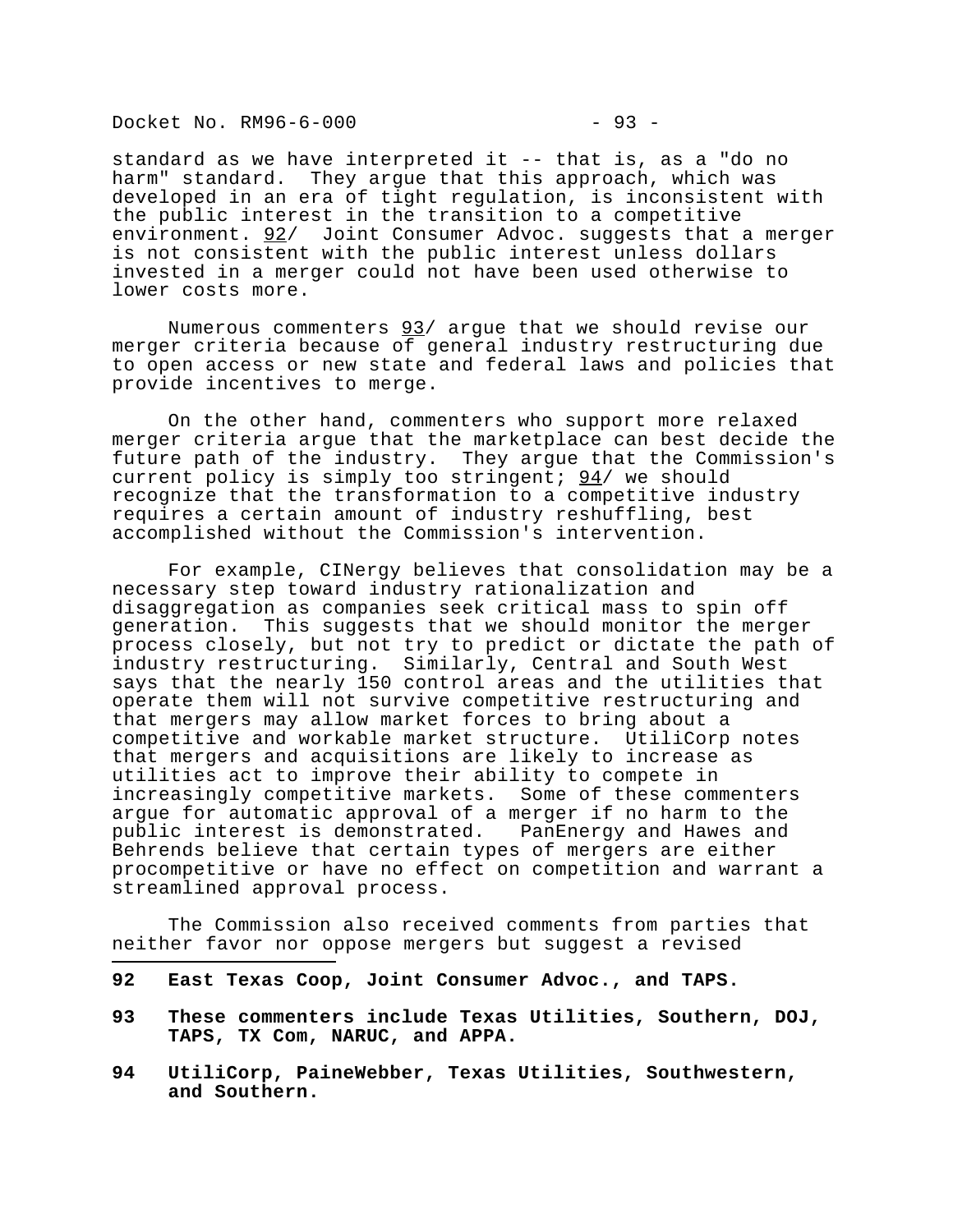standard as we have interpreted it -- that is, as a "do no harm" standard. They argue that this approach, which was developed in an era of tight regulation, is inconsistent with the public interest in the transition to a competitive environment. 92/ Joint Consumer Advoc. suggests that a merger is not consistent with the public interest unless dollars invested in a merger could not have been used otherwise to lower costs more.

Numerous commenters 93/ argue that we should revise our merger criteria because of general industry restructuring due to open access or new state and federal laws and policies that provide incentives to merge.

On the other hand, commenters who support more relaxed merger criteria argue that the marketplace can best decide the future path of the industry. They argue that the Commission's current policy is simply too stringent; 94/ we should recognize that the transformation to a competitive industry requires a certain amount of industry reshuffling, best accomplished without the Commission's intervention.

For example, CINergy believes that consolidation may be a necessary step toward industry rationalization and disaggregation as companies seek critical mass to spin off generation. This suggests that we should monitor the merger process closely, but not try to predict or dictate the path of industry restructuring. Similarly, Central and South West says that the nearly 150 control areas and the utilities that operate them will not survive competitive restructuring and that mergers may allow market forces to bring about a competitive and workable market structure. UtiliCorp notes that mergers and acquisitions are likely to increase as utilities act to improve their ability to compete in increasingly competitive markets. Some of these commenters argue for automatic approval of a merger if no harm to the public interest is demonstrated. PanEnergy and Hawes and Behrends believe that certain types of mergers are either procompetitive or have no effect on competition and warrant a streamlined approval process.

The Commission also received comments from parties that neither favor nor oppose mergers but suggest a revised

---

**92 East Texas Coop, Joint Consumer Advoc., and TAPS.**

**93 These commenters include Texas Utilities, Southern, DOJ, TAPS, TX Com, NARUC, and APPA.**

**94 UtiliCorp, PaineWebber, Texas Utilities, Southwestern, and Southern.**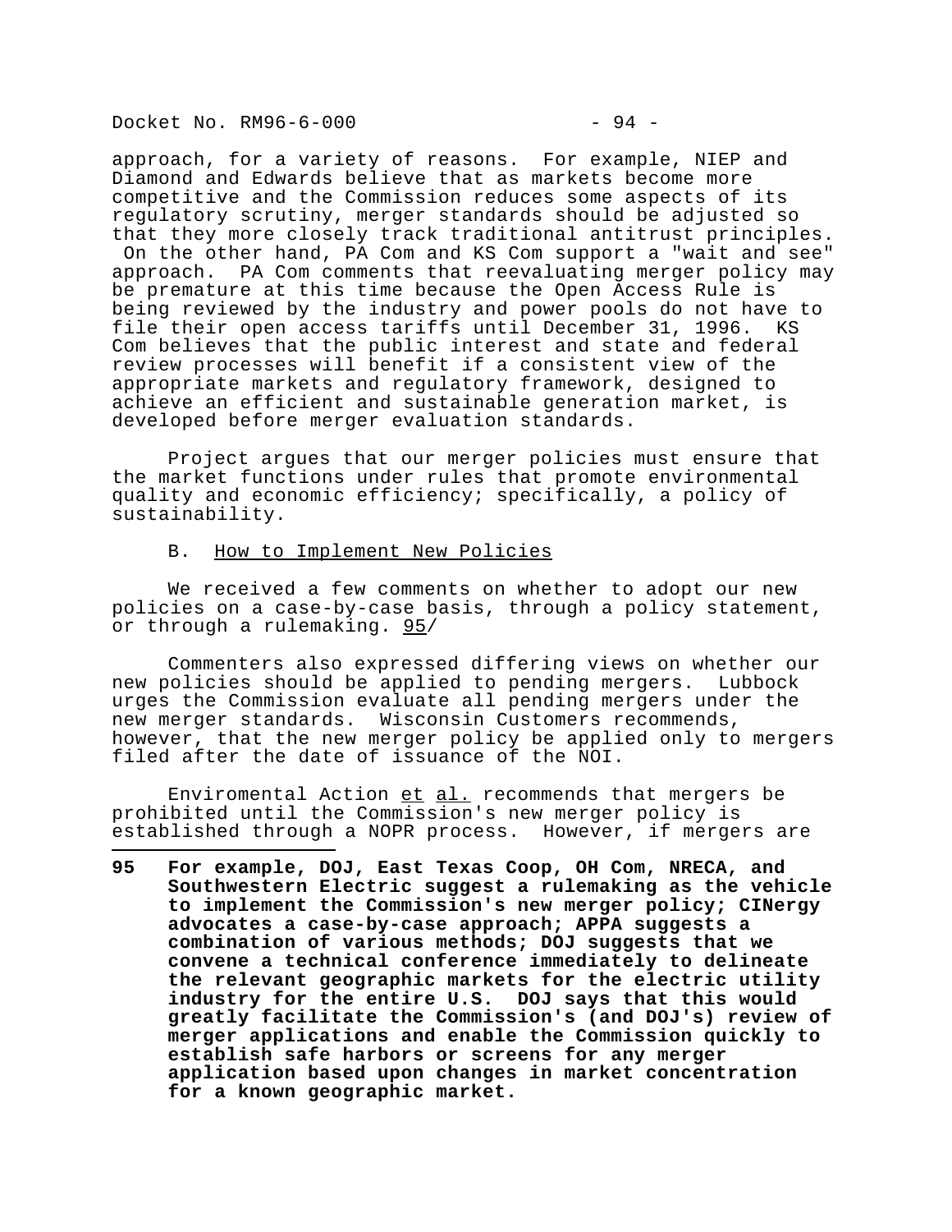approach, for a variety of reasons. For example, NIEP and Diamond and Edwards believe that as markets become more competitive and the Commission reduces some aspects of its regulatory scrutiny, merger standards should be adjusted so that they more closely track traditional antitrust principles. On the other hand, PA Com and KS Com support a "wait and see" approach. PA Com comments that reevaluating merger policy may be premature at this time because the Open Access Rule is being reviewed by the industry and power pools do not have to file their open access tariffs until December 31, 1996. KS Com believes that the public interest and state and federal review processes will benefit if a consistent view of the appropriate markets and regulatory framework, designed to achieve an efficient and sustainable generation market, is developed before merger evaluation standards.

Project argues that our merger policies must ensure that the market functions under rules that promote environmental quality and economic efficiency; specifically, a policy of sustainability.

### B. How to Implement New Policies

We received a few comments on whether to adopt our new policies on a case-by-case basis, through a policy statement, or through a rulemaking. 95/

Commenters also expressed differing views on whether our new policies should be applied to pending mergers. Lubbock urges the Commission evaluate all pending mergers under the new merger standards. Wisconsin Customers recommends, however, that the new merger policy be applied only to mergers filed after the date of issuance of the NOI.

Enviromental Action *et al.* recommends that mergers be prohibited until the Commission's new merger policy is established through a NOPR process. However, if mergers are

---

**95 For example, DOJ, East Texas Coop, OH Com, NRECA, and Southwestern Electric suggest a rulemaking as the vehicle to implement the Commission's new merger policy; CINergy advocates a case-by-case approach; APPA suggests a combination of various methods; DOJ suggests that we convene a technical conference immediately to delineate the relevant geographic markets for the electric utility industry for the entire U.S. DOJ says that this would greatly facilitate the Commission's (and DOJ's) review of merger applications and enable the Commission quickly to establish safe harbors or screens for any merger application based upon changes in market concentration for a known geographic market.**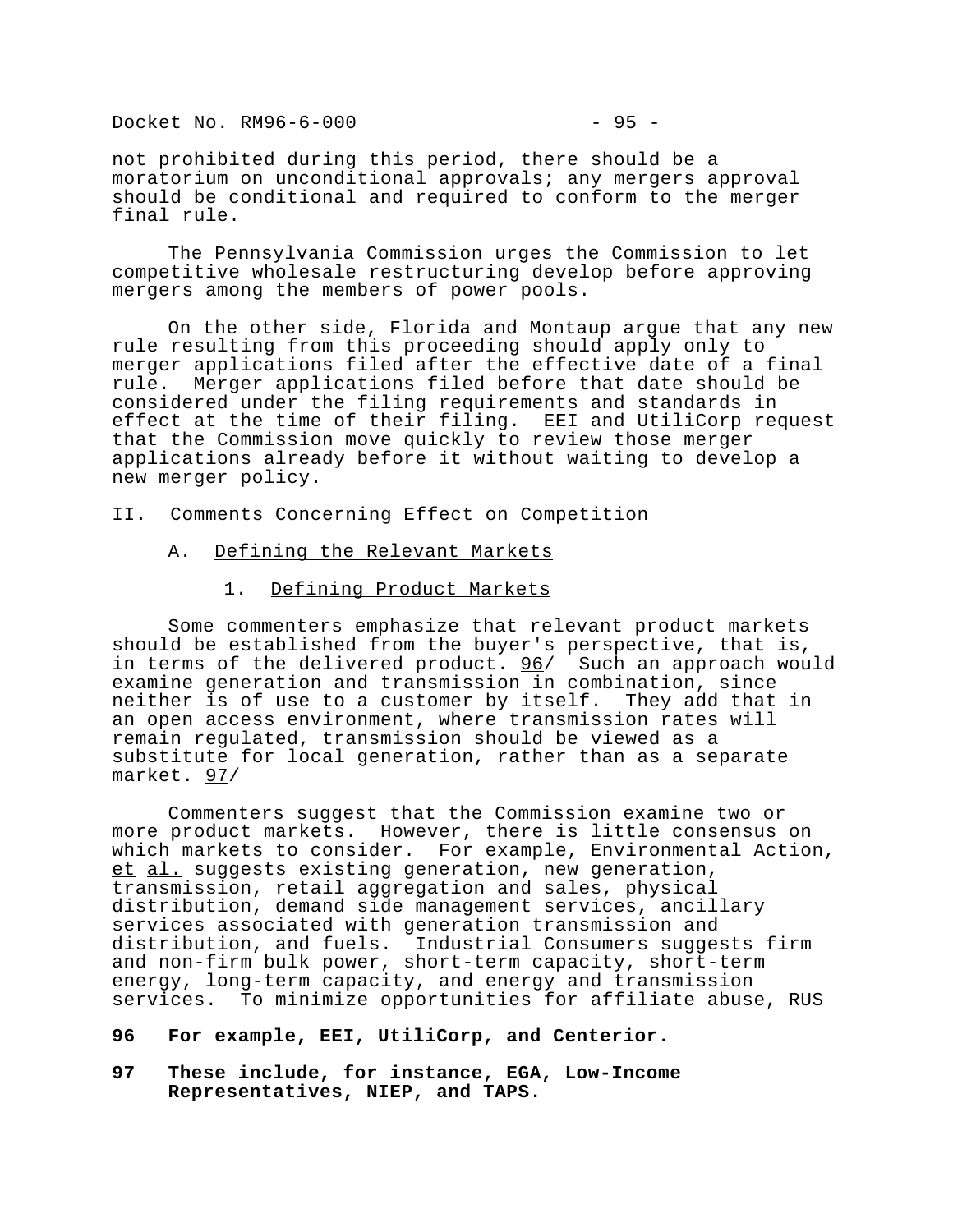not prohibited during this period, there should be a moratorium on unconditional approvals; any mergers approval should be conditional and required to conform to the merger final rule.

The Pennsylvania Commission urges the Commission to let competitive wholesale restructuring develop before approving mergers among the members of power pools.

On the other side, Florida and Montaup argue that any new rule resulting from this proceeding should apply only to merger applications filed after the effective date of a final rule. Merger applications filed before that date should be considered under the filing requirements and standards in effect at the time of their filing. EEI and UtiliCorp request that the Commission move quickly to review those merger applications already before it without waiting to develop a new merger policy.

## II. Comments Concerning Effect on Competition

### A. Defining the Relevant Markets

#### 1. Defining Product Markets

Some commenters emphasize that relevant product markets should be established from the buyer's perspective, that is, in terms of the delivered product. 96/ Such an approach would examine generation and transmission in combination, since neither is of use to a customer by itself. They add that in an open access environment, where transmission rates will remain regulated, transmission should be viewed as a substitute for local generation, rather than as a separate market. 97/

Commenters suggest that the Commission examine two or more product markets. However, there is little consensus on which markets to consider. For example, Environmental Action, *et al.* suggests existing generation, new generation, transmission, retail aggregation and sales, physical distribution, demand side management services, ancillary services associated with generation transmission and distribution, and fuels. Industrial Consumers suggests firm and non-firm bulk power, short-term capacity, short-term energy, long-term capacity, and energy and transmission services. To minimize opportunities for affiliate abuse, RUS

---

**96 For example, EEI, UtiliCorp, and Centerior.**

**97 These include, for instance, EGA, Low-Income Representatives, NIEP, and TAPS.**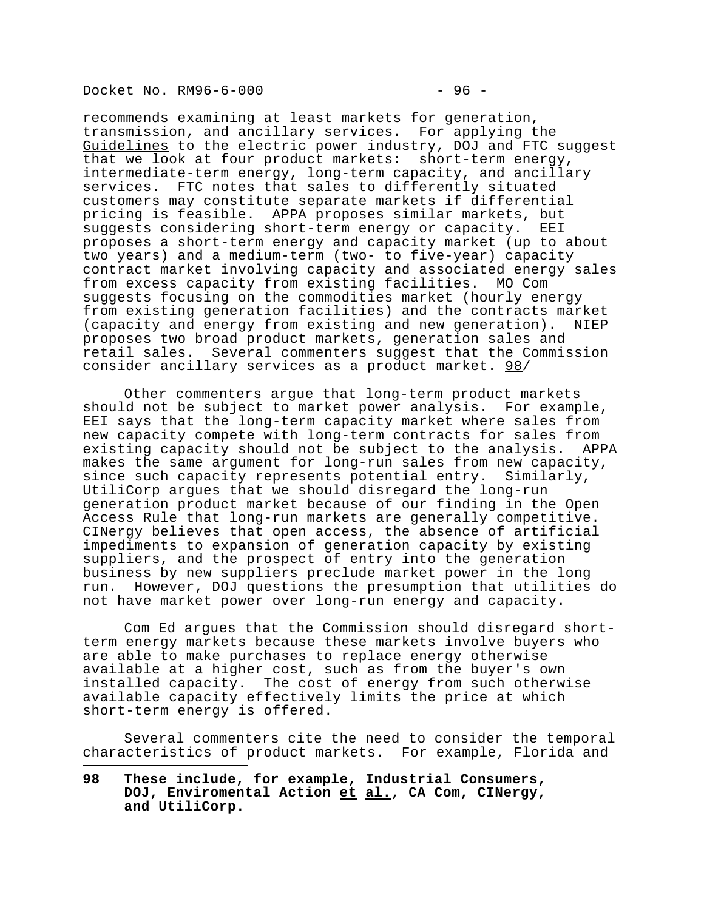recommends examining at least markets for generation, transmission, and ancillary services. For applying the Guidelines to the electric power industry, DOJ and FTC suggest that we look at four product markets: short-term energy, intermediate-term energy, long-term capacity, and ancillary services. FTC notes that sales to differently situated customers may constitute separate markets if differential pricing is feasible. APPA proposes similar markets, but suggests considering short-term energy or capacity. EEI proposes a short-term energy and capacity market (up to about two years) and a medium-term (two- to five-year) capacity contract market involving capacity and associated energy sales from excess capacity from existing facilities. MO Com suggests focusing on the commodities market (hourly energy from existing generation facilities) and the contracts market (capacity and energy from existing and new generation). NIEP proposes two broad product markets, generation sales and retail sales. Several commenters suggest that the Commission consider ancillary services as a product market. 98/

Other commenters argue that long-term product markets should not be subject to market power analysis. For example, EEI says that the long-term capacity market where sales from new capacity compete with long-term contracts for sales from existing capacity should not be subject to the analysis. APPA makes the same argument for long-run sales from new capacity, since such capacity represents potential entry. Similarly, UtiliCorp argues that we should disregard the long-run generation product market because of our finding in the Open Access Rule that long-run markets are generally competitive. CINergy believes that open access, the absence of artificial impediments to expansion of generation capacity by existing suppliers, and the prospect of entry into the generation business by new suppliers preclude market power in the long run. However, DOJ questions the presumption that utilities do not have market power over long-run energy and capacity.

Com Ed argues that the Commission should disregard short-term energy markets because these markets involve buyers who are able to make purchases to replace energy otherwise available at a higher cost, such as from the buyer's own installed capacity. The cost of energy from such otherwise available capacity effectively limits the price at which short-term energy is offered.

Several commenters cite the need to consider the temporal characteristics of product markets. For example, Florida and

---

**98 These include, for example, Industrial Consumers, DOJ, Enviromental Action et al., CA Com, CINergy, and UtiliCorp.**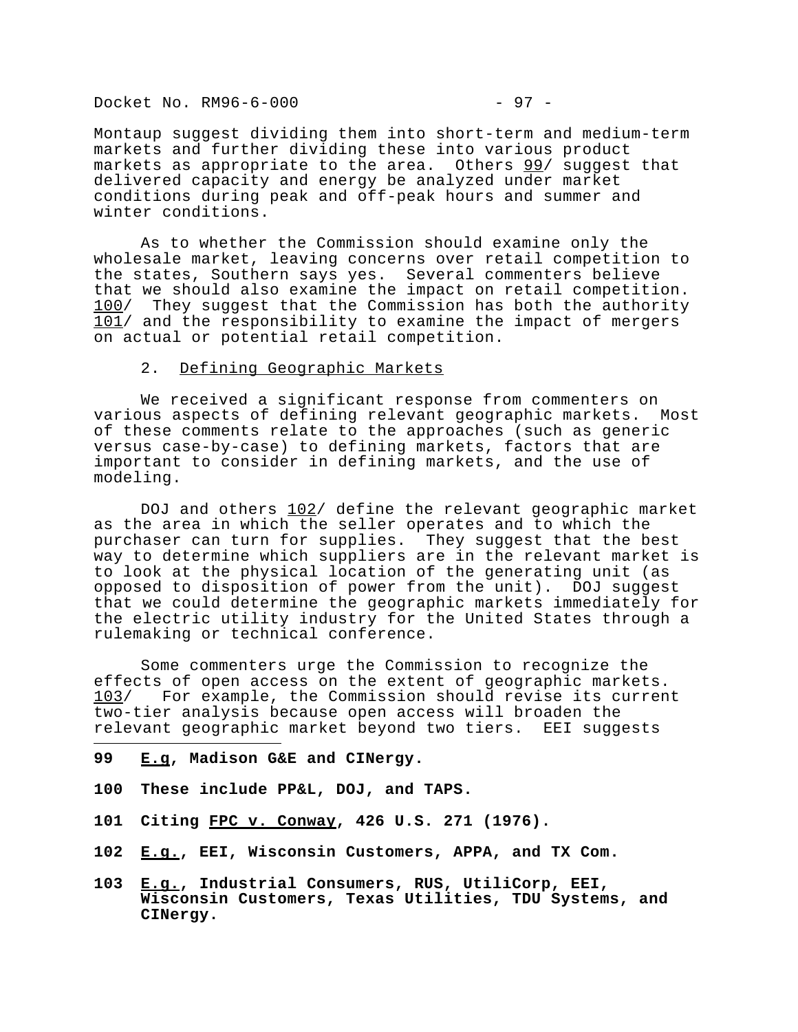Montaup suggest dividing them into short-term and medium-term markets and further dividing these into various product markets as appropriate to the area. Others 99/ suggest that delivered capacity and energy be analyzed under market conditions during peak and off-peak hours and summer and winter conditions.

As to whether the Commission should examine only the wholesale market, leaving concerns over retail competition to the states, Southern says yes. Several commenters believe that we should also examine the impact on retail competition. 100/ They suggest that the Commission has both the authority 101/ and the responsibility to examine the impact of mergers on actual or potential retail competition.

2. Defining Geographic Markets

We received a significant response from commenters on various aspects of defining relevant geographic markets. Most of these comments relate to the approaches (such as generic versus case-by-case) to defining markets, factors that are important to consider in defining markets, and the use of modeling.

DOJ and others 102/ define the relevant geographic market as the area in which the seller operates and to which the purchaser can turn for supplies. They suggest that the best way to determine which suppliers are in the relevant market is to look at the physical location of the generating unit (as opposed to disposition of power from the unit). DOJ suggest that we could determine the geographic markets immediately for the electric utility industry for the United States through a rulemaking or technical conference.

Some commenters urge the Commission to recognize the effects of open access on the extent of geographic markets. 103/ For example, the Commission should revise its current two-tier analysis because open access will broaden the relevant geographic market beyond two tiers. EEI suggests

---

**99 E.g, Madison G&E and CINergy.**

**100 These include PP&L, DOJ, and TAPS.**

**101 Citing FPC v. Conway, 426 U.S. 271 (1976).**

**102 E.g., EEI, Wisconsin Customers, APPA, and TX Com.**

**103 E.g., Industrial Consumers, RUS, UtiliCorp, EEI, Wisconsin Customers, Texas Utilities, TDU Systems, and CINergy.**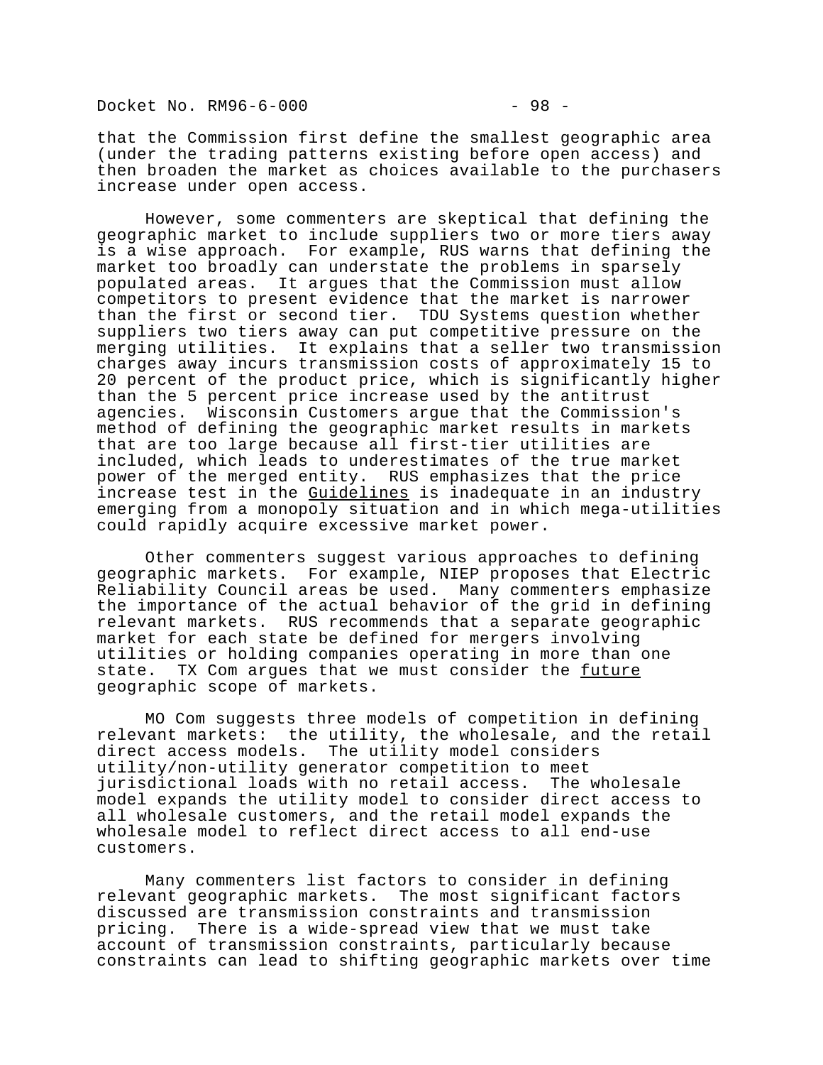that the Commission first define the smallest geographic area (under the trading patterns existing before open access) and then broaden the market as choices available to the purchasers increase under open access.

However, some commenters are skeptical that defining the geographic market to include suppliers two or more tiers away is a wise approach. For example, RUS warns that defining the market too broadly can understate the problems in sparsely populated areas. It argues that the Commission must allow competitors to present evidence that the market is narrower than the first or second tier. TDU Systems question whether suppliers two tiers away can put competitive pressure on the merging utilities. It explains that a seller two transmission charges away incurs transmission costs of approximately 15 to 20 percent of the product price, which is significantly higher than the 5 percent price increase used by the antitrust agencies. Wisconsin Customers argue that the Commission's method of defining the geographic market results in markets that are too large because all first-tier utilities are included, which leads to underestimates of the true market power of the merged entity. RUS emphasizes that the price increase test in the Guidelines is inadequate in an industry emerging from a monopoly situation and in which mega-utilities could rapidly acquire excessive market power.

Other commenters suggest various approaches to defining geographic markets. For example, NIEP proposes that Electric Reliability Council areas be used. Many commenters emphasize the importance of the actual behavior of the grid in defining relevant markets. RUS recommends that a separate geographic market for each state be defined for mergers involving utilities or holding companies operating in more than one state. TX Com argues that we must consider the future geographic scope of markets.

MO Com suggests three models of competition in defining relevant markets: the utility, the wholesale, and the retail direct access models. The utility model considers utility/non-utility generator competition to meet jurisdictional loads with no retail access. The wholesale model expands the utility model to consider direct access to all wholesale customers, and the retail model expands the wholesale model to reflect direct access to all end-use customers.

Many commenters list factors to consider in defining relevant geographic markets. The most significant factors discussed are transmission constraints and transmission pricing. There is a wide-spread view that we must take account of transmission constraints, particularly because constraints can lead to shifting geographic markets over time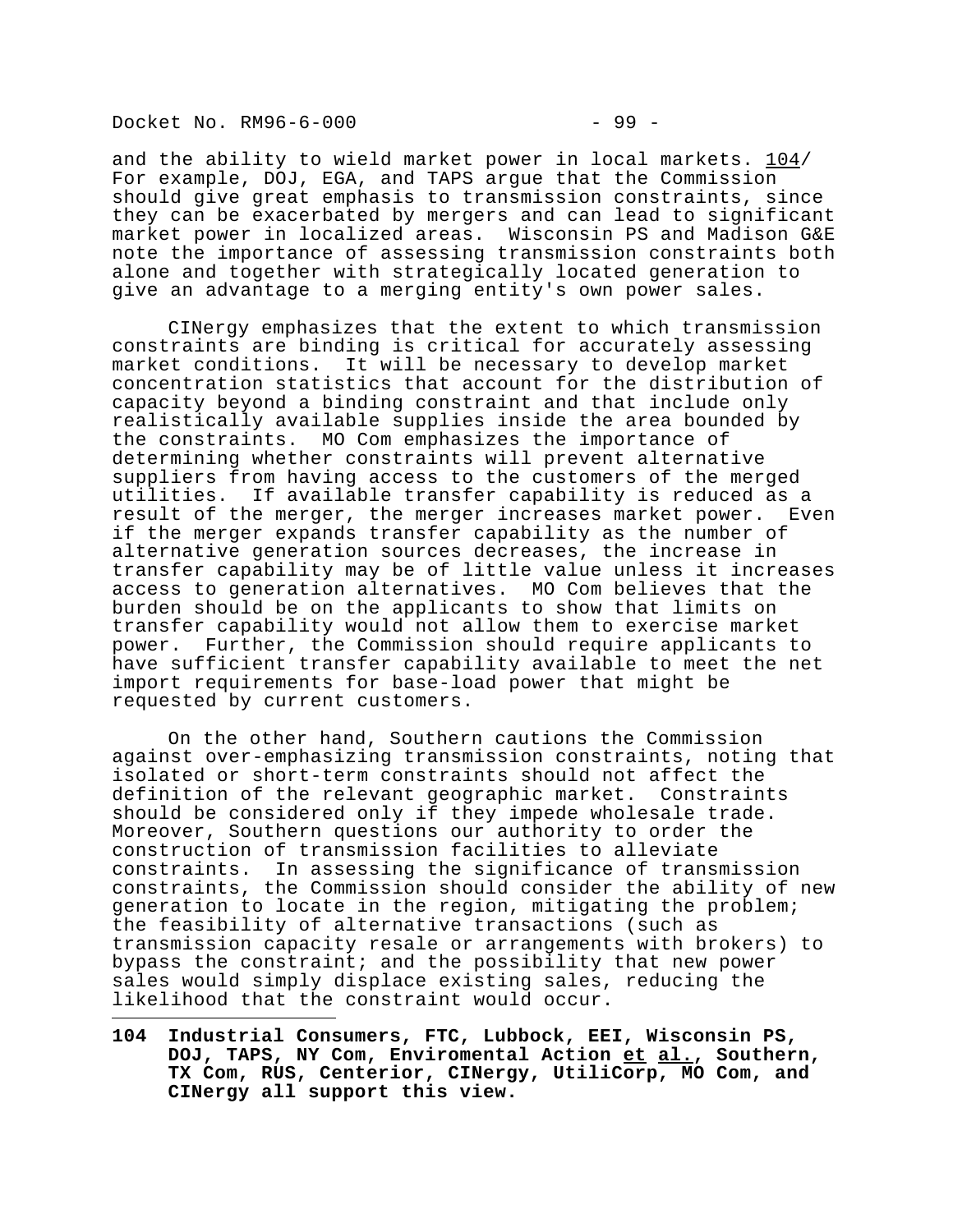and the ability to wield market power in local markets. 104/ For example, DOJ, EGA, and TAPS argue that the Commission should give great emphasis to transmission constraints, since they can be exacerbated by mergers and can lead to significant market power in localized areas. Wisconsin PS and Madison G&E note the importance of assessing transmission constraints both alone and together with strategically located generation to give an advantage to a merging entity's own power sales.

CINergy emphasizes that the extent to which transmission constraints are binding is critical for accurately assessing market conditions. It will be necessary to develop market concentration statistics that account for the distribution of capacity beyond a binding constraint and that include only realistically available supplies inside the area bounded by the constraints. MO Com emphasizes the importance of determining whether constraints will prevent alternative suppliers from having access to the customers of the merged utilities. If available transfer capability is reduced as a result of the merger, the merger increases market power. Even if the merger expands transfer capability as the number of alternative generation sources decreases, the increase in transfer capability may be of little value unless it increases access to generation alternatives. MO Com believes that the burden should be on the applicants to show that limits on transfer capability would not allow them to exercise market power. Further, the Commission should require applicants to have sufficient transfer capability available to meet the net import requirements for base-load power that might be requested by current customers.

On the other hand, Southern cautions the Commission against over-emphasizing transmission constraints, noting that isolated or short-term constraints should not affect the definition of the relevant geographic market. Constraints should be considered only if they impede wholesale trade. Moreover, Southern questions our authority to order the construction of transmission facilities to alleviate constraints. In assessing the significance of transmission constraints, the Commission should consider the ability of new generation to locate in the region, mitigating the problem; the feasibility of alternative transactions (such as transmission capacity resale or arrangements with brokers) to bypass the constraint; and the possibility that new power sales would simply displace existing sales, reducing the likelihood that the constraint would occur.

---

**104 Industrial Consumers, FTC, Lubbock, EEI, Wisconsin PS, DOJ, TAPS, NY Com, Enviromental Action et al., Southern, TX Com, RUS, Centerior, CINergy, UtiliCorp, MO Com, and CINergy all support this view.**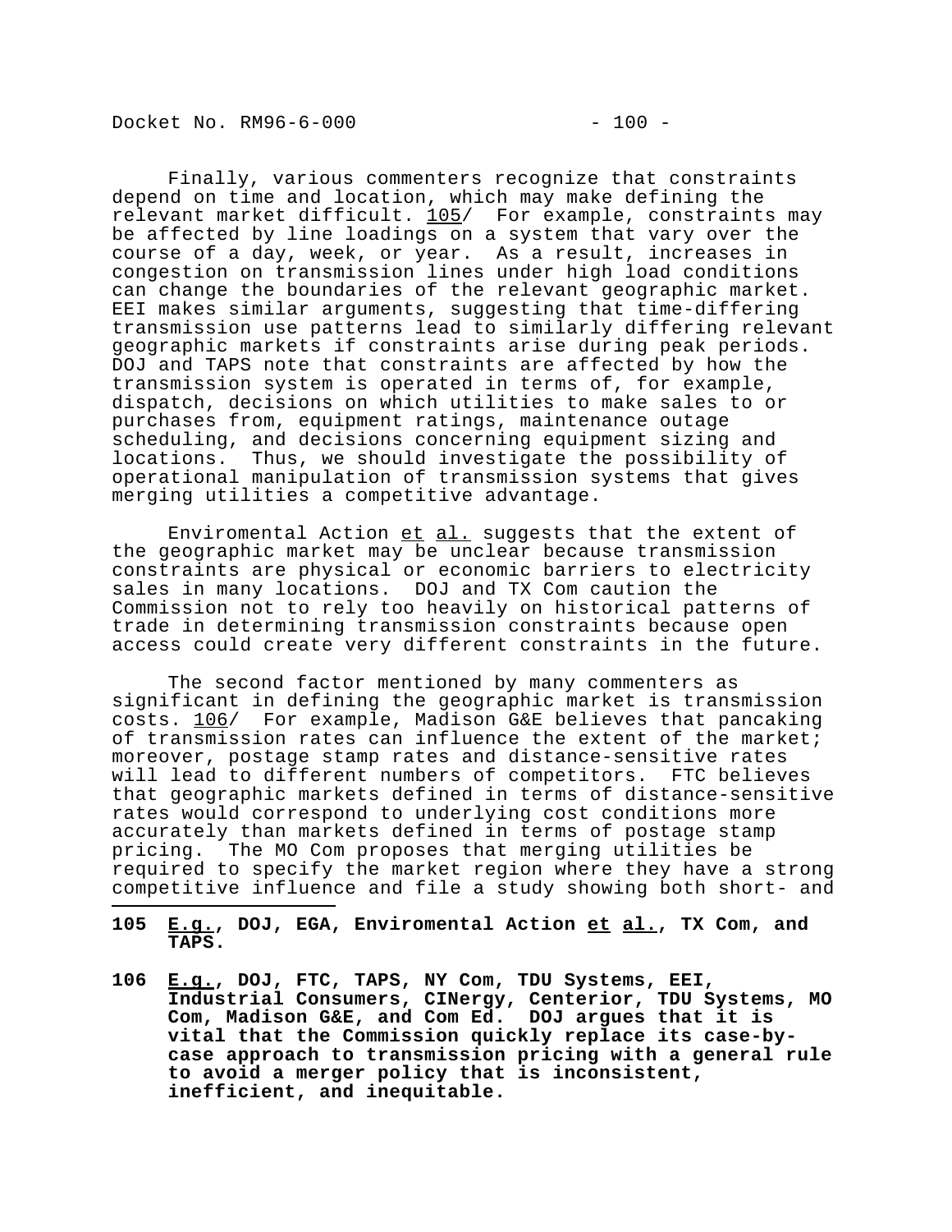Finally, various commenters recognize that constraints depend on time and location, which may make defining the relevant market difficult. 105/ For example, constraints may be affected by line loadings on a system that vary over the course of a day, week, or year. As a result, increases in congestion on transmission lines under high load conditions can change the boundaries of the relevant geographic market. EEI makes similar arguments, suggesting that time-differing transmission use patterns lead to similarly differing relevant geographic markets if constraints arise during peak periods. DOJ and TAPS note that constraints are affected by how the transmission system is operated in terms of, for example, dispatch, decisions on which utilities to make sales to or purchases from, equipment ratings, maintenance outage scheduling, and decisions concerning equipment sizing and locations. Thus, we should investigate the possibility of operational manipulation of transmission systems that gives merging utilities a competitive advantage.

Enviromental Action et al. suggests that the extent of the geographic market may be unclear because transmission constraints are physical or economic barriers to electricity sales in many locations. DOJ and TX Com caution the Commission not to rely too heavily on historical patterns of trade in determining transmission constraints because open access could create very different constraints in the future.

The second factor mentioned by many commenters as significant in defining the geographic market is transmission costs. 106/ For example, Madison G&E believes that pancaking of transmission rates can influence the extent of the market; moreover, postage stamp rates and distance-sensitive rates will lead to different numbers of competitors. FTC believes that geographic markets defined in terms of distance-sensitive rates would correspond to underlying cost conditions more accurately than markets defined in terms of postage stamp pricing. The MO Com proposes that merging utilities be required to specify the market region where they have a strong competitive influence and file a study showing both short- and

---

**105 E.g., DOJ, EGA, Enviromental Action et al., TX Com, and TAPS.**

**106 E.g., DOJ, FTC, TAPS, NY Com, TDU Systems, EEI, Industrial Consumers, CINergy, Centerior, TDU Systems, MO Com, Madison G&E, and Com Ed. DOJ argues that it is vital that the Commission quickly replace its case-by-case approach to transmission pricing with a general rule to avoid a merger policy that is inconsistent, inefficient, and inequitable.**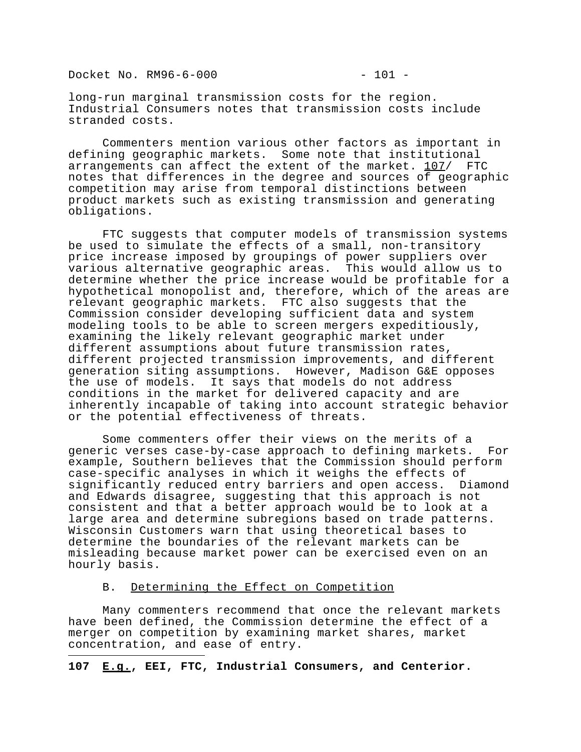long-run marginal transmission costs for the region. Industrial Consumers notes that transmission costs include stranded costs.

Commenters mention various other factors as important in defining geographic markets. Some note that institutional arrangements can affect the extent of the market. 107/ FTC notes that differences in the degree and sources of geographic competition may arise from temporal distinctions between product markets such as existing transmission and generating obligations.

FTC suggests that computer models of transmission systems be used to simulate the effects of a small, non-transitory price increase imposed by groupings of power suppliers over various alternative geographic areas. This would allow us to determine whether the price increase would be profitable for a hypothetical monopolist and, therefore, which of the areas are relevant geographic markets. FTC also suggests that the Commission consider developing sufficient data and system modeling tools to be able to screen mergers expeditiously, examining the likely relevant geographic market under different assumptions about future transmission rates, different projected transmission improvements, and different generation siting assumptions. However, Madison G&E opposes the use of models. It says that models do not address conditions in the market for delivered capacity and are inherently incapable of taking into account strategic behavior or the potential effectiveness of threats.

Some commenters offer their views on the merits of a generic verses case-by-case approach to defining markets. For example, Southern believes that the Commission should perform case-specific analyses in which it weighs the effects of significantly reduced entry barriers and open access. Diamond and Edwards disagree, suggesting that this approach is not consistent and that a better approach would be to look at a large area and determine subregions based on trade patterns. Wisconsin Customers warn that using theoretical bases to determine the boundaries of the relevant markets can be misleading because market power can be exercised even on an hourly basis.

### B. Determining the Effect on Competition

Many commenters recommend that once the relevant markets have been defined, the Commission determine the effect of a merger on competition by examining market shares, market concentration, and ease of entry.

---

**107 E.g., EEI, FTC, Industrial Consumers, and Centerior.**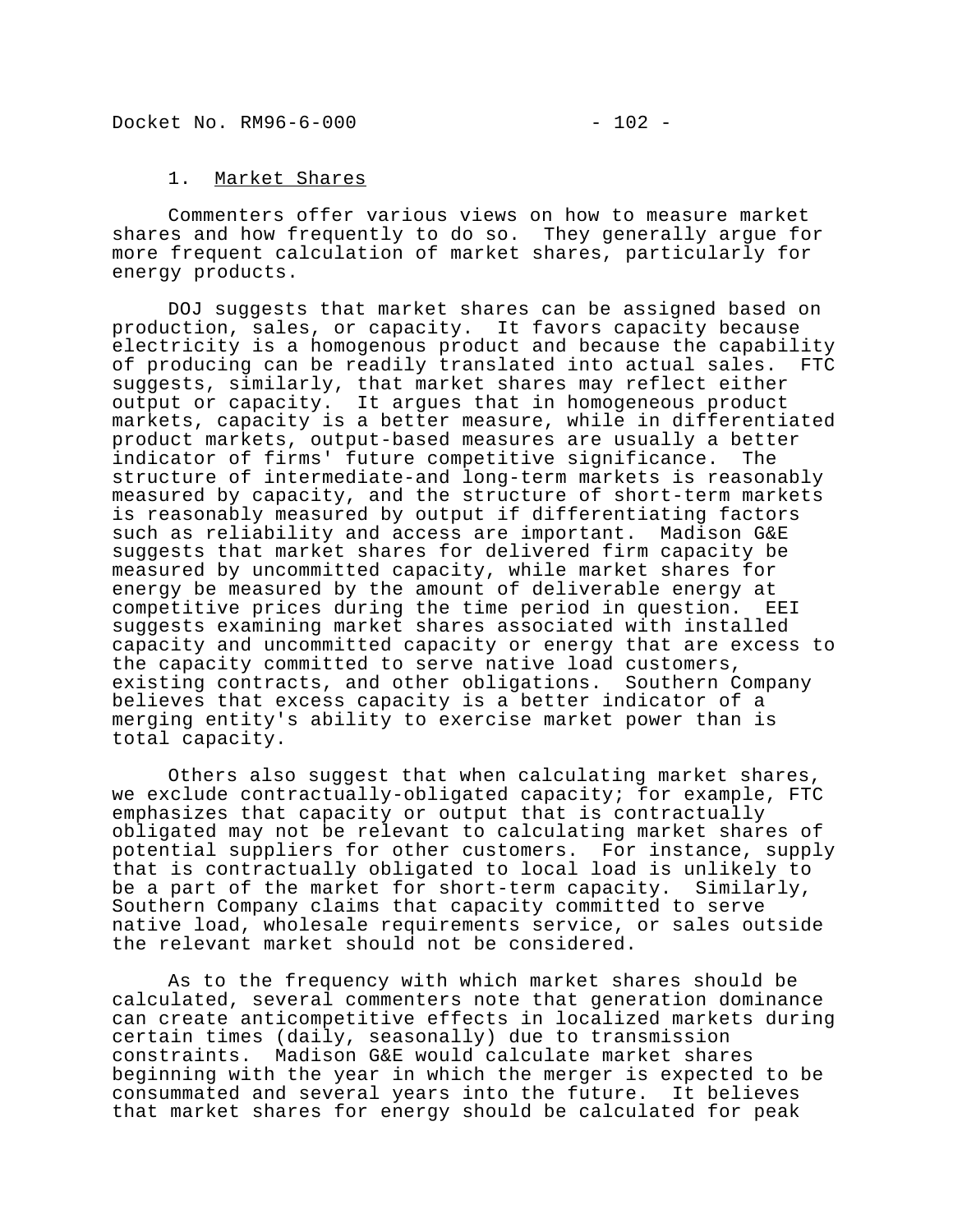### 1. Market Shares

Commenters offer various views on how to measure market shares and how frequently to do so. They generally argue for more frequent calculation of market shares, particularly for energy products.

DOJ suggests that market shares can be assigned based on production, sales, or capacity. It favors capacity because electricity is a homogenous product and because the capability of producing can be readily translated into actual sales. FTC suggests, similarly, that market shares may reflect either output or capacity. It argues that in homogeneous product markets, capacity is a better measure, while in differentiated product markets, output-based measures are usually a better indicator of firms' future competitive significance. The structure of intermediate-and long-term markets is reasonably measured by capacity, and the structure of short-term markets is reasonably measured by output if differentiating factors such as reliability and access are important. Madison G&E suggests that market shares for delivered firm capacity be measured by uncommitted capacity, while market shares for energy be measured by the amount of deliverable energy at competitive prices during the time period in question. EEI suggests examining market shares associated with installed capacity and uncommitted capacity or energy that are excess to the capacity committed to serve native load customers, existing contracts, and other obligations. Southern Company believes that excess capacity is a better indicator of a merging entity's ability to exercise market power than is total capacity.

Others also suggest that when calculating market shares, we exclude contractually-obligated capacity; for example, FTC emphasizes that capacity or output that is contractually obligated may not be relevant to calculating market shares of potential suppliers for other customers. For instance, supply that is contractually obligated to local load is unlikely to be a part of the market for short-term capacity. Similarly, Southern Company claims that capacity committed to serve native load, wholesale requirements service, or sales outside the relevant market should not be considered.

As to the frequency with which market shares should be calculated, several commenters note that generation dominance can create anticompetitive effects in localized markets during certain times (daily, seasonally) due to transmission constraints. Madison G&E would calculate market shares beginning with the year in which the merger is expected to be consummated and several years into the future. It believes that market shares for energy should be calculated for peak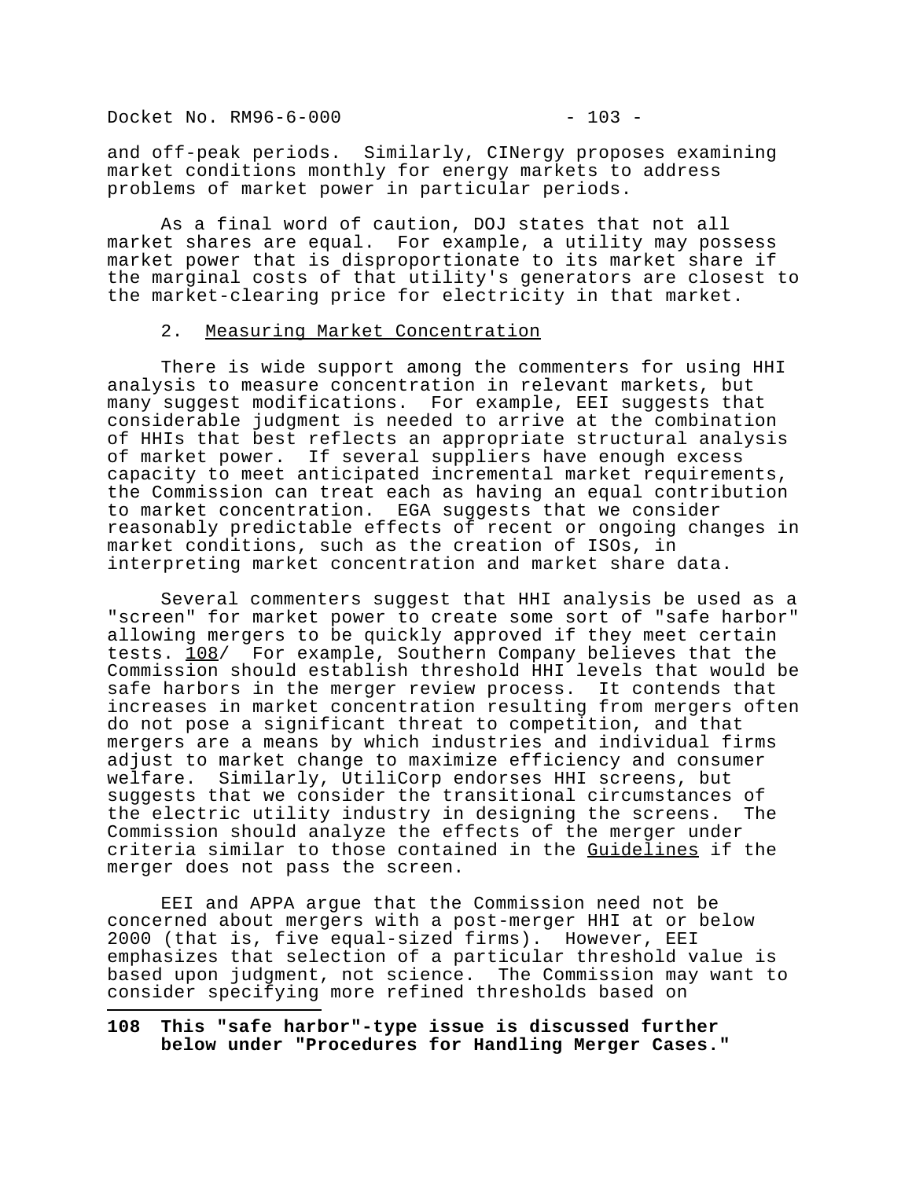and off-peak periods. Similarly, CINergy proposes examining market conditions monthly for energy markets to address problems of market power in particular periods.

As a final word of caution, DOJ states that not all market shares are equal. For example, a utility may possess market power that is disproportionate to its market share if the marginal costs of that utility's generators are closest to the market-clearing price for electricity in that market.

### 2. Measuring Market Concentration

There is wide support among the commenters for using HHI analysis to measure concentration in relevant markets, but many suggest modifications. For example, EEI suggests that considerable judgment is needed to arrive at the combination of HHIs that best reflects an appropriate structural analysis of market power. If several suppliers have enough excess capacity to meet anticipated incremental market requirements, the Commission can treat each as having an equal contribution to market concentration. EGA suggests that we consider reasonably predictable effects of recent or ongoing changes in market conditions, such as the creation of ISOs, in interpreting market concentration and market share data.

Several commenters suggest that HHI analysis be used as a "screen" for market power to create some sort of "safe harbor" allowing mergers to be quickly approved if they meet certain tests. 108/ For example, Southern Company believes that the Commission should establish threshold HHI levels that would be safe harbors in the merger review process. It contends that increases in market concentration resulting from mergers often do not pose a significant threat to competition, and that mergers are a means by which industries and individual firms adjust to market change to maximize efficiency and consumer welfare. Similarly, UtiliCorp endorses HHI screens, but suggests that we consider the transitional circumstances of the electric utility industry in designing the screens. The Commission should analyze the effects of the merger under criteria similar to those contained in the Guidelines if the merger does not pass the screen.

EEI and APPA argue that the Commission need not be concerned about mergers with a post-merger HHI at or below 2000 (that is, five equal-sized firms). However, EEI emphasizes that selection of a particular threshold value is based upon judgment, not science. The Commission may want to consider specifying more refined thresholds based on

---

**108 This "safe harbor"-type issue is discussed further below under "Procedures for Handling Merger Cases."**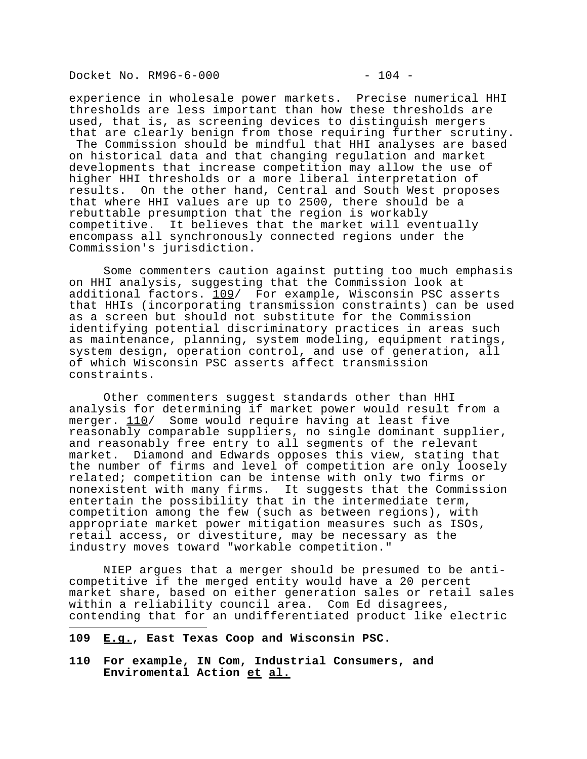experience in wholesale power markets. Precise numerical HHI thresholds are less important than how these thresholds are used, that is, as screening devices to distinguish mergers that are clearly benign from those requiring further scrutiny. The Commission should be mindful that HHI analyses are based on historical data and that changing regulation and market developments that increase competition may allow the use of higher HHI thresholds or a more liberal interpretation of results. On the other hand, Central and South West proposes that where HHI values are up to 2500, there should be a rebuttable presumption that the region is workably competitive. It believes that the market will eventually encompass all synchronously connected regions under the Commission's jurisdiction.

Some commenters caution against putting too much emphasis on HHI analysis, suggesting that the Commission look at additional factors. 109/ For example, Wisconsin PSC asserts that HHIs (incorporating transmission constraints) can be used as a screen but should not substitute for the Commission identifying potential discriminatory practices in areas such as maintenance, planning, system modeling, equipment ratings, system design, operation control, and use of generation, all of which Wisconsin PSC asserts affect transmission constraints.

Other commenters suggest standards other than HHI analysis for determining if market power would result from a merger. 110/ Some would require having at least five reasonably comparable suppliers, no single dominant supplier, and reasonably free entry to all segments of the relevant market. Diamond and Edwards opposes this view, stating that the number of firms and level of competition are only loosely related; competition can be intense with only two firms or nonexistent with many firms. It suggests that the Commission entertain the possibility that in the intermediate term, competition among the few (such as between regions), with appropriate market power mitigation measures such as ISOs, retail access, or divestiture, may be necessary as the industry moves toward "workable competition."

NIEP argues that a merger should be presumed to be anti-competitive if the merged entity would have a 20 percent market share, based on either generation sales or retail sales within a reliability council area. Com Ed disagrees, contending that for an undifferentiated product like electric

---

**109 E.g., East Texas Coop and Wisconsin PSC.**

**110 For example, IN Com, Industrial Consumers, and Enviromental Action et al.**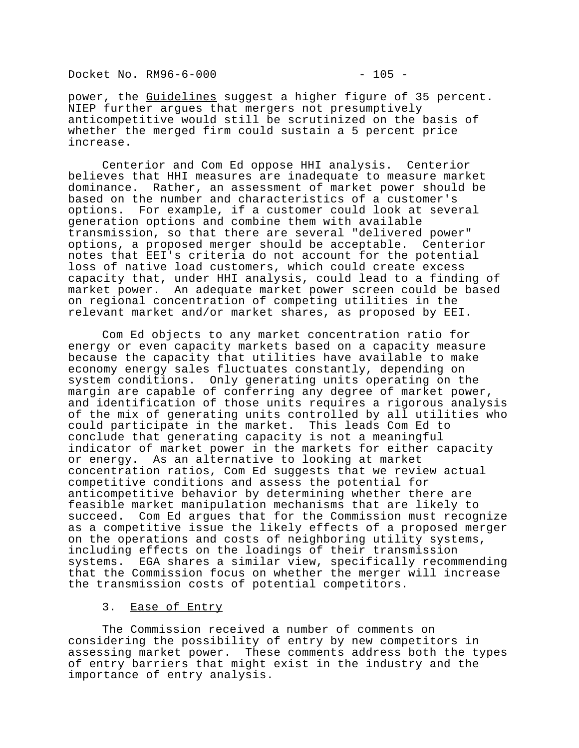power, the Guidelines suggest a higher figure of 35 percent. NIEP further argues that mergers not presumptively anticompetitive would still be scrutinized on the basis of whether the merged firm could sustain a 5 percent price increase.

Centerior and Com Ed oppose HHI analysis. Centerior believes that HHI measures are inadequate to measure market dominance. Rather, an assessment of market power should be based on the number and characteristics of a customer's options. For example, if a customer could look at several generation options and combine them with available transmission, so that there are several "delivered power" options, a proposed merger should be acceptable. Centerior notes that EEI's criteria do not account for the potential loss of native load customers, which could create excess capacity that, under HHI analysis, could lead to a finding of market power. An adequate market power screen could be based on regional concentration of competing utilities in the relevant market and/or market shares, as proposed by EEI.

Com Ed objects to any market concentration ratio for energy or even capacity markets based on a capacity measure because the capacity that utilities have available to make economy energy sales fluctuates constantly, depending on system conditions. Only generating units operating on the margin are capable of conferring any degree of market power, and identification of those units requires a rigorous analysis of the mix of generating units controlled by all utilities who could participate in the market. This leads Com Ed to conclude that generating capacity is not a meaningful indicator of market power in the markets for either capacity or energy. As an alternative to looking at market concentration ratios, Com Ed suggests that we review actual competitive conditions and assess the potential for anticompetitive behavior by determining whether there are feasible market manipulation mechanisms that are likely to succeed. Com Ed argues that for the Commission must recognize as a competitive issue the likely effects of a proposed merger on the operations and costs of neighboring utility systems, including effects on the loadings of their transmission systems. EGA shares a similar view, specifically recommending that the Commission focus on whether the merger will increase the transmission costs of potential competitors.

### 3. Ease of Entry

The Commission received a number of comments on considering the possibility of entry by new competitors in assessing market power. These comments address both the types of entry barriers that might exist in the industry and the importance of entry analysis.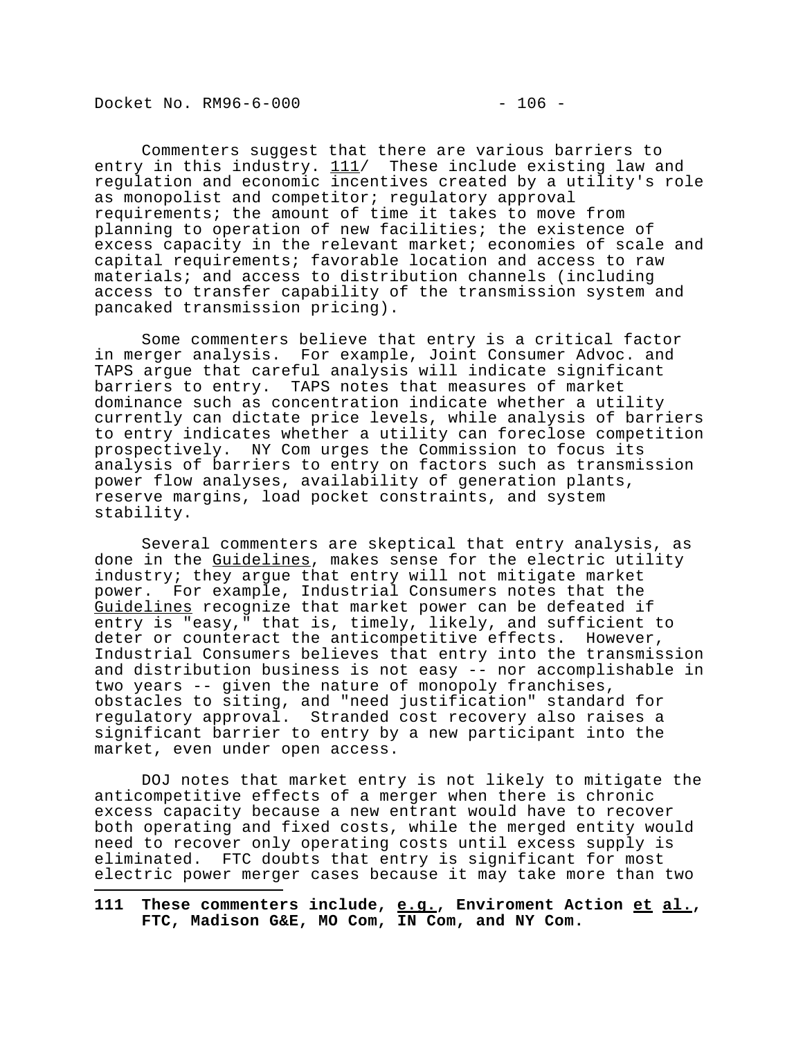Commenters suggest that there are various barriers to entry in this industry. 111/ These include existing law and regulation and economic incentives created by a utility's role as monopolist and competitor; regulatory approval requirements; the amount of time it takes to move from planning to operation of new facilities; the existence of excess capacity in the relevant market; economies of scale and capital requirements; favorable location and access to raw materials; and access to distribution channels (including access to transfer capability of the transmission system and pancaked transmission pricing).

Some commenters believe that entry is a critical factor in merger analysis. For example, Joint Consumer Advoc. and TAPS argue that careful analysis will indicate significant barriers to entry. TAPS notes that measures of market dominance such as concentration indicate whether a utility currently can dictate price levels, while analysis of barriers to entry indicates whether a utility can foreclose competition prospectively. NY Com urges the Commission to focus its analysis of barriers to entry on factors such as transmission power flow analyses, availability of generation plants, reserve margins, load pocket constraints, and system stability.

Several commenters are skeptical that entry analysis, as done in the Guidelines, makes sense for the electric utility industry; they argue that entry will not mitigate market power. For example, Industrial Consumers notes that the Guidelines recognize that market power can be defeated if entry is "easy," that is, timely, likely, and sufficient to deter or counteract the anticompetitive effects. However, Industrial Consumers believes that entry into the transmission and distribution business is not easy -- nor accomplishable in two years -- given the nature of monopoly franchises, obstacles to siting, and "need justification" standard for regulatory approval. Stranded cost recovery also raises a significant barrier to entry by a new participant into the market, even under open access.

DOJ notes that market entry is not likely to mitigate the anticompetitive effects of a merger when there is chronic excess capacity because a new entrant would have to recover both operating and fixed costs, while the merged entity would need to recover only operating costs until excess supply is eliminated. FTC doubts that entry is significant for most electric power merger cases because it may take more than two

---

**111 These commenters include, e.g., Enviroment Action et al., FTC, Madison G&E, MO Com, IN Com, and NY Com.**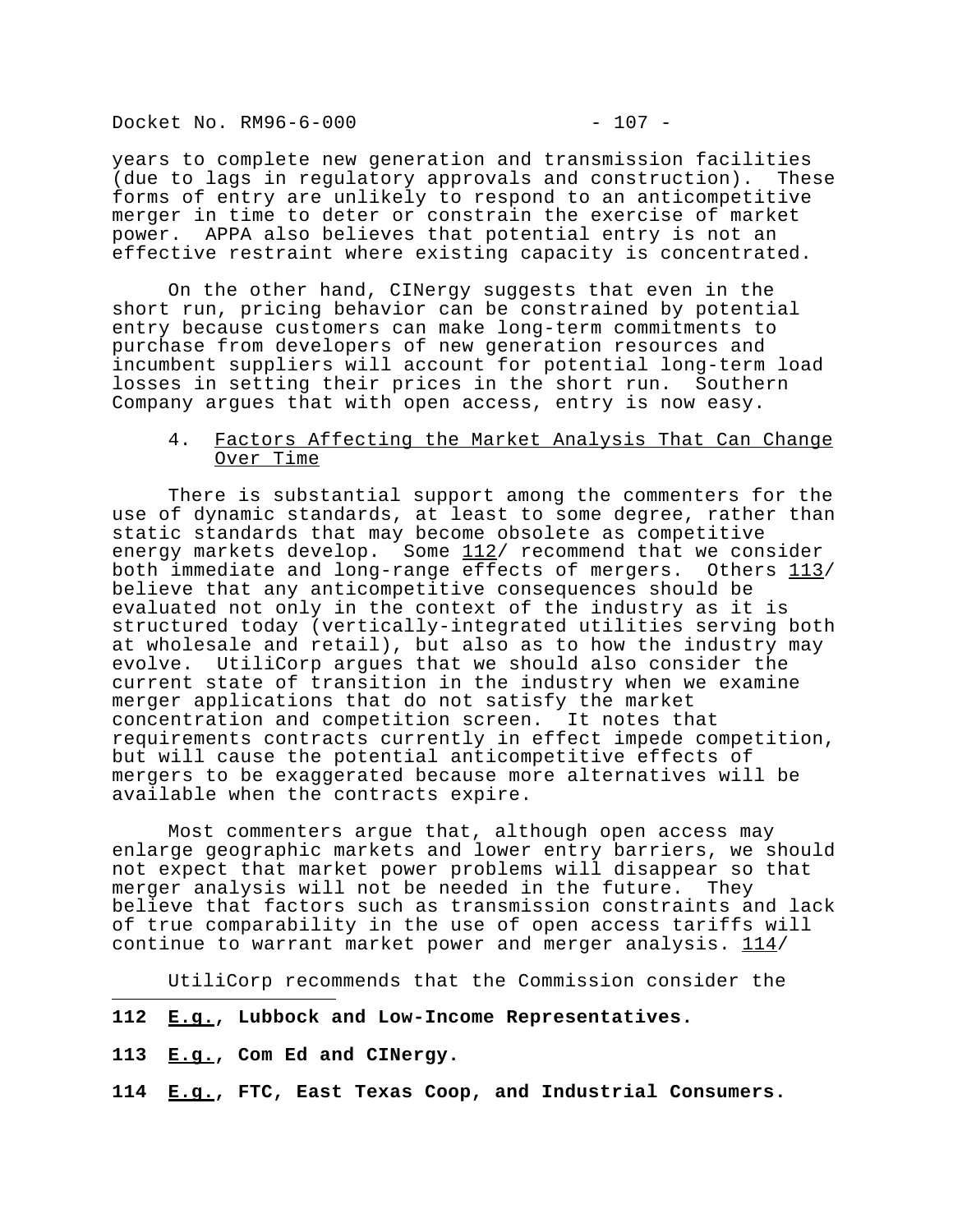years to complete new generation and transmission facilities (due to lags in regulatory approvals and construction). These forms of entry are unlikely to respond to an anticompetitive merger in time to deter or constrain the exercise of market power. APPA also believes that potential entry is not an effective restraint where existing capacity is concentrated.

On the other hand, CINergy suggests that even in the short run, pricing behavior can be constrained by potential entry because customers can make long-term commitments to purchase from developers of new generation resources and incumbent suppliers will account for potential long-term load losses in setting their prices in the short run. Southern Company argues that with open access, entry is now easy.

4. Factors Affecting the Market Analysis That Can Change Over Time

There is substantial support among the commenters for the use of dynamic standards, at least to some degree, rather than static standards that may become obsolete as competitive energy markets develop. Some 112/ recommend that we consider both immediate and long-range effects of mergers. Others 113/ believe that any anticompetitive consequences should be evaluated not only in the context of the industry as it is structured today (vertically-integrated utilities serving both at wholesale and retail), but also as to how the industry may evolve. UtiliCorp argues that we should also consider the current state of transition in the industry when we examine merger applications that do not satisfy the market concentration and competition screen. It notes that requirements contracts currently in effect impede competition, but will cause the potential anticompetitive effects of mergers to be exaggerated because more alternatives will be available when the contracts expire.

Most commenters argue that, although open access may enlarge geographic markets and lower entry barriers, we should not expect that market power problems will disappear so that merger analysis will not be needed in the future. They believe that factors such as transmission constraints and lack of true comparability in the use of open access tariffs will continue to warrant market power and merger analysis. 114/

UtiliCorp recommends that the Commission consider the

---

**112 E.g., Lubbock and Low-Income Representatives.**

**113 E.g., Com Ed and CINergy.**

**114 E.g., FTC, East Texas Coop, and Industrial Consumers.**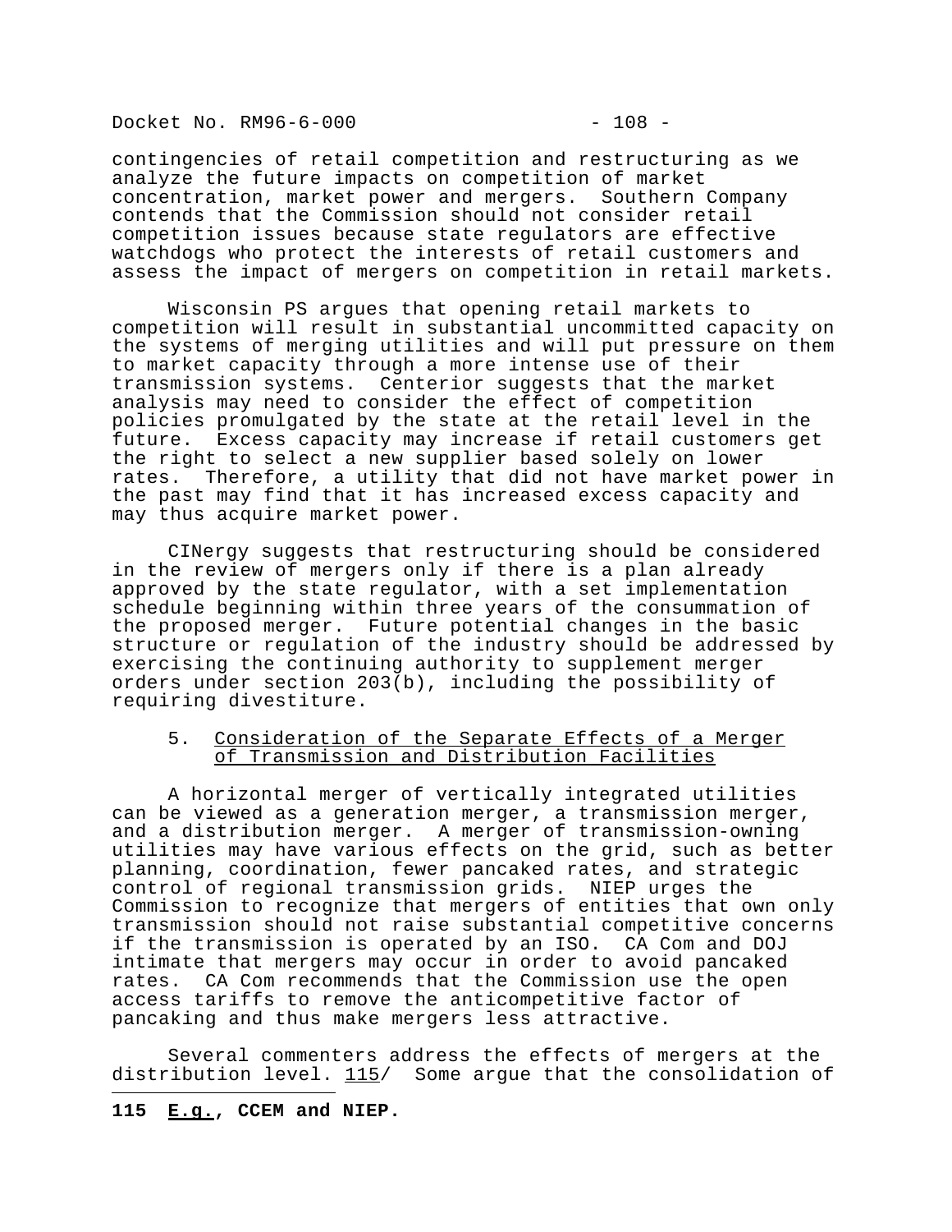contingencies of retail competition and restructuring as we analyze the future impacts on competition of market concentration, market power and mergers. Southern Company contends that the Commission should not consider retail competition issues because state regulators are effective watchdogs who protect the interests of retail customers and assess the impact of mergers on competition in retail markets.

Wisconsin PS argues that opening retail markets to competition will result in substantial uncommitted capacity on the systems of merging utilities and will put pressure on them to market capacity through a more intense use of their transmission systems. Centerior suggests that the market analysis may need to consider the effect of competition policies promulgated by the state at the retail level in the future. Excess capacity may increase if retail customers get the right to select a new supplier based solely on lower rates. Therefore, a utility that did not have market power in the past may find that it has increased excess capacity and may thus acquire market power.

CINergy suggests that restructuring should be considered in the review of mergers only if there is a plan already approved by the state regulator, with a set implementation schedule beginning within three years of the consummation of the proposed merger. Future potential changes in the basic structure or regulation of the industry should be addressed by exercising the continuing authority to supplement merger orders under section 203(b), including the possibility of requiring divestiture.

### 5. Consideration of the Separate Effects of a Merger of Transmission and Distribution Facilities

A horizontal merger of vertically integrated utilities can be viewed as a generation merger, a transmission merger, and a distribution merger. A merger of transmission-owning utilities may have various effects on the grid, such as better planning, coordination, fewer pancaked rates, and strategic control of regional transmission grids. NIEP urges the Commission to recognize that mergers of entities that own only transmission should not raise substantial competitive concerns if the transmission is operated by an ISO. CA Com and DOJ intimate that mergers may occur in order to avoid pancaked rates. CA Com recommends that the Commission use the open access tariffs to remove the anticompetitive factor of pancaking and thus make mergers less attractive.

Several commenters address the effects of mergers at the distribution level. 115/ Some argue that the consolidation of

---

**115 E.g., CCEM and NIEP.**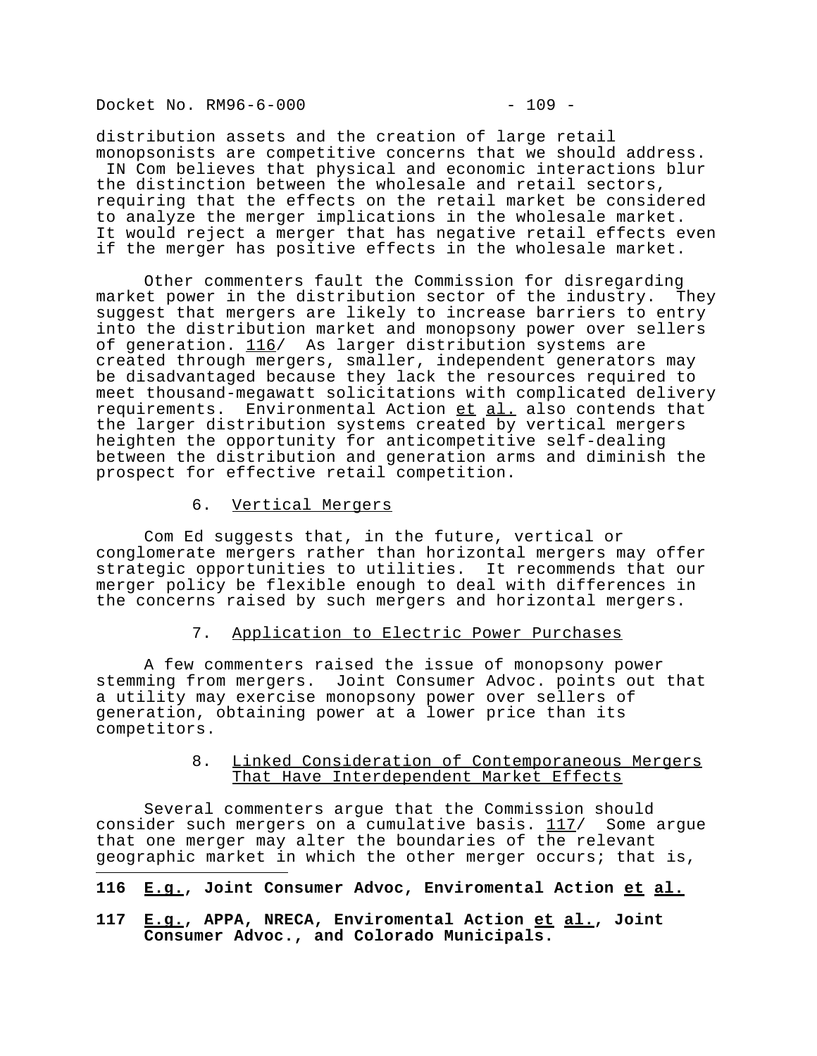distribution assets and the creation of large retail monopsonists are competitive concerns that we should address. IN Com believes that physical and economic interactions blur the distinction between the wholesale and retail sectors, requiring that the effects on the retail market be considered to analyze the merger implications in the wholesale market. It would reject a merger that has negative retail effects even if the merger has positive effects in the wholesale market.

Other commenters fault the Commission for disregarding market power in the distribution sector of the industry. They suggest that mergers are likely to increase barriers to entry into the distribution market and monopsony power over sellers of generation. 116/ As larger distribution systems are created through mergers, smaller, independent generators may be disadvantaged because they lack the resources required to meet thousand-megawatt solicitations with complicated delivery requirements. Environmental Action et al. also contends that the larger distribution systems created by vertical mergers heighten the opportunity for anticompetitive self-dealing between the distribution and generation arms and diminish the prospect for effective retail competition.

### 6. Vertical Mergers

Com Ed suggests that, in the future, vertical or conglomerate mergers rather than horizontal mergers may offer strategic opportunities to utilities. It recommends that our merger policy be flexible enough to deal with differences in the concerns raised by such mergers and horizontal mergers.

### 7. Application to Electric Power Purchases

A few commenters raised the issue of monopsony power stemming from mergers. Joint Consumer Advoc. points out that a utility may exercise monopsony power over sellers of generation, obtaining power at a lower price than its competitors.

### 8. Linked Consideration of Contemporaneous Mergers That Have Interdependent Market Effects

Several commenters argue that the Commission should consider such mergers on a cumulative basis. 117/ Some argue that one merger may alter the boundaries of the relevant geographic market in which the other merger occurs; that is,

---

**116 E.g., Joint Consumer Advoc, Enviromental Action et al.**

**117 E.g., APPA, NRECA, Enviromental Action et al., Joint Consumer Advoc., and Colorado Municipals.**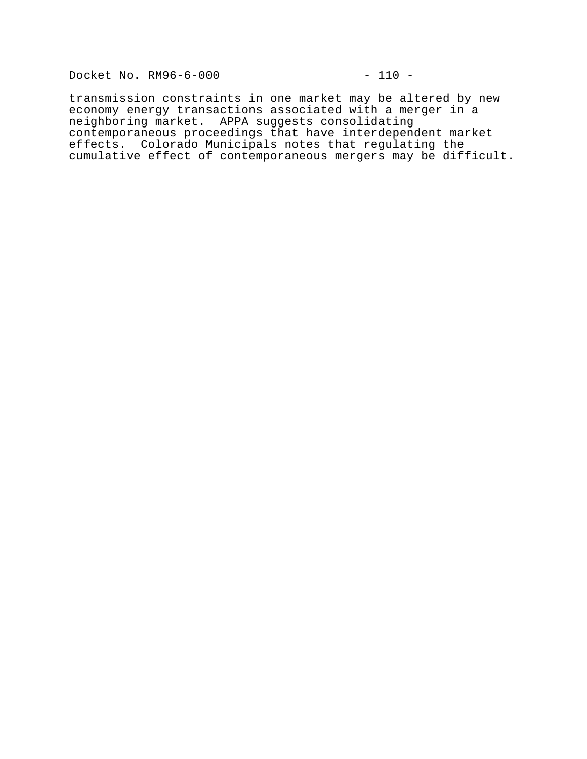transmission constraints in one market may be altered by new economy energy transactions associated with a merger in a neighboring market. APPA suggests consolidating contemporaneous proceedings that have interdependent market effects. Colorado Municipals notes that regulating the cumulative effect of contemporaneous mergers may be difficult.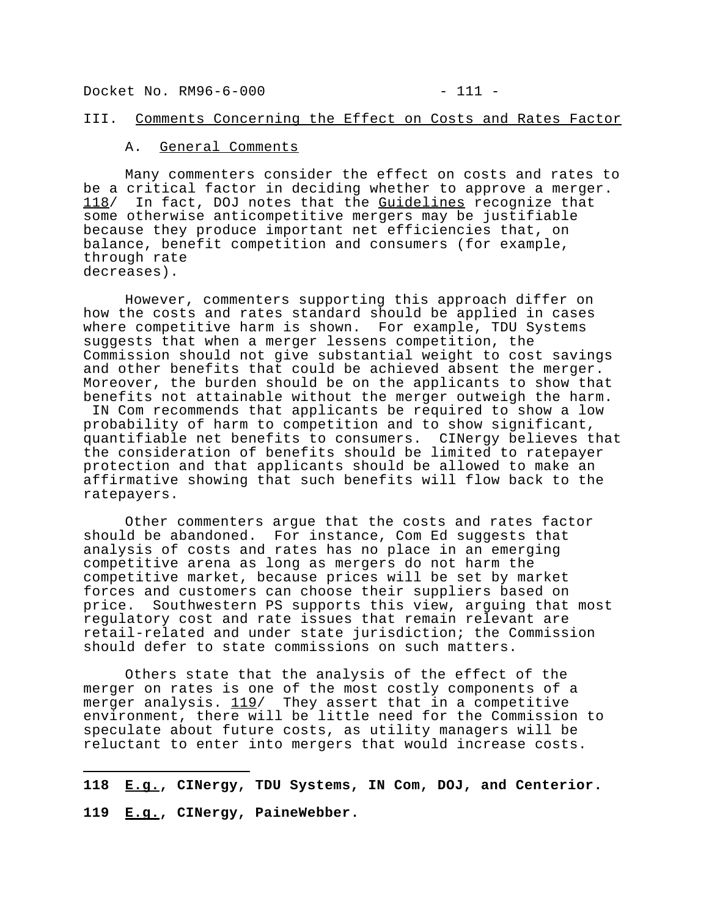## III. Comments Concerning the Effect on Costs and Rates Factor

### A. General Comments

Many commenters consider the effect on costs and rates to be a critical factor in deciding whether to approve a merger. 118/ In fact, DOJ notes that the Guidelines recognize that some otherwise anticompetitive mergers may be justifiable because they produce important net efficiencies that, on balance, benefit competition and consumers (for example, through rate decreases).

However, commenters supporting this approach differ on how the costs and rates standard should be applied in cases where competitive harm is shown. For example, TDU Systems suggests that when a merger lessens competition, the Commission should not give substantial weight to cost savings and other benefits that could be achieved absent the merger. Moreover, the burden should be on the applicants to show that benefits not attainable without the merger outweigh the harm. IN Com recommends that applicants be required to show a low probability of harm to competition and to show significant, quantifiable net benefits to consumers. CINergy believes that the consideration of benefits should be limited to ratepayer protection and that applicants should be allowed to make an affirmative showing that such benefits will flow back to the ratepayers.

Other commenters argue that the costs and rates factor should be abandoned. For instance, Com Ed suggests that analysis of costs and rates has no place in an emerging competitive arena as long as mergers do not harm the competitive market, because prices will be set by market forces and customers can choose their suppliers based on price. Southwestern PS supports this view, arguing that most regulatory cost and rate issues that remain relevant are retail-related and under state jurisdiction; the Commission should defer to state commissions on such matters.

Others state that the analysis of the effect of the merger on rates is one of the most costly components of a merger analysis. 119/ They assert that in a competitive environment, there will be little need for the Commission to speculate about future costs, as utility managers will be reluctant to enter into mergers that would increase costs.

---

**118 E.g., CINergy, TDU Systems, IN Com, DOJ, and Centerior.**

**119 E.g., CINergy, PaineWebber.**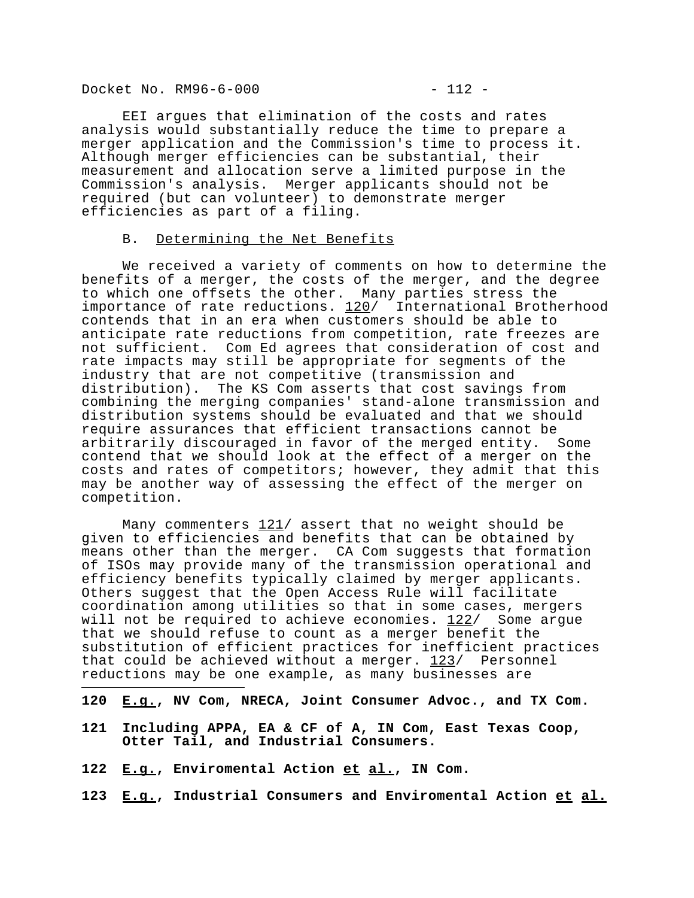EEI argues that elimination of the costs and rates analysis would substantially reduce the time to prepare a merger application and the Commission's time to process it. Although merger efficiencies can be substantial, their measurement and allocation serve a limited purpose in the Commission's analysis. Merger applicants should not be required (but can volunteer) to demonstrate merger efficiencies as part of a filing.

### B. Determining the Net Benefits

We received a variety of comments on how to determine the benefits of a merger, the costs of the merger, and the degree to which one offsets the other. Many parties stress the importance of rate reductions. 120/ International Brotherhood contends that in an era when customers should be able to anticipate rate reductions from competition, rate freezes are not sufficient. Com Ed agrees that consideration of cost and rate impacts may still be appropriate for segments of the industry that are not competitive (transmission and distribution). The KS Com asserts that cost savings from combining the merging companies' stand-alone transmission and distribution systems should be evaluated and that we should require assurances that efficient transactions cannot be arbitrarily discouraged in favor of the merged entity. Some contend that we should look at the effect of a merger on the costs and rates of competitors; however, they admit that this may be another way of assessing the effect of the merger on competition.

Many commenters 121/ assert that no weight should be given to efficiencies and benefits that can be obtained by means other than the merger. CA Com suggests that formation of ISOs may provide many of the transmission operational and efficiency benefits typically claimed by merger applicants. Others suggest that the Open Access Rule will facilitate coordination among utilities so that in some cases, mergers will not be required to achieve economies. 122/ Some argue that we should refuse to count as a merger benefit the substitution of efficient practices for inefficient practices that could be achieved without a merger. 123/ Personnel reductions may be one example, as many businesses are

---

**120 *E.g.*, NV Com, NRECA, Joint Consumer Advoc., and TX Com.**

**121 Including APPA, EA & CF of A, IN Com, East Texas Coop, Otter Tail, and Industrial Consumers.**

**122 *E.g.*, Enviromental Action *et al.*, IN Com.**

**123 *E.g.*, Industrial Consumers and Enviromental Action *et al.***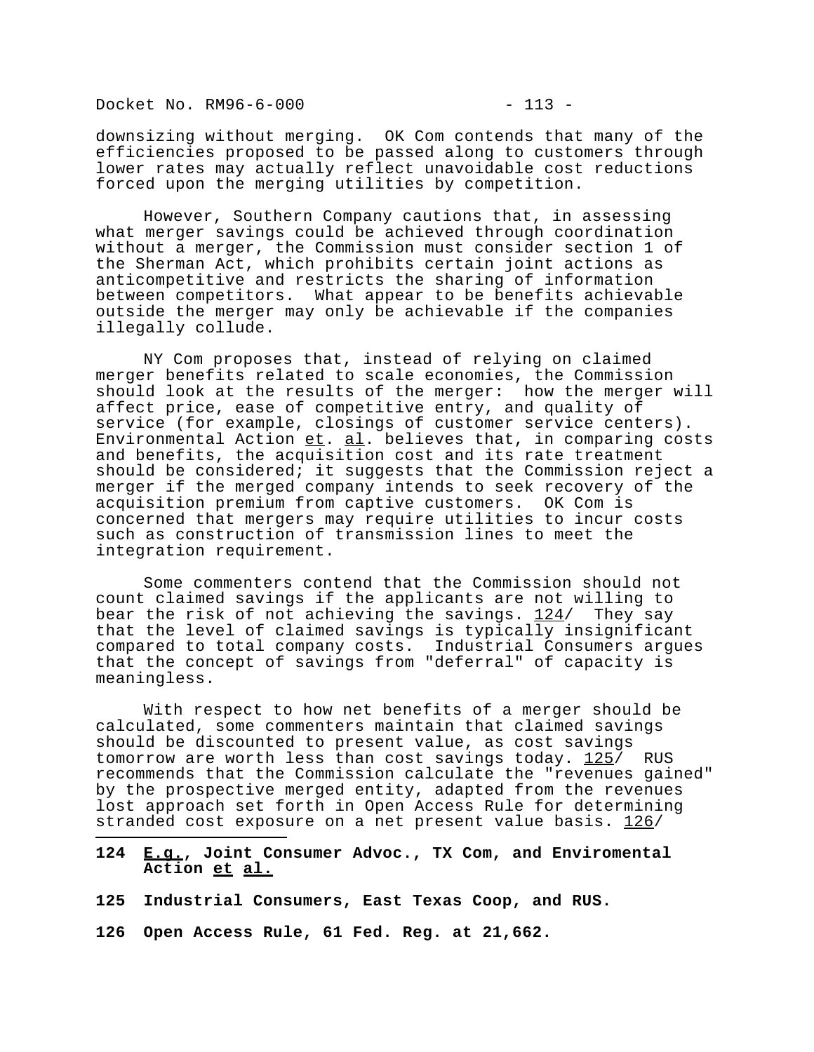downsizing without merging. OK Com contends that many of the efficiencies proposed to be passed along to customers through lower rates may actually reflect unavoidable cost reductions forced upon the merging utilities by competition.

However, Southern Company cautions that, in assessing what merger savings could be achieved through coordination without a merger, the Commission must consider section 1 of the Sherman Act, which prohibits certain joint actions as anticompetitive and restricts the sharing of information between competitors. What appear to be benefits achievable outside the merger may only be achievable if the companies illegally collude.

NY Com proposes that, instead of relying on claimed merger benefits related to scale economies, the Commission should look at the results of the merger: how the merger will affect price, ease of competitive entry, and quality of service (for example, closings of customer service centers). Environmental Action et. al. believes that, in comparing costs and benefits, the acquisition cost and its rate treatment should be considered; it suggests that the Commission reject a merger if the merged company intends to seek recovery of the acquisition premium from captive customers. OK Com is concerned that mergers may require utilities to incur costs such as construction of transmission lines to meet the integration requirement.

Some commenters contend that the Commission should not count claimed savings if the applicants are not willing to bear the risk of not achieving the savings. 124/ They say that the level of claimed savings is typically insignificant compared to total company costs. Industrial Consumers argues that the concept of savings from "deferral" of capacity is meaningless.

With respect to how net benefits of a merger should be calculated, some commenters maintain that claimed savings should be discounted to present value, as cost savings tomorrow are worth less than cost savings today. 125/ RUS recommends that the Commission calculate the "revenues gained" by the prospective merged entity, adapted from the revenues lost approach set forth in Open Access Rule for determining stranded cost exposure on a net present value basis. 126/

---

**124 E.g., Joint Consumer Advoc., TX Com, and Enviromental Action et al.**

**125 Industrial Consumers, East Texas Coop, and RUS.**

**126 Open Access Rule, 61 Fed. Reg. at 21,662.**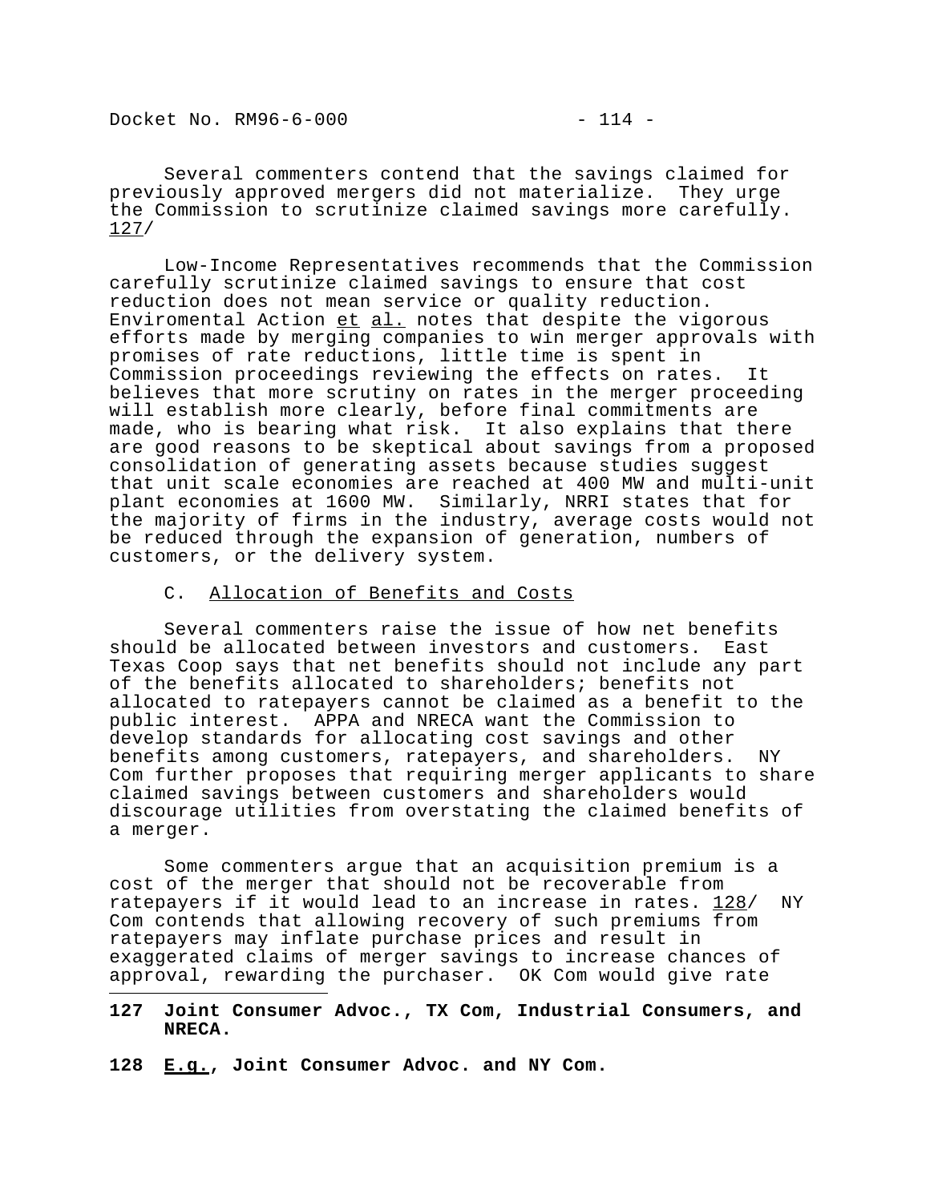Several commenters contend that the savings claimed for previously approved mergers did not materialize. They urge the Commission to scrutinize claimed savings more carefully. 127/

Low-Income Representatives recommends that the Commission carefully scrutinize claimed savings to ensure that cost reduction does not mean service or quality reduction. Enviromental Action *et al.* notes that despite the vigorous efforts made by merging companies to win merger approvals with promises of rate reductions, little time is spent in Commission proceedings reviewing the effects on rates. It believes that more scrutiny on rates in the merger proceeding will establish more clearly, before final commitments are made, who is bearing what risk. It also explains that there are good reasons to be skeptical about savings from a proposed consolidation of generating assets because studies suggest that unit scale economies are reached at 400 MW and multi-unit plant economies at 1600 MW. Similarly, NRRI states that for the majority of firms in the industry, average costs would not be reduced through the expansion of generation, numbers of customers, or the delivery system.

## C. Allocation of Benefits and Costs

Several commenters raise the issue of how net benefits should be allocated between investors and customers. East Texas Coop says that net benefits should not include any part of the benefits allocated to shareholders; benefits not allocated to ratepayers cannot be claimed as a benefit to the public interest. APPA and NRECA want the Commission to develop standards for allocating cost savings and other benefits among customers, ratepayers, and shareholders. NY Com further proposes that requiring merger applicants to share claimed savings between customers and shareholders would discourage utilities from overstating the claimed benefits of a merger.

Some commenters argue that an acquisition premium is a cost of the merger that should not be recoverable from ratepayers if it would lead to an increase in rates. 128/ NY Com contends that allowing recovery of such premiums from ratepayers may inflate purchase prices and result in exaggerated claims of merger savings to increase chances of approval, rewarding the purchaser. OK Com would give rate

---

**127 Joint Consumer Advoc., TX Com, Industrial Consumers, and NRECA.**

**128 *E.g.*, Joint Consumer Advoc. and NY Com.**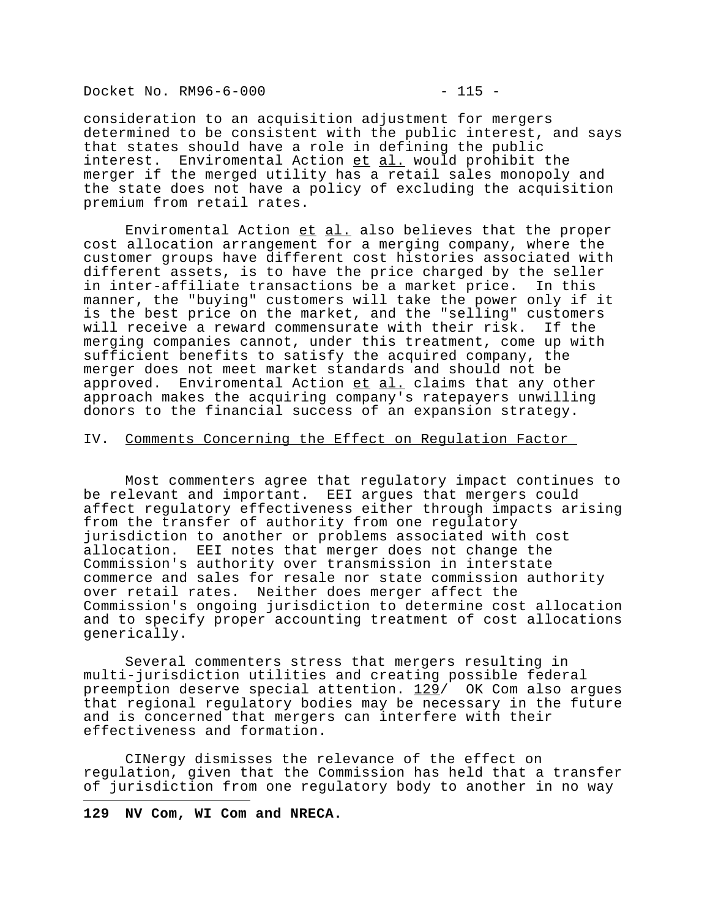consideration to an acquisition adjustment for mergers determined to be consistent with the public interest, and says that states should have a role in defining the public interest. Enviromental Action _et al._ would prohibit the merger if the merged utility has a retail sales monopoly and the state does not have a policy of excluding the acquisition premium from retail rates.

Enviromental Action _et al._ also believes that the proper cost allocation arrangement for a merging company, where the customer groups have different cost histories associated with different assets, is to have the price charged by the seller in inter-affiliate transactions be a market price. In this manner, the "buying" customers will take the power only if it is the best price on the market, and the "selling" customers will receive a reward commensurate with their risk. If the merging companies cannot, under this treatment, come up with sufficient benefits to satisfy the acquired company, the merger does not meet market standards and should not be approved. Enviromental Action _et al._ claims that any other approach makes the acquiring company's ratepayers unwilling donors to the financial success of an expansion strategy.

## IV. Comments Concerning the Effect on Regulation Factor

Most commenters agree that regulatory impact continues to be relevant and important. EEI argues that mergers could affect regulatory effectiveness either through impacts arising from the transfer of authority from one regulatory jurisdiction to another or problems associated with cost allocation. EEI notes that merger does not change the Commission's authority over transmission in interstate commerce and sales for resale nor state commission authority over retail rates. Neither does merger affect the Commission's ongoing jurisdiction to determine cost allocation and to specify proper accounting treatment of cost allocations generically.

Several commenters stress that mergers resulting in multi-jurisdiction utilities and creating possible federal preemption deserve special attention. 129/ OK Com also argues that regional regulatory bodies may be necessary in the future and is concerned that mergers can interfere with their effectiveness and formation.

CINergy dismisses the relevance of the effect on regulation, given that the Commission has held that a transfer of jurisdiction from one regulatory body to another in no way

---

**129 NV Com, WI Com and NRECA.**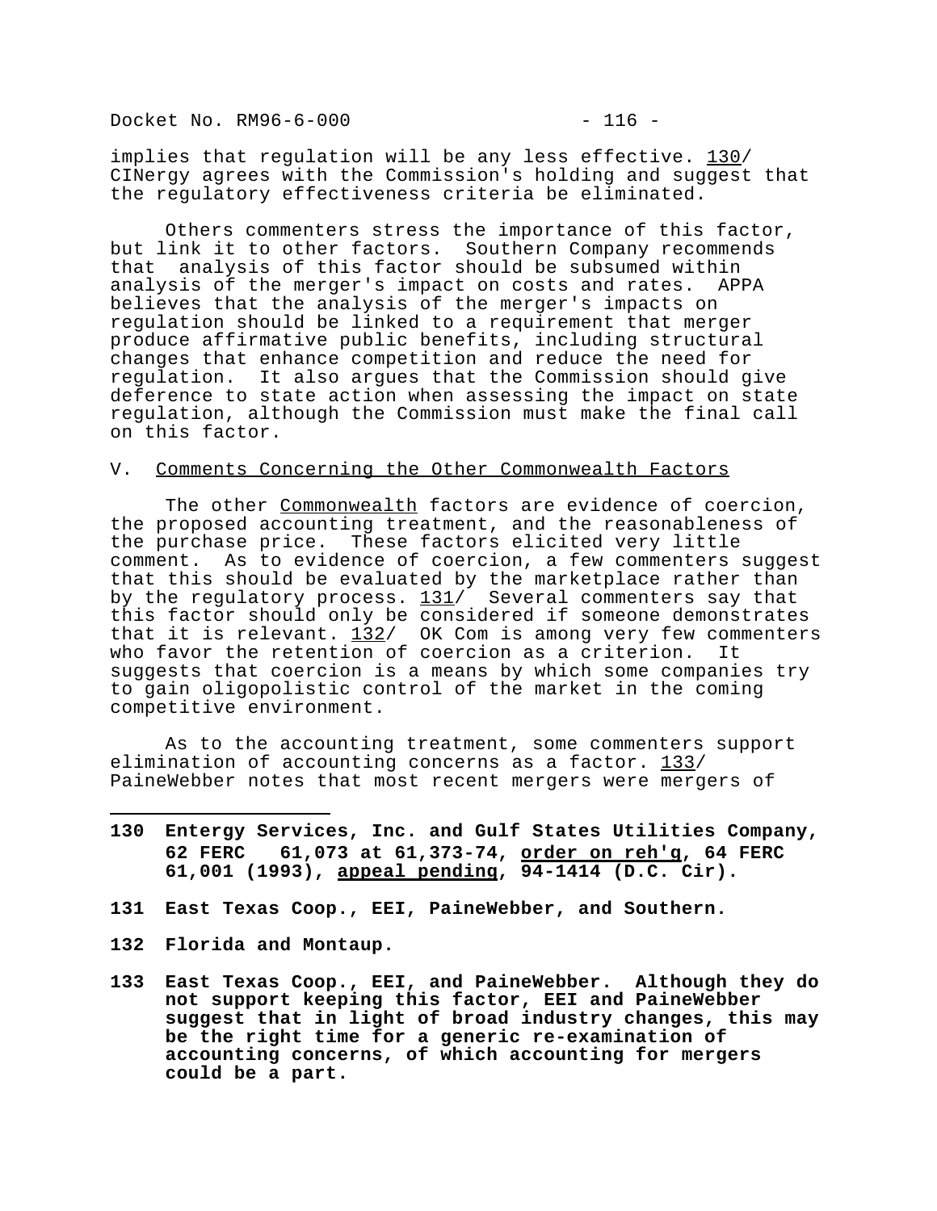implies that regulation will be any less effective. 130/ CINergy agrees with the Commission's holding and suggest that the regulatory effectiveness criteria be eliminated.

Others commenters stress the importance of this factor, but link it to other factors. Southern Company recommends that analysis of this factor should be subsumed within analysis of the merger's impact on costs and rates. APPA believes that the analysis of the merger's impacts on regulation should be linked to a requirement that merger produce affirmative public benefits, including structural changes that enhance competition and reduce the need for regulation. It also argues that the Commission should give deference to state action when assessing the impact on state regulation, although the Commission must make the final call on this factor.

V. Comments Concerning the Other Commonwealth Factors

The other *Commonwealth* factors are evidence of coercion, the proposed accounting treatment, and the reasonableness of the purchase price. These factors elicited very little comment. As to evidence of coercion, a few commenters suggest that this should be evaluated by the marketplace rather than by the regulatory process. 131/ Several commenters say that this factor should only be considered if someone demonstrates that it is relevant. 132/ OK Com is among very few commenters who favor the retention of coercion as a criterion. It suggests that coercion is a means by which some companies try to gain oligopolistic control of the market in the coming competitive environment.

As to the accounting treatment, some commenters support elimination of accounting concerns as a factor. 133/ PaineWebber notes that most recent mergers were mergers of

---

**130 Entergy Services, Inc. and Gulf States Utilities Company, 62 FERC 61,073 at 61,373-74, order on reh'g, 64 FERC 61,001 (1993), appeal pending, 94-1414 (D.C. Cir).**

**131 East Texas Coop., EEI, PaineWebber, and Southern.**

**132 Florida and Montaup.**

**133 East Texas Coop., EEI, and PaineWebber. Although they do not support keeping this factor, EEI and PaineWebber suggest that in light of broad industry changes, this may be the right time for a generic re-examination of accounting concerns, of which accounting for mergers could be a part.**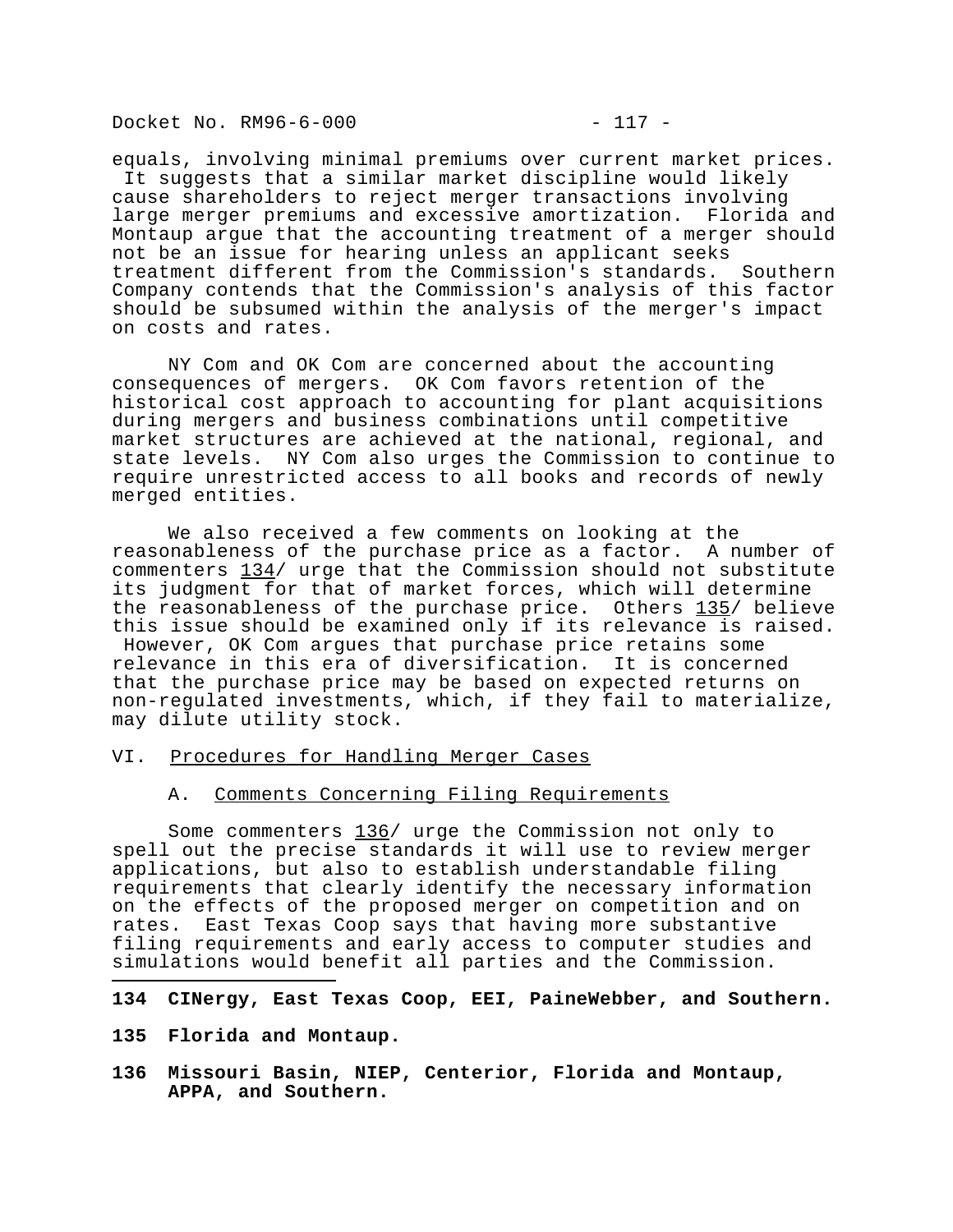equals, involving minimal premiums over current market prices. It suggests that a similar market discipline would likely cause shareholders to reject merger transactions involving large merger premiums and excessive amortization. Florida and Montaup argue that the accounting treatment of a merger should not be an issue for hearing unless an applicant seeks treatment different from the Commission's standards. Southern Company contends that the Commission's analysis of this factor should be subsumed within the analysis of the merger's impact on costs and rates.

NY Com and OK Com are concerned about the accounting consequences of mergers. OK Com favors retention of the historical cost approach to accounting for plant acquisitions during mergers and business combinations until competitive market structures are achieved at the national, regional, and state levels. NY Com also urges the Commission to continue to require unrestricted access to all books and records of newly merged entities.

We also received a few comments on looking at the reasonableness of the purchase price as a factor. A number of commenters 134/ urge that the Commission should not substitute its judgment for that of market forces, which will determine the reasonableness of the purchase price. Others 135/ believe this issue should be examined only if its relevance is raised. However, OK Com argues that purchase price retains some relevance in this era of diversification. It is concerned that the purchase price may be based on expected returns on non-regulated investments, which, if they fail to materialize, may dilute utility stock.

## VI. Procedures for Handling Merger Cases

### A. Comments Concerning Filing Requirements

Some commenters 136/ urge the Commission not only to spell out the precise standards it will use to review merger applications, but also to establish understandable filing requirements that clearly identify the necessary information on the effects of the proposed merger on competition and on rates. East Texas Coop says that having more substantive filing requirements and early access to computer studies and simulations would benefit all parties and the Commission.

---

**134 CINergy, East Texas Coop, EEI, PaineWebber, and Southern.**

**135 Florida and Montaup.**

**136 Missouri Basin, NIEP, Centerior, Florida and Montaup, APPA, and Southern.**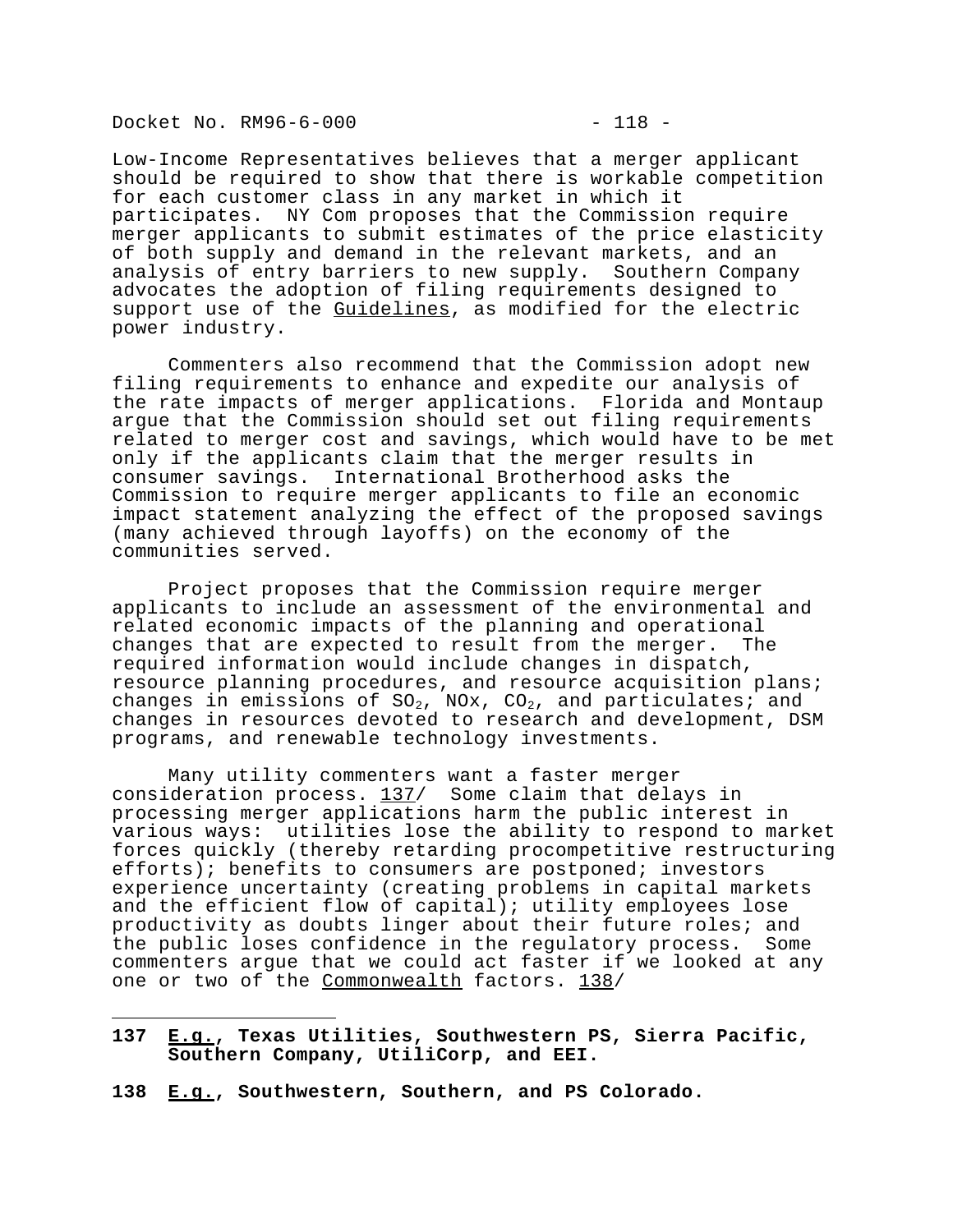Low-Income Representatives believes that a merger applicant should be required to show that there is workable competition for each customer class in any market in which it participates. NY Com proposes that the Commission require merger applicants to submit estimates of the price elasticity of both supply and demand in the relevant markets, and an analysis of entry barriers to new supply. Southern Company advocates the adoption of filing requirements designed to support use of the Guidelines, as modified for the electric power industry.

Commenters also recommend that the Commission adopt new filing requirements to enhance and expedite our analysis of the rate impacts of merger applications. Florida and Montaup argue that the Commission should set out filing requirements related to merger cost and savings, which would have to be met only if the applicants claim that the merger results in consumer savings. International Brotherhood asks the Commission to require merger applicants to file an economic impact statement analyzing the effect of the proposed savings (many achieved through layoffs) on the economy of the communities served.

Project proposes that the Commission require merger applicants to include an assessment of the environmental and related economic impacts of the planning and operational changes that are expected to result from the merger. The required information would include changes in dispatch, resource planning procedures, and resource acquisition plans; changes in emissions of $SO_2$, NOx, $CO_2$, and particulates; and changes in resources devoted to research and development, DSM programs, and renewable technology investments.

Many utility commenters want a faster merger consideration process. 137/ Some claim that delays in processing merger applications harm the public interest in various ways: utilities lose the ability to respond to market forces quickly (thereby retarding procompetitive restructuring efforts); benefits to consumers are postponed; investors experience uncertainty (creating problems in capital markets and the efficient flow of capital); utility employees lose productivity as doubts linger about their future roles; and the public loses confidence in the regulatory process. Some commenters argue that we could act faster if we looked at any one or two of the Commonwealth factors. 138/

---

**137 E.g., Texas Utilities, Southwestern PS, Sierra Pacific, Southern Company, UtiliCorp, and EEI.**

**138 E.g., Southwestern, Southern, and PS Colorado.**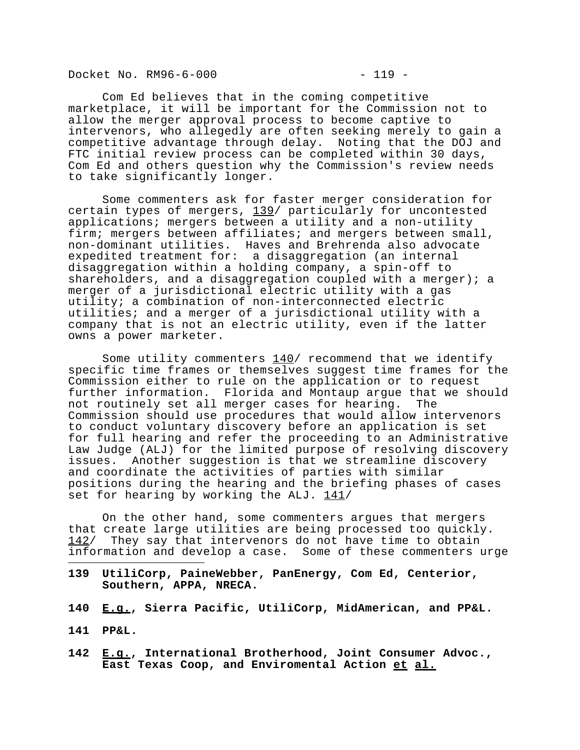Com Ed believes that in the coming competitive marketplace, it will be important for the Commission not to allow the merger approval process to become captive to intervenors, who allegedly are often seeking merely to gain a competitive advantage through delay. Noting that the DOJ and FTC initial review process can be completed within 30 days, Com Ed and others question why the Commission's review needs to take significantly longer.

Some commenters ask for faster merger consideration for certain types of mergers, 139/ particularly for uncontested applications; mergers between a utility and a non-utility firm; mergers between affiliates; and mergers between small, non-dominant utilities. Haves and Brehrenda also advocate expedited treatment for: a disaggregation (an internal disaggregation within a holding company, a spin-off to shareholders, and a disaggregation coupled with a merger); a merger of a jurisdictional electric utility with a gas utility; a combination of non-interconnected electric utilities; and a merger of a jurisdictional utility with a company that is not an electric utility, even if the latter owns a power marketer.

Some utility commenters 140/ recommend that we identify specific time frames or themselves suggest time frames for the Commission either to rule on the application or to request further information. Florida and Montaup argue that we should not routinely set all merger cases for hearing. The Commission should use procedures that would allow intervenors to conduct voluntary discovery before an application is set for full hearing and refer the proceeding to an Administrative Law Judge (ALJ) for the limited purpose of resolving discovery issues. Another suggestion is that we streamline discovery and coordinate the activities of parties with similar positions during the hearing and the briefing phases of cases set for hearing by working the ALJ. 141/

On the other hand, some commenters argues that mergers that create large utilities are being processed too quickly. 142/ They say that intervenors do not have time to obtain information and develop a case. Some of these commenters urge

---

**139 UtiliCorp, PaineWebber, PanEnergy, Com Ed, Centerior, Southern, APPA, NRECA.**

**140 E.g., Sierra Pacific, UtiliCorp, MidAmerican, and PP&L.**

**141 PP&L.**

**142 E.g., International Brotherhood, Joint Consumer Advoc., East Texas Coop, and Enviromental Action et al.**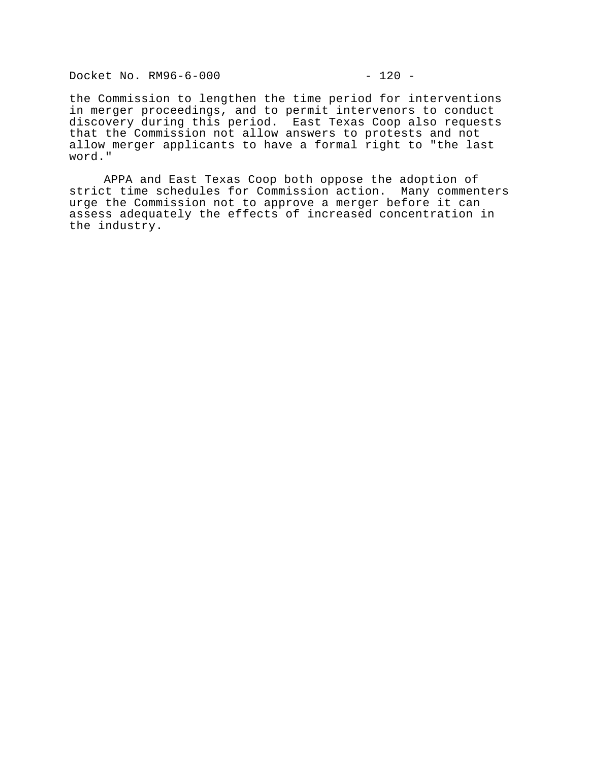the Commission to lengthen the time period for interventions in merger proceedings, and to permit intervenors to conduct discovery during this period. East Texas Coop also requests that the Commission not allow answers to protests and not allow merger applicants to have a formal right to "the last word."

APPA and East Texas Coop both oppose the adoption of strict time schedules for Commission action. Many commenters urge the Commission not to approve a merger before it can assess adequately the effects of increased concentration in the industry.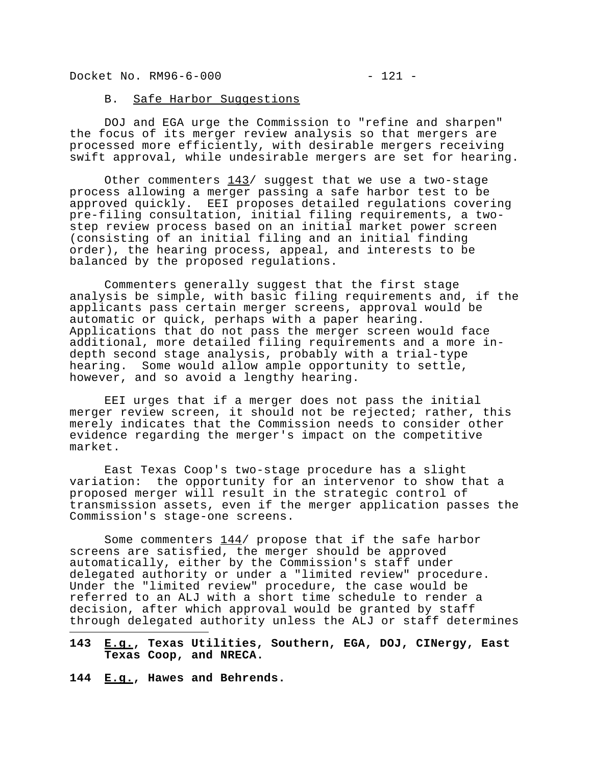### B. Safe Harbor Suggestions

DOJ and EGA urge the Commission to "refine and sharpen" the focus of its merger review analysis so that mergers are processed more efficiently, with desirable mergers receiving swift approval, while undesirable mergers are set for hearing.

Other commenters [143] suggest that we use a two-stage process allowing a merger passing a safe harbor test to be approved quickly. EEI proposes detailed regulations covering pre-filing consultation, initial filing requirements, a two-step review process based on an initial market power screen (consisting of an initial filing and an initial finding order), the hearing process, appeal, and interests to be balanced by the proposed regulations.

Commenters generally suggest that the first stage analysis be simple, with basic filing requirements and, if the applicants pass certain merger screens, approval would be automatic or quick, perhaps with a paper hearing. Applications that do not pass the merger screen would face additional, more detailed filing requirements and a more in-depth second stage analysis, probably with a trial-type hearing. Some would allow ample opportunity to settle, however, and so avoid a lengthy hearing.

EEI urges that if a merger does not pass the initial merger review screen, it should not be rejected; rather, this merely indicates that the Commission needs to consider other evidence regarding the merger's impact on the competitive market.

East Texas Coop's two-stage procedure has a slight variation: the opportunity for an intervenor to show that a proposed merger will result in the strategic control of transmission assets, even if the merger application passes the Commission's stage-one screens.

Some commenters [144] propose that if the safe harbor screens are satisfied, the merger should be approved automatically, either by the Commission's staff under delegated authority or under a "limited review" procedure. Under the "limited review" procedure, the case would be referred to an ALJ with a short time schedule to render a decision, after which approval would be granted by staff through delegated authority unless the ALJ or staff determines

---

**143 *E.g.*, Texas Utilities, Southern, EGA, DOJ, CINergy, East Texas Coop, and NRECA.**

**144 *E.g.*, Hawes and Behrends.**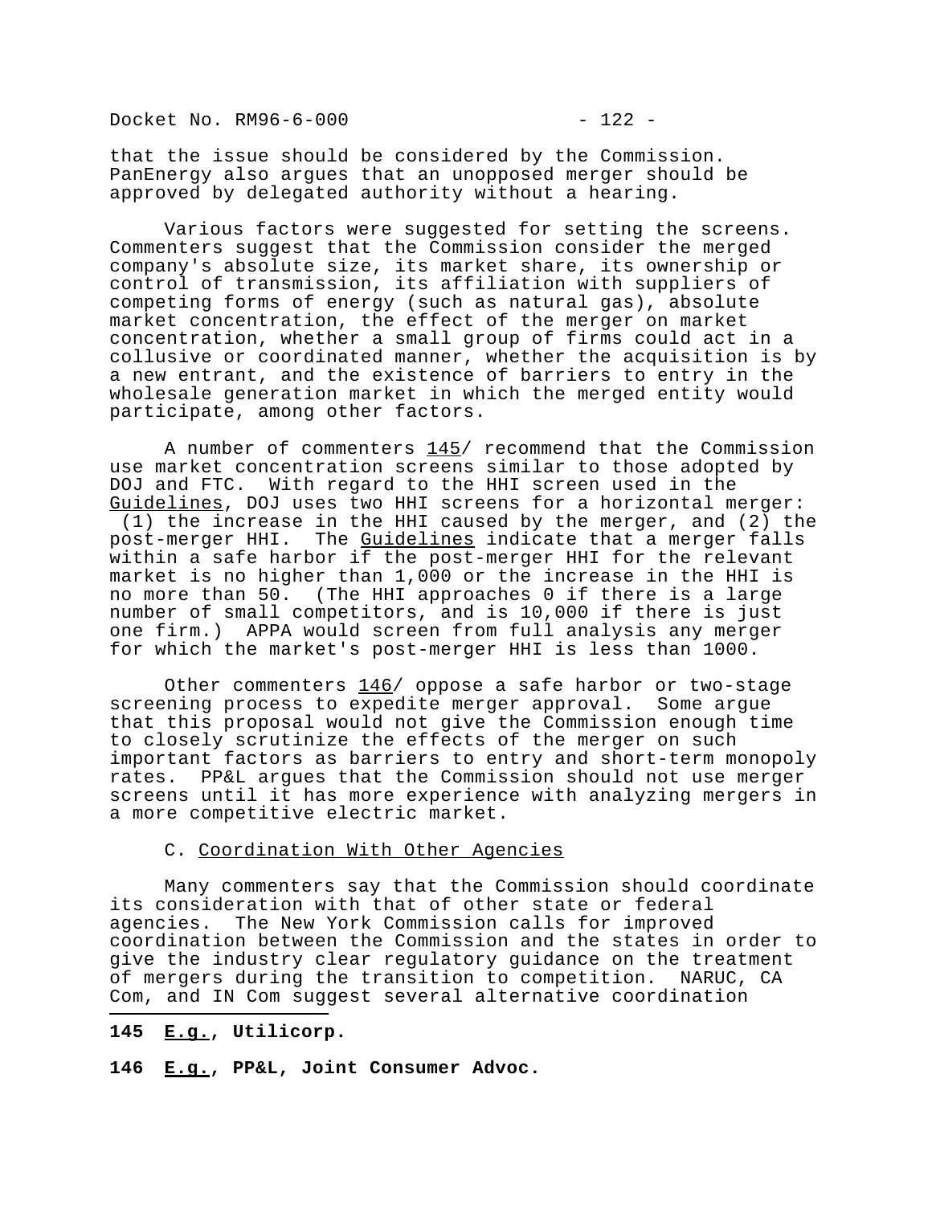that the issue should be considered by the Commission. PanEnergy also argues that an unopposed merger should be approved by delegated authority without a hearing.

Various factors were suggested for setting the screens. Commenters suggest that the Commission consider the merged company's absolute size, its market share, its ownership or control of transmission, its affiliation with suppliers of competing forms of energy (such as natural gas), absolute market concentration, the effect of the merger on market concentration, whether a small group of firms could act in a collusive or coordinated manner, whether the acquisition is by a new entrant, and the existence of barriers to entry in the wholesale generation market in which the merged entity would participate, among other factors.

A number of commenters 145/ recommend that the Commission use market concentration screens similar to those adopted by DOJ and FTC. With regard to the HHI screen used in the Guidelines, DOJ uses two HHI screens for a horizontal merger: (1) the increase in the HHI caused by the merger, and (2) the post-merger HHI. The Guidelines indicate that a merger falls within a safe harbor if the post-merger HHI for the relevant market is no higher than 1,000 or the increase in the HHI is no more than 50. (The HHI approaches 0 if there is a large number of small competitors, and is 10,000 if there is just one firm.) APPA would screen from full analysis any merger for which the market's post-merger HHI is less than 1000.

Other commenters 146/ oppose a safe harbor or two-stage screening process to expedite merger approval. Some argue that this proposal would not give the Commission enough time to closely scrutinize the effects of the merger on such important factors as barriers to entry and short-term monopoly rates. PP&L argues that the Commission should not use merger screens until it has more experience with analyzing mergers in a more competitive electric market.

C. Coordination With Other Agencies

Many commenters say that the Commission should coordinate its consideration with that of other state or federal agencies. The New York Commission calls for improved coordination between the Commission and the states in order to give the industry clear regulatory guidance on the treatment of mergers during the transition to competition. NARUC, CA Com, and IN Com suggest several alternative coordination

---

**145 E.g., Utilicorp.**

**146 E.g., PP&L, Joint Consumer Advoc.**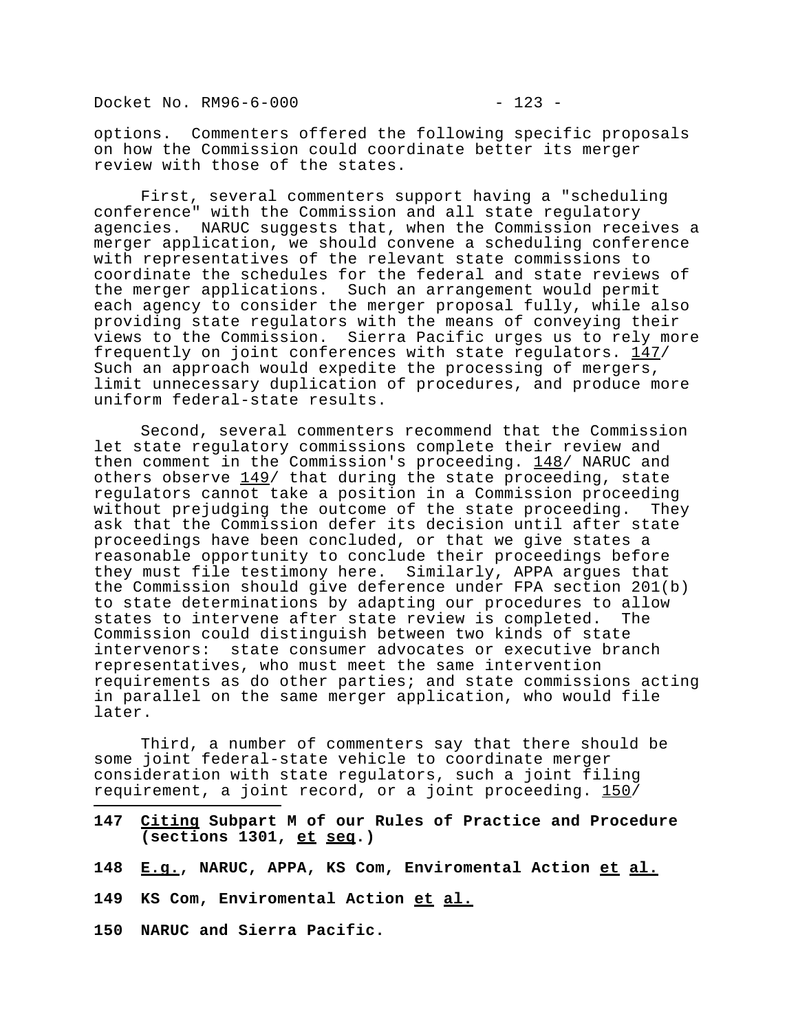options. Commenters offered the following specific proposals on how the Commission could coordinate better its merger review with those of the states.

First, several commenters support having a "scheduling conference" with the Commission and all state regulatory agencies. NARUC suggests that, when the Commission receives a merger application, we should convene a scheduling conference with representatives of the relevant state commissions to coordinate the schedules for the federal and state reviews of the merger applications. Such an arrangement would permit each agency to consider the merger proposal fully, while also providing state regulators with the means of conveying their views to the Commission. Sierra Pacific urges us to rely more frequently on joint conferences with state regulators. 147/ Such an approach would expedite the processing of mergers, limit unnecessary duplication of procedures, and produce more uniform federal-state results.

Second, several commenters recommend that the Commission let state regulatory commissions complete their review and then comment in the Commission's proceeding. 148/ NARUC and others observe 149/ that during the state proceeding, state regulators cannot take a position in a Commission proceeding without prejudging the outcome of the state proceeding. They ask that the Commission defer its decision until after state proceedings have been concluded, or that we give states a reasonable opportunity to conclude their proceedings before they must file testimony here. Similarly, APPA argues that the Commission should give deference under FPA section 201(b) to state determinations by adapting our procedures to allow states to intervene after state review is completed. The Commission could distinguish between two kinds of state intervenors: state consumer advocates or executive branch representatives, who must meet the same intervention requirements as do other parties; and state commissions acting in parallel on the same merger application, who would file later.

Third, a number of commenters say that there should be some joint federal-state vehicle to coordinate merger consideration with state regulators, such a joint filing requirement, a joint record, or a joint proceeding. 150/

---

**147 Citing Subpart M of our Rules of Practice and Procedure (sections 1301, et seq.)**

**148 E.g., NARUC, APPA, KS Com, Enviromental Action et al.**

**149 KS Com, Enviromental Action et al.**

**150 NARUC and Sierra Pacific.**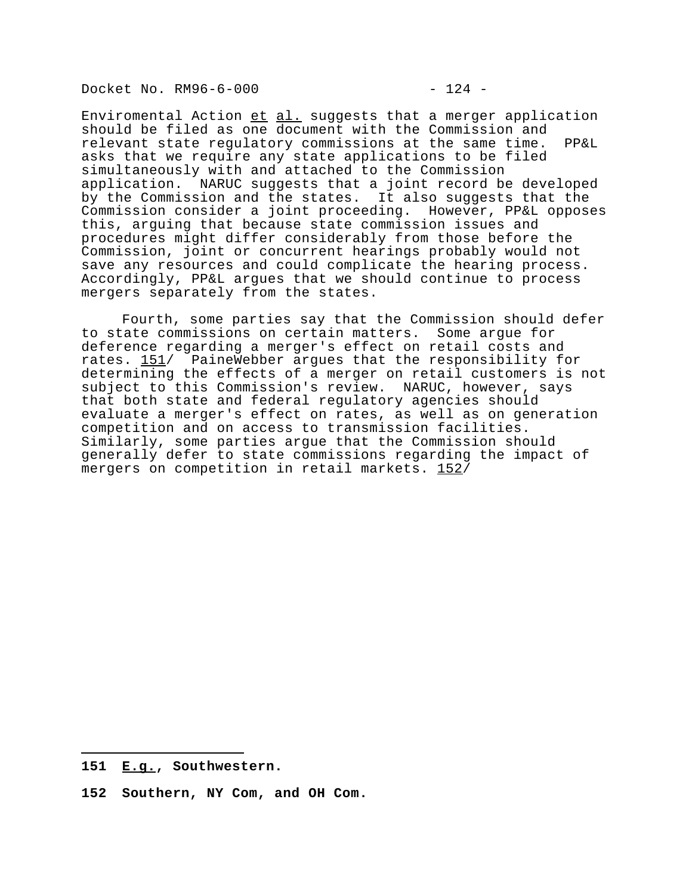Enviromental Action et al. suggests that a merger application should be filed as one document with the Commission and relevant state regulatory commissions at the same time. PP&L asks that we require any state applications to be filed simultaneously with and attached to the Commission application. NARUC suggests that a joint record be developed by the Commission and the states. It also suggests that the Commission consider a joint proceeding. However, PP&L opposes this, arguing that because state commission issues and procedures might differ considerably from those before the Commission, joint or concurrent hearings probably would not save any resources and could complicate the hearing process. Accordingly, PP&L argues that we should continue to process mergers separately from the states.

Fourth, some parties say that the Commission should defer to state commissions on certain matters. Some argue for deference regarding a merger's effect on retail costs and rates. 151/ PaineWebber argues that the responsibility for determining the effects of a merger on retail customers is not subject to this Commission's review. NARUC, however, says that both state and federal regulatory agencies should evaluate a merger's effect on rates, as well as on generation competition and on access to transmission facilities. Similarly, some parties argue that the Commission should generally defer to state commissions regarding the impact of mergers on competition in retail markets. 152/

---

**151 E.g., Southwestern.**

**152 Southern, NY Com, and OH Com.**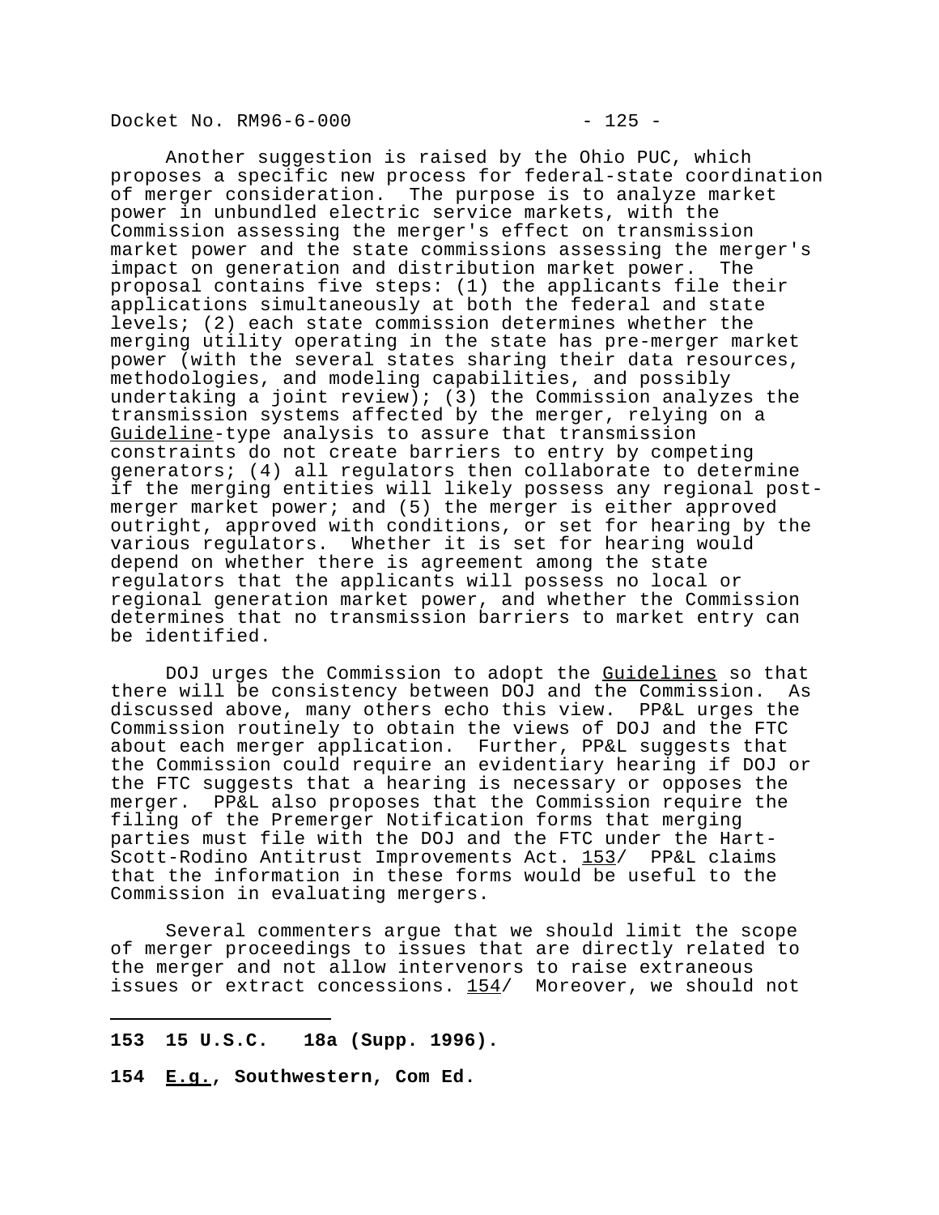Another suggestion is raised by the Ohio PUC, which proposes a specific new process for federal-state coordination of merger consideration. The purpose is to analyze market power in unbundled electric service markets, with the Commission assessing the merger's effect on transmission market power and the state commissions assessing the merger's impact on generation and distribution market power. The proposal contains five steps: (1) the applicants file their applications simultaneously at both the federal and state levels; (2) each state commission determines whether the merging utility operating in the state has pre-merger market power (with the several states sharing their data resources, methodologies, and modeling capabilities, and possibly undertaking a joint review); (3) the Commission analyzes the transmission systems affected by the merger, relying on a Guideline-type analysis to assure that transmission constraints do not create barriers to entry by competing generators; (4) all regulators then collaborate to determine if the merging entities will likely possess any regional post-merger market power; and (5) the merger is either approved outright, approved with conditions, or set for hearing by the various regulators. Whether it is set for hearing would depend on whether there is agreement among the state regulators that the applicants will possess no local or regional generation market power, and whether the Commission determines that no transmission barriers to market entry can be identified.

DOJ urges the Commission to adopt the Guidelines so that there will be consistency between DOJ and the Commission. As discussed above, many others echo this view. PP&L urges the Commission routinely to obtain the views of DOJ and the FTC about each merger application. Further, PP&L suggests that the Commission could require an evidentiary hearing if DOJ or the FTC suggests that a hearing is necessary or opposes the merger. PP&L also proposes that the Commission require the filing of the Premerger Notification forms that merging parties must file with the DOJ and the FTC under the Hart-Scott-Rodino Antitrust Improvements Act. 153/ PP&L claims that the information in these forms would be useful to the Commission in evaluating mergers.

Several commenters argue that we should limit the scope of merger proceedings to issues that are directly related to the merger and not allow intervenors to raise extraneous issues or extract concessions. 154/ Moreover, we should not

---

**153 15 U.S.C. 18a (Supp. 1996).**

**154 *E.g.*, Southwestern, Com Ed.**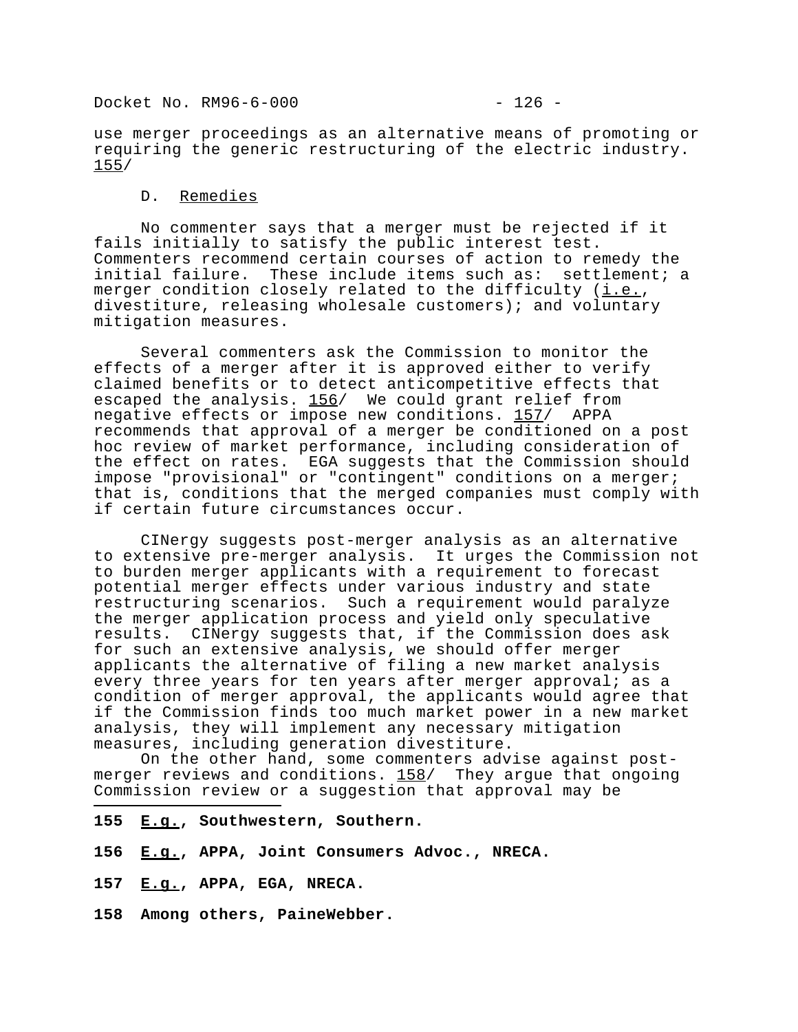use merger proceedings as an alternative means of promoting or requiring the generic restructuring of the electric industry. 155/

## D. Remedies

No commenter says that a merger must be rejected if it fails initially to satisfy the public interest test. Commenters recommend certain courses of action to remedy the initial failure. These include items such as: settlement; a merger condition closely related to the difficulty (i.e., divestiture, releasing wholesale customers); and voluntary mitigation measures.

Several commenters ask the Commission to monitor the effects of a merger after it is approved either to verify claimed benefits or to detect anticompetitive effects that escaped the analysis. 156/ We could grant relief from negative effects or impose new conditions. 157/ APPA recommends that approval of a merger be conditioned on a post hoc review of market performance, including consideration of the effect on rates. EGA suggests that the Commission should impose "provisional" or "contingent" conditions on a merger; that is, conditions that the merged companies must comply with if certain future circumstances occur.

CINergy suggests post-merger analysis as an alternative to extensive pre-merger analysis. It urges the Commission not to burden merger applicants with a requirement to forecast potential merger effects under various industry and state restructuring scenarios. Such a requirement would paralyze the merger application process and yield only speculative results. CINergy suggests that, if the Commission does ask for such an extensive analysis, we should offer merger applicants the alternative of filing a new market analysis every three years for ten years after merger approval; as a condition of merger approval, the applicants would agree that if the Commission finds too much market power in a new market analysis, they will implement any necessary mitigation measures, including generation divestiture.

On the other hand, some commenters advise against post-merger reviews and conditions. 158/ They argue that ongoing Commission review or a suggestion that approval may be

---

**155 E.g., Southwestern, Southern.**

**156 E.g., APPA, Joint Consumers Advoc., NRECA.**

**157 E.g., APPA, EGA, NRECA.**

**158 Among others, PaineWebber.**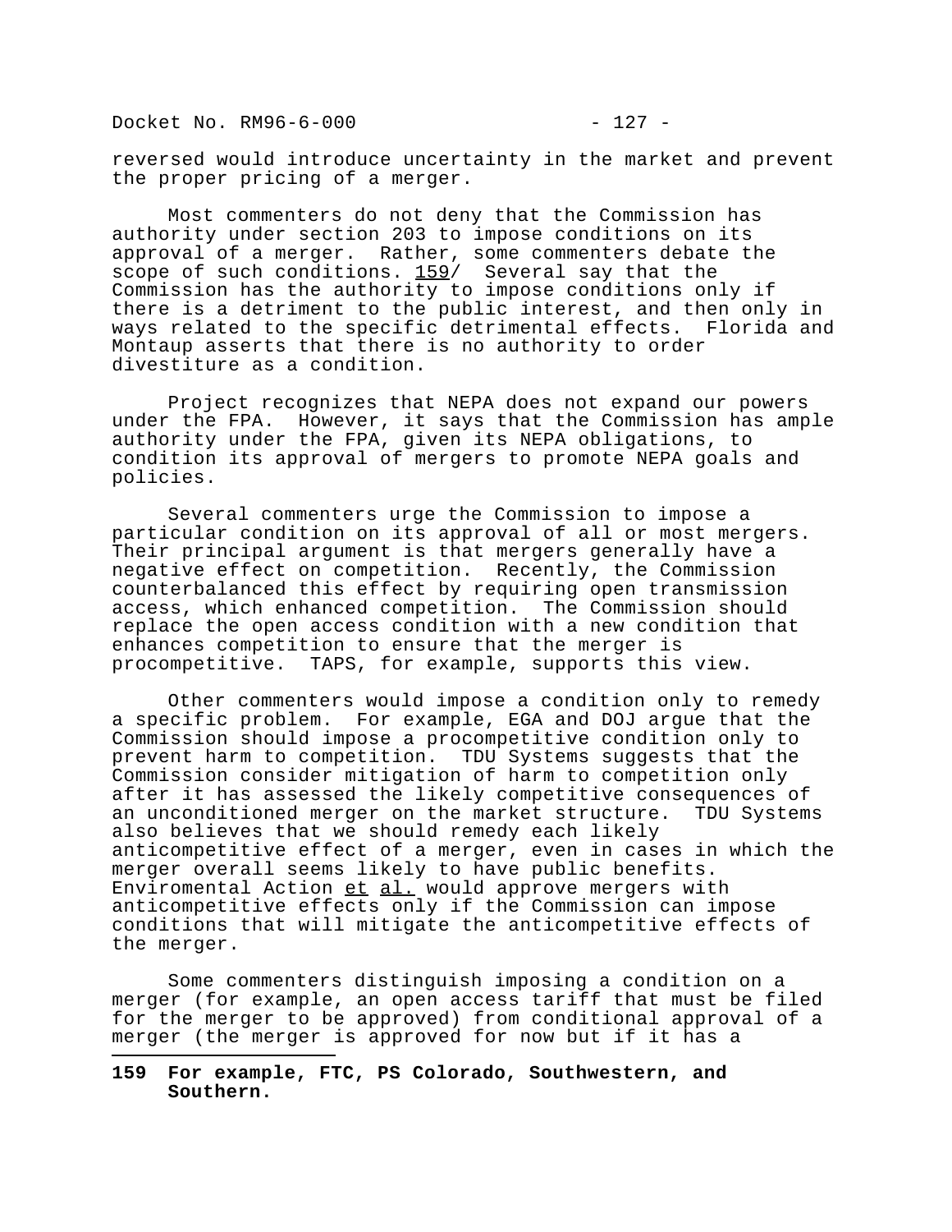reversed would introduce uncertainty in the market and prevent the proper pricing of a merger.

Most commenters do not deny that the Commission has authority under section 203 to impose conditions on its approval of a merger. Rather, some commenters debate the scope of such conditions. 159/ Several say that the Commission has the authority to impose conditions only if there is a detriment to the public interest, and then only in ways related to the specific detrimental effects. Florida and Montaup asserts that there is no authority to order divestiture as a condition.

Project recognizes that NEPA does not expand our powers under the FPA. However, it says that the Commission has ample authority under the FPA, given its NEPA obligations, to condition its approval of mergers to promote NEPA goals and policies.

Several commenters urge the Commission to impose a particular condition on its approval of all or most mergers. Their principal argument is that mergers generally have a negative effect on competition. Recently, the Commission counterbalanced this effect by requiring open transmission access, which enhanced competition. The Commission should replace the open access condition with a new condition that enhances competition to ensure that the merger is procompetitive. TAPS, for example, supports this view.

Other commenters would impose a condition only to remedy a specific problem. For example, EGA and DOJ argue that the Commission should impose a procompetitive condition only to prevent harm to competition. TDU Systems suggests that the Commission consider mitigation of harm to competition only after it has assessed the likely competitive consequences of an unconditioned merger on the market structure. TDU Systems also believes that we should remedy each likely anticompetitive effect of a merger, even in cases in which the merger overall seems likely to have public benefits. Enviromental Action et al. would approve mergers with anticompetitive effects only if the Commission can impose conditions that will mitigate the anticompetitive effects of the merger.

Some commenters distinguish imposing a condition on a merger (for example, an open access tariff that must be filed for the merger to be approved) from conditional approval of a merger (the merger is approved for now but if it has a

---

**159 For example, FTC, PS Colorado, Southwestern, and Southern.**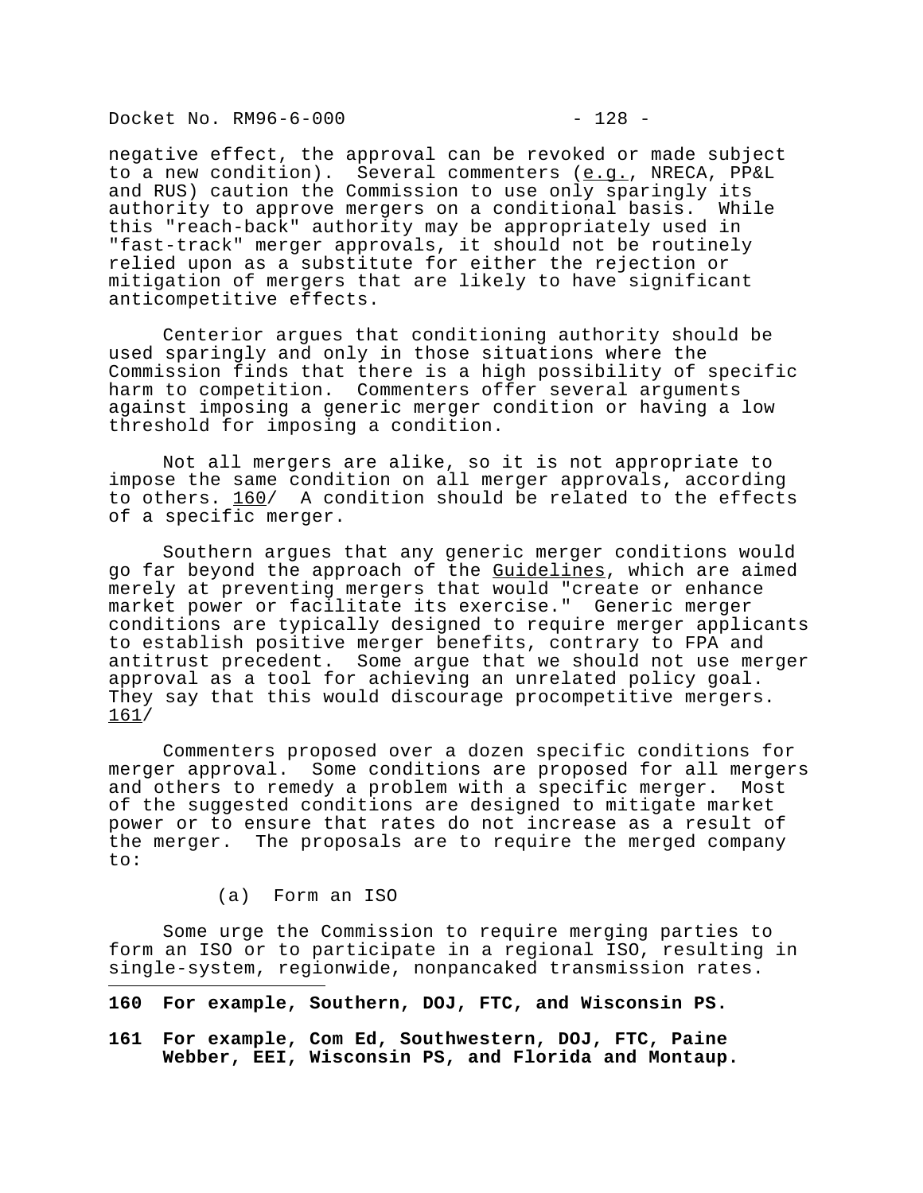negative effect, the approval can be revoked or made subject to a new condition). Several commenters (e.g., NRECA, PP&L and RUS) caution the Commission to use only sparingly its authority to approve mergers on a conditional basis. While this "reach-back" authority may be appropriately used in "fast-track" merger approvals, it should not be routinely relied upon as a substitute for either the rejection or mitigation of mergers that are likely to have significant anticompetitive effects.

Centerior argues that conditioning authority should be used sparingly and only in those situations where the Commission finds that there is a high possibility of specific harm to competition. Commenters offer several arguments against imposing a generic merger condition or having a low threshold for imposing a condition.

Not all mergers are alike, so it is not appropriate to impose the same condition on all merger approvals, according to others. 160/ A condition should be related to the effects of a specific merger.

Southern argues that any generic merger conditions would go far beyond the approach of the Guidelines, which are aimed merely at preventing mergers that would "create or enhance market power or facilitate its exercise." Generic merger conditions are typically designed to require merger applicants to establish positive merger benefits, contrary to FPA and antitrust precedent. Some argue that we should not use merger approval as a tool for achieving an unrelated policy goal. They say that this would discourage procompetitive mergers. 161/

Commenters proposed over a dozen specific conditions for merger approval. Some conditions are proposed for all mergers and others to remedy a problem with a specific merger. Most of the suggested conditions are designed to mitigate market power or to ensure that rates do not increase as a result of the merger. The proposals are to require the merged company to:

(a) Form an ISO

Some urge the Commission to require merging parties to form an ISO or to participate in a regional ISO, resulting in single-system, regionwide, nonpancaked transmission rates.

---

**160 For example, Southern, DOJ, FTC, and Wisconsin PS.**

**161 For example, Com Ed, Southwestern, DOJ, FTC, Paine Webber, EEI, Wisconsin PS, and Florida and Montaup.**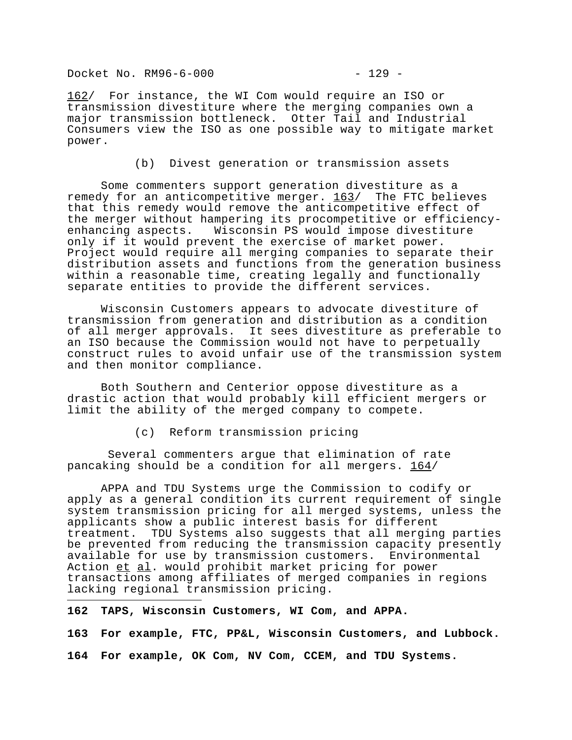162/ For instance, the WI Com would require an ISO or transmission divestiture where the merging companies own a major transmission bottleneck. Otter Tail and Industrial Consumers view the ISO as one possible way to mitigate market power.

(b) Divest generation or transmission assets

Some commenters support generation divestiture as a remedy for an anticompetitive merger. 163/ The FTC believes that this remedy would remove the anticompetitive effect of the merger without hampering its procompetitive or efficiency-enhancing aspects. Wisconsin PS would impose divestiture only if it would prevent the exercise of market power. Project would require all merging companies to separate their distribution assets and functions from the generation business within a reasonable time, creating legally and functionally separate entities to provide the different services.

Wisconsin Customers appears to advocate divestiture of transmission from generation and distribution as a condition of all merger approvals. It sees divestiture as preferable to an ISO because the Commission would not have to perpetually construct rules to avoid unfair use of the transmission system and then monitor compliance.

Both Southern and Centerior oppose divestiture as a drastic action that would probably kill efficient mergers or limit the ability of the merged company to compete.

(c) Reform transmission pricing

Several commenters argue that elimination of rate pancaking should be a condition for all mergers. 164/

APPA and TDU Systems urge the Commission to codify or apply as a general condition its current requirement of single system transmission pricing for all merged systems, unless the applicants show a public interest basis for different treatment. TDU Systems also suggests that all merging parties be prevented from reducing the transmission capacity presently available for use by transmission customers. Environmental Action *et al*. would prohibit market pricing for power transactions among affiliates of merged companies in regions lacking regional transmission pricing.

---

**162 TAPS, Wisconsin Customers, WI Com, and APPA.**

**163 For example, FTC, PP&L, Wisconsin Customers, and Lubbock.**

**164 For example, OK Com, NV Com, CCEM, and TDU Systems.**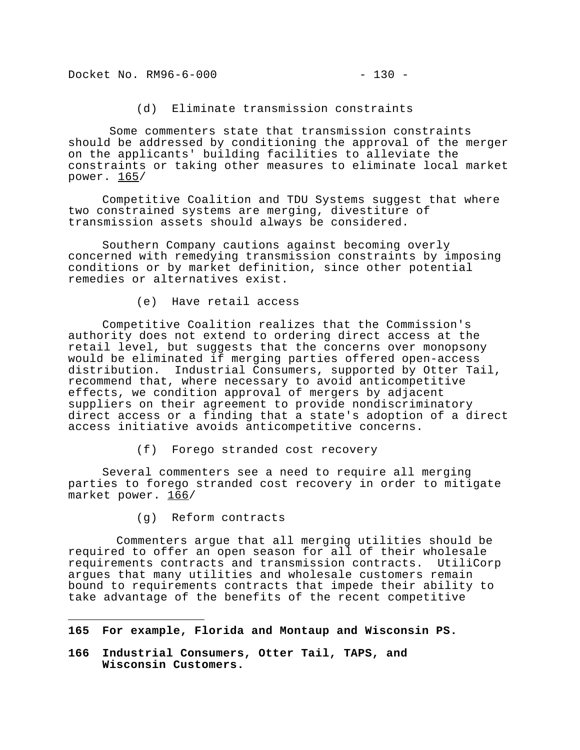(d) Eliminate transmission constraints

Some commenters state that transmission constraints should be addressed by conditioning the approval of the merger on the applicants' building facilities to alleviate the constraints or taking other measures to eliminate local market power. [165]

Competitive Coalition and TDU Systems suggest that where two constrained systems are merging, divestiture of transmission assets should always be considered.

Southern Company cautions against becoming overly concerned with remedying transmission constraints by imposing conditions or by market definition, since other potential remedies or alternatives exist.

(e) Have retail access

Competitive Coalition realizes that the Commission's authority does not extend to ordering direct access at the retail level, but suggests that the concerns over monopsony would be eliminated if merging parties offered open-access distribution. Industrial Consumers, supported by Otter Tail, recommend that, where necessary to avoid anticompetitive effects, we condition approval of mergers by adjacent suppliers on their agreement to provide nondiscriminatory direct access or a finding that a state's adoption of a direct access initiative avoids anticompetitive concerns.

(f) Forego stranded cost recovery

Several commenters see a need to require all merging parties to forego stranded cost recovery in order to mitigate market power. [166]

(g) Reform contracts

Commenters argue that all merging utilities should be required to offer an open season for all of their wholesale requirements contracts and transmission contracts. UtiliCorp argues that many utilities and wholesale customers remain bound to requirements contracts that impede their ability to take advantage of the benefits of the recent competitive

---

**165 For example, Florida and Montaup and Wisconsin PS.**

**166 Industrial Consumers, Otter Tail, TAPS, and Wisconsin Customers.**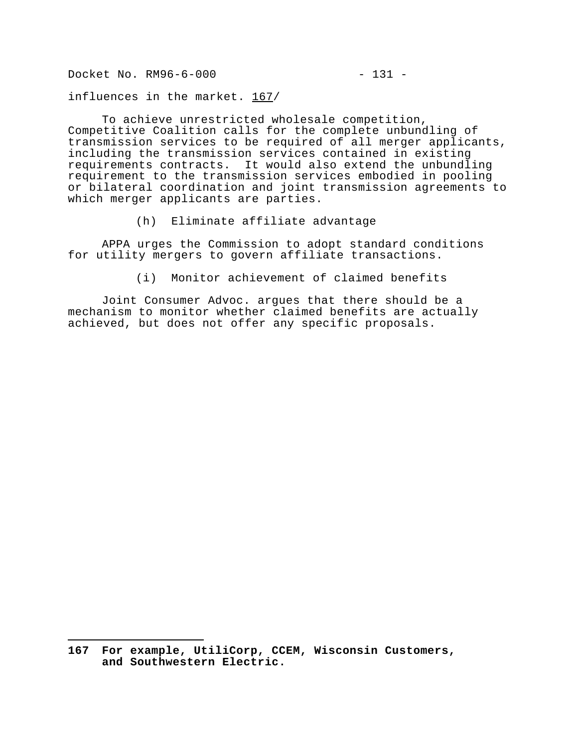influences in the market. [167]

To achieve unrestricted wholesale competition, Competitive Coalition calls for the complete unbundling of transmission services to be required of all merger applicants, including the transmission services contained in existing requirements contracts. It would also extend the unbundling requirement to the transmission services embodied in pooling or bilateral coordination and joint transmission agreements to which merger applicants are parties.

(h) Eliminate affiliate advantage

APPA urges the Commission to adopt standard conditions for utility mergers to govern affiliate transactions.

(i) Monitor achievement of claimed benefits

Joint Consumer Advoc. argues that there should be a mechanism to monitor whether claimed benefits are actually achieved, but does not offer any specific proposals.

---

**167 For example, UtiliCorp, CCEM, Wisconsin Customers, and Southwestern Electric.**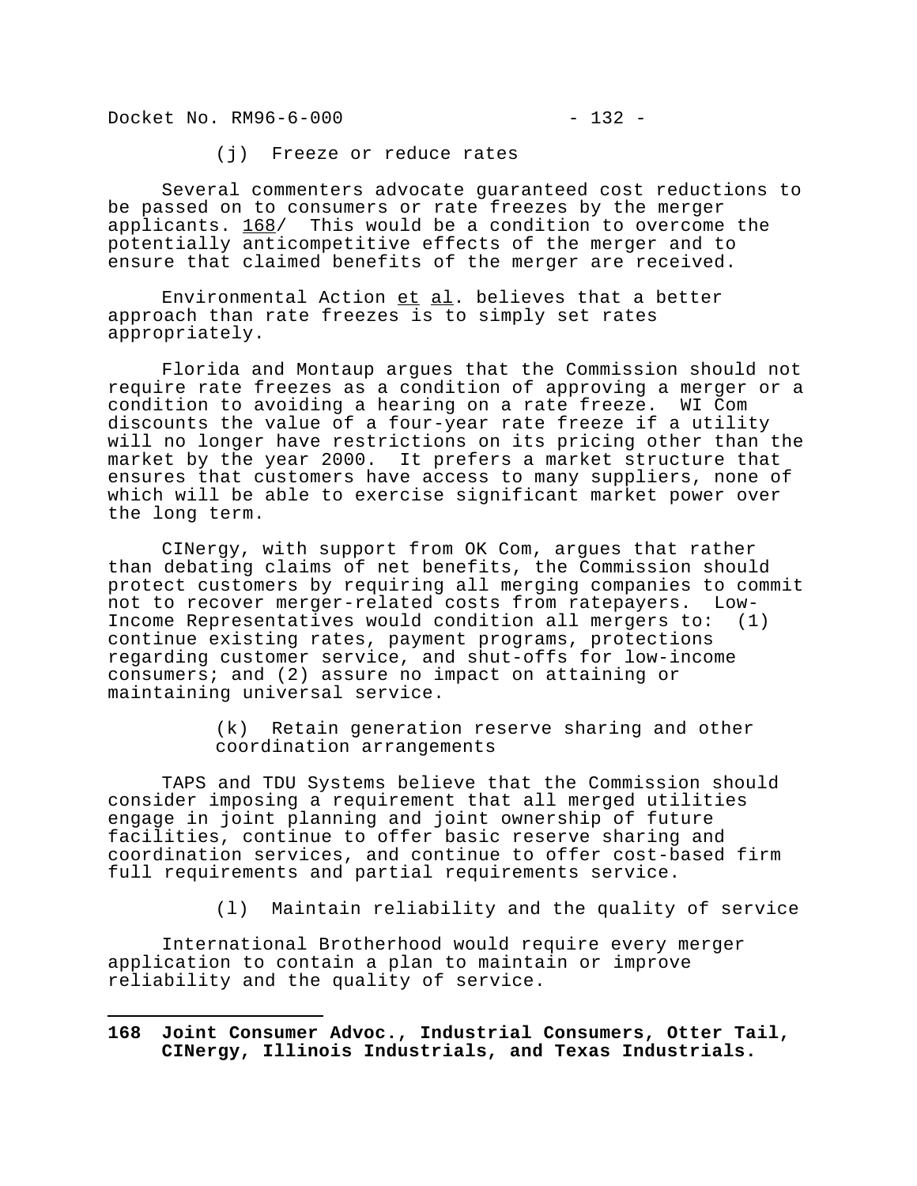(j) Freeze or reduce rates

Several commenters advocate guaranteed cost reductions to be passed on to consumers or rate freezes by the merger applicants. 168/ This would be a condition to overcome the potentially anticompetitive effects of the merger and to ensure that claimed benefits of the merger are received.

Environmental Action *et al*. believes that a better approach than rate freezes is to simply set rates appropriately.

Florida and Montaup argues that the Commission should not require rate freezes as a condition of approving a merger or a condition to avoiding a hearing on a rate freeze. WI Com discounts the value of a four-year rate freeze if a utility will no longer have restrictions on its pricing other than the market by the year 2000. It prefers a market structure that ensures that customers have access to many suppliers, none of which will be able to exercise significant market power over the long term.

CINergy, with support from OK Com, argues that rather than debating claims of net benefits, the Commission should protect customers by requiring all merging companies to commit not to recover merger-related costs from ratepayers. Low-Income Representatives would condition all mergers to: (1) continue existing rates, payment programs, protections regarding customer service, and shut-offs for low-income consumers; and (2) assure no impact on attaining or maintaining universal service.

(k) Retain generation reserve sharing and other coordination arrangements

TAPS and TDU Systems believe that the Commission should consider imposing a requirement that all merged utilities engage in joint planning and joint ownership of future facilities, continue to offer basic reserve sharing and coordination services, and continue to offer cost-based firm full requirements and partial requirements service.

(l) Maintain reliability and the quality of service

International Brotherhood would require every merger application to contain a plan to maintain or improve reliability and the quality of service.

---

**168 Joint Consumer Advoc., Industrial Consumers, Otter Tail, CINergy, Illinois Industrials, and Texas Industrials.**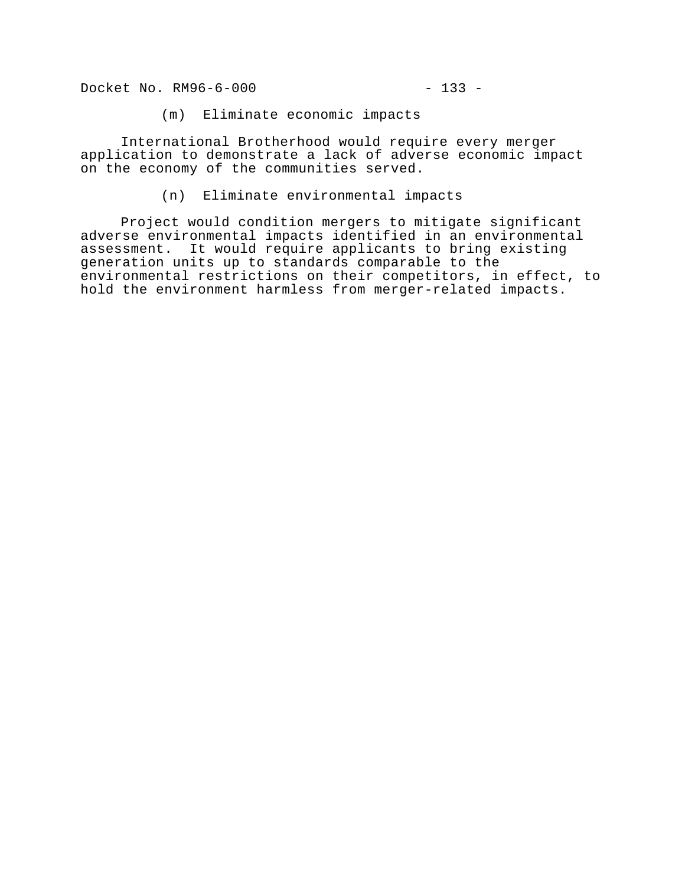(m) Eliminate economic impacts

International Brotherhood would require every merger application to demonstrate a lack of adverse economic impact on the economy of the communities served.

(n) Eliminate environmental impacts

Project would condition mergers to mitigate significant adverse environmental impacts identified in an environmental assessment. It would require applicants to bring existing generation units up to standards comparable to the environmental restrictions on their competitors, in effect, to hold the environment harmless from merger-related impacts.